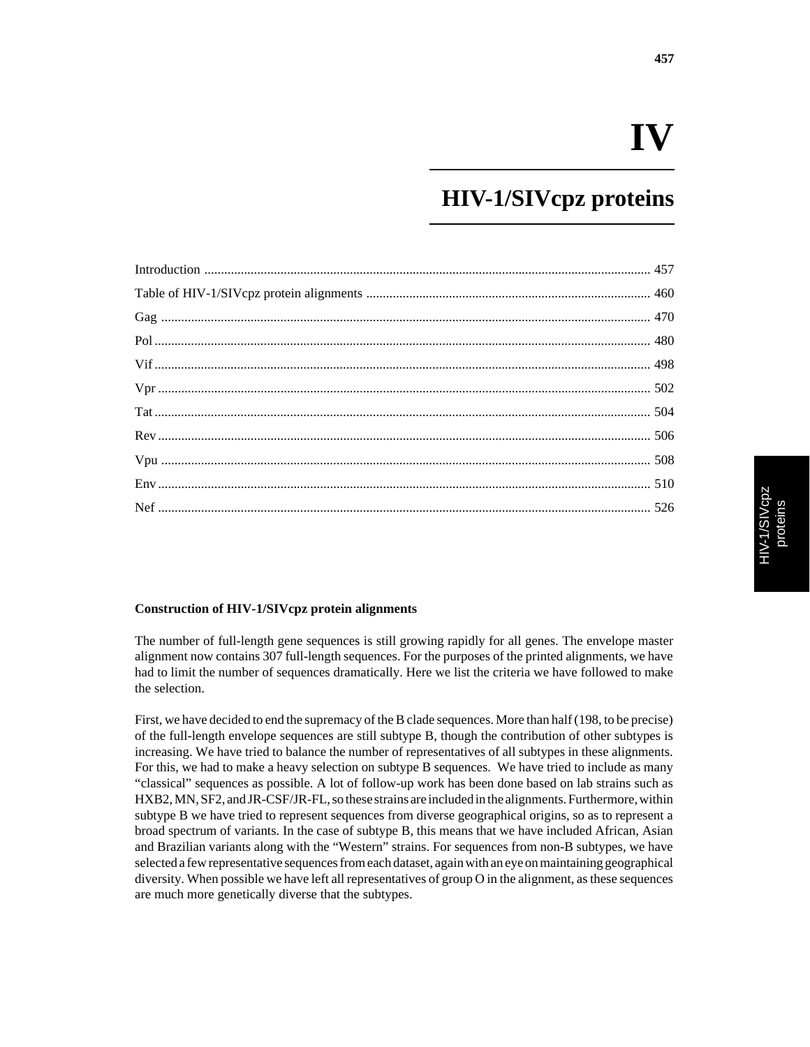# IV

# HIV-1/SIVcpz proteins

| | |
|---|---|
| Introduction | 457 |
| Table of HIV-1/SIVcpz protein alignments | 460 |
| Gag | 470 |
| Pol | 480 |
| Vif | 498 |
| Vpr | 502 |
| Tat | 504 |
| Rev | 506 |
| Vpu | 508 |
| Env | 510 |
| Nef | 526 |

### Construction of HIV-1/SIVcpz protein alignments

The number of full-length gene sequences is still growing rapidly for all genes. The envelope master alignment now contains 307 full-length sequences. For the purposes of the printed alignments, we have had to limit the number of sequences dramatically. Here we list the criteria we have followed to make the selection.

First, we have decided to end the supremacy of the B clade sequences. More than half (198, to be precise) of the full-length envelope sequences are still subtype B, though the contribution of other subtypes is increasing. We have tried to balance the number of representatives of all subtypes in these alignments. For this, we had to make a heavy selection on subtype B sequences. We have tried to include as many "classical" sequences as possible. A lot of follow-up work has been done based on lab strains such as HXB2, MN, SF2, and JR-CSF/JR-FL, so these strains are included in the alignments. Furthermore, within subtype B we have tried to represent sequences from diverse geographical origins, so as to represent a broad spectrum of variants. In the case of subtype B, this means that we have included African, Asian and Brazilian variants along with the "Western" strains. For sequences from non-B subtypes, we have selected a few representative sequences from each dataset, again with an eye on maintaining geographical diversity. When possible we have left all representatives of group O in the alignment, as these sequences are much more genetically diverse that the subtypes.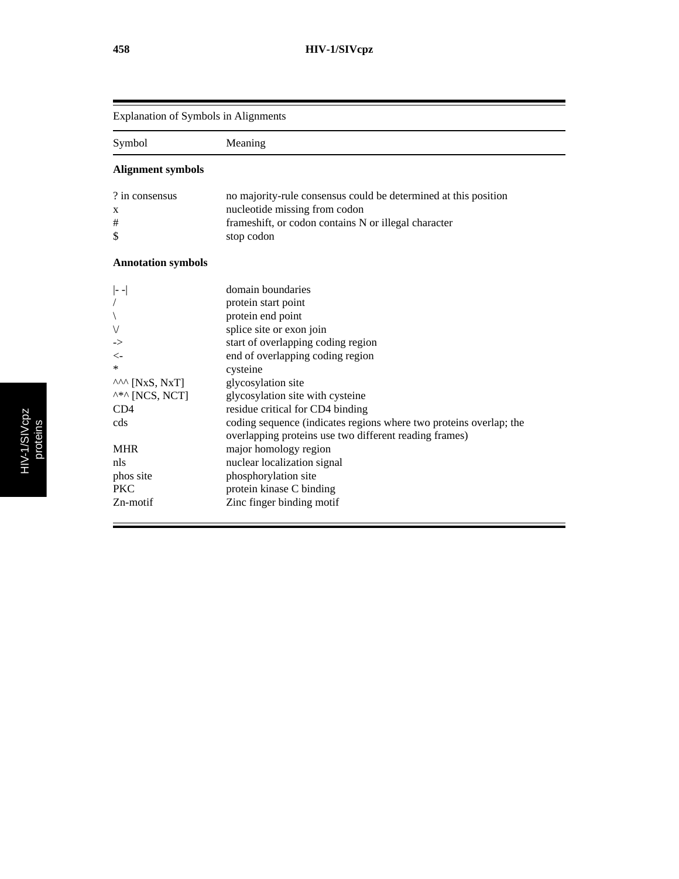| Explanation of Symbols in Alignments | |
|---|---|
| Symbol | Meaning |
| **Alignment symbols** | |
| ? in consensus | no majority-rule consensus could be determined at this position |
| x | nucleotide missing from codon |
| # | frameshift, or codon contains N or illegal character |
| $ | stop codon |
| **Annotation symbols** | |
| \|- -\| | domain boundaries |
| / | protein start point |
| \ | protein end point |
| \/ | splice site or exon join |
| -> | start of overlapping coding region |
| <- | end of overlapping coding region |
| * | cysteine |
| ^^^ [NxS, NxT] | glycosylation site |
| ^*^ [NCS, NCT] | glycosylation site with cysteine |
| CD4 | residue critical for CD4 binding |
| cds | coding sequence (indicates regions where two proteins overlap; the overlapping proteins use two different reading frames) |
| MHR | major homology region |
| nls | nuclear localization signal |
| phos site | phosphorylation site |
| PKC | protein kinase C binding |
| Zn-motif | Zinc finger binding motif |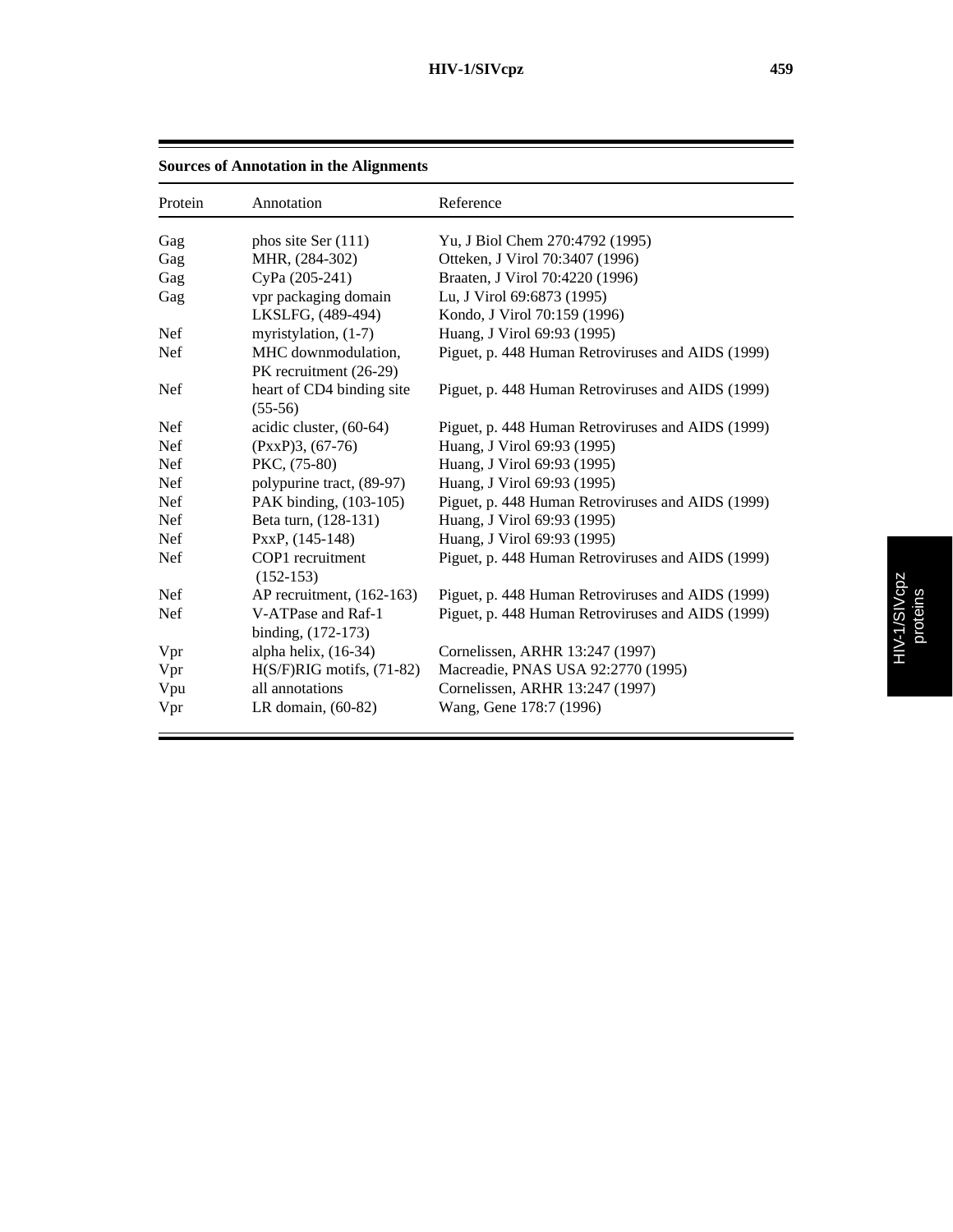**Sources of Annotation in the Alignments**

| Protein | Annotation | Reference |
|---|---|---|
| Gag | phos site Ser (111) | Yu, J Biol Chem 270:4792 (1995) |
| Gag | MHR, (284-302) | Otteken, J Virol 70:3407 (1996) |
| Gag | CyPa (205-241) | Braaten, J Virol 70:4220 (1996) |
| Gag | vpr packaging domain | Lu, J Virol 69:6873 (1995) |
| | LKSLFG, (489-494) | Kondo, J Virol 70:159 (1996) |
| Nef | myristylation, (1-7) | Huang, J Virol 69:93 (1995) |
| Nef | MHC downmodulation, PK recruitment (26-29) | Piguet, p. 448 Human Retroviruses and AIDS (1999) |
| Nef | heart of CD4 binding site (55-56) | Piguet, p. 448 Human Retroviruses and AIDS (1999) |
| Nef | acidic cluster, (60-64) | Piguet, p. 448 Human Retroviruses and AIDS (1999) |
| Nef | (PxxP)3, (67-76) | Huang, J Virol 69:93 (1995) |
| Nef | PKC, (75-80) | Huang, J Virol 69:93 (1995) |
| Nef | polypurine tract, (89-97) | Huang, J Virol 69:93 (1995) |
| Nef | PAK binding, (103-105) | Piguet, p. 448 Human Retroviruses and AIDS (1999) |
| Nef | Beta turn, (128-131) | Huang, J Virol 69:93 (1995) |
| Nef | PxxP, (145-148) | Huang, J Virol 69:93 (1995) |
| Nef | COP1 recruitment (152-153) | Piguet, p. 448 Human Retroviruses and AIDS (1999) |
| Nef | AP recruitment, (162-163) | Piguet, p. 448 Human Retroviruses and AIDS (1999) |
| Nef | V-ATPase and Raf-1 binding, (172-173) | Piguet, p. 448 Human Retroviruses and AIDS (1999) |
| Vpr | alpha helix, (16-34) | Cornelissen, ARHR 13:247 (1997) |
| Vpr | H(S/F)RIG motifs, (71-82) | Macreadie, PNAS USA 92:2770 (1995) |
| Vpu | all annotations | Cornelissen, ARHR 13:247 (1997) |
| Vpr | LR domain, (60-82) | Wang, Gene 178:7 (1996) |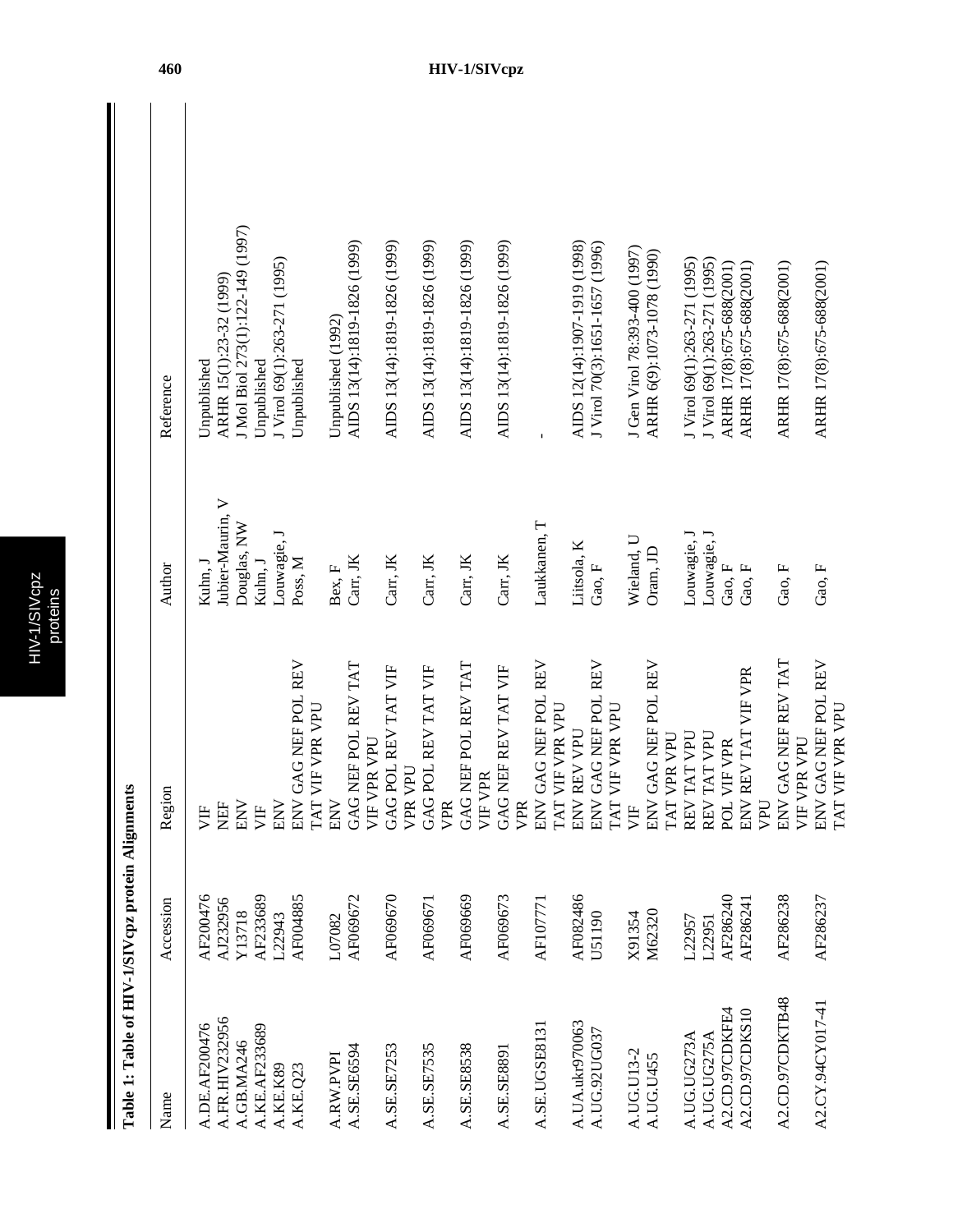**Table 1: Table of HIV-1/SIVcpz protein Alignments**

| Name | Accession | Region | Author | Reference |
|---|---|---|---|---|
| A.DE.AF200476 | AF200476 | VIF | Kuhn, J | Unpublished |
| A.FR.HIV232956 | AJ232956 | NEF | Jubier-Maurin, V | ARHR 15(1):23-32 (1999) |
| A.GB.MA246 | Y13718 | ENV | Douglas, NW | J Mol Biol 273(1):122-149 (1997) |
| A.KE.AF233689 | AF233689 | VIF | Kuhn, J | Unpublished |
| A.KE.K89 | L22943 | ENV | Louwagie, J | J Virol 69(1):263-271 (1995) |
| A.KE.Q23 | AF004885 | ENV GAG NEF POL REV TAT VIF VPR VPU | Poss, M | Unpublished |
| A.RW.PVPI | L07082 | ENV | Bex, F | Unpublished (1992) |
| A.SE.SE6594 | AF069672 | GAG NEF POL REV TAT VIF VPR VPU | Carr, JK | AIDS 13(14):1819-1826 (1999) |
| A.SE.SE7253 | AF069670 | GAG POL REV TAT VIF VPR VPU | Carr, JK | AIDS 13(14):1819-1826 (1999) |
| A.SE.SE7535 | AF069671 | GAG POL REV TAT VIF VPR | Carr, JK | AIDS 13(14):1819-1826 (1999) |
| A.SE.SE8538 | AF069669 | GAG NEF POL REV TAT VIF VPR | Carr, JK | AIDS 13(14):1819-1826 (1999) |
| A.SE.SE8891 | AF069673 | GAG NEF REV TAT VIF VPR | Carr, JK | AIDS 13(14):1819-1826 (1999) |
| A.SE.UGSE8131 | AF107771 | ENV GAG NEF POL REV TAT VIF VPR VPU | Laukkanen, T | - |
| A.UA.ukr970063 | AF082486 | ENV REV VPU | Liitsola, K | AIDS 12(14):1907-1919 (1998) |
| A.UG.92UG037 | U51190 | ENV GAG NEF POL REV TAT VIF VPR VPU | Gao, F | J Virol 70(3):1651-1657 (1996) |
| A.UG.U13-2 | X91354 | VIF | Wieland, U | J Gen Virol 78:393-400 (1997) |
| A.UG.U455 | M62320 | ENV GAG NEF POL REV TAT VPR VPU | Oram, JD | ARHR 6(9):1073-1078 (1990) |
| A.UG.UG273A | L22957 | REV TAT VPU | Louwagie, J | J Virol 69(1):263-271 (1995) |
| A.UG.UG275A | L22951 | REV TAT VPU | Louwagie, J | J Virol 69(1):263-271 (1995) |
| A2.CD.97CDKFE4 | AF286240 | POL VIF VPR | Gao, F | ARHR 17(8):675-688(2001) |
| A2.CD.97CDKS10 | AF286241 | ENV REV TAT VIF VPR VPU | Gao, F | ARHR 17(8):675-688(2001) |
| A2.CD.97CDKTB48 | AF286238 | ENV GAG NEF REV TAT VIF VPR VPU | Gao, F | ARHR 17(8):675-688(2001) |
| A2.CY.94CY017-41 | AF286237 | ENV GAG NEF POL REV TAT VIF VPR VPU | Gao, F | ARHR 17(8):675-688(2001) |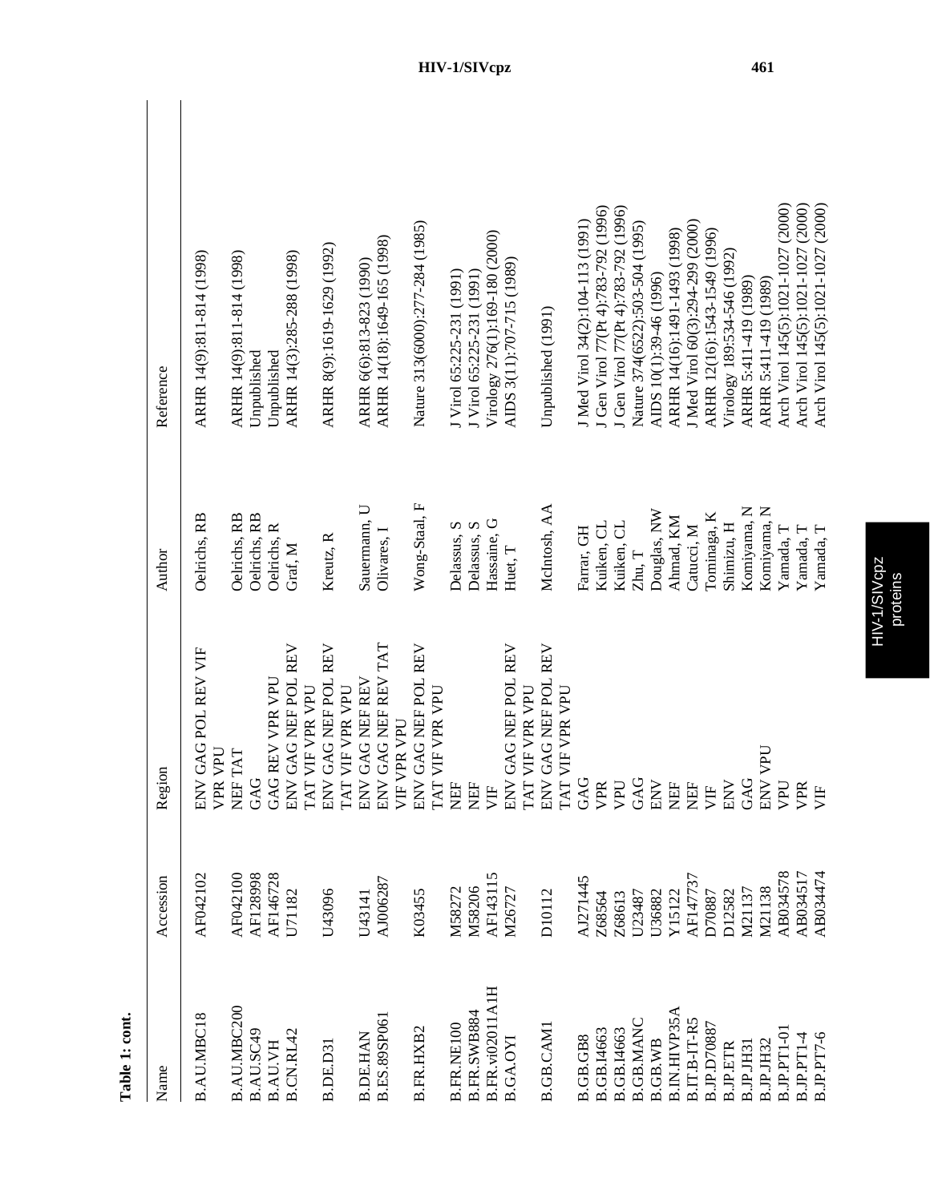**Table 1: cont.**

| Name | Accession | Region | Author | Reference |
|---|---|---|---|---|
| B.AU.MBC18 | AF042102 | ENV GAG POL REV VIF VPR VPU | Oelrichs, RB | ARHR 14(9):811-814 (1998) |
| B.AU.MBC200 | AF042100 | NEF TAT | Oelrichs, RB | ARHR 14(9):811-814 (1998) |
| B.AU.SC49 | AF128998 | GAG | Oelrichs, RB | Unpublished |
| B.AU.VH | AF146728 | GAG REV VPR VPU | Oelrichs, R | Unpublished |
| B.CN.RL42 | U71182 | ENV GAG NEF POL REV TAT VIF VPR VPU | Graf, M | ARHR 14(3):285-288 (1998) |
| B.DE.D31 | U43096 | ENV GAG NEF POL REV TAT VIF VPR VPU | Kreutz, R | ARHR 8(9):1619-1629 (1992) |
| B.DE.HAN | U43141 | ENV GAG NEF REV | Sauermann, U | ARHR 6(6):813-823 (1990) |
| B.ES.89SP061 | AJ006287 | ENV GAG NEF REV TAT VIF VPR VPU | Olivares, I | ARHR 14(18):1649-165 (1998) |
| B.FR.HXB2 | K03455 | ENV GAG NEF POL REV TAT VIF VPR VPU | Wong-Staal, F | Nature 313(6000):277-284 (1985) |
| B.FR.NE100 | M58272 | NEF | Delassus, S | J Virol 65:225-231 (1991) |
| B.FR.SWB884 | M58206 | NEF | Delassus, S | J Virol 65:225-231 (1991) |
| B.FR.vi02011A1H | AF143115 | VIF | Hassaine, G | Virology 276(1):169-180 (2000) |
| B.GA.OYI | M26727 | ENV GAG NEF POL REV TAT VIF VPR VPU | Huet, T | AIDS 3(11):707-715 (1989) |
| B.GB.CAM1 | D10112 | ENV GAG NEF POL REV TAT VIF VPR VPU | McIntosh, AA | Unpublished (1991) |
| B.GB.GB8 | AJ271445 | GAG | Farrar, GH | J Med Virol 34(2):104-113 (1991) |
| B.GB.I4663 | Z68564 | VPR | Kuiken, CL | J Gen Virol 77(Pt 4):783-792 (1996) |
| B.GB.I4663 | Z68613 | VPU | Kuiken, CL | J Gen Virol 77(Pt 4):783-792 (1996) |
| B.GB.MANC | U23487 | GAG | Zhu, T | Nature 374(6522):503-504 (1995) |
| B.GB.WB | U36882 | ENV | Douglas, NW | AIDS 10(1):39-46 (1996) |
| B.IN.HIVP35A | Y15122 | NEF | Ahmad, KM | ARHR 14(16):1491-1493 (1998) |
| B.IT.B-IT-R5 | AF147737 | NEF | Catucci, M | J Med Virol 60(3):294-299 (2000) |
| B.JP.D70887 | D70887 | VIF | Tominaga, K | ARHR 12(16):1543-1549 (1996) |
| B.JP.ETR | D12582 | ENV | Shimizu, H | Virology 189:534-546 (1992) |
| B.JP.JH31 | M21137 | GAG | Komiyama, N | ARHR 5:411-419 (1989) |
| B.JP.JH32 | M21138 | ENV VPU | Komiyama, N | ARHR 5:411-419 (1989) |
| B.JP.PT1-01 | AB034578 | VPU | Yamada, T | Arch Virol 145(5):1021-1027 (2000) |
| B.JP.PT1-4 | AB034517 | VPR | Yamada, T | Arch Virol 145(5):1021-1027 (2000) |
| B.JP.PT7-6 | AB034474 | VIF | Yamada, T | Arch Virol 145(5):1021-1027 (2000) |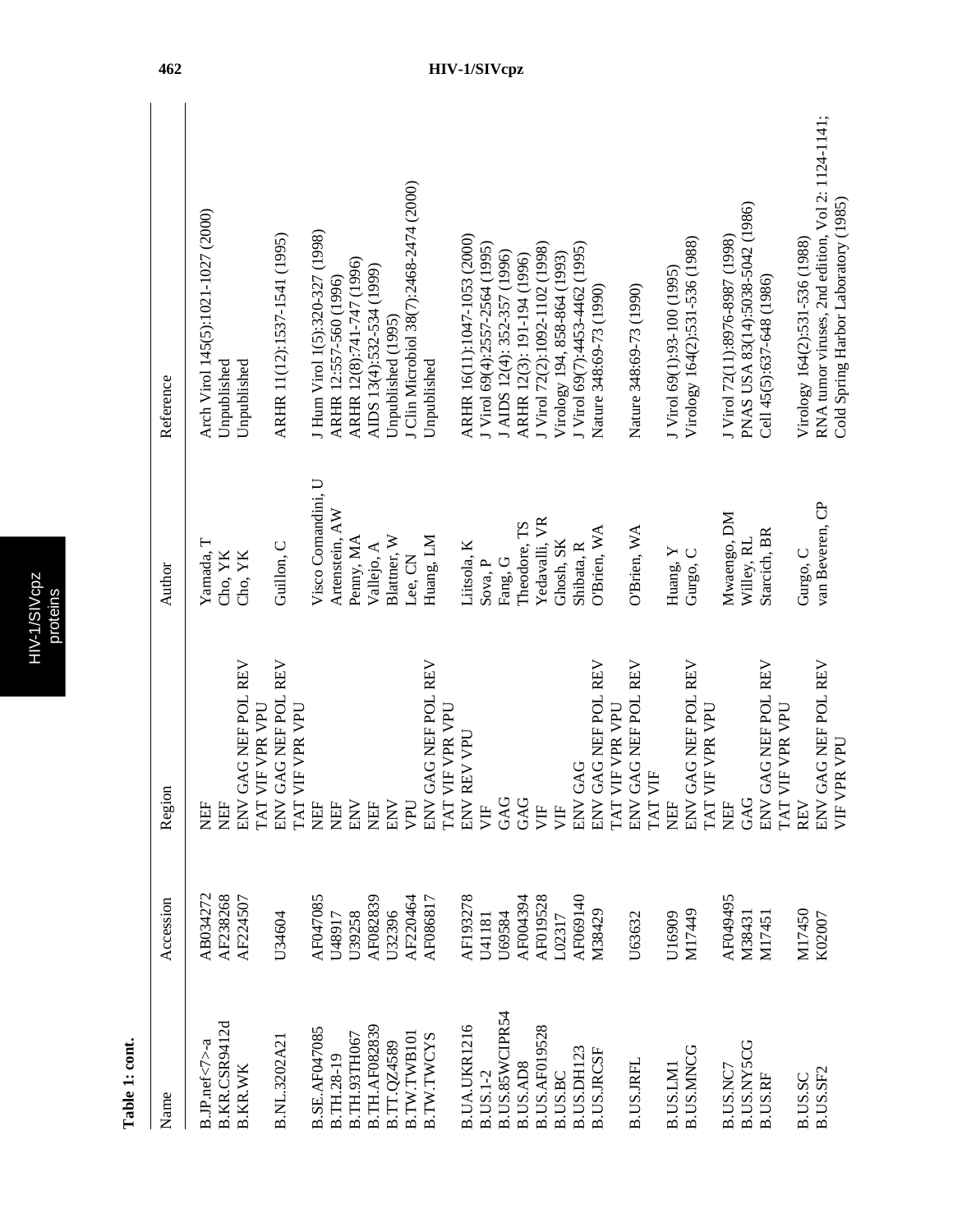**Table 1: cont.**

| Name | Accession | Region | Author | Reference |
|---|---|---|---|---|
| B.JP.nef<7>-a | AB034272 | NEF | Yamada, T | Arch Virol 145(5):1021-1027 (2000) |
| B.KR.CSR9412d | AF238268 | NEF | Cho, YK | Unpublished |
| B.KR.WK | AF224507 | ENV GAG NEF POL REV TAT VIF VPR VPU | Cho, YK | Unpublished |
| B.NL.3202A21 | U34604 | ENV GAG NEF POL REV TAT VIF VPR VPU | Guillon, C | ARHR 11(12):1537-1541 (1995) |
| B.SE.AF047085 | AF047085 | NEF | Visco Comandini, U | J Hum Virol 1(5):320-327 (1998) |
| B.TH.28-19 | U48917 | NEF | Artenstein, AW | ARHR 12:557-560 (1996) |
| B.TH.93TH067 | U39258 | ENV | Penny, MA | ARHR 12(8):741-747 (1996) |
| B.TH.AF082839 | AF082839 | NEF | Vallejo, A | AIDS 13(4):532-534 (1999) |
| B.TT.QZ4589 | U32396 | ENV | Blattner, W | Unpublished (1995) |
| B.TW.TWB101 | AF220464 | VPU | Lee, CN | J Clin Microbiol 38(7):2468-2474 (2000) |
| B.TW.TWCYS | AF086817 | ENV GAG NEF POL REV TAT VIF VPR VPU | Huang, LM | Unpublished |
| B.UA.UKR1216 | AF193278 | ENV REV VPU | Liitsola, K | ARHR 16(11):1047-1053 (2000) |
| B.US.1-2 | U41181 | VIF | Sova, P | J Virol 69(4):2557-2564 (1995) |
| B.US.85WCIPR54 | U69584 | GAG | Fang, G | J AIDS 12(4): 352-357 (1996) |
| B.US.AD8 | AF004394 | GAG | Theodore, TS | ARHR 12(3): 191-194 (1996) |
| B.US.AF019528 | AF019528 | VIF | Yedavalli, VR | J Virol 72(2):1092-1102 (1998) |
| B.US.BC | L02317 | VIF | Ghosh, SK | Virology 194, 858-864 (1993) |
| B.US.DH123 | AF069140 | ENV GAG | Shibata, R | J Virol 69(7):4453-4462 (1995) |
| B.US.JRCSF | M38429 | ENV GAG NEF POL REV TAT VIF VPR VPU | O'Brien, WA | Nature 348:69-73 (1990) |
| B.US.JRFL | U63632 | ENV GAG NEF POL REV TAT VIF | O'Brien, WA | Nature 348:69-73 (1990) |
| B.US.LM1 | U16909 | NEF | Huang, Y | J Virol 69(1):93-100 (1995) |
| B.US.MNCG | M17449 | ENV GAG NEF POL REV TAT VIF VPR VPU | Gurgo, C | Virology 164(2):531-536 (1988) |
| B.US.NC7 | AF049495 | NEF | Mwaengo, DM | J Virol 72(11):8976-8987 (1998) |
| B.US.NY5CG | M38431 | GAG | Willey, RL | PNAS USA 83(14):5038-5042 (1986) |
| B.US.RF | M17451 | ENV GAG NEF POL REV TAT VIF VPR VPU | Starcich, BR | Cell 45(5):637-648 (1986) |
| B.US.SC | M17450 | REV | Gurgo, C | Virology 164(2):531-536 (1988) |
| B.US.SF2 | K02007 | ENV GAG NEF POL REV VIF VPR VPU | van Beveren, CP | RNA tumor viruses, 2nd edition, Vol 2: 1124-1141; Cold Spring Harbor Laboratory (1985) |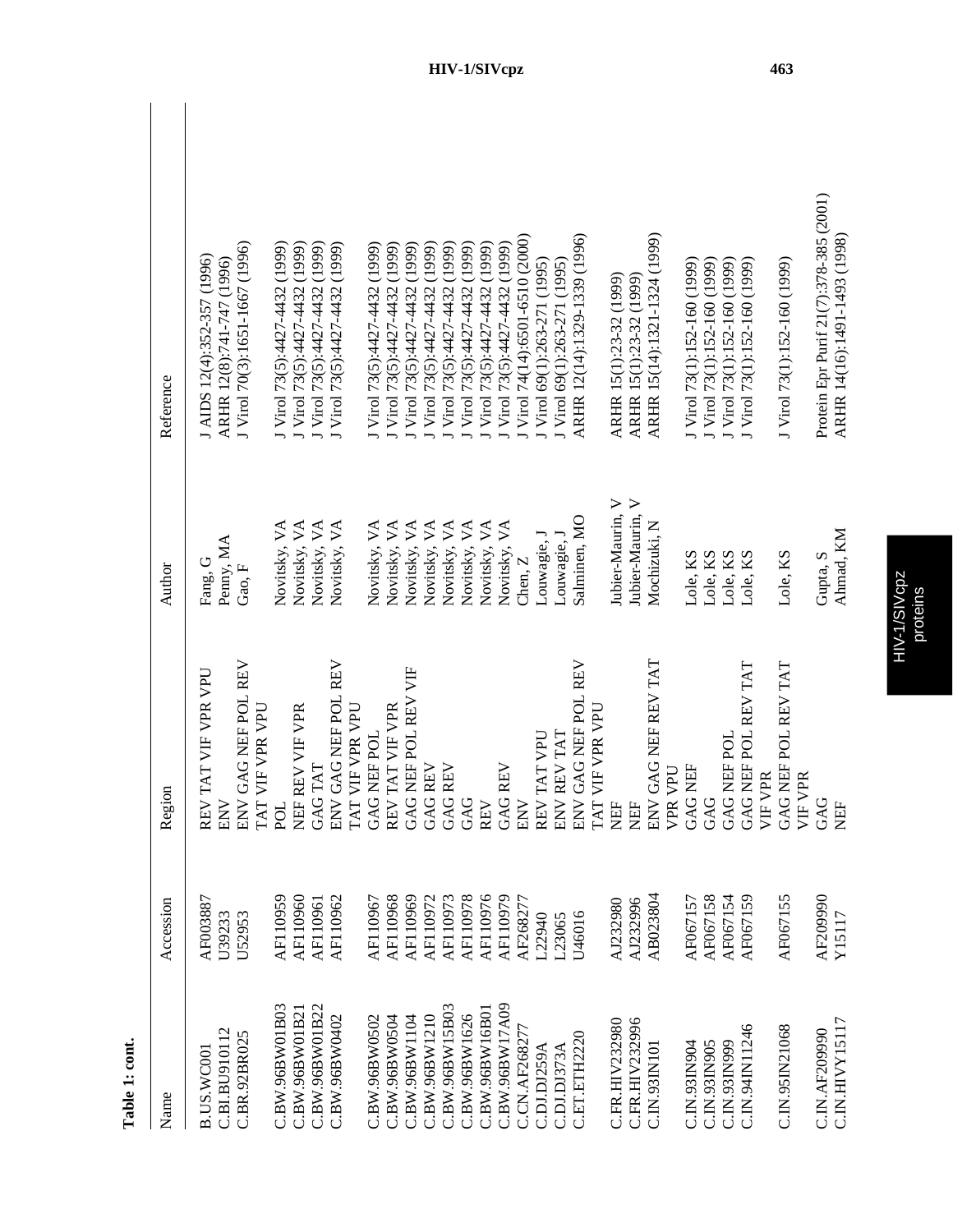**Table 1: cont.**

| Name | Accession | Region | Author | Reference |
|---|---|---|---|---|
| B.US.WC001 | AF003887 | REV TAT VIF VPR VPU | Fang, G | J AIDS 12(4):352-357 (1996) |
| C.BI.BU910112 | U39233 | ENV | Penny, MA | ARHR 12(8):741-747 (1996) |
| C.BR.92BR025 | U52953 | ENV GAG NEF POL REV TAT VIF VPR VPU | Gao, F | J Virol 70(3):1651-1667 (1996) |
| C.BW.96BW01B03 | AF110959 | POL | Novitsky, VA | J Virol 73(5):4427-4432 (1999) |
| C.BW.96BW01B21 | AF110960 | NEF REV VIF VPR | Novitsky, VA | J Virol 73(5):4427-4432 (1999) |
| C.BW.96BW01B22 | AF110961 | GAG TAT | Novitsky, VA | J Virol 73(5):4427-4432 (1999) |
| C.BW.96BW0402 | AF110962 | ENV GAG NEF POL REV TAT VIF VPR VPU | Novitsky, VA | J Virol 73(5):4427-4432 (1999) |
| C.BW.96BW0502 | AF110967 | GAG NEF POL | Novitsky, VA | J Virol 73(5):4427-4432 (1999) |
| C.BW.96BW0504 | AF110968 | REV TAT VIF VPR | Novitsky, VA | J Virol 73(5):4427-4432 (1999) |
| C.BW.96BW1104 | AF110969 | GAG NEF POL REV VIF | Novitsky, VA | J Virol 73(5):4427-4432 (1999) |
| C.BW.96BW1210 | AF110972 | GAG REV | Novitsky, VA | J Virol 73(5):4427-4432 (1999) |
| C.BW.96BW15B03 | AF110973 | GAG REV | Novitsky, VA | J Virol 73(5):4427-4432 (1999) |
| C.BW.96BW1626 | AF110978 | GAG | Novitsky, VA | J Virol 73(5):4427-4432 (1999) |
| C.BW.96BW16B01 | AF110976 | REV | Novitsky, VA | J Virol 73(5):4427-4432 (1999) |
| C.BW.96BW17A09 | AF110979 | GAG REV | Novitsky, VA | J Virol 73(5):4427-4432 (1999) |
| C.CN.AF268277 | AF268277 | ENV | Chen, Z | J Virol 74(14):6501-6510 (2000) |
| C.DJ.DJ259A | L22940 | REV TAT VPU | Louwagie, J | J Virol 69(1):263-271 (1995) |
| C.DJ.DJ373A | L23065 | ENV REV TAT | Louwagie, J | J Virol 69(1):263-271 (1995) |
| C.ET.ETH2220 | U46016 | ENV GAG NEF POL REV TAT VIF VPR VPU | Salminen, MO | ARHR 12(14):1329-1339 (1996) |
| C.FR.HIV232980 | AJ232980 | NEF | Jubier-Maurin, V | ARHR 15(1):23-32 (1999) |
| C.FR.HIV232996 | AJ232996 | NEF | Jubier-Maurin, V | ARHR 15(1):23-32 (1999) |
| C.IN.93IN101 | AB023804 | ENV GAG NEF REV TAT VPR VPU | Mochizuki, N | ARHR 15(14):1321-1324 (1999) |
| C.IN.93IN904 | AF067157 | GAG NEF | Lole, KS | J Virol 73(1):152-160 (1999) |
| C.IN.93IN905 | AF067158 | GAG | Lole, KS | J Virol 73(1):152-160 (1999) |
| C.IN.93IN999 | AF067154 | GAG NEF POL | Lole, KS | J Virol 73(1):152-160 (1999) |
| C.IN.94IN11246 | AF067159 | GAG NEF POL REV TAT VIF VPR | Lole, KS | J Virol 73(1):152-160 (1999) |
| C.IN.95IN21068 | AF067155 | GAG NEF POL REV TAT VIF VPR | Lole, KS | J Virol 73(1):152-160 (1999) |
| C.IN.AF209990 | AF209990 | GAG | Gupta, S | Protein Expr Purif 21(7):378-385 (2001) |
| C.IN.HIVY15117 | Y15117 | NEF | Ahmad, KM | ARHR 14(16):1491-1493 (1998) |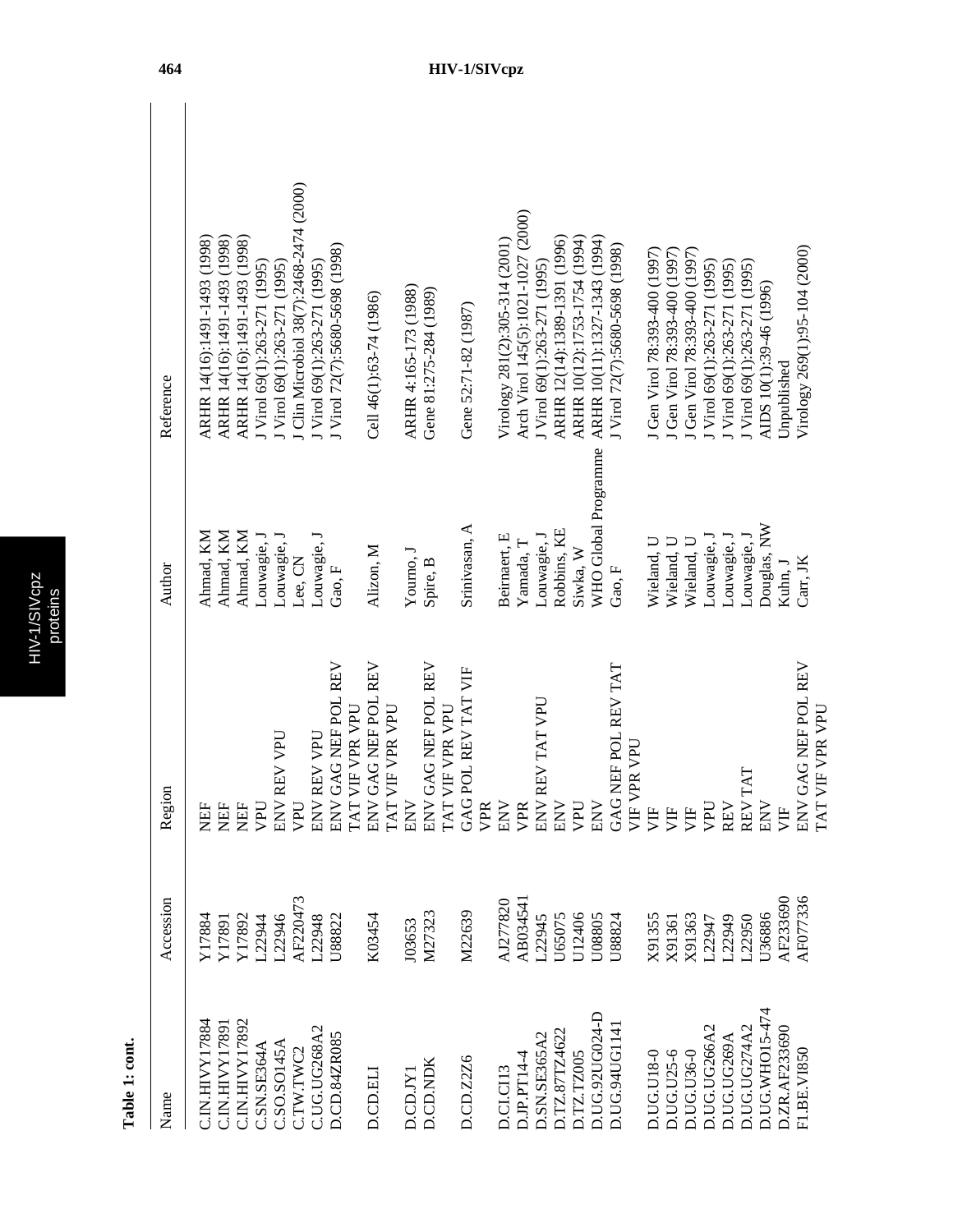**Table 1: cont.**

| Name | Accession | Region | Author | Reference |
|---|---|---|---|---|
| C.IN.HIVY17884 | Y17884 | NEF | Ahmad, KM | ARHR 14(16):1491-1493 (1998) |
| C.IN.HIVY17891 | Y17891 | NEF | Ahmad, KM | ARHR 14(16):1491-1493 (1998) |
| C.IN.HIVY17892 | Y17892 | NEF | Ahmad, KM | ARHR 14(16):1491-1493 (1998) |
| C.SN.SE364A | L22944 | VPU | Louwagie, J | J Virol 69(1):263-271 (1995) |
| C.SO.SO145A | L22946 | ENV REV VPU | Louwagie, J | J Virol 69(1):263-271 (1995) |
| C.TW.TWC2 | AF220473 | VPU | Lee, CN | J Clin Microbiol 38(7):2468-2474 (2000) |
| C.UG.UG268A2 | L22948 | ENV REV VPU | Louwagie, J | J Virol 69(1):263-271 (1995) |
| D.CD.84ZR085 | U88822 | ENV GAG NEF POL REV TAT VIF VPR VPU | Gao, F | J Virol 72(7):5680-5698 (1998) |
| D.CD.ELI | K03454 | ENV GAG NEF POL REV TAT VIF VPR VPU | Alizon, M | Cell 46(1):63-74 (1986) |
| D.CD.JY1 | J03653 | ENV | Yourno, J | ARHR 4:165-173 (1988) |
| D.CD.NDK | M27323 | ENV GAG NEF POL REV TAT VIF VPR VPU | Spire, B | Gene 81:275-284 (1989) |
| D.CD.Z2Z6 | M22639 | GAG POL REV TAT VIF VPR | Srinivasan, A | Gene 52:71-82 (1987) |
| D.CI.CI13 | AJ277820 | ENV | Beirnaert, E | Virology 281(2):305-314 (2001) |
| D.JP.PT14-4 | AB034541 | VPR | Yamada, T | Arch Virol 145(5):1021-1027 (2000) |
| D.SN.SE365A2 | L22945 | ENV REV TAT VPU | Louwagie, J | J Virol 69(1):263-271 (1995) |
| D.TZ.87TZ4622 | U65075 | ENV | Robbins, KE | ARHR 12(14):1389-1391 (1996) |
| D.TZ.TZ005 | U12406 | VPU | Siwka, W | ARHR 10(12):1753-1754 (1994) |
| D.UG.92UG024-D | U08805 | ENV | WHO Global Programme | ARHR 10(11):1327-1343 (1994) |
| D.UG.94UG1141 | U88824 | GAG NEF POL REV TAT VIF VPR VPU | Gao, F | J Virol 72(7):5680-5698 (1998) |
| D.UG.U18-0 | X91355 | VIF | Wieland, U | J Gen Virol 78:393-400 (1997) |
| D.UG.U25-6 | X91361 | VIF | Wieland, U | J Gen Virol 78:393-400 (1997) |
| D.UG.U36-0 | X91363 | VIF | Wieland, U | J Gen Virol 78:393-400 (1997) |
| D.UG.UG266A2 | L22947 | VPU | Louwagie, J | J Virol 69(1):263-271 (1995) |
| D.UG.UG269A | L22949 | REV | Louwagie, J | J Virol 69(1):263-271 (1995) |
| D.UG.UG274A2 | L22950 | REV TAT | Louwagie, J | J Virol 69(1):263-271 (1995) |
| D.UG.WHO15-474 | U36886 | ENV | Douglas, NW | AIDS 10(1):39-46 (1996) |
| D.ZR.AF233690 | AF233690 | VIF | Kuhn, J | Unpublished |
| F1.BE.VI850 | AF077336 | ENV GAG NEF POL REV TAT VIF VPR VPU | Carr, JK | Virology 269(1):95-104 (2000) |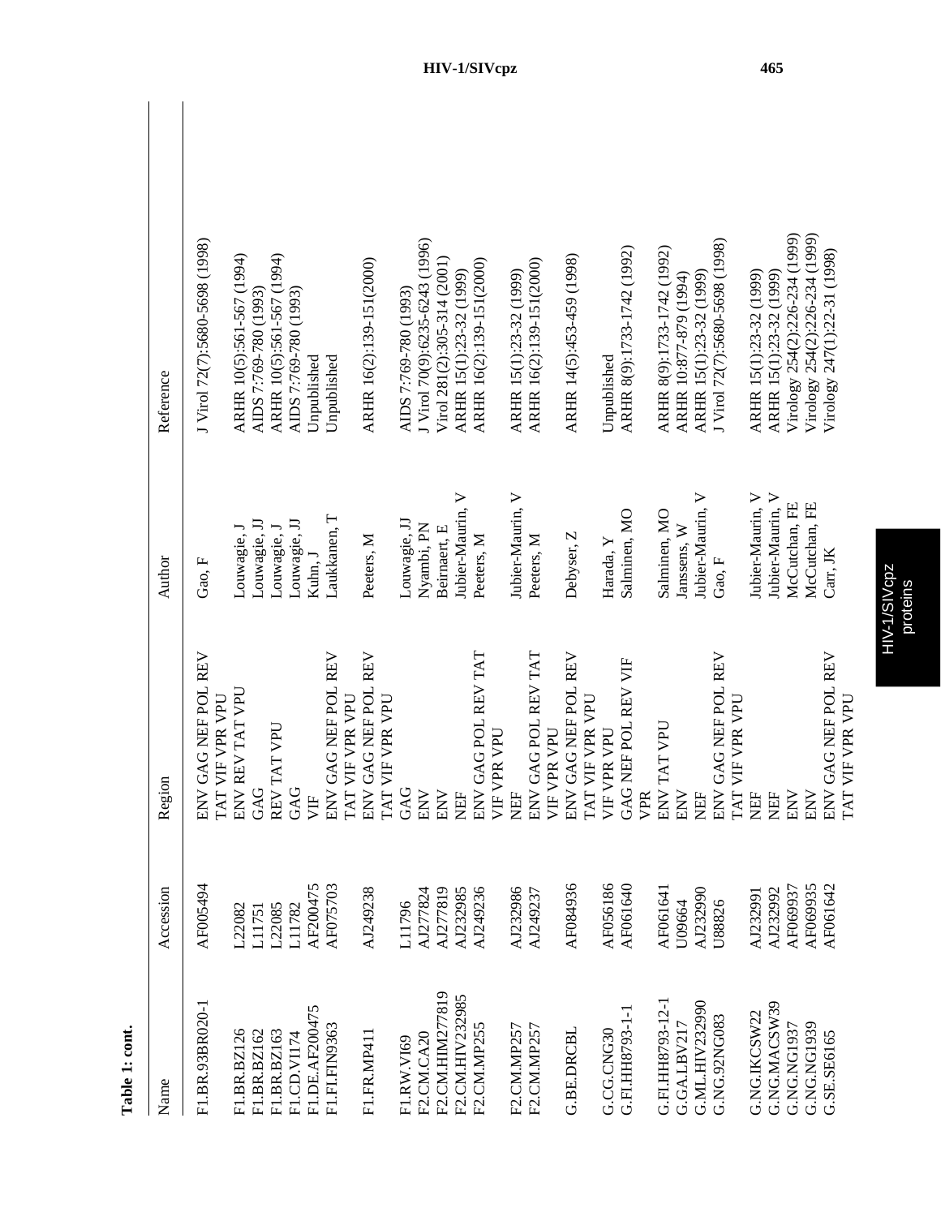**Table 1: cont.**

| Name | Accession | Region | Author | Reference |
|---|---|---|---|---|
| F1.BR.93BR020-1 | AF005494 | ENV GAG NEF POL REV TAT VIF VPR VPU | Gao, F | J Virol 72(7):5680-5698 (1998) |
| F1.BR.BZ126 | L22082 | ENV REV TAT VPU | Louwagie, J | ARHR 10(5):561-567 (1994) |
| F1.BR.BZ162 | L11751 | GAG | Louwagie, JJ | AIDS 7:769-780 (1993) |
| F1.BR.BZ163 | L22085 | REV TAT VPU | Louwagie, J | ARHR 10(5):561-567 (1994) |
| F1.CD.VI174 | L11782 | GAG | Louwagie, JJ | AIDS 7:769-780 (1993) |
| F1.DE.AF200475 | AF200475 | VIF | Kuhn, J | Unpublished |
| F1.FI.FIN9363 | AF075703 | ENV GAG NEF POL REV TAT VIF VPR VPU | Laukkanen, T | Unpublished |
| F1.FR.MP411 | AJ249238 | ENV GAG NEF POL REV TAT VIF VPR VPU | Peeters, M | ARHR 16(2):139-151(2000) |
| F1.RW.VI69 | L11796 | GAG | Louwagie, JJ | AIDS 7:769-780 (1993) |
| F2.CM.CA20 | AJ277824 | ENV | Nyambi, PN | J Virol 70(9):6235-6243 (1996) |
| F2.CM.HIM277819 | AJ277819 | ENV | Beirnaert, E | Virol 281(2):305-314 (2001) |
| F2.CM.HIV232985 | AJ232985 | NEF | Jubier-Maurin, V | ARHR 15(1):23-32 (1999) |
| F2.CM.MP255 | AJ249236 | ENV GAG POL REV TAT VIF VPR VPU | Peeters, M | ARHR 16(2):139-151(2000) |
| F2.CM.MP257 | AJ232986 | NEF | Jubier-Maurin, V | ARHR 15(1):23-32 (1999) |
| F2.CM.MP257 | AJ249237 | ENV GAG POL REV TAT VIF VPR VPU | Peeters, M | ARHR 16(2):139-151(2000) |
| G.BE.DRCBL | AF084936 | ENV GAG NEF POL REV TAT VIF VPR VPU | Debyser, Z | ARHR 14(5):453-459 (1998) |
| G.CG.CNG30 | AF056186 | VIF VPR VPU | Harada, Y | Unpublished |
| G.FI.HH8793-1-1 | AF061640 | GAG NEF POL REV VIF VPR | Salminen, MO | ARHR 8(9):1733-1742 (1992) |
| G.FI.HH8793-12-1 | AF061641 | ENV TAT VPU | Salminen, MO | ARHR 8(9):1733-1742 (1992) |
| G.GA.LBV217 | U09664 | ENV | Janssens, W | ARHR 10:877-879 (1994) |
| G.ML.HIV232990 | AJ232990 | NEF | Jubier-Maurin, V | ARHR 15(1):23-32 (1999) |
| G.NG.92NG083 | U88826 | ENV GAG NEF POL REV TAT VIF VPR VPU | Gao, F | J Virol 72(7):5680-5698 (1998) |
| G.NG.IKCSW22 | AJ232991 | NEF | Jubier-Maurin, V | ARHR 15(1):23-32 (1999) |
| G.NG.MACSW39 | AJ232992 | NEF | Jubier-Maurin, V | ARHR 15(1):23-32 (1999) |
| G.NG.NG1937 | AF069937 | ENV | McCutchan, FE | Virology 254(2):226-234 (1999) |
| G.NG.NG1939 | AF069935 | ENV | McCutchan, FE | Virology 254(2):226-234 (1999) |
| G.SE.SE6165 | AF061642 | ENV GAG NEF POL REV TAT VIF VPR VPU | Carr, JK | Virology 247(1):22-31 (1998) |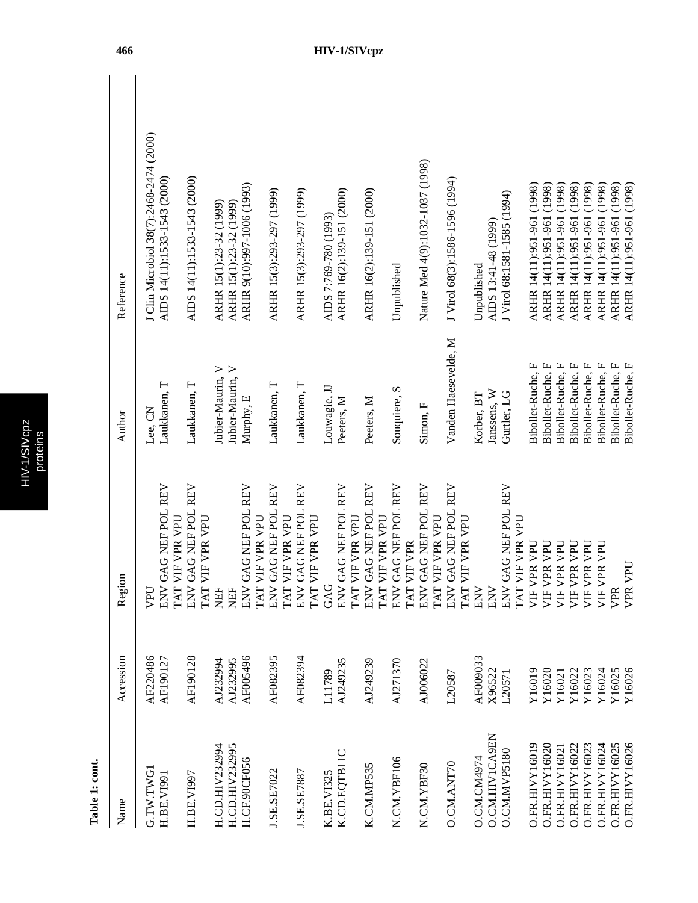**Table 1: cont.**

| Name | Accession | Region | Author | Reference |
|---|---|---|---|---|
| G.TW.TWG1 | AF220486 | VPU | Lee, CN | J Clin Microbiol 38(7):2468-2474 (2000) |
| H.BE.VI991 | AF190127 | ENV GAG NEF POL REV TAT VIF VPR VPU | Laukkanen, T | AIDS 14(11):1533-1543 (2000) |
| H.BE.VI997 | AF190128 | ENV GAG NEF POL REV TAT VIF VPR VPU | Laukkanen, T | AIDS 14(11):1533-1543 (2000) |
| H.CD.HIV232994 | AJ232994 | NEF | Jubier-Maurin, V | ARHR 15(1):23-32 (1999) |
| H.CD.HIV232995 | AJ232995 | NEF | Jubier-Maurin, V | ARHR 15(1):23-32 (1999) |
| H.CF.90CF056 | AF005496 | ENV GAG NEF POL REV TAT VIF VPR VPU | Murphy, E | ARHR 9(10):997-1006 (1993) |
| J.SE.SE7022 | AF082395 | ENV GAG NEF POL REV TAT VIF VPR VPU | Laukkanen, T | ARHR 15(3):293-297 (1999) |
| J.SE.SE7887 | AF082394 | ENV GAG NEF POL REV TAT VIF VPR VPU | Laukkanen, T | ARHR 15(3):293-297 (1999) |
| K.BE.VI325 | L11789 | GAG | Louwagie, JJ | AIDS 7:769-780 (1993) |
| K.CD.EQTB11C | AJ249235 | ENV GAG NEF POL REV TAT VIF VPR VPU | Peeters, M | ARHR 16(2):139-151 (2000) |
| K.CM.MP535 | AJ249239 | ENV GAG NEF POL REV TAT VIF VPR VPU | Peeters, M | ARHR 16(2):139-151 (2000) |
| N.CM.YBF106 | AJ271370 | ENV GAG NEF POL REV TAT VIF VPR | Souquiere, S | Unpublished |
| N.CM.YBF30 | AJ006022 | ENV GAG NEF POL REV TAT VIF VPR VPU | Simon, F | Nature Med 4(9):1032-1037 (1998) |
| O.CM.ANT70 | L20587 | ENV GAG NEF POL REV TAT VIF VPR VPU | Vanden Haesevelde, M | J Virol 68(3):1586-1596 (1994) |
| O.CM.CM4974 | AF009033 | ENV | Korber, BT | Unpublished |
| O.CM.HIV1CA9EN | X96522 | ENV | Janssens, W | AIDS 13:41-48 (1999) |
| O.CM.MVP5180 | L20571 | ENV GAG NEF POL REV TAT VIF VPR VPU | Gurtler, LG | J Virol 68:1581-1585 (1994) |
| O.FR.HIVY16019 | Y16019 | VIF VPR VPU | Bibollet-Ruche, F | ARHR 14(11):951-961 (1998) |
| O.FR.HIVY16020 | Y16020 | VIF VPR VPU | Bibollet-Ruche, F | ARHR 14(11):951-961 (1998) |
| O.FR.HIVY16021 | Y16021 | VIF VPR VPU | Bibollet-Ruche, F | ARHR 14(11):951-961 (1998) |
| O.FR.HIVY16022 | Y16022 | VIF VPR VPU | Bibollet-Ruche, F | ARHR 14(11):951-961 (1998) |
| O.FR.HIVY16023 | Y16023 | VIF VPR VPU | Bibollet-Ruche, F | ARHR 14(11):951-961 (1998) |
| O.FR.HIVY16024 | Y16024 | VIF VPR VPU | Bibollet-Ruche, F | ARHR 14(11):951-961 (1998) |
| O.FR.HIVY16025 | Y16025 | VPR | Bibollet-Ruche, F | ARHR 14(11):951-961 (1998) |
| O.FR.HIVY16026 | Y16026 | VPR VPU | Bibollet-Ruche, F | ARHR 14(11):951-961 (1998) |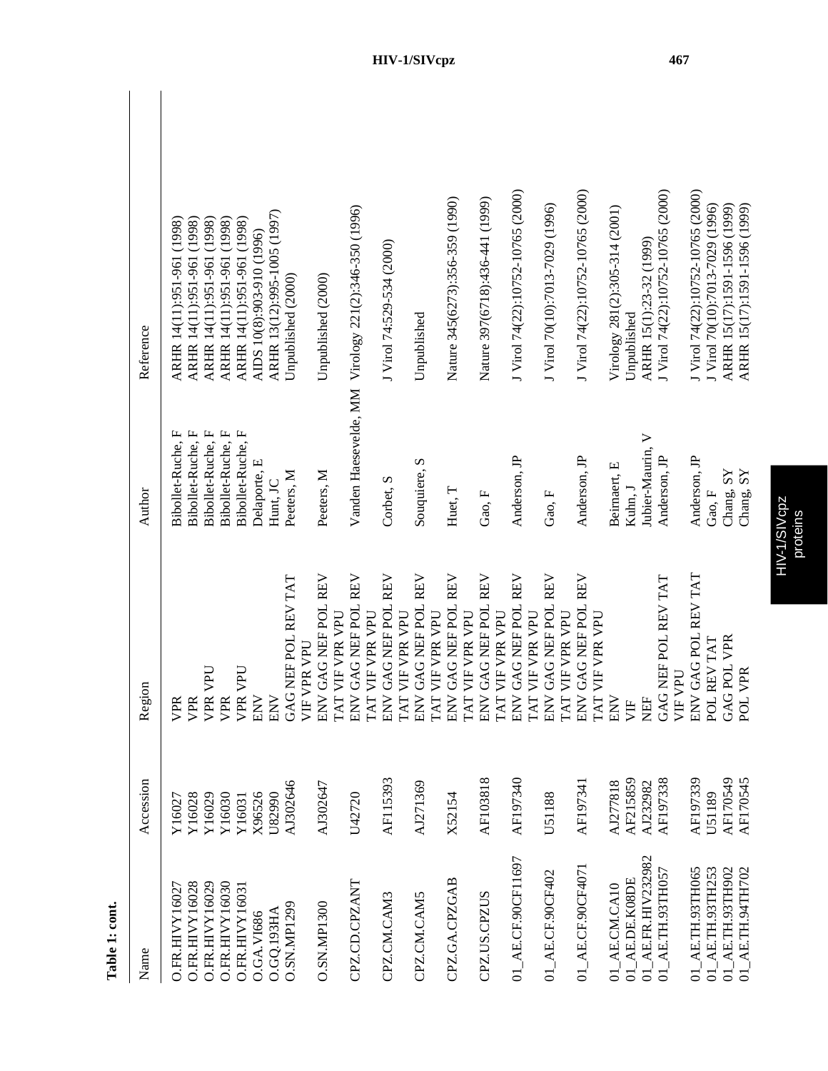**Table 1: cont.**

| Name | Accession | Region | Author | Reference |
|---|---|---|---|---|
| O.FR.HIVY16027 | Y16027 | VPR | Bibollet-Ruche, F | ARHR 14(11):951-961 (1998) |
| O.FR.HIVY16028 | Y16028 | VPR | Bibollet-Ruche, F | ARHR 14(11):951-961 (1998) |
| O.FR.HIVY16029 | Y16029 | VPR VPU | Bibollet-Ruche, F | ARHR 14(11):951-961 (1998) |
| O.FR.HIVY16030 | Y16030 | VPR | Bibollet-Ruche, F | ARHR 14(11):951-961 (1998) |
| O.FR.HIVY16031 | Y16031 | VPR VPU | Bibollet-Ruche, F | ARHR 14(11):951-961 (1998) |
| O.GA.VI686 | X96526 | ENV | Delaporte, E | AIDS 10(8):903-910 (1996) |
| O.GQ.193HA | U82990 | ENV | Hunt, JC | ARHR 13(12):995-1005 (1997) |
| O.SN.MP1299 | AJ302646 | GAG NEF POL REV TAT VIF VPR VPU | Peeters, M | Unpublished (2000) |
| O.SN.MP1300 | AJ302647 | ENV GAG NEF POL REV TAT VIF VPR VPU | Peeters, M | Unpublished (2000) |
| CPZ.CD.CPZANT | U42720 | ENV GAG NEF POL REV TAT VIF VPR VPU | Vanden Haesevelde, MM | Virology 221(2):346-350 (1996) |
| CPZ.CM.CAM3 | AF115393 | ENV GAG NEF POL REV TAT VIF VPR VPU | Corbet, S | J Virol 74:529-534 (2000) |
| CPZ.CM.CAM5 | AJ271369 | ENV GAG NEF POL REV TAT VIF VPR VPU | Souquiere, S | Unpublished |
| CPZ.GA.CPZGAB | X52154 | ENV GAG NEF POL REV TAT VIF VPR VPU | Huet, T | Nature 345(6273):356-359 (1990) |
| CPZ.US.CPZUS | AF103818 | ENV GAG NEF POL REV TAT VIF VPR VPU | Gao, F | Nature 397(6718):436-441 (1999) |
| 01_AE.CF.90CF11697 | AF197340 | ENV GAG NEF POL REV TAT VIF VPR VPU | Anderson, JP | J Virol 74(22):10752-10765 (2000) |
| 01_AE.CF.90CF402 | U51188 | ENV GAG NEF POL REV TAT VIF VPR VPU | Gao, F | J Virol 70(10):7013-7029 (1996) |
| 01_AE.CF.90CF4071 | AF197341 | ENV GAG NEF POL REV TAT VIF VPR VPU | Anderson, JP | J Virol 74(22):10752-10765 (2000) |
| 01_AE.CM.CA10 | AJ277818 | ENV | Beirnaert, E | Virology 281(2):305-314 (2001) |
| 01_AE.DE.K08DE | AF215859 | VIF | Kuhn, J | Unpublished |
| 01_AE.FR.HIV232982 | AJ232982 | NEF | Jubier-Maurin, V | ARHR 15(1):23-32 (1999) |
| 01_AE.TH.93TH057 | AF197338 | GAG NEF POL REV TAT VIF VPU | Anderson, JP | J Virol 74(22):10752-10765 (2000) |
| 01_AE.TH.93TH065 | AF197339 | ENV GAG POL REV TAT | Anderson, JP | J Virol 74(22):10752-10765 (2000) |
| 01_AE.TH.93TH253 | U51189 | POL REV TAT | Gao, F | J Virol 70(10):7013-7029 (1996) |
| 01_AE.TH.93TH902 | AF170549 | GAG POL VPR | Chang, SY | ARHR 15(17):1591-1596 (1999) |
| 01_AE.TH.94TH702 | AF170545 | POL VPR | Chang, SY | ARHR 15(17):1591-1596 (1999) |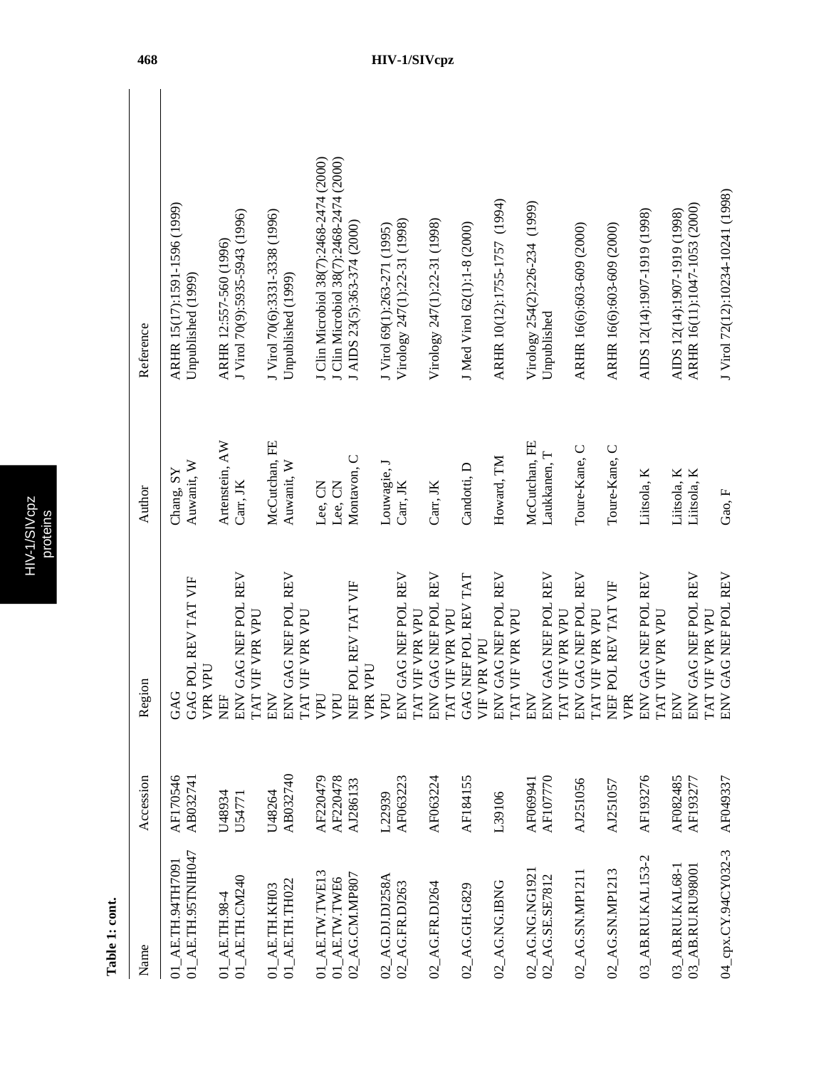**Table 1: cont.**

| Name | Accession | Region | Author | Reference |
|---|---|---|---|---|
| 01_AE.TH.94TH7091 | AF170546 | GAG | Chang, SY | ARHR 15(17):1591-1596 (1999) |
| 01_AE.TH.95TNIH047 | AB032741 | GAG POL REV TAT VIF VPR VPU | Auwanit, W | Unpublished (1999) |
| 01_AE.TH.98-4 | U48934 | NEF | Artenstein, AW | ARHR 12:557-560 (1996) |
| 01_AE.TH.CM240 | U54771 | ENV GAG NEF POL REV TAT VIF VPR VPU | Carr, JK | J Virol 70(9):5935-5943 (1996) |
| 01_AE.TH.KH03 | U48264 | ENV | McCutchan, FE | J Virol 70(6):3331-3338 (1996) |
| 01_AE.TH.TH022 | AB032740 | ENV GAG NEF POL REV TAT VIF VPR VPU | Auwanit, W | Unpublished (1999) |
| 01_AE.TW.TWE13 | AF220479 | VPU | Lee, CN | J Clin Microbiol 38(7):2468-2474 (2000) |
| 01_AE.TW.TWE6 | AF220478 | VPU | Lee, CN | J Clin Microbiol 38(7):2468-2474 (2000) |
| 02_AG.CM.MP807 | AJ286133 | NEF POL REV TAT VIF VPR VPU | Montavon, C | J AIDS 23(5):363-374 (2000) |
| 02_AG.DJ.DJ258A | L22939 | VPU | Louwagie, J | J Virol 69(1):263-271 (1995) |
| 02_AG.FR.DJ263 | AF063223 | ENV GAG NEF POL REV TAT VIF VPR VPU | Carr, JK | Virology 247(1):22-31 (1998) |
| 02_AG.FR.DJ264 | AF063224 | ENV GAG NEF POL REV TAT VIF VPR VPU | Carr, JK | Virology 247(1):22-31 (1998) |
| 02_AG.GH.G829 | AF184155 | GAG NEF POL REV TAT VIF VPR VPU | Candotti, D | J Med Virol 62(1):1-8 (2000) |
| 02_AG.NG.IBNG | L39106 | ENV GAG NEF POL REV TAT VIF VPR VPU | Howard, TM | ARHR 10(12):1755-1757 (1994) |
| 02_AG.NG.NG1921 | AF069941 | ENV | McCutchan, FE | Virology 254(2):226-234 (1999) |
| 02_AG.SE.SE7812 | AF107770 | ENV GAG NEF POL REV TAT VIF VPR VPU | Laukkanen, T | Unpublished |
| 02_AG.SN.MP1211 | AJ251056 | ENV GAG NEF POL REV TAT VIF VPR VPU | Toure-Kane, C | ARHR 16(6):603-609 (2000) |
| 02_AG.SN.MP1213 | AJ251057 | NEF POL REV TAT VIF VPR | Toure-Kane, C | ARHR 16(6):603-609 (2000) |
| 03_AB.RU.KAL153-2 | AF193276 | ENV GAG NEF POL REV TAT VIF VPR VPU | Liitsola, K | AIDS 12(14):1907-1919 (1998) |
| 03_AB.RU.KAL68-1 | AF082485 | ENV | Liitsola, K | AIDS 12(14):1907-1919 (1998) |
| 03_AB.RU.RU98001 | AF193277 | ENV GAG NEF POL REV TAT VIF VPR VPU | Liitsola, K | ARHR 16(11):1047-1053 (2000) |
| 04_cpx.CY.94CY032-3 | AF049337 | ENV GAG NEF POL REV | Gao, F | J Virol 72(12):10234-10241 (1998) |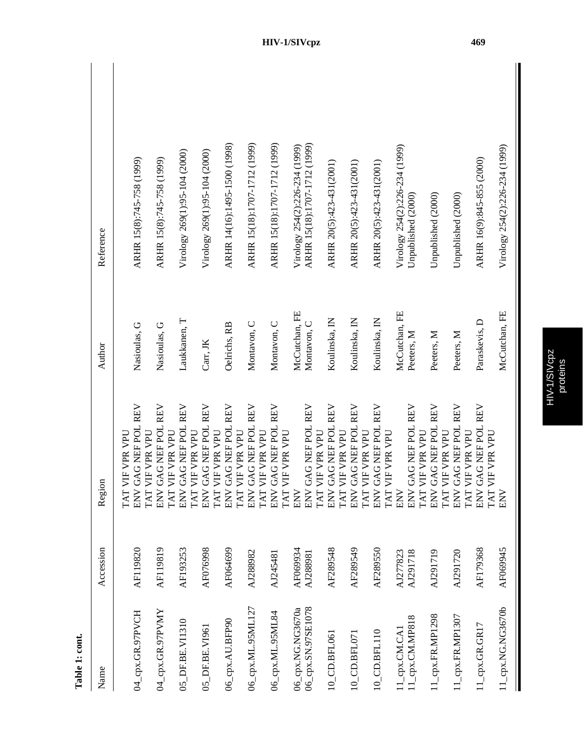**Table 1: cont.**

| Name | Accession | Region | Author | Reference |
|---|---|---|---|---|
| | | TAT VIF VPR VPU | | |
| 04_cpx.GR.97PVCH | AF119820 | ENV GAG NEF POL REV TAT VIF VPR VPU | Nasioulas, G | ARHR 15(8):745-758 (1999) |
| 04_cpx.GR.97PVMY | AF119819 | ENV GAG NEF POL REV TAT VIF VPR VPU | Nasioulas, G | ARHR 15(8):745-758 (1999) |
| 05_DF.BE.VI1310 | AF193253 | ENV GAG NEF POL REV TAT VIF VPR VPU | Laukkanen, T | Virology 269(1):95-104 (2000) |
| 05_DF.BE.VI961 | AF076998 | ENV GAG NEF POL REV TAT VIF VPR VPU | Carr, JK | Virology 269(1):95-104 (2000) |
| 06_cpx.AU.BFP90 | AF064699 | ENV GAG NEF POL REV TAT VIF VPR VPU | Oelrichs, RB | ARHR 14(16):1495-1500 (1998) |
| 06_cpx.ML.95ML127 | AJ288982 | ENV GAG NEF POL REV TAT VIF VPR VPU | Montavon, C | ARHR 15(18):1707-1712 (1999) |
| 06_cpx.ML.95ML84 | AJ245481 | ENV GAG NEF POL REV TAT VIF VPR VPU | Montavon, C | ARHR 15(18):1707-1712 (1999) |
| 06_cpx.NG.NG3670a | AF069934 | ENV | McCutchan, FE | Virology 254(2):226-234 (1999) |
| 06_cpx.SN.97SE1078 | AJ288981 | ENV GAG NEF POL REV TAT VIF VPR VPU | Montavon, C | ARHR 15(18):1707-1712 (1999) |
| 10_CD.BFL061 | AF289548 | ENV GAG NEF POL REV TAT VIF VPR VPU | Koulinska, IN | ARHR 20(5):423-431(2001) |
| 10_CD.BFL071 | AF289549 | ENV GAG NEF POL REV TAT VIF VPR VPU | Koulinska, IN | ARHR 20(5):423-431(2001) |
| 10_CD.BFL110 | AF289550 | ENV GAG NEF POL REV TAT VIF VPR VPU | Koulinska, IN | ARHR 20(5):423-431(2001) |
| 11_cpx.CM.CA1 | AJ277823 | ENV | McCutchan, FE | Virology 254(2):226-234 (1999) |
| 11_cpx.CM.MP818 | AJ291718 | ENV GAG NEF POL REV TAT VIF VPR VPU | Peeters, M | Unpublished (2000) |
| 11_cpx.FR.MP1298 | AJ291719 | ENV GAG NEF POL REV TAT VIF VPR VPU | Peeters, M | Unpublished (2000) |
| 11_cpx.FR.MP1307 | AJ291720 | ENV GAG NEF POL REV TAT VIF VPR VPU | Peeters, M | Unpublished (2000) |
| 11_cpx.GR.GR17 | AF179368 | ENV GAG NEF POL REV TAT VIF VPR VPU | Paraskevis, D | ARHR 16(9):845-855 (2000) |
| 11_cpx.NG.NG3670b | AF069945 | ENV | McCutchan, FE | Virology 254(2):226-234 (1999) |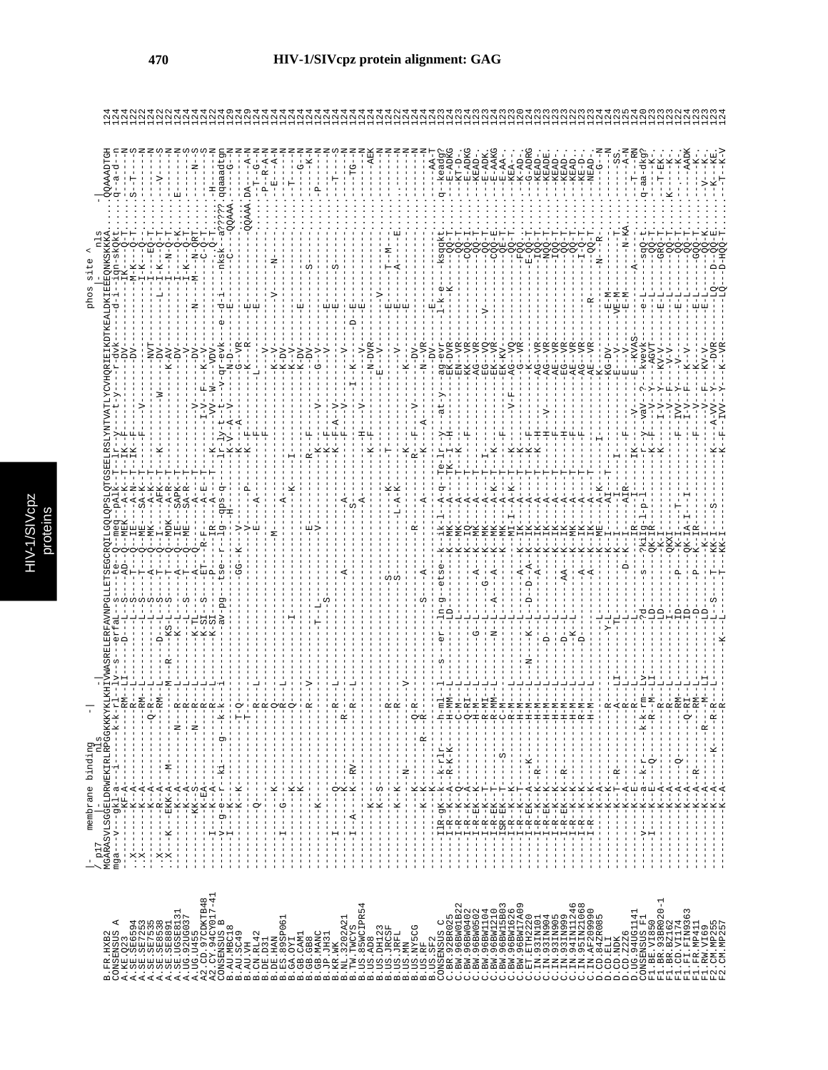# HIV-1/SIVcpz protein alignment: GAG

```
                  membrane binding                                                                                                        phos site ^
 / p17            |  nls                 -|                                                                                                  |   nls
MGARASVLSGGELDRWEKIRLRPGGKKKYKLKHIVWASRELERFAVNPGLLETSEGCRQILGQLQPSLQTGSEELRSLYNTVATLYCVHQRIEIKDTKEALDKIEEEQNKSKKKA.....QQAAADTGH  124
```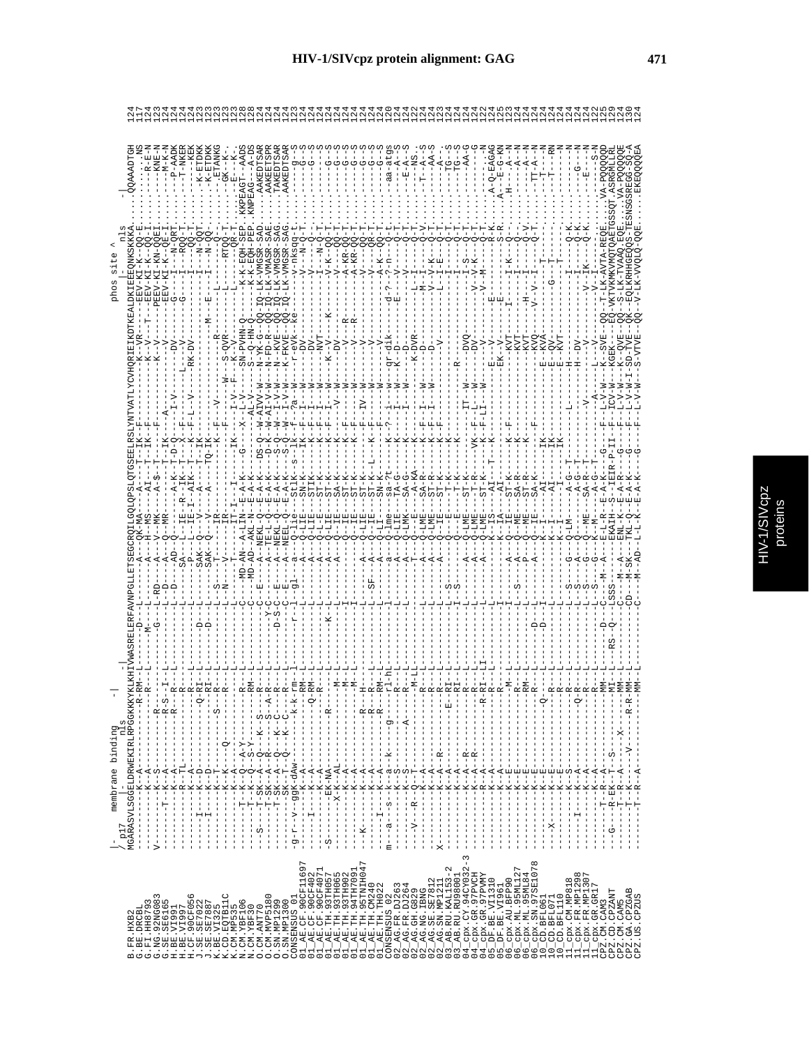```
             membrane binding                                                                                          phos site ^
 |- p17         |-      nls      -|      -|                                                                                |-  nls       -|
B.FR.HXB2           MGARASVLSGGELDRWEKIRLRPGGKKKYKLKHIVWASRELERFAVNPGLLETSEGCRQILGQLQPSLQTGSEELRSLYNTVATLYCVHQRIEIKDTKEALDKIEEEQNKSKKKA....QQAAADTGH 124
G.BE.DRCBL          ----------K--A-------------R-RM--L-----D---L-------A---QK-MA---A----T--IK--F-----------K--VR-------EEV-KI-K--QQ-E.......NS 117
G.FI.HH8793         ----------K--A-------------R-----L-----M---L-------A---H--MS---AI----T--IK--F-----------K--VR----T---EEV-KI-K--QQ-I.....R-E-N 124
G.NG.92NG083        V---------K--S-------R-------R---L----G----L-RD----A---V--MK---A-$-----------------K--V-------PEEV-KI-KN-QQEI.....KNE-N 123
G.SE.SE6165         -------T--K--A-------R-S--I--L-----------L-D-----A----Q--MR---A-----T--IK-----A--------K--V--------EEV-KI-K--QE-I.....M--K-N 124
H.BE.VI991          ----------K--A-------R---R---L-----------L--D----AD-Q------A-K---T--D-Q---I-V---------DV---------G---I---N-QRT.......P-AADK 124
H.BE.VI997          -------R--TL-----------R-----L------------L------SA---L--IE--R--IK--T--X--F-----L---V----------------I---RQQ-T.......T-NKER 124
H.CF.90CF056        ----------K--A-----------R---L------------L------P----L--IE-I-AIK--T--F--F-L--V-----RK-DV-----------I---QQ-T........KEK 124
J.SE.SE7022         ----I-----K--D-------Q-RI----L-----D------L------SAK--Q---V----A----T--IK---------------------------I---N-QQT.....K-ETDKK 123
J.SE.SE7887         ----I-----K--D----------RI---L-----D------L------SAK--Q---V----A----TQ-IK-----------------M---E----I---N-QQ.....K-ETDKK 123
K.BE.VI325          ----------K--T--------S---R--L-----------L--S----T-------IR-------------K--F-----V----R--------L------Q-.......-ETANKG 123
K.CD.EQTB11C        ----------K--A----Q-----R----L-----------L--N----T--------IR-------------------------S-QVR------L------RTQQ-T.......GK--K 123
N.CM.YBF106         ---------T--K--Q--A-Y-------R---L-----------C-------V------IR--I--I---------T-V--F--W-----K-------------K-K-EQH-SEP.KKPEAGT-AADS 128
N.CM.YBF30          ---------T--K--Q--S-Y-------RM--L------------C---MD-AN---A-LIN--E-A-K----G-----X--L-V----SN-PVHN-Q----K-K-EQH-PEP.KNPEAG---A-DS 128
O.CM.ANT70          --S------T-SK--A--Q---K--S----R--L------------C--E----A-NEKL-Q--E-A-K----DS-Q---W-AIVV-W---N-YK-G--QQ-IQ-LK-VMGSR-SAD..AAKEDTSAR 124
O.CM.MVP5180        ---------T-SK--A--R-------S---A-R--L------Y-C-------A--TE-L-Q--E-A-K----D-K-----W-AI-V-W---N-FD-R--QQ-IQ-LK-VMASR-SAE..AAKEETSPR 124
O.SN.MP1299         ---------T-SK--A--Q---K--C----R--L------D-S-C--E----A--NEKL-Q--E-A-K----S-Q---W--I-V-W---N--KVE--QQ-IQ-LK-VMGSR-SAG..TAKEDTSAR 124
O.SN.MP1300         ---------SK--T--Q---K--C----R--L-------C--E-----A--NEEL-Q--E-A-K----S-Q--W--I-V-W---K-FKVE--QQ-IQ-LK-VMGSR-SAG..AAKEDTSAR 124
CONSENSUS_01        -g-r--v-ggk-dAw-------k-k-rm--l-----r--l--I--gl---a---Q-lie---STIK--s--Ik--F---?a--w---r-eVk--ke----v-nksqq-t.......g--s 123
01_AE.CF.90CF11697  ----------K--A-------------RM--L---------L-------A---Q-LIE---STIK-----IK--F----I---W------DV---------V---N--Q--T.......G--S 124
01_AE.CF.90CF402    ---I------K--A------Q-RM-----L---------L-------A---Q-LIE---ST-K-----IK--F----I---W------DV---------V---N--Q--T.......G--S 124
01_AE.CF.90CF4071   ----------K--A-------------R-----L---------L-------A---Q-LIE---ST-K-----IK--F----I---W------DV---------I---N--Q--T.......G--S 124
01_AE.TH.93TH057    -S-------EK-NA--------R-----------L-K-------L-------A---Q-LIE---ST-K-----IK--F----I---W------NVT------K--V-K--QQ-T.......G--S 124
01_AE.TH.93TH065    --------X-K-AL----------------M-L---------L-------A---Q-LIE---SA-K-----IK--F----V--W------DV---------V-----QQ-T.......G--S 124
01_AE.TH.93TH902    ----------K--A----------------M-L---------L-------A---Q-IE---ST-K-----IK--F----I---W------V--------R---A-KR-QQ-T.......G--S 124
01_AE.TH.94TH7091   ----------K--A----------------M-L---------I-------A---Q-IE---ST-K-----IK--F----I---W------V--------R---A-KR-QQ-T.......G--S 124
01_AE.TH.95TNIH047  --K-------K--A-----------R--H----L---------L-------A---Q-LIE---ST-K-----IK--F---IV--W------V---------V---QQ-T.......G--S 124
01_AE.TH.CM240      ----------K--A-----------R--H----L---------L--SF---A---Q-LIE---ST-K--L--IK--F----I---W------V---------V-----QQ-T.......G--S 124
01_AE.TH.TH022      -----I----K--A-----------R--RM---L---------L-------A---Q-LIE---SN-K-----IK--F----I---W------V---------A-K--Q--T.......G--S 124
CONSENSUS_02        m---a---s--k--a---k-----g--rl-hL------------l------a---Q-lme---sa-?t----k-?----i---w-----qr-dik----d-?--?-n---Q-t.....aa-atgs 120
02_AG.FR.DJ263      ----------K--A-----------R---L-------------L-------A---Q-LIE---TA-G-----K--------I---W-----K--D---------E------V-----Q-T.......A--S 124
02_AG.FR.DJ264      ----------K--S-------A-----R---L-------------L-------A---Q-LMK---SA-G-----K--------I---W--------D---------V-----Q-T.......E-A--S 124
02_AG.GH.G829       ---V---R--Q--T-------------M-LL-------------L-------T---Q---E---A-KA----K-----------------K-DVR------------Q-T.....NS 122
02_AG.NG.IBNG       ----------K--A-----------R---L-------------L-------A---Q-LME---SA-R-----K--F----I---W------D------L---I-----Q-V.....T--A--S 124
02_AG.SE.SE7812     ----------K--A-----------R---L-------------L-------A---Q-LME---ST-R-----K--F----I---W------D------M---I-----Q-T.......AA-S 124
02_AG.SN.MP1211     ----------K--A--R--------Q-R---L-------------L-------A---Q-LME---ST-R-----K--F----I---W------D------V---V-K---Q-T.......AA-S 124
03_AB.RU.KAL153-2   X---------K--A-----------R---L-------------L-------A---Q-IE---ST-K-----K--F-------------------L---I-E-----Q-T.......A--S 123
03_AB.RU.RU98001    ----------K--A-------E-RI---L-------------L--S----A---Q---E---T-K-----K-----------------V----------------Q-T.......TG--S 124
04_cpx.CY.94CY032-3 ----------K--A--R----------R---L-------------I--S----Q---E---T-K-----K-----------R-----------I-----Q-T.......TG--S 124
04_cpx.GR.97PVCH    ----------K--A--R----------R---L-------------L-------A---Q-LME---ST-K------------IT--W-----DVQ---------I-S-----Q-T.......AA-G 124
04_cpx.GR.97PVMY    ----------R--A--R--------R-RI---LI-----------L-------A---Q-LME---T-R-----VK--F-L---W-----DV---------V--V-K---Q-T.......G 122
05_DF.BE.VI1310     ----------R--A-----------R---L-------------L-------A---Q-LME---ST-K-----K--F-LI--W-----V---------V--M-----Q-T.........N 124
05_DF.BE.VI961      ----------K--A-----------R---L-------------L-------K--IS---AI----T----K---------------E---V-------------R-K...A-Q-EAGAG 125
06_cpx.AU.BFP90     ----------K--A-----------R---L-------------L-------K--IA---AI--------------------EK--V-------E------S-R...A---E-G-KN 123
06_cpx.ML.95ML127   ----------K--E----------M-L---------I-------A---Q-IE---ST-K-----K--F-----------KVT-------I----I-K--Q------H---A--N 124
06_cpx.ML.95ML84    ----------K--E-----------R---L------------L-------A---Q-ME---SA-R-----K------------------KVT-------------Q-------A--N 124
06_cpx.SN.97SE1078  ----------K--E----------RM-L------------L--S----P---Q-ME---ST-R-----K------------------KVT-------H---I-----Q-V.......A--N 124
10_CD.BFL061        ----------K--E-----------R---L-----D-------L-------A---Q-IE---SA-K-----K--F---------------KVQ------V--V--I-----Q-T.....TT-A--N 124
10_CD.BFL071        ----------K--E---------Q---R---L-----D-------L-------K-I---AI-----IK---------------E-KVA-------------T-.........N 124
10_CD.BFL110        ---X------K--E-----------R---L-------------L-------K-I---AI-----IK---------------E-QV------------G------T-.......T---RN 124
11_cpx.CM.MP818     ----------K--E-----------R---L-------------L-------K-I-------I------IK---------------E-KVT------------------............N 124
11_cpx.FR.MP1298    ----------K--S-----------R---L-------------L--S----G---Q-LM-----A-G--T---------L------H---------I---------Q-K.........N 124
11_cpx.FR.MP1307    ----I-----K--A-----------Q-R---L-------------L--S----A------A-G-------------------H--DV---------I-K----Q-.......G---N 124
11_cpx.GR.GR17      ----------K--A-----------R---L-------------L--S----A---Q--E---A-G-------------V----------V---------V---IK-Q-K.......E--N 122
CPZ.CM.CAM3         ----------K--A-----------R---L-------------L--S----G---K--ME---SA-R---T---------------------K--M---------V---I-------.......S-N 125
CPZ.CD.CPZANT       -------T--R--A--------MM---L------D----C----M--A---E-L-R--E-A-K--G----F---L-V-W---K--SVE---QQ---T-LK-AVTA-REQE.....VA-PQQQQD 129
CPZ.CM.CAM5         --G---R-EK--T--S-------MI--L---RS-Q---LSSS-------EKAIH--S--IEIR-P-II--F--ICV-W--KGEK---EQ-VKTVKMKVMQTQAETGSSQT.ASRGMLLRL 124
CPZ.GA.CPZGAB       -------T--R--A--------X-----MM--L-------C----M--A---ENL-K--E-A-K--G----F---L-V-W---K-QVE---QQ-S-LK-TVAAQ-EQE.....VA-PQQQQE 130
CPZ.US.CPZUS        -------T--K--------V----R-R-MM--L---------CD---M-SK---TKL-Q--E-A-K--G----F---L-V-W-I-SD-TVE---QK-EQLKRHHGEQQS-TESNSGSREGG-SQ-A 124
                    -------T--R--A------------R-MM--L---------C----M-AD---L-L-K--E-A-K--G----F---L-V-W---S-VTVE---QQ-V-LK-VVQLQ-QQE.....EKEQQQQEA 124
```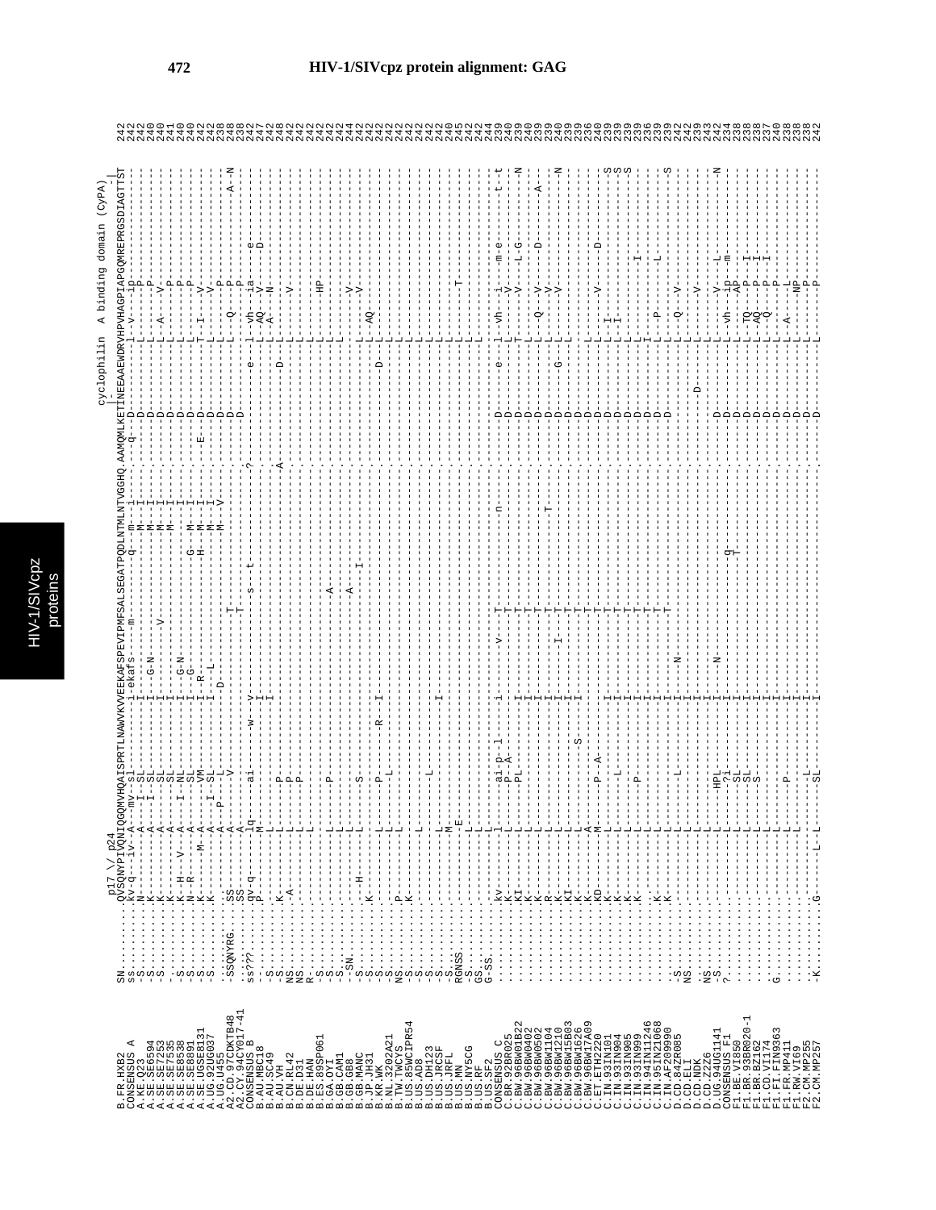```
                 p17 \/ p24                                                                          cyclophilin A binding domain (CyPA)
                                                                                                    |                                   |
B.FR.HXB2        SN........QVSQNYPIVQNIQGQMVHQAISPRTLNAWVKVVEEKAFSPEVIPMFSALSEGATPQDLNTMLNTVGGHQ.AAMQMLKETINEEAAEWDRVHPVHAGPIAPGQMREPRGSDIAGTTST  242
CONSENSUS_A      ss........kv-q---iv--A--mv--sl---------I-ekafs----m----------------q--m--i-----q--D---------------I-V---ip--------------  242
A.KE.Q23                                                                                                                                             242
A.SE.SE6594                                                                                                                                          240
A.SE.SE7253                                                                                                                                          240
A.SE.SE7535                                                                                                                                          241
A.SE.SE8538                                                                                                                                          240
A.SE.SE8891                                                                                                                                          240
A.SE.UGSE8131                                                                                                                                        242
A.UG.92UG037                                                                                                                                         242
A.UG.U455                                                                                                                                            238
A2.CD.97CDKTB48                                                                                                                                      248
A2.CY.94CY017-41                                                                                                                                     238
CONSENSUS_B                                                                                                                                          242
B.AU.MBC18                                                                                                                                           247
B.AU.SC49                                                                                                                                            242
B.AU.VH                                                                                                                                              248
B.CN.RL42                                                                                                                                            242
B.DE.D31                                                                                                                                             242
B.DE.HAN                                                                                                                                             242
B.ES.89SP061                                                                                                                                         242
B.GA.OYI                                                                                                                                             242
B.GB.CAM1                                                                                                                                            242
B.GB.GB8                                                                                                                                             242
B.GB.MANC                                                                                                                                            244
B.JP.JH31                                                                                                                                            242
B.KR.WK                                                                                                                                              242
B.NL.3202A21                                                                                                                                         242
B.TW.TWCYS                                                                                                                                           242
B.US.85WCIPR54                                                                                                                                       242
B.US.AD8                                                                                                                                             242
B.US.DH123                                                                                                                                           242
B.US.JRCSF                                                                                                                                           240
B.US.JRFL                                                                                                                                            245
B.US.MN                                                                                                                                              242
B.US.NY5CG                                                                                                                                           242
B.US.RF                                                                                                                                              244
B.US.SF2                                                                                                                                             239
CONSENSUS_C                                                                                                                                          230
C.BR.92BR025                                                                                                                                         239
C.BW.96BW01B22                                                                                                                                       240
C.BW.96BW0402                                                                                                                                        239
C.BW.96BW0502                                                                                                                                        239
C.BW.96BW1104                                                                                                                                        240
C.BW.96BW1210                                                                                                                                        239
C.BW.96BW15B03                                                                                                                                       239
C.BW.96BW1626                                                                                                                                        236
C.BW.96BW17A09                                                                                                                                       240
C.ET.ETH2220                                                                                                                                         239
C.IN.93IN101                                                                                                                                         239
C.IN.93IN904                                                                                                                                         239
C.IN.93IN905                                                                                                                                         239
C.IN.93IN999                                                                                                                                         236
C.IN.94IN11246                                                                                                                                       239
C.IN.95IN21068                                                                                                                                       239
C.IN.AF20990                                                                                                                                         242
D.CD.84ZR085                                                                                                                                         242
D.CD.ELI                                                                                                                                             242
D.CD.NDK                                                                                                                                             239
D.CD.Z2Z6                                                                                                                                            243
D.UG.94UG1141                                                                                                                                        242
CONSENSUS_F1                                                                                                                                         234
F1.BE.VI850                                                                                                                                          238
F1.BR.93BR020-1                                                                                                                                      238
F1.BR.BZ162                                                                                                                                          238
F1.CD.VI174                                                                                                                                          237
F1.FI.FIN9363                                                                                                                                        240
F1.FR.MP411                                                                                                                                          238
F1.RW.VI69                                                                                                                                           238
F2.CM.MP255                                                                                                                                          238
F2.CM.MP257                                                                                                                                          242
```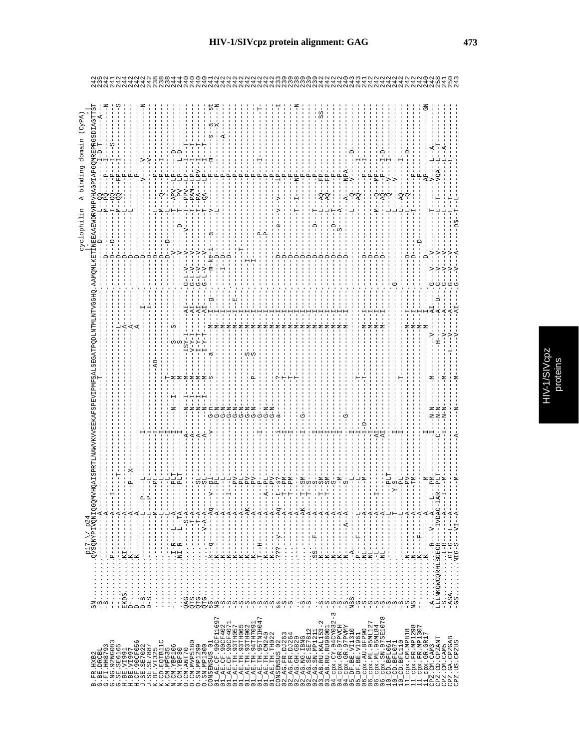# HIV-1/SIVcpz protein alignment: GAG

```
                         p17 \/ p24                                                                                          cyclophilin  A binding domain (CyPA)
                                                                                                                         |-                                         -|
B.FR.HXB2            SN.........QVSQNYPIVQNIQGQMVHQAISPRTLNAWVKVVEEKAFSPEVIPMFSALSEGATPQDLNTMLNTVGGHQ.AAMQMLKETINEEAAEWDRVHPVHAGPIAPGQMREPRGSDIAGTTST  242
G.BE.DRCBL           -S.........--------------A----------------------------------T-----------------------------D-------L--QQ-------I-D-T-----A---  235
G.FI.HH8793          -S.........--------------A--------------------------------------------------------------------------M--PQ------P---I---------N  242
G.NG.92NG083         -..........P-------------A----I------------------------------------------------------D----D-------I--QQ------P---I--S------  241
G.SE.SE6165          -..........----------------------T------------------------------------L-----------------D---------M--QQ-----FP---I---------S  242
H.BE.VI991           EKDS.......KI------------A-------------------------------------------A----------------D-----------L------------P-----------  244
H.BE.VI997           D-.........K-------------A-------P--X-------------------------------A----------------D-----------L------------P-----------  242
H.CF.90CF056         D-.........K-------------A-------------------------------------------A----------------D-----------------------P-----------  242
J.SE.SE7022          D-S........---------------L--P----L--------I-------------------I--------------------D--------------------V---V---------N  242
J.SE.SE7887          D-S........---------------L--P----L--------I-------------------I--------------------D--------------------V--V----------  242
K.BE.VI325           -..........------------M--------PL------I--------------------------------------D----------L-------------P--I-----------  238
K.CD.EQTB11C         -..........--------------L------L--------I-----------AD--------------------------D---------M--Q---------P--I-----------  238
K.CM.MP535           -..........---------------L------L--------I----------T--------------------------D----D------L--Q---------P--------------  238
N.CM.YBF106          -..........I-R---L---A----PLT------I-N--I---M---S--S------------V---------T--APV-LP------D--------------  244
N.CM.YBF30           -..........NI-R---L--TA----PLT------I------M----S-----I-----------V-----D---T--PV--LP------L-D--------------  244
O.CM.ANT70           QAG........--------S-A-----------A---N--I--M---ISY-I------AI--G-L-V---V--------V---T--PPV-LP-----I---T-------  240
O.CM.MVP5180         QTS........--------T-A---------SL----A---N--I--M---V-Y-I------AI--G-L-V---V------------T--PAM-LP-----I---T-------  240
O.SN.MP1299          QTG........--------T-A---------SL----A---N--I--M---I-Y-T------AI--G-L-V---V------------T--PA--LPV----I---T-------  240
O.SN.MP1300          QTG........--------V-A-A-------SL----A---N--I--M---I-Y-T------AI--G-L-V---V------------T--QA--LP-----I---T-------  240
CONSENSUS_01         SS.........k-q------Aq---v--pl-----v--G-n--s-----a-----M----I--g-----m-ke-i---a------v--------P---m--------s--a---st  241
01_AE.CF.90CF11697   NS.........K-------------A-------PL------G-N-----------------M----I-------D---------L--------------P-----------X---N  242
01_AE.CF.90CF402     -S.........K-------------A-------L------G-N-----------------M----I-------I--D---------------------P-----------A------  242
01_AE.CF.90CF4071    -S.........K-------------A---I---L------G-N-----------------M----I-------D---------------------------P------------------  242
01_AE.TH.93TH057     -S.........K-------------A-------PV-----G-N-----------------M----I-------------------------------P------------------  242
01_AE.TH.93TH065     -S.........K-------------A-------PL-----G-N-----------------M----I--E-------T--------------------P------------------  242
01_AE.TH.93TH902     -S.........K-------------AK------PV-----G-N------------S----M----I--------------------------------P------------------  242
01_AE.TH.94TH7091    -S.........K-------------A-------PV-----G-N-------P------S----M----I-------I--------------------------P------------------  242
01_AE.TH.95TNIH047   -S.........T--H----------A-------P------I--G-N-----------------M----I-------I------P--------------------P------I-----T-  242
01_AE.TH.CM240       -S.........K-------------A--A----PL-----G-N-----------------M----I----------------P--------------------P------------------  242
01_AE.TH.TH022       -S.........K-------------A-------PV-----G-N-----------------M----I----------------------------------P------------------  242
CONSENSUS_02         ss.........???--y-----Aq---t--s?------i--a------?----------M----I--------D--------e---v--v----iP------------------t  233
02_AG.FR.DJ263       -S.........--------------A-----T--PM------I----------T-----------M----I--------D-----------------------P------------------  239
02_AG.FR.DJ264       -S.........--------------A-----T--PM------I----------T-----------M----I--------D-----------------------P------------------  239
02_AG.GH.G829        -..........--------------A-------------I----------T-----------M----I--------D---------------------------P------------------  238
02_AG.NG.IBNG        -S.........--------------AK----T--SM------I---G----------------M----I--------D-----------T--I---NP------------------N  239
02_AG.SE.SE7812      -S.........--------------A-----T--S-------I----------------------M----I--------D---------------------------P------------------  239
02_AG.SN.MP1211      -..........SS---F------A-----T--S------I-------------------------M----I--------D----D-----T-------------P------------------  239
03_AB.RU.KAL153-2    -S.........K-------------A-----T--SM------I-------------------M----I--------D----------L--AQ---FP------------------SS-  242
03_AB.RU.RU98001     -S.........K-------------A-----T--SM------I-------------------M----I--------D----------L--AQ---FP------------------  242
04_cpx.CY.94CY032-3  -S.........N-------------A--------S-------I--------------------M----I--------D----D-----T---------P------------------  242
04_cpx.GR.97PVCH     -S.........K-------------A--------M------I-------------------M----I--------D----S-----A---------P------------------  242
04_cpx.GR.97PVMY     -S.........N-------------A--A------S-----I--G----------------M----I--------D------------A----NPA---------------------  240
05_DF.BE.VI1310      NSS........-A-------------------------I-----------------------------------------------Q-----V--------D------------  243
05_DF.BE.VI961       -G.........P---F---L-------L-------I-----------T----------------------------------L--AQ------------------------  243
06_cpx.AU.BFP90      -S.........---------------A------M------I-D-------T-----------M----I------D--------L------------I------------------  241
06_cpx.ML.95ML127    -S.........NL-------------A-------------------------------------M----I------D--------------------P--I---------------  242
06_cpx.ML.95ML84     -S.........NL-------------A-------------AI------------------M----I------D-------M---Q---MP------------------  242
06_cpx.SN.97SE1078   -S.........NL-------------A-------------AI------------------M----I------D-------L---AQ---P----I-D---------------  242
10_CD.BFL061         -S.........----------------L--------PLT---------------------------------------L---Q----V------I---------------  242
10_CD.BFL071         -S.........----------------T-----Y-S----I-----------T-----------------------G-------------L---Q----V------------------  242
10_CD.BFL110         -S.........----------------L--------PL------I-------------------------------------------------L--AQ-----------I---------------  242
11_cpx.CM.MP818      -S.........N-------------A--------PV----------------------M----I------D--------L---Q-----------------D----------  242
11_cpx.FR.MP1298     NS.........N-------------A-------TM---------------------------M----I------D-------I-----------------------------  242
11_cpx.FR.MP1307     -..........---F-------A--------------------------------------M----I------D-----D-------------P----------------  242
11_cpx.GR.GR17       -..........K-------------A-------M-----------------------------M----I-------------------------AP-------------------GN  240
CPZ.CM.CAM3          -A.........R---V-----A---L---PM------I--N-N------M-----------V----AI--G--V--V-----------T------V----L---A----------  242
CPZ.CD.CPZANT        LLLNKQWCQRHLSGEGR--IVDAG-IAR--PLT------C---N-N------------H----A-D--G--V--V------------L--T---VQA--L---T---------  258
CPZ.CM.CAM5          -S.........I-R---------------A----I--M------I--N-N------M------------A----------G--V--V-----------L--T-----------L---A-----------  241
CPZ.GA.CPZGAB        -ASA.......GI-G---L---A-------------------------------L---V-----A---------G--V--V----D----------L--T----------L-------------  250
CPZ.US.CPZUS         -GS........NIG-S---VI-A-----M-----A-----N------M-------V------AI--G--V--A----D$--T--L-----------------------------  243
```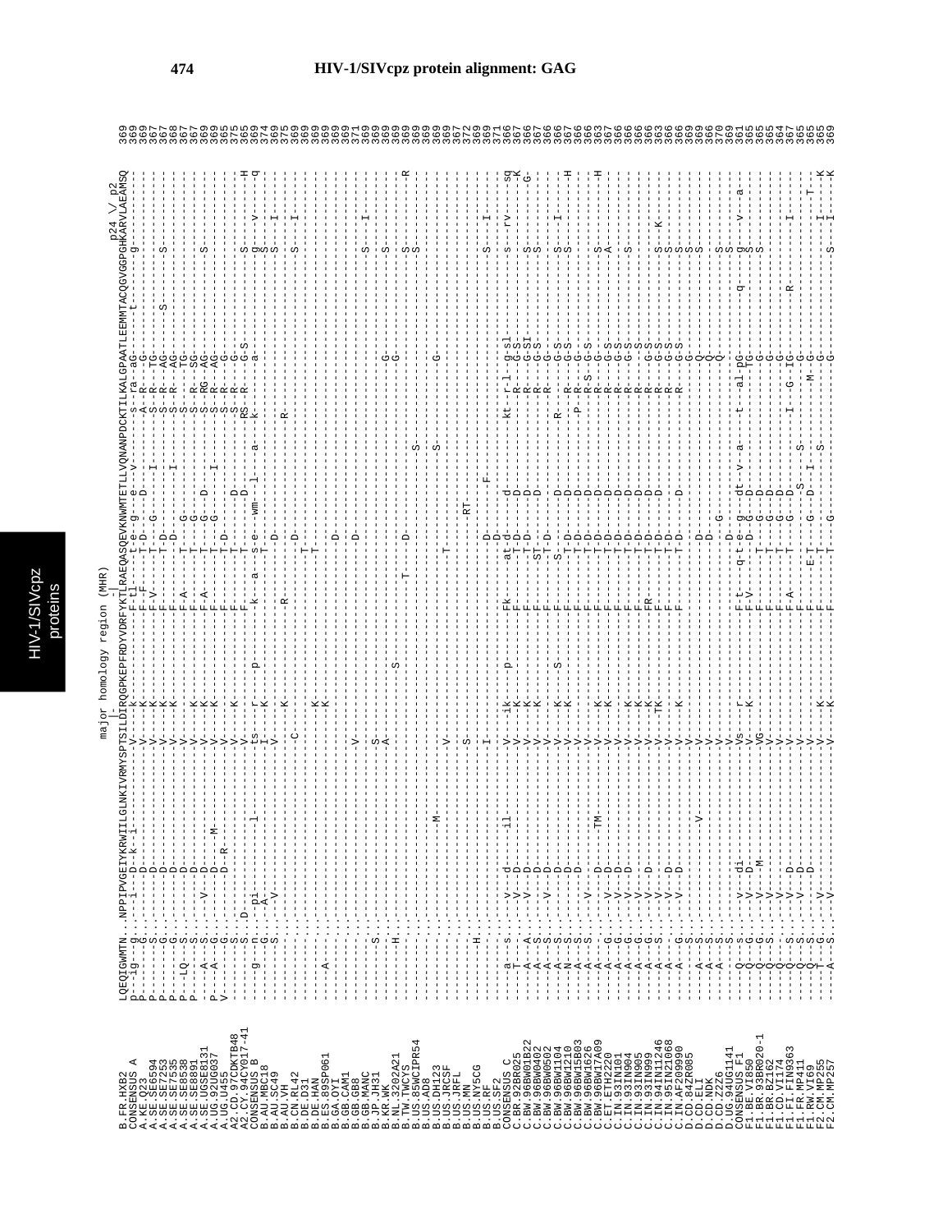# HIV-1/SIVcpz protein alignment: GAG

```
                                        major homology region (MHR)
                                                   |-                                            p24 \/ p2
B.FR.HXB2          LQEQIGWMTN...NPPIPVGEIYKRWIILGLNKIVRMYSPTSILDIRQGPKEPFRDYVDRFYKTLRAEQASQEVKNWMTETLLVQNANPDCKTILKALGPAATLEEMMTACQGVGGPGHKARVLAEAMSQ  369
CONSENSUS_A        p---ig---g.....i---D--k--i------------V----k---------------F-tl---t-e--g---e---v--------s--ra--aG-------t------g-----------  369
A.KE.Q23           P-------S.........D---------------------V----K---------------F--F---T-D-----D--------------A--R---G-------------------------  369
A.SE.SE6594        P-------S.........D---------------------V----K---------------F-V----T---G------I--------S--R--TG----------------------------  367
A.SE.SE7253        P-------G.........D---------------------V----K---------------F------T-D-------------------S--R--AG----------S---------------  367
A.SE.SE7535        P-------G.........D---------------------V----K---------------F------T-D-------------------S--R--AG----------------S----------  368
A.SE.SE8538        P---LQ--S.........D---------------------V----K---------------F------T---------I-----------S--R--TG----------------------------  367
A.SE.SE8891        P-------S.........D---------------------V----K---------------F-A----T---G-----------------S--R--SG----------------------------  367
A.SE.UGSE8131      ----A---S......V--D---------------------V----K---------------F-A----T---G----D------------S--RG-AG----------------S----------  369
A.UG.92UG037       P---A---G.........D-----M---------------V----K---------------F------T-D-----------I-------S--R--AG----------------------------  369
A.UG.U455          V-------G.........D--R------------------V--------------------F------T-D------------------S--R---G----------------------------  365
A2.CD.97CDKTB48    --------S....D--------------------------V----K---------------F------T-------D-------------S--R---G----------------------------  375
A2.CY.94CY017-41   --------S.......................-----V-----------------------F------T-------D-------------RS--R--G-S---------------S--------H  365
CONSENSUS_B        ----g---n....pi---------l---------------ts---r-------p-------k---a---s-e---wm---l-----a---k--------a-----------------g-----v---q  369
B.AU.MBC18         --------G....A---------------------------I---K---------------------T-------------------------------------------------S--------  374
B.AU.SC49          --------S....V---------------------------V--------------------------D---------------------------------------------------S----I--  367
B.AU.VH            ----------------------------------------V----K----------------R------D-------------------------------------------------------  369
B.CN.RL42          ------------------------------------------C-----------------------------------------R-----------------------------------------  375
B.DE.D31           -------------------------------------------------------------------D------------------------------------------------S----I---  369
B.DE.HAN           ---------------------------------------------K----------------------T----------------------------------------------------------  369
B.ES.89SP061       ----A--------------------------------------K----------------------T--------------------------------------------------------  369
B.GA.OYI           ----------------------------------------------------------------------D-------------------------------------------------------  369
B.GB.CAM1          --------------------------------------------------------------------------------------------------------------------------  369
B.GB.GB8           --------------------------------------V------------------------------D------------------------------------------------------  371
B.GB.MANC          -------------------------------------------------------------------------------------------------------------------------------  369
B.JP.JH31          --------S.............................S---------------------------------------------------------G------------------S----I----  371
B.KR.WK            --------------------------------------A-------------------------------------------------------G------------------S------------  369
B.NL.3202A21       --------H.............................------------S---------------------------------------------------------------------------  369
B.TW.TWCYS         ------------------------------------------------------------T-------D-----------------------------------------------------------  369
B.US.85WCIPR54     --------------------------------------------------------------------------S----------------------------------------------S-----R  369
B.US.AD8           ---------------------M------------------------------------------------------------------------------------S-----------------  369
B.US.DH123         ----------------------------------------------------------------------------S------------G----------------------------------  369
B.US.JRCSF         --------------------------------------V--------------------------------T--------------------------------------------------------  369
B.US.JRFL          -------------------------------------------------------------------------------------------------------------------------------  367
B.US.MN            --------------------------------------S-----------------------------------RT-----------------------------------------------------  372
B.US.NY5CG         --------H......................................................................................................................  369
B.US.RF            -------------------------------------I-----------------------------D------F-------------------------------------------S----I---  369
B.US.SF2           ------------------------------------------------------------------D----------------------------------------------------------  371
CONSENSUS_C        ----a---s......v---d------il-----------V----ik--------p-----Fk------at-d-----d--------kt--r-l--g-sl-------------s----rv-----sq  366
C.BR.92BR025       ----T---S......V---D--------------------V----K---------------F-------T-D----D-------------R----G-S---------------------------K  366
C.BW.96BW01B22     ----A---S......V---D--------------------V----K---------------F-------T-D----D-------------R----G-SI---------------S-----------G-  367
C.BW.96BW0402      ----A---S......V---D--------------------V----K---------------F-------ST-D----D-------------R----G-S----------------S-----------  366
C.BW.96BW0502      ----A---S.......V--D--------------------V----K---------------F-------T-D-------------------R----G-----------------------------  366
C.BW.96BW1104      ----A---S..........D--------------------V----K------S--------F------S---------D-----------R--------G-S---------------S----I-----  367
C.BW.96BW1210      ----N---S..........D--------------------V----K---------------F-------T-D----D-------------R----G-S----------------S-----------H  366
C.BW.96BW15B03     ----A---S.........D---------------------V--------------------F-------T-D----D-------------P--R----G----------------------------  366
C.BW.96BW1626      ----A---S......V------------------------V--------------------F-------T-D----D-------------R-S--G-S-----------------------------  363
C.BW.96BWM032      ----A---S.........-------TM-------------V----K---------------F-------T-D----D-------------R----G-S---------------S----------H  367
C.ET.ETH2220       ----A---G......V---D--------------------V----K---------------F-------T-D----D-------------R----G-S---------------A-----------  366
C.IN.93IN101       ----A---G......V---D--------------------V--------------------F-------T-D----D-------------R----G-S-----------------------------  366
C.IN.93IN904       ----A---G......V---D--------------------V----K---------------F-------T-D----D-------------R----G-S---------------S-----------  366
C.IN.93IN905       ----A---G......V------------------------V----K---------------F-------T-D----D-------------R----G-S-----------------------------  366
C.IN.93IN999       ----A---G......V---D--------------------V----K---------------FR------T-D----D-------------R----G-S-----------------------------  366
C.IN.94IN11246     ----A---S......V---D--------------------V----TK--------------F-------T-D----D-------------R----G-S---------------S----K-------  363
C.IN.95IN21068     ----A---G......V---D--------------------V----K---------------F-------T-D----D-------------R----G-S---------------S-----------  366
C.IN.AF20990       ----A---G......V---D--------------------V----K---------------F-------T-D----D-------------R----G-S---------------S-----------  366
D.CD.84ZR085       ----A---S......V------------------------V----K---------------F-------T-D-------------------------G--------------------------  366
D.CD.ELI           --------S.......................V------V--------------------------------------------------------Q------------------S----------  369
D.CD.NDK           ----A---S.......................-------V-------------------------D--------------------------------Q------------------S--------  366
D.CD.Z2Z6          ----A---S.......................-------V-------------------------D---G--------------------------Q------------------S----------  370
D.UG.94UG1141      --------S.......................-------V--------------------------D-------------------------------------------S----------  369
CONSENSUS_F1       ----Q---s......v---di-----------------Vs---r---------------F-t---q-t-e--g--dt--v--a----t--al-pG---------q------g----v-----a-  361
F1.BE.VI850        ----Q---G......V---D--------------------V----K---------------F-V-----D---D--D---------------IG--------------------S------------  365
F1.BR.93BR020-1    ----Q---G......V---M--------------------VG-------------------F--------T---G--D--------------G-------------------S------------  365
F1.CD.VI174        ----Q---S......V------------------------V--------------------F--------T---G--D--------------G----------------------------------  362
F1.FI.FIN9363      ----Q---S......V---D--------------------V--------------------F--------T---G--D---------------G--------------------------------  364
F1.FR.MP411        ----Q---S......V---D--------------------V--------------------F-A------T---G--D---------I--G--IG------R-----------------I----  367
F1.RW.VI69         ----Q---S......V---D--------------------V--------------------F--------E-T---G--D--I----------M--G--------------------------  365
F2.CM.MP255        ----T---G......V------------------------V----K---------------F--------T---G--D--S----------G-------------------------I---T--  365
F2.CM.MP257        ----A---S......V------------------------V----K---------------F--------T----G---S-----------G------------------S----I----K  369
```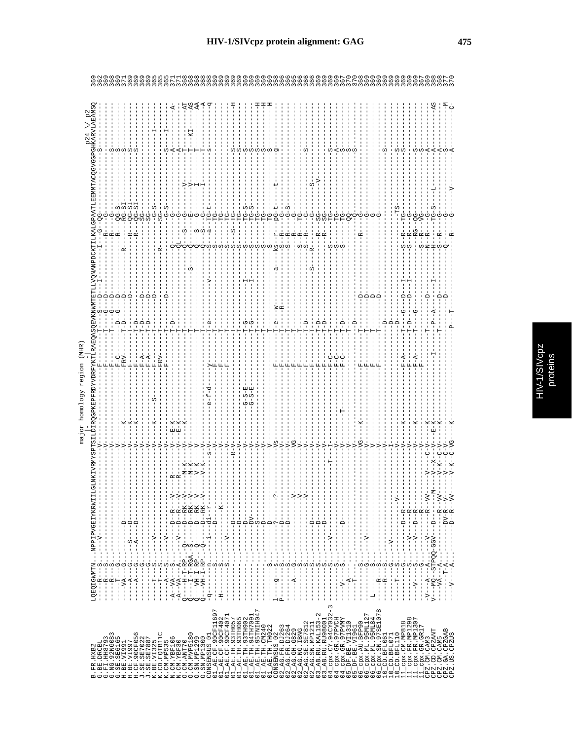# HIV-1/SIVcpz protein alignment: GAG

The alignment below is a best-effort reading of a rotated, low-resolution page. Individual residue positions in the sequence rows may not be exact.

```
                                                               major homology region (MHR)                                                   p24 \/ p2
                                                                 |-                    -|
B.FR.HXB2            LQEQIGWMTN...NPPIPVGEIYKRWIILGLNKIVRMYSPTSILDIRQGPKEPFRDYVDRFYKTLRAEQASQEVKNWMTETLLVQNANPDCKTILKALGPAATLEEMMTACQGVGGPGHKARVLAEAMSQ   369
G.BE.DRCBL           ----R---S.....---V-----------------------V------------------F------T---S---D---I---------------I---G-QG---------------S---------   362
G.FI.HH8793          ----R---S.........------------------------V-----------------F------T---G-D---------------------R---G-----------------------------   369
G.NG.92NG083         ----R---S.........------------------------V-----------------F------T---G-D---------------------R---G-----------------------------   368
G.SE.SE6165          ----T---G.........------------------------V-----------------F------T---G-D---------------------R---G----------------S------------   368
H.BE.VI991           ----VA--G.......D-------------------------V---K-------------F-C----D---G-D--------------R------R---QG-S---------------S---------   371
H.BE.VI997           ----A---G.....S.D-------------------------V---K-------------FRV----T-D---D----------------------RG-SI--------------S-------------   369
H.CF.90CF056         ----A---G.....A.D-------------------------V---K-------------F------T-D---D--------------------R---QG-SI-------------S------------   369
J.SE.SE7022          --------G.........------------------------V-----------------F-A----T-D----D-------------------------QG-SI------------------------   369
J.SE.SE7887          --------G.........------------------------V-----------------F-A----T-D----D-------------------------SG--------------------------   369
K.BE.VI325           ----T---S.....V...------------------------V-----S-----------F------T-D----D-------------------------SG--------------------------   365
K.CD.EQTB11C         ----T---S.........------------------------V---K-------------FRV----T---------------------------------G-S-----------------I------   365
K.CM.MP535           ----A---S.........------------------------V-----------------F------T---------------------R-----------SG----------------------------   365
N.CM.YBF106          -A--VA--S.....V...D--R--V---R-------------V---E-K-----------F------T-D---D----------------------------G-S------------S----I-------   371
N.CM.YBF30           -A--VA--A.....V...D--R--V---R-------------V---E-K-----------F------T-D--------------------Q-----------G-----------------A---------A-   371
O.CM.ANT70           Q---H-T-RP...Q---D--RK-V----M-K-----------V---E-K-----------F------T----------------------QL-----------G-----------------A---------   368
O.CM.MVP5180         Q---I-T-RGA..S---D--RK-V----M-K-----------V---K-------------F------T-----------------S----Q---S------G--------V--------T---------AT   368
O.SN.MP1299          Q---VH-I-RP..Q---D--RK-V----V-K-----------V-----------------F------T-----------------------Q---S------E--------V--------T---KI----AS   368
O.SN.MP1300          Q---VH-I-RP..Q---D--RK-V----V-K-----------V-----------------F------T-----------------------Q---S------G--------I--------T---KI----AA   368
CONSENSUS_01         -q------n....i---di--r-------------------s-v---------e-f-d---y------T-e----D---------------v-------S---a-TG-t----I--------s-------q   368
01_AE.CF.90CF11697   ---------S.........D-----------------------V-----------------F------T-------------------------------S-------TG-----------------------   369
01_AE.CF.90CF402     -H------S.........----K-------------------V-----------------F------T-------------------------------S-------TG-----------------------   369
01_AE.CF.90CF4071    --------S.....V...-------------------------V-----------------F------T-------------------------------S-------TG-----------------------   369
01_AE.TH.93TH057     --------.........D---------------------R-V------------------F------T-------------------------------S---S--TG----------------S-----H   369
01_AE.TH.93TH065     ---------.........D-------------------------V------------------------T-------------------------------S--------TG---------------S------   369
01_AE.TH.93TH902     -------- .........D-------------------------V----------G-S-E----------T-G-----------I----------------S--------TG-S-------------S------   369
01_AE.TH.94TH7091    ---------.........DV------------------------V----------G-S-E----------T-G-----------I----------------S--------TG-S-------------S------   369
01_AE.TH.95TNIH047   ---------.........S-------------------------V------------------------T-------------------------------S--------TG---------------S-----H   369
01_AE.TH.CM240       ---------.........D-------------------------V------------------------T-------------------------------S--------TG---------------S-----H   369
01_AE.TH.TH022       ---------.........D-------------------------V------------------------T-------------------------------S--------TG---------------S-----H   369
CONSENSUS_02         1---g---S.........D-----?-------------------Vs--------------F------T-e--w-----------a-------ks--r---rG-t-------t---------g---------   368
02_AG.FR.DJ263       P---g---S.........D-------------------------V---------------F------T----R------------------S--R---rG-t----------------------------   366
02_AG.FR.DJ264       ---------S.........D-------------------------V---------------F------T--------------------------S--R---G-S-------------------------   366
02_AG.GH.G829        -----A---G.........-----V-------------------VG--------------F------T-------------------------------R---G----------------------------   365
02_AG.NG.IBNG        ---------S.........-----V-------------------V---------------F------T-----------------------------S--R---TG---------------------------   366
02_AG.SE.SE7812      ---------S.........-----V-------------------V---------------F------T-D--------------------------S--R---G-------------S-------------   366
02_AG.SN.MP1211      ---------S.........D-------------------------V---------------F------T-------------------S--------R------G------S-------------------   366
03_AB.RU.KAL153-2    ---------S.........D-------------------------V---------------F------T-D--------------------------R-----SG-------V-----------------   369
03_AB.RU.RU98001     ---------S.........D-------------------------V---------------F------T-D--------------------------R-----SG-------------------------   369
04_cpx.CY.94CY032-3  ---------S......V..--------------T-----------I---------------F-C----T--------------------------S-------TG---------------S-------   369
04_cpx.GR.97PVCH     ---------S.........--------------------------V---------------F-C----T--------------------------S-------TG---------------A-------   369
04_cpx.GR.97PVMY     ---V----S.........D-------------------------V-------T--------F-C----T-D------------------------S-------TG---------------S-------   367
05_DF.BE.VI1310      ---A----.........----------------------------V------------------------T------------------------S-------QQ---------------S-------   370
05_DF.BE.VI961       ---T----.........----------------------------V------------------------D-----------------------------------Q---------------S-------   370
06_cpx.AU.BFP90      ---------S.........-------------------------VG---K-----------F------T----D-------------------R------G---------------------------   368
06_cpx.ML.95ML127    ---------G......V..--------------------------V---------------F------T----D--------------------------G---------------------------   369
06_cpx.ML.95ML84     -L------S.........----------------------------V---------------F------T----D--------------------------G---------------------------   369
06_cpx.SN.97SE1078   ----R---S.........----------------------------V---------------F------T----D--------------------------G---------------------------   369
10_CD.BFL061         ----R---S.........----------------------------V----------------------D--------------------------------------------------S-------   369
10_CD.BFL071         --------G.....V...--------V--------------------I----------------------D--------------------------------------------------------   369
10_CD.BFL110         ----T---S.........----------------------------V----------------------D------------------------------------TS-----------------------   369
11_cpx.CM.MP818      --------G.........D--R-------------------------V---K-----------F-A----T-D---G-D---I------------S--R---TG--------------S-------   369
11_cpx.FR.MP1298     --------S......V..D--R-------------------------V---------------F------T-D-------D---I------------S--R---G---------------S-------   369
11_cpx.FR.MP1307     ---V----S......V..D--R-------------------------V---K-----------F-A----T-----G----------------------RG---QG--------------S-------   369
11_cpx.GR.GR17       ----R---G.........-R-------------------------V-------------------------T--------------------------R---VG--------------S-------   367
CPZ.CM.CAM3          -V--A---A.....V...-R--VW---V---C-V---K---------------------------T--------D---------------S--N--R---G---------------A-------   369
CPZ.CD.CPZANT        V--MQ--STPQQ-GGV-D---M---V-X-V---E-K-----------------I-------P--A-----I-----------H--R---TG-S------L------A---------AS   388
CPZ.CM.CAM5          ---VA--A.........-R--VW----V-K-C-V--------------------------T------D--------------S---R---G---------------A---------   368
CPZ.GA.CPZGAB        -----T-A.........DV-R-V-----V---C-V----------------------------------D-------------Q---R---G---------------S-------M   377
CPZ.US.CPZUS         ---V----A.........D--R-VV---V-K-C-VG---K-------------------P--T-------------------------R---G------V-----------A-------C-   370
```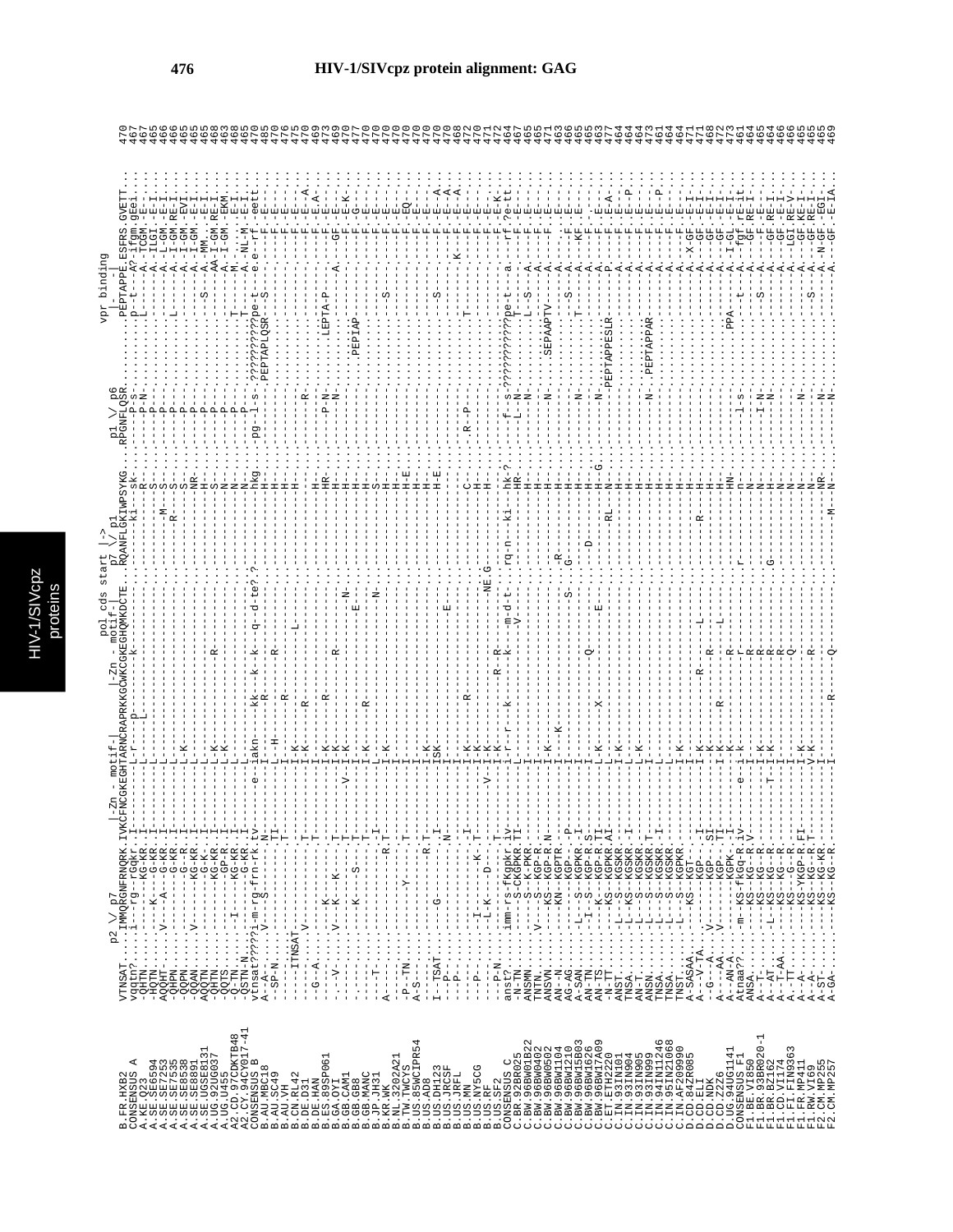# HIV-1/SIVcpz protein alignment: GAG

```
                                                   pol cds start |->                                          vpr binding
              p2 \/ p7          |-Zn - motif-|      |-Zn - motif-|  p7 \/ p1        p1 \/ p6                  |---|
B.FR.HXB2       VTNSAT....IMMQRGNFRNQRK.IVKCFNCGKEGHTARNCRAPRKKGCWKCGKEGHQMKDCTE...RQANFLGKIWPSYKG....RPGNFLQSR.........PEPTAPPE.ESFRS.GVETT...  470
CONSENSUS_A     vqgtn?....i--rg--rGqkr..I-----------L-r----p------k--------------........-ki---sk-....-----P-s-..........p-t---A?-ifgm.gEe1....  467
```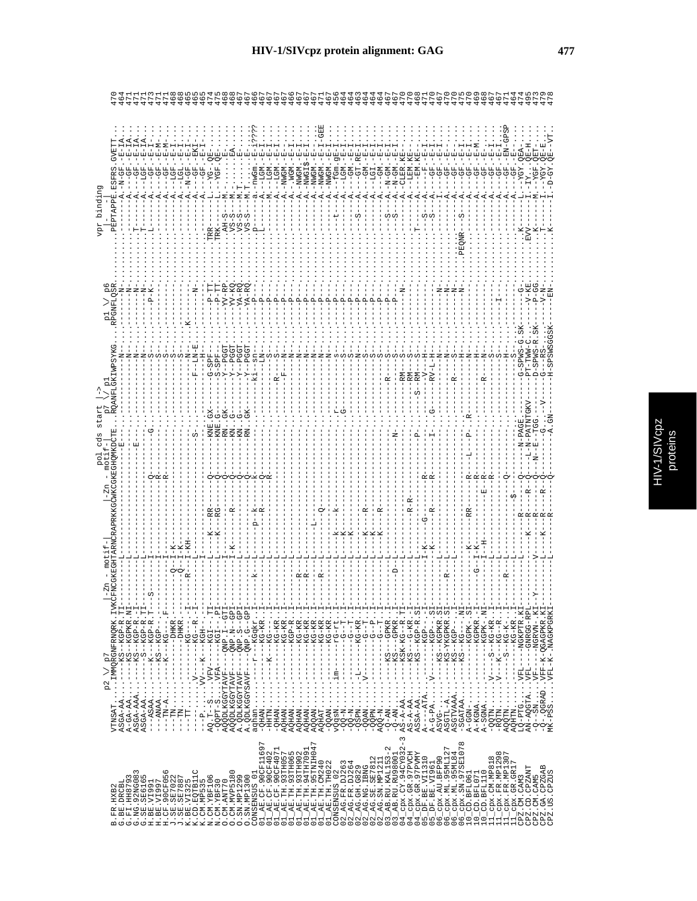# HIV-1/SIVcpz protein alignment: GAG

```
                              p2 \/ p7        |-Zn - motif-|              |-Zn - motif-|  pol cds start |->          p1 \/ p6              vpr binding
                                                                                            p7 \/ p1                                          |-----|
B.FR.HXB2              VTNSAT....IMMQRGNFRNQRK.IVKCFNCGKEGHTARNCRAPRKKGCWKCGKEGHQMKDCTE...RQANFLGKIWPSYKG.....RPGNFLQSR..........PEPTAPPE.ESFRS.GVETT....  470
G.BE.DRCBL             ASGA-AA.......KS--KGP-R.TI-----------L--------------------E-.........-----------N-.........N-...............A-N-GF.-E-IA....  464
G.FI.HH8793            A-GA-AA.......KS--KGPKR.NI-----------L-----------------------.........-----------N-.........N-...............A---GF.-E-IA....  471
G.NG.92NG083           ASGA-AAA......KS--KGP-R.-I-----------L--------------------E-.........-----------N-.........N-...............A---GF.-E-IA....  471
G.SE.SE6165            ASGA-AA.......-S--KGP-R.TI-----------L-----------------------.........-----------N-.........N-...........T---A---LGF.-E-IA....  471
H.BE.VI991             --ASA.........K---KGP-R.TI----S------L--------------Q----------.........-----------S-.........-P-K.........L---A---GF.-E-I....  473
H.BE.VI997             --ANAA........KS--KGP--.--------------I-------------R-G---------.........-----------S-.........---...............A---GF.-E-M....  471
H.CF.90CF056           --TN-A........KS--KG---.F-----------I--------------R-------------.........-----------S-.........---...............A---GF.-E-M....  471
J.SE.SE7022            --TN..........-------DHKR.-------Q--I-K-----------------------.........-----------S-.........---...............A---LGF.-E-I....  468
J.SE.SE7887            --TN..........-------DHKR.-------Q--I-K-----------------------.........-----------S-.........---...............A---LGL.-E-I....  468
K.BE.VI325             --TT..........-------KG--.-I------R--I-KH---------------------.........-----------N-.........K--...............A-N-GF.-E-I....  465
K.CD.EQTB11C           ..............V---KG--R.-I-----------L--------------S-----------.........---F--LN-E.........-N-...............A---GF.-EKI....  465
K.CM.MP535             --P...........VV---K---KGH-.-------------I----------------------.........-----------H-.........---...............A---GF.-E-I....  465
N.CM.YBF106            AQ-T--S.......VFV----KGI--TI-----------L-----K---RR-----Q---------KNE.GX----G-SPF-.........-P-TT.....TRR-------L---YG-.QE-.....  474
N.CM.YBF30             -QQPT-S.......VFA-----KGI---PI---------L-----K---RG-----Q---------KNE.G-----S-SPF-.........-P-TT.....TRK-------L---YGF.QE-.....  475
O.CM.ANT70             AQQDLKGGYTAVF---QNP-I--GTI------------I-K-----------Q---------RN..GK----Y--PGGT.........YV-RP.....AH-S---M-........E-.....  468
O.CM.MVP5180           AQQDLKGGYTAVF---QNP-N--GPI------------I-K--------R--Q---------KN..G-----Y--PGGT.........YV-KQ.....VS-S---M-........EA.....  468
O.SN.MP1299            A.QDLKGGYTAVF---QNP-S--GPI-----------L-----------------Q---------KN..G-----Y--PGGT.........YA-RQ.....VS-S---M.T.......E-.....  467
O.SN.MP1300            A.QDLKGGYSAVF---QNP.G--GPI-----------L-----------------Q---------RN..GK----Y--PGGT.........YA-RQ.....VS-S---M.T.......E-.....  467
CONSENSUS_01           aqhan.........r---KGqkr.-I----k------L-----p--k---k----Q---------.........ki-sn-........-P-...........p---a--nwGm.-E-i????  466
01_AE.CF.90CF11697     -QHAN.........-----KG-KR.-I-----------L----------R-----Q-----------.........---LN---.........-P-............L---A---LGM.-E-I....  467
01_AE.CF.90CF402       -HHTN.........K----KG-KR.-I-----------L----------------R-----------.........---------.........-P-...............M---LGM.-E-I....  467
01_AE.CF.90CF4071      -QHAN.........-----KG-KR.-I-----------L-----------------------------.........-R----S-.........-P-...............A---LGM.-E-I....  467
01_AE.TH.93TH057       AQHAN.........-----KG-KR.-I-----------L-----------------------------.........-F----N-.........-P-...............A---NWGM.-E-I....  467
01_AE.TH.93TH065       AQHAN.........-----KGP-R.-I-----------L-----------------------------.........------N-.........-P-...............A---.WGM.-E-I....  466
01_AE.TH.93TH902       AQHAN.........-----KG-KR.-I------R----L-----------------------------.........------N-.........-P-...............A---NWGM.-E-I....  467
01_AE.TH.94TH7091      AQHAN.........-----KG-KR.-I------R----L-----------------------------.........------N-.........-P-...............A---NWGI$-E-I....  467
01_AE.TH.95TNIH047     AQQAN.........-----KG-KR.-I-----------L--------L--------------------.........------N-.........-P-...............A---NWGM.-E-I....  467
01_AE.TH.CM240         AQHAT.........-----KG-KR.-I------R----L------------Q----------------.........------N-.........-P-...............A---NWGM.-E-I-GEE  471
01_AE.TH.TH022         -QQAN.........-----KG-KR.-I-----------L-----------------------------.........------N-.........-P-...............A---NWGM.-E-I....  467
CONSENSUS_02           vQSN..........im---r-G--T.-I-----------L---k----k-------------------.........r----S-.........-P-...........t---A---fGm.gE-I....  466
02_AG.FR.DJ263         -QQ-N.........-----G--T.-I-----------L---K---------------------------.........G----S-.........-P-...............A---LGM.-E-I....  464
02_AG.FR.DJ264         -QQ-N.........-----G--T.-I-----------L---K---------------------------.........-----S-.........-P-...............A---GM.-E-I....  464
02_AG.GH.G829          -QSPN.........L----KG-KR.-I-----------L----------------------------.........------N-.........-P-...........S---A---GT.RE-I....  463
02_AG.NG.IBNG          -QQAN.........V----G--T.-I-----------L---K---------R-----------------.........-----S-.........-P-...............A---GM.-E-I....  464
02_AG.SE.SE7812        -QQPN.........-----G--P.-I-----------L---K---------------------------.........-----S-.........-P-...............A---LGI.-E-I....  464
02_AG.SN.MP1211        AQQ-N.........-----G--T.-I-----------L---K---------R-----------------.........-----S-.........-P-...............A---GM.-E-I....  464
03_AB.RU.KAL153_2      -Q-AN.........KS---GPKR.-I-----------L-------------------------------.........R----S-.........-P-...........S---A-N-GM.-E-I....  467
03_AB.RU.RU98001       -Q-AN.........KS---GPKR.-I------D----L-----------------------N--------.........-----S-.........-P-...........S---A---GM.-E-I....  467
04_cpx.CY.94CY032-3    AS-A-AA.......KSK-KG--R.TI-----------L-----------------------------.........RM---S-.........-N-...............A---CLER.KE-....  470
04_cpx.GR.97PVCH       AS-A-AA.......KS--G-KR.-I-----------L--------R-R------------------.........RM---S-.........---...............A---LEM.KE-....  470
04_cpx.GR.97PVMY       ASSA-AA.......KS--KGP-R.SI-----------L-------------------------P-...........S--RM---S-.........---...........T---A---EM.KE-....  468
05_DF.BE.VI1310        A---ATA.......-----KGP--.-I-----------I-K--------G----R------------.........--V----H-.........---.........S---A-----F.-E-I....  471
05_DF.BE.VI961         A-G-PA........V----KGP--.SI-----------I-K------------R-----I--------G....RV-L-H-.........---...........S---A---GF.-E-I....  470
06_cpx.AU.BFP90        ASVG-.........-----KS--KGPKR.SI-----------L-----------------------------.........------N-.........N-...........I---A---GF.-E-I....  467
06_cpx.ML.95ML127      ASGTL-A.......-----KS--YKGPKR.SI------R----L-----------------------------.........------N-.........N-...............A---GF.-E-I....  470
06_cpx.ML.95ML84       ASGTVAAA......-----KS--KGP--.SI-----------L-----------------------------.........R----N-.........N-...............A---GF.-E-I....  470
06_cpx.SN.97SE1078     -SGATAA.......-----KS--KG---.NI-----------L-----------------------------.........------H-.........N-.....PEQNR---S---A---GF.-E-I....  475
10_CD.BFL061           A-GGN-........-----KGPK-.SI-----------K-----RR-----R---------L--P--R....---------.........---.........---A---GF.-E-I....  470
10_CD.BFL071           A-KGNA........-----KGPKR.-I------G--I-K-------------R-----------------.........------H-.........---...............A---GF.-E-M....  469
10_CD.BFL110           A-SGNA........-----KGPK-.NI-----------I-H---------E-R-----------------.........-R---N-.........---...............A---GF.-E-....  468
11_cpx.CM.MP818        -QQTN.........V----S--KG-KR.-I-----------L-----------------------R-----------.........------N-.........---...............A---GF.-E-I....  467
11_cpx.FR.MP1298       -RQTN.........V---K---KG-K--R.-I-----------L-----------------------------------.........------S-.........-I-...............A---GF.-E-I....  467
11_cpx.FR.MP1307       AQQTN.........-----S--KG-K--.-I------R----L-----------------Q-----------------.........------H-.........---...............A---GF.-EN-GPSP  471
11_cpx.CM.CAM3         AQHTN.........-----KG-KR.-I-----------L--------$-----------------------.........------S-.........---...............A---GF.-E-.....  464
CPZ.CM.CAM3            LQ-PTG........VFL---NGKPTR.KI----------L------R-----R-----Q--N-PAGE.........G--SPWS-G.SK-........G-...........K-------L---YGY.QEA.....  474
CPZ.CD.CPZANT          AN-AQGTA......VFL---GNRGG-RPL--------------K---R----R----Q--L-N-PATNTGKV....PT-TWW-C.........V-KE.....EVV-------L-IY-.QE-H.....  495
CPZ.CM.CAM5            -Q--SN........VF----NGRVN-.KI---Y--------V---K---R-----R----Q--N-E-TGG........D-SPWS-R.SK-......-P-GG.........K-------M---YGF.QET-.....  473
CPZ.GA.CPZGAB          -Q-.QGRAD.....VFF-K.QGAGPKR.KI-----------L---------R--------Q--N-E-G...V....G---RS-...........-V-N-...........T-------I---YGY.QE-E...  479
CPZ.US.CPZUS           MK-PSS........VFL-K..NAGKPGRKI----------L---K---R----R------Q--------A.GN.......H-SPSWSGGSK.......-EN-...........K-------I-D-GY.QE--VT.  478
```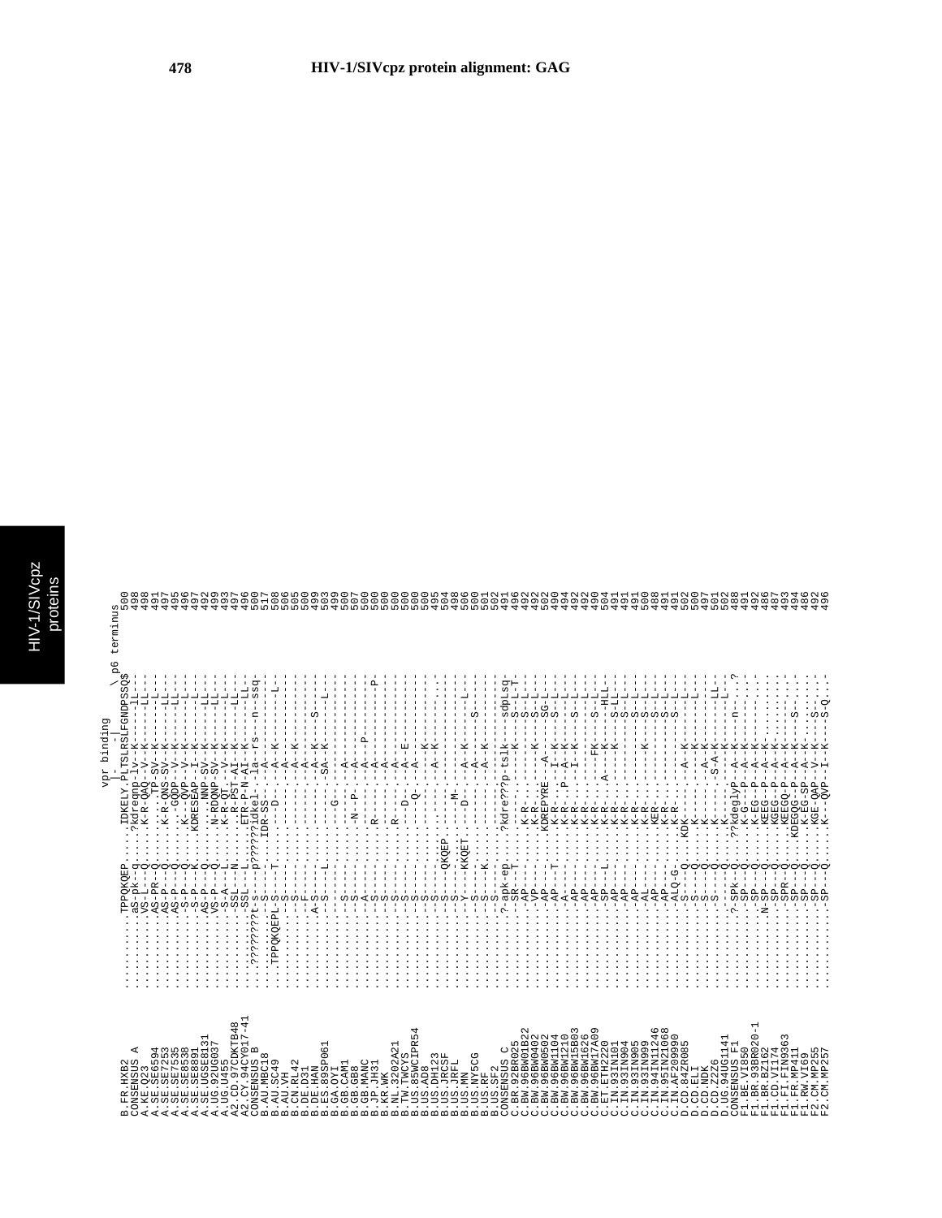```
                                              vpr binding
                                              |-       \ p6 terminus
B.FR.HXB2          ..........TPPQKQEP......IDKELY.PLTSLRSLFGNDPSSQ$   500
CONSENSUS_A        ..........aS-pk--q.....?kdreqnp-lv-K-----LL--      498
A.KE.Q23           ..........VS-L--Q.....K-R-QAQ--V--K-----LL--       498
A.SE.SE6594        ..........AS-PR--Q......TP-SV--K-----L---          491
A.SE.SE7253        ..........AS-P--Q.....K-R-QNS-SV-K-----LL--        497
A.SE.SE7535        ..........AS-P--Q......GQDP--V--K-----LL--         495
A.SE.SE8538        ..........-S-P--Q......K--QVP--V--K-----L---       496
A.SE.SE8891        ..........-S-P--K.....KDRESEAP--I--K-----L---      497
A.SE.UGSE8131      ..........AS-P--Q......NNP-SV-K-----LL--           492
A.UG.92UG037       ..........VS-P--Q.....N-RDQNP-SV-K-----LL--        499
A.UG.U455          ..........-S-A---L.....K-R-QT.--V--K-----L---      493
A2.CD.97CDKTB48    ..........SSL--N.......R-PST-AI--K-----LL--        497
A2.CY.94CY017-41   ..........SSL--L......ETR-P-N-AI--K-----LL--       496
CONSENSUS_B        ...?????????t-s--p?????idkel--la--rs---n--ssq      500
B.AU.MBC18         ..........-S---S......IDR-SS----A----------        517
B.AU.SC49          ...TPPQKQEPL-S---T......---D-----A--K-------L--    508
B.AU.VH            ..........-S----......-------A------------         506
B.CN.RL42          ..........-S----......-------A--K---------         505
B.DE.D31           ..........-P----......-------A------------         500
B.DE.HAN           ..........A-S----......-------A--K----S----        499
B.ES.89SP061       ..........-S-----L......-----SA--K-----L---        503
B.GA.OYI           ..........-------......---G----------------        499
B.GB.CAM1          ..........-S-----......-------A------------        500
B.GB.GB8           ..........-S-----......-N--P-A------------         507
B.GB.MANC          ..........-A-----......-------A---P--------        500
B.JP.JH31          ..........-S-----......R-------A---------P-        500
B.KR.WK            ..........-S-----......-------A------------        500
B.NL.3202A21       ..........-S-----......R-------A------------       500
B.TW.TWCYS         ..........-S-----......---D---A--E---------        500
B.US.85WCIPR54     ..........-S-----......---Q---A------------        500
B.US.AD8           ..........-S-----......--------------------        500
B.US.DH123         ..........-S-----......----------K---------        495
B.US.JRCSF         ..........-S---QKQEP......-------A--K---------     504
B.US.JRFL          ..........-S-----......---M-----------------       498
B.US.MN            ..........-Y---KKQET......---D----A--K-----L---    506
B.US.NY5CG         ..........-S-----......-------A-------S----        500
B.US.RF            ..........-S---K-......-------A--K---------        501
B.US.SF2           ..........-S-----......--------------------        502
CONSENSUS_C        ..........?-apk-ep.....?kdre???p-tslk---sdpLsq-    491
C.BR.92BR025       ..........-SR--T......-------------K---S--L-T-     496
C.BW.96BW01B22     ..........-AP----......K-R.......-------K---S--L--  492
C.BW.96BW0402      ..........-VP----......K-R........---K---S--L--    492
C.BW.96BW0502      ..........-AP----......KDREPYRE---A------SG-L--    502
C.BW.96BW1104      ..........-AP---T......K-R......-I--K-----S--L--   490
C.BW.96BW1210      ..........-A-----......K-R...P--A--K-----S--L--    494
C.BW.96BW15B03     ..........-AP----......K-R......-I--K-----S--L--   492
C.BW.96BW1626      ..........-AP----......K-R.............---L--      492
C.BW.96BW17A09     ..........-AP----......K-R.......-FK---S--L--      490
C.ET.ETH2220       ..........-SP---L......K-R...A----K----HLL--       504
C.IN.93IN101       ..........-AP----......K-R.......-K----S-LL--      491
C.IN.93IN904       ..........-AP----......K-R.............S--L--      491
C.IN.93IN905       ..........-AP----......K-R.............S--L--      491
C.IN.93IN999       ..........-AL----......K-R..........K---S--L--     500
C.IN.94IN11246     ..........-AP----......KER............S--L--       488
C.IN.95IN21068     ..........-AP----......K-R.............S--L--      491
C.IN.AF209990      ..........-ALQ-G-......K-R.............S--L--      491
D.CD.84ZR085       ..........-S---Q....KDK-------A--K------L---       502
D.CD.ELI           ..........-S---Q......K--------K------L---         500
D.CD.NDK           ..........-S---Q......K--------A--K------L---      497
D.CD.Z2Z6          ..........-S---Q......K-------S-A--K------L---     501
D.UG.94UG1141      ..........-S---Q......K--------------LL--          502
CONSENSUS_F1       ..........?-SPk--Q......??kdeglyP--A--K----n---?   488
F1.BE.VI850        ..........-SP---Q......K-G---P--A--K------...      491
F1.BR.93BR020-1    ..........-SP---Q......K-EG--P--A--K------...      492
F1.BR.BZ162        ..........N-SP---Q......KEEG--P--A--K------...     486
F1.CD.VI174        ..........-SP---Q......KGEG--P--A--K------...      487
F1.FI.FIN9363      ..........-SPR---Q......KEEGQ--P--A--K------...    493
F1.FR.MP411        ..........-SP---Q......KDEGQG-P--A--K----S---...   494
F1.RW.VI69         ..........-SP---Q......K-EG-SP--A--K------...      486
F2.CM.MP255        ..........-SP---Q......KGE-QAP--V--K----S---...    492
F2.CM.MP257        ..........-SP---Q......K---QVP--I--K-----S-Q--..   496
```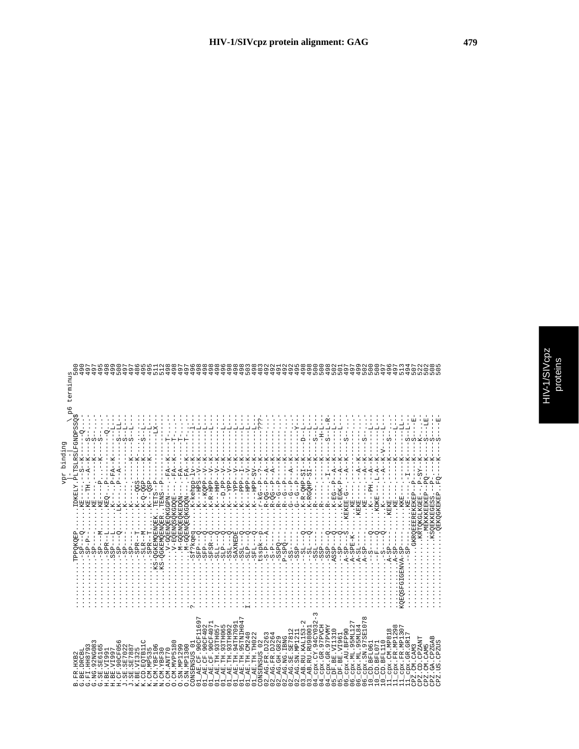# HIV-1/SIVcpz protein alignment: GAG

```
                                              vpr binding
                                              |           \ p6 terminus
B.FR.HXB2           ..........TPPQKQEP......IDKELY.PLTSLRSLFGNDPSSQ$  500
G.BE.DRCBL          ..........-SP--Q........KE-.........-S--K----Q-..  490
G.FI.HH8793         ..........-SP-P-........KE--TH.--A--K----S-'...  497
G.NG.92NG083        ..........-SP-..........KE-........--K----S-....  497
G.SE.SE6165         ..........-SP--M........KE-.....-P...--K----S-..  495
H.BE.VI991          ..........-SPR--L.......KEQ...P...........Q....  498
H.BE.VI997          ..........SSP---L.......K-....P-FA--K-----L-..  499
H.CF.90CF056        ..........-SP---Q.......LK-........A------S--LL-  500
J.SE.SE7022         ..........-SP-...........K-..............S--L-..  497
J.SE.SE7887         ..........-SP-...........K--..........--K---S--L-  497
K.BE.VI325          ..........-SPR--T.......K---QGS......K--......  486
K.CD.EQTB11C        ..........-SLR--M.......K-Q--QGP------K----S--L-  495
K.CM.MP535          ..........-SPR--T.......K----QSP------K----L-..  495
N.CM.YBF106         ..........KS-QGKEMQENQEK..TETS--P--------LX-  511
N.CM.YBF30          ..........KS-QGKEMQENQER..TENS--P------------  512
CONSENSUS_01        ?.........-Sf?kqeq......K-kehpp-lv--K--------l--  496
01_AE.CF.90CF11697  ..........-SFP--Q.......K---HPS--V--K--------L-  498
01_AE.CF.90CF402    ..........-SFP--Q.......K--KQPP--V--K--------L-  498
01_AE.CF.90CF4071   ..........-SFSR--Q......K-R-HPP--V--K--------L-  498
01_AE.TH.93TH057    ..........-SLP--Q.......K----HHP--V--K--------L-  498
01_AE.TH.93TH065    ..........-SLP--Q.......K--D-PP--V--K--------L-  496
01_AE.TH.93TH902    ..........-SSL--Q.......K----YPP--V--K--------L-  498
01_AE.TH.94TH7091   ..........-SAXNEDE......K----YPP--V--K--------L-  498
01_AE.TH.95TNIH047  I.........-SSL--Q.......K----PPP--I--K--------L-  498
01_AE.TH.CM240      ..........-SLP--Q.......K----HPP--V--K--------L-  503
01_AE.TH.TH022      ..........-SFL--Q.......K----HPP-SV--K--------L-  498
CONSENSUS_02        ..........tsspk-p.......r-kG--p--?--K--------???-  483
02_AG.FR.DJ263      ..........-S-P--A.......R-QG--P--A--K----------  492
02_AG.FR.DJ264      ..........-S-P-.........R-QG--P--A--K----------  492
02_AG.GH.G829       ..........-SSPQ-........R--G--P-----K----------  491
02_AG.NG.IBNG       ..........P-SPQ-........R--G--P-----K----------  492
02_AG.SE.SE7812     ..........-SS-..........G--G--P--A--K----------  492
02_AG.SN.MP1211     ..........-SSP-.........G--G--P-----K-------Y--  495
03_AB.RU.KAL153-2   ..........--SL--Q.......K-R-QHP-SI--K------D--L-  498
03_AB.RU.RU98001    ..........--SL--Q.......K-RGQHP-SI--K----------L-  498
04_cpx.CY.94CY032-3 ..........-SSL-..........R---------K-------S--L-  500
04_cpx.GR.97PVCH    ..........-SSP-..........R---------K-------H--L-  500
04_cpx.GR.97PVMY    ..........-SSP--Q.......R-------I--K-------S--L-R  498
05_DF.BE.VI1310     ..........ASSP--Q.......K-EG--P--A--K---------L-  502
05_DF.BE.VI961      ..........--SP--Q.......K-EGK-P--A--K---------L-  501
06_cpx.AU.BFP90     ..........-A-SP--S...KEKEE-G----A--K-----S-----  497
06_cpx.ML.95ML127   ..........-A-SPE-K......KE--...................  497
06_cpx.ML.95ML84    ..........-A-SL-.....KEKE-.......A--K----------  499
06_cpx.SN.97SE1078  ..........-A-SP----.....KE-..........A--K----S--L-  502
10_CD.BFL061        ..........--F---Q.......K-----PH.--A--K-------L-  500
10_CD.BFL071        ..........--F---........KDKE-----.L-A--K------L-  500
10_CD.BFL110        ..........-S---Q........K--------A--K-V-------L-  497
11_cpx.CM.MP818     ..........-A-SP-......KEKE-...........K----S-----  496
11_cpx.FR.MP1298    ..........-A-SP--.......KE--..........K--------L-  497
11_cpx.FR.MP1307    KQEQSFGIGENVA-SP-.......KKE-..........K--------LL-  513
11_cpx.GR.GR17      ..........--SP-.........KE-.......-I--K----S--L-  494
CPZ.CM.CAM3         ..........GKRQEEEREKEKEP--P--I--K----S----E-  507
CPZ.CD.CPZANT       ..........KRTKGKLGEE--P-SY--K----K----L-  522
CPZ.CM.CAM5         ..........MEKKKEEPEP--PQ-----K----S---LE-  502
CPZ.GA.CPZGAB       ..........KSQEKKEGESS--P-----K----S---L-  508
CPZ.US.CPZUS        ..........QEKQGKEKEP..FQ-----K----S---E-  505
```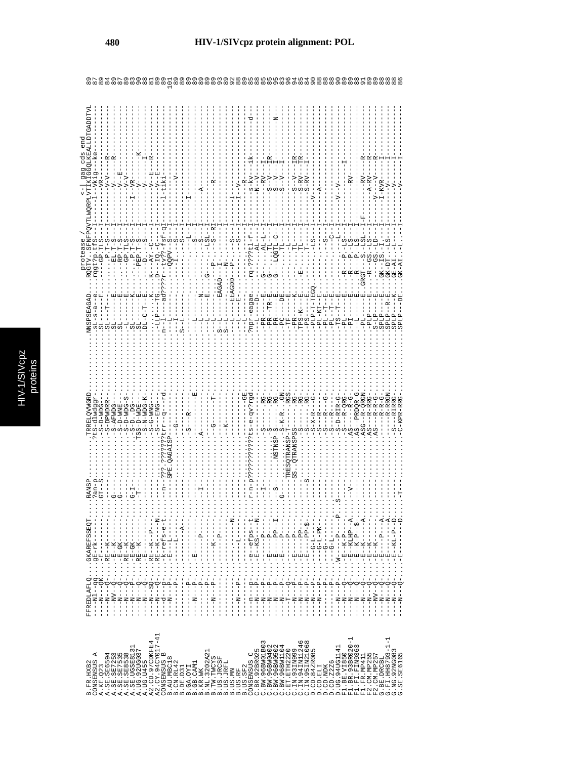```
                                                                                                    protease /          <-| gag cds end
B.FR.HXB2          FFREDLAFLQ....GKAREFSSEQT.....RANSP..........TRRELQVWGRD..........NNSPSEAGAD.....RQGTV..SFNFPQVTLWQRPLVTIKIGGQLKEALLDTGADDTVL   89
CONSENSUS_A        ---N1-qg....gE-rk--------....?an-p..........?tS-dlwdggr..........sL-s-a--e.....rqgt?p.tfS--I----1-Vkig---ke----------   87
A.KE.Q23           ---N--QK....-E---------....GT--S..........S-D-WDG-..........SL----E......GP.TLS--I------VR---------------   89
A.SE.SE6594        ---N--Q-....RE--K--------....-----..........S-DPWDRR-..........SL--T-...........P.T-S--I------V-V---R----------   84
A.SE.SE7253        ---NV--Q-....-E--K--------....G----..........S-AFWDG-..........SL-------E......ELP.T-S--I------V----R----------   89
A.SE.SE7535        ---N--Q-....-E--GK--------....G----..........S-D-WNE-..........SL------E......RP.T-S--I------V--E------------   87
A.SE.SE8538        ---N--Q-....RE--K--------....-----..........S-D-WDG-S..........-L------E......GP.TLS--I------V-V------------   87
A.SE.UGSE8131      ---N--P-....-E--GK--------....G-I--..........S-D..DG-..........SL------K......-P.T-S--I----I--VR------------   89
A.UG.92UG037       ---N--Q-....RE--K--------....-T---..........TSS-D-WDE-..........SL------E......PEP.T-S--I------V--------K----   83
A.UG.U455          ---N--Q-....--E----------....-----..........-S-N-WDG-K..........DL-C-T--E......D..--S--I------V-----I---------   90
A2.CD.97CDKFE4     ---N--SQ-....RE--K--P--------....-----..........-S-G-WNG-..........-L------K.....K--AY.C--I------V--E--R--------   88
A2.CY.94CY017-41   ---N--Q-....RE--K-----N....-----..........S--ENG-..........-LLP--TG.....D--IQ.C--I------V--E--------------   81
CONSENSUS_B        ---d--p-....-k-refs-e-t....--n-.???.???????trr--q----rd..........n-1---ad????r-t??.tsf-qI-----1-tik1---------------   89
B.AU.MBC18         ---N--P-....-E--L--------....---SPE.QAGAISP------..........---L-------.......QQPV--S--I------------------------  101
B.CN.RL42          ---------....-------------....-----..........--G-------..........---I-------.......-I----S--I-------V----------------   89
B.DE.D31           ---------....------A------....-----..........----------..........S--L-------.......-----S--I------------------------   89
B.GA.OYI           ---N--P-....------------....-----..........S---R------..........--L---------.......-------L-I------------------------   89
B.GB.CAM1          ---N--P-....--E----------....-----..........----------E..........---L-------.......-------S--I-----I------------------   89
B.KR.WK            ----P-....-----P-------....--I--..........A----------..........---L----N-...............S--I----A-------------------   89
B.NL.3202A21       ---N--P-....-------------....-----..........----------..........---L----E...G--......-LSL-I------------------------   89
B.TW.TWCYS         ---N--P-....---K---------....-----..........--G-----T--..........---L-------.....-P-...S--RI---R--------------------   89
B.US.JRCSF         ---------....---P--------....-----..........----------..........S--L----EAGAD..--I-..........I------------------------   93
B.US.JRFL          ---------....-------------....-----..........--K-------..........S--L----------.....--N-..........I--------------------   89
B.US.MN            ---------....---------N---....-----..........----------..........---L----EEAGDD...-P-........S--I-----I------------------   92
B.US.RF            ---N--P-....---L---------....-----..........----------..........---L----E-.......-------S--I-----I--V----------------   88
B.US.SF2           ---------....-------------....-----..........----------GE..........---L---------..........L-I------R-----------------   89
CONSENSUS_C        ---n--p-....-e-efps-t....r-n-p????????????ts-e-qv?rgd..........?npr-eagae.....rq.????tl-f-I-----s-kv---ik------d------   85
C.BR.92BR025       ---N--P-....-E-KS---N....-----..........----------..........--L---D-..........AL--I------N--V-----------------   88
C.BW.96BW01B03     ---N--P-....----P--------....--I--..........S------RG..........-PR---E......G-.....AL-L-I------RV---I--------------   85
C.BW.96BW0402      ---N--P-....--E--------....-----..........S------RG..........-PR--TR-E.....G--.....AL--I------S--V---IR------------   85
C.BW.96BW0502      ---N--P-....--E--PP--I....---S--..........NSTNSP-S-----RG..........-PR--TR-E.....G--......LQGTL-C-I------S--V----I---------N--   95
C.BW.96BW1104      ---N--P-....--E--P-------....G--..........--TRESQTRANSP-S-K-R.GN..........-PC---DE......G.....TL--I------S--V----I----------   83
C.ET.ETH2220       ---T--Q-....-----P-------....-----..........SS.QTRANSPSS-----RGS.........-TF---DE............L-I----------------------   96
C.IN.93IN999       ---N--P-....--E---P-------....-----..........-----S------RG..........-PR----K.............TL--I------S--V---IR-----------   94
C.IN.94IN11246     ---N--P-....--E---PP-----....-----..........--S------RG..........TPS-K---E.....-E......TL--I------S-RV---TR-----------   85
C.IN.95IN21068     ---N--P-....-E---PP-$-----....S----..........S------RG..........-PS---E.................T--I------S-RV---I------------   84
D.CD.84ZR085       ---N--P-....--G-L--------....-----..........S-X-R---G..........-PLP-T-TEGQ..........LS--I-----V----------------------   90
D.CD.ELI           ---N--P-....--G-L-PK-----....-----..........S---R------..........-PL-KT--E..........-----I------A---------------------   88
D.CD.NDK           ---N--P-....---G---------....-----..........S---R---G..........-PL--T--E..........S--I------------------------------   88
D.CD.Z2Z6          ---------....-G-L--------....-----..........S---R------..........-PL--T--E..........-C-I------------------------------   88
D.UG.94UG1141      ---N--P-....W--------P-S-....-----..........S-D-RIR-G..........-TS--T--E..........-L-I-----V--V-----------------------   90
F1.BE.VI850        ---N--Q-....--E--K-P-----....-----..........S---R-QRG..........-PL-----E.....R---P.-LS--I------------I----------------   89
F1.BR.93BR020-1    ---N--Q-....--E--KLHP--A....-V---..........AS---R-G..........-PI-----E.....R---P.-LS--I------RV-----------------------   89
F1.FI.FIN9363      ---N--Q-....--E--K-P--$-....-----..........AS--PRDQR-G..........--L------E.....R---P.-LS--I------------------------------   88
F1.FR.MP411        ---N--Q-....--E--K-----A....-----..........ASG--R-QRGN..........-PL------E...GRGT--S.-LSL-I-F--------RV---R-----------   91
F2.CM.MP255        ---N--Q-....--E--K-------....-----..........AS---R-RRG..........-PLP-----E.....R---GS.-LS--I-----A-RV---R-------------   89
F2.CM.MP257        ---NV--Q-....--E--K------....-----..........AS---R-RRG..........S-LP-----E.....R---GS.-LD--I-----V---V---R------------   89
G.BE.DRCBL         ---N--Q-....--E--P---A....-----..........-----R-R-G..........SPLP------E.....GK--IS.-I--I-----I-KVR---I-----------   89
G.FI.HH8793-1-1    ---N--Q-....--E-------A....-----..........----R-RRGN..........SPLP--R-E.....GK-DT.-LS--I------V-----I-------------   88
G.NG.92NG083       ---N--Q-....--E--KL-P--D....-----..........S---RIRRG..........SPLP----K.....GE-AI.-L--I------V-----I-------------   88
G.SE.SE6165        ---N--Q-....--E------D....-T---..........C-KPR-RRG..........SPLP---DE.....GK-AI.-L--I------V-----I-------------   86
```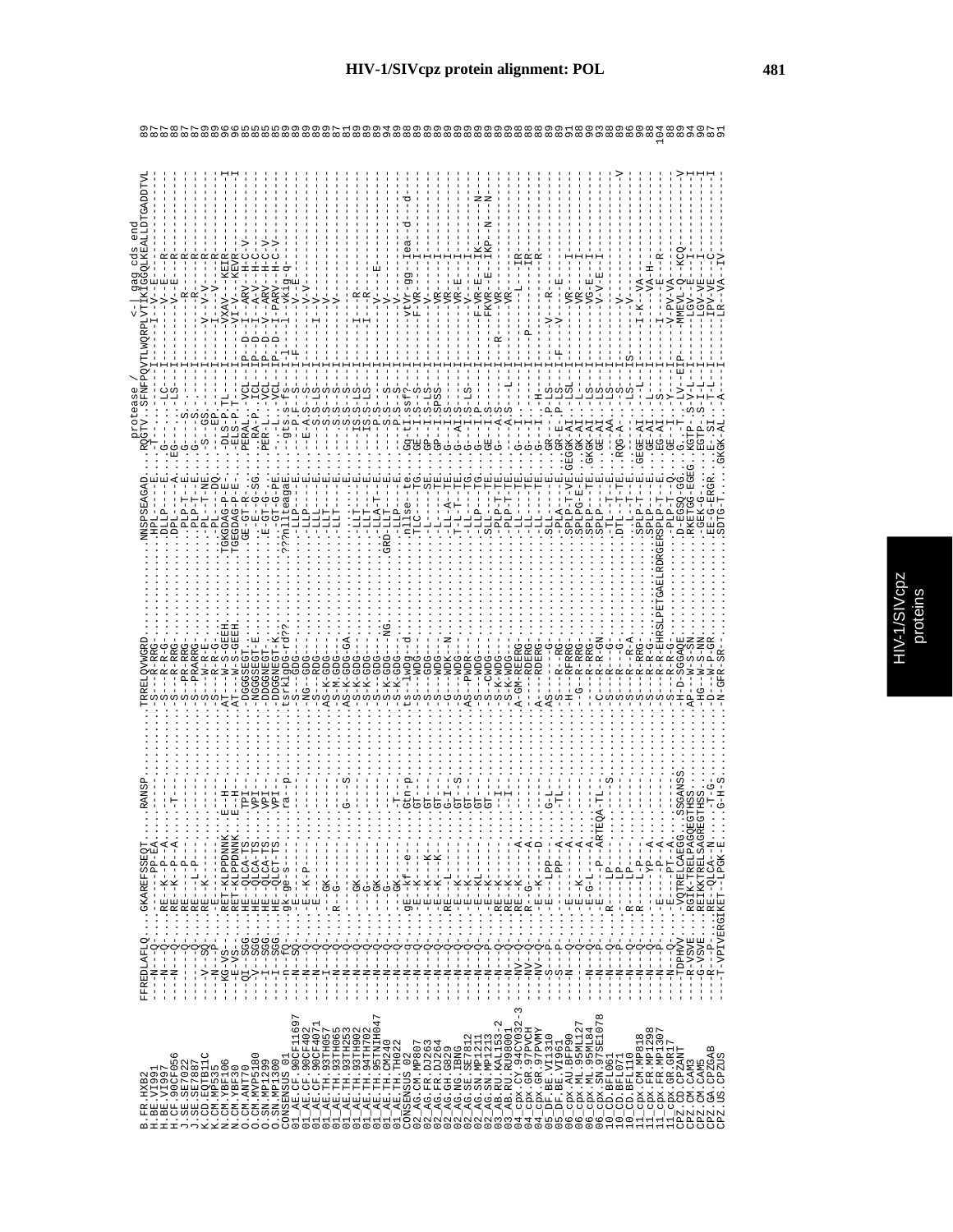```
                                                                                                    protease /                     <-| gag cds end
B.FR.HXB2             FFREDLAFLQ....GKAREFSSEQT.....RANSP........TRRELQVWGRD.........NNSPSEAGAD....RQGTV..SFNFPQVTLWQRPLVTIKIGGQLKEALLDTGADDTVL   89
H.BE.VI991            ---N--Q-.........--PP-EA.......-.............-S---R-RRG..............HPL-----E......T--...........I----I--V-E------------------   87
H.BE.VI997            ---N--Q-.......RE--K--P--A.......-.............-S---R-R-G..............DLLP----E......G---......LC---I-------V--E----R--------   88
H.CF.90CF056          ---N--Q-.......RE--K--P--A.......T.............-S---R-RRG..............DPL-----A.....EG-----.....LS---I-------V--E----R--------   88
J.SE.SE7022           -------Q-......RE----L-P--........-.............-S--PR-RRG..............PLP-T---E......G-----S.....-.....I-------------R------   87
J.SE.SE7887           -------Q-......RE----L-P--........-.............-S---PRARG..............PLP-T---E......G----S......-.....I----------R--------   87
K.CD.EQTB11C          ----V--SQ-.....RE--K----..........-.............-S---W-R-E..............-PL--T-NE......S----GS.....-.....I-------V-V-------R--   89
K.CM.MP535            ----N--P-.......--E---..........-.............-S---R-R-G..............-PL----DQ.......------EP.....-.....I----I----V----R-----   89
N.CM.YBF106           ---KG-VS--.....RET-KLPPDNNK...E--H-.............AT--W-S-GEEH..........TGKGDAG-P-E....DLS-P.TL-....I-----VXAV---KEIR-----------I  96
N.CM.YBF30            ---E-VS--.......RET-KLPPDNNK...E--H-.............AT--W-S-GEEH..........TGEGDAG-P-E....ELS-P.T-.....I-----VI-V---KEVR-----------I  96
O.CM.ANT70            ---QI--SGG....HE--QLCA-TS.......TPI-.............DGGGSEGT..............GE-GT-R---.....PERAL.-VCL...IP-D-I--ARV--H-C-V-----------   85
O.CM.MVP5180          ---V---SGG....HE--QLCA-TS.......VPI-.............NGGGSEGT-E.............--E---G-SG......RA-P.-ICL...IP-D-I-A-V--H-C-----------   85
O.SN.MP1299           ---I---SGG....HE--QLCA-TS.......VPI-.............DDGGNEGT..............E-GT-G-PE......PER-L..-VCL...IP-D-V-ARV--H-C-V---------   85
O.SN.MP1300           ---I---SGG....HE--QLCA-TS.......VPI-.............DDGGNEGT-K............-GT-G-PE......-.....VCL...IP-D--ARV--H-C-V---------   85
CONSENSUS_01          ---n--fq--....gk-ge-s-........ra--p.............tsrklgDG-rd??..........???nllteaga-e...gt-s-fsl...I-l--I-vkig-q--------------   88
01_AE.CF.90CF11697    ---N--SQ-......-E---..........-.............-S---GDG---..................LLP-----E.......P.F--S.....-.....I-F-----V--E--------   89
01_AE.CF.90CF402      ---N--Q-.......E---K-P-........-.............NG---GDG---.................LLP-----E.......E-A-S--S...-.....I-------V-V---------   89
01_AE.CF.90CF4071     ---N--Q-.......-E---..........-.............-S---RDG---..................LLL-----E.......-S-S-LS...-.....I--V-----------------   89
01_AE.TH.93TH057      ---I--Q-.......-GK---..........-.............AS-K-GDG---.................LLT-----E......-S.S--S....-.....I-------V-----------   89
01_AE.TH.93TH065      ---N--Q-.......R-G-.............-.............-S-M-GDG---.................LLT-----E......-S.S--S....-.....I-------V-----------   87
01_AE.TH.93TH253      ---N--Q-.......-------.........G--S.............AS-K-GDG-GA..............LLT-----E.......S.S--S....-.....I-------------------   81
01_AE.TH.94TH902      ---N--Q-.......GK---..........-.............-S-K-GDG---.................LLT-----E......IS.S--LS...-.....I-------------------   89
01_AE.TH.95TNIH047    ---N--Q-.......G-----..........-.............-S-K-GDG---.................-LT-----E......IS.S--LS...-.....I------R------------   89
01_AE.TH.CM240        ---N--Q-.......GK---..........-.............-S--GDG---..................LLA-T---E.......P.S-----...-.....I-------V-----E-----   89
01_AE.TH.TH022        ---N--Q-.......G--------........-.............-S-K-GDG---NG............GRD-LLT-----E.......S.S--S....-.....I-------V----------   94
CONSENSUS_02          ---N--Q-.......-G-...........T-.............-S-K-GDG---.................LLP-----E.......P.S--S....-.....I-------------------   89
02_AG.CM.MP807        ---N--q-.....gE---kf--e--.....Gtn-p.............ts--lwDg--d..............nllse-te.....Gq-tI.ssf?-..-.....I--vtVr-gg--Iea--d---d--   88
02_AG.FR.DJ263        ---N--Q-.......-E-K-K-.........GT-.............-S---WDG---.................TLC---TG......GE--I.S--S...-.....I--F-VR---I------   89
02_AG.FR.DJ264        ---N--Q-.......-E---K-----K..........GP-.............-S---GDG---.................-L-----SE......GP--I.S-LS...-.....I--V--------   89
02_AG.GH.G829         ---N--Q-.......-E-K-K-.........GT-.............-S---WDK---N...............-L--A--TE.......GP---I.SPSS..-.....I--VR--------I--   89
02_AG.NG.IBNG         ---N--Q-.......RE-K----..........GT-S.............-S---WDG---.................-LL----TE......G--AI-S--...-.....I--VR--E-----   89
02_AG.SE.SE7812       ---N--Q-.......-E-K-...........GT-.............-S---WDG---.................T-L-T--TG......G--AI-S--...-.....I--V--------I--   89
02_AG.SN.MP1211       ---N--Q-.......-E-KL-..........GT-.............AS--PWDR---.................LLP----TG......G---I.S-LS...-.....I--V--------I--   89
02_AG.SN.MP1213       ---N--P-.......-E-K-..........GT-.............-S---WDG---.................-LL----TG......G---I.P-..-.....I--F-VR-E---IK----N--  89
03_AB.RU.KAL153-2     ---N--Q-.......RE--K-...........-.............-S-CWDG---.................SLL----TE......GE--I.S-.....-.....I--FKVR--E--IKP---N---N  89
03_AB.RU.RU98001      ---N--Q-.......RE--K-...........-I-.............-S-K-WDG---...............-PLP-T-TE......G---A.S-.....-.....I---VR---------   89
04_cpx.CY.94CY032-3   ---N--Q-.......RE--K-...........I-.............-S-K-WDG---...............-PLP-T-TE.......A-S----L..-.....I---VR---------   89
04_cpx.GR.97PVCH      ---NV--Q-......R--G--A.........-.............A-GM-REERG..............-LL----TE.......G-----I....-.....I---------   89
04_cpx.GR.97PVMY      ---NV--Q-......-E-K-A..........-.............-S---RDERG..............-LL----TE.......G-----I....-.....I---P------L--IR----   88
05_DF.BE.VI1310       ---NV--Q-......-E-K-D..........-.............A---RDERG..............-LL----TE.......G-----I..H....-.....I-----------IR----   88
05_DF.BE.VI1961       ---S--P-.......E--LPP--.........G-L-.............AS----G..............SLL-----E......GR----P-LS...-.....I--V--R--------   89
06_cpx.AU.BFP90       ---S--P-.......-----PP--A.......TL-.............-S---R--RG..............-PLA-----E......GR-E...P-LS...-.F..I--V---E-------   89
06_cpx.ML.95ML127     ---N--Q-.......-E---A..........-.............-H---RFRRG..............SPLP-T-VE.GEGGK-AI..LSL...-.....I-----VR---I--------   91
06_cpx.ML.95ML84      ---N--Q-.......-E--K--A..........-.............-G--R-RRG..............SPLPG-E-E.GK-AI...L....-.....I-----VR---I--------   88
06_cpx.SN.97SE1078    ---N--Q-.......-E-G-L--A..........-.............-R-RRG..............SPLP---TE..GKGK-AI...LS...-.....I-----VG--E---I------   90
10_CD.BFL061          ---N--P-.......-E---P-ARTEQA-TL-.............-C---R-R-GN..............SPLP----E......GE-AI...LS...-.....I-----V-V-E---I-----   93
10_CD.BFL071          ---N--P-.......R---LP-...........S.............-S---R---G..............-TL--T-TE......-....-AA....-.....I---------------   88
10_CD.BFL110          ---N--Q-.......R---LP-...........-.............-S---R---G..............DTL-T-TE......ROG-A-..LS...IS....I--V-------------   89
11_cpx.CM.MP818       ---N--Q-.......R---L-P-........-.............-S---R--R-A..............-L--T-TE......GEGE-AI...L....-.....I-K--VA-------V  86
11_cpx.FR.MP1298      ---N--Q-.......R---L-P-........-.............-S---R-RRG..............SPLP-T--E......GE-AI...L....-.....I-------VA-H-----   90
11_cpx.FR.MP1307      ---N--P-.......-E----YP--A.........-.............-S---R-R-G..............SPLP----E......GE-AI...L....-.....I-------E-R----   88
11_cpx.GR.GR17        ---N--P-.......-E----P--A.........-.............-S---R-R-EHRSLPETGAELRDRGERSPLP-T--E.....EG-AI...S.....-.....I-------E-R----  104
CPZ.CD.CPZANT         ---N--Q-......-E----PT--A.........-.............-S---R-R-G..............-PLP-T-Q.......GE--I.Y-.....-.....I--V-PV-VA--------   88
CPZ.CM.CAM3           ---TDPHVV....VQTRELCAEGG...SSGANSS.............H-D-SGGAQE..............D-EGSQ-GG.....G.-T..LV--EIP..I-MMEVL-Q--KCQ-------V  89
CPZ.CM.CAM5           ---R-VSVE....RGIK-TRELPAQEGTHSS.............AM--W-S-NN..............RKTTGG-EGEG.KGTP..S-V-L...-.....I-LGV-E---I-------I  94
CPZ.GA.CPZGAB         ---R-VSVE....REIKKTRELSAGREGTHSS.............HG---W-S-NN..............-GEK-G-ERGR....EGTP..S-I-L...-.....I-LGV-VE---I----I  90
CPZ.US.CPZUS          ----R-P-......RE--QLCA-N....-T-G.............D---W-P-GR..............EE-G-ERGR.....E.SI..-T-L...-.....I-IPV-VE---C-------   87
                      ---T-VPIVERGIKET-LPGK-E......G-H-S.............N-GFR-SR-..............SDTG-T.....GKGK-AL..-A-.....-.....I-LR--VA--IV-------I  91
```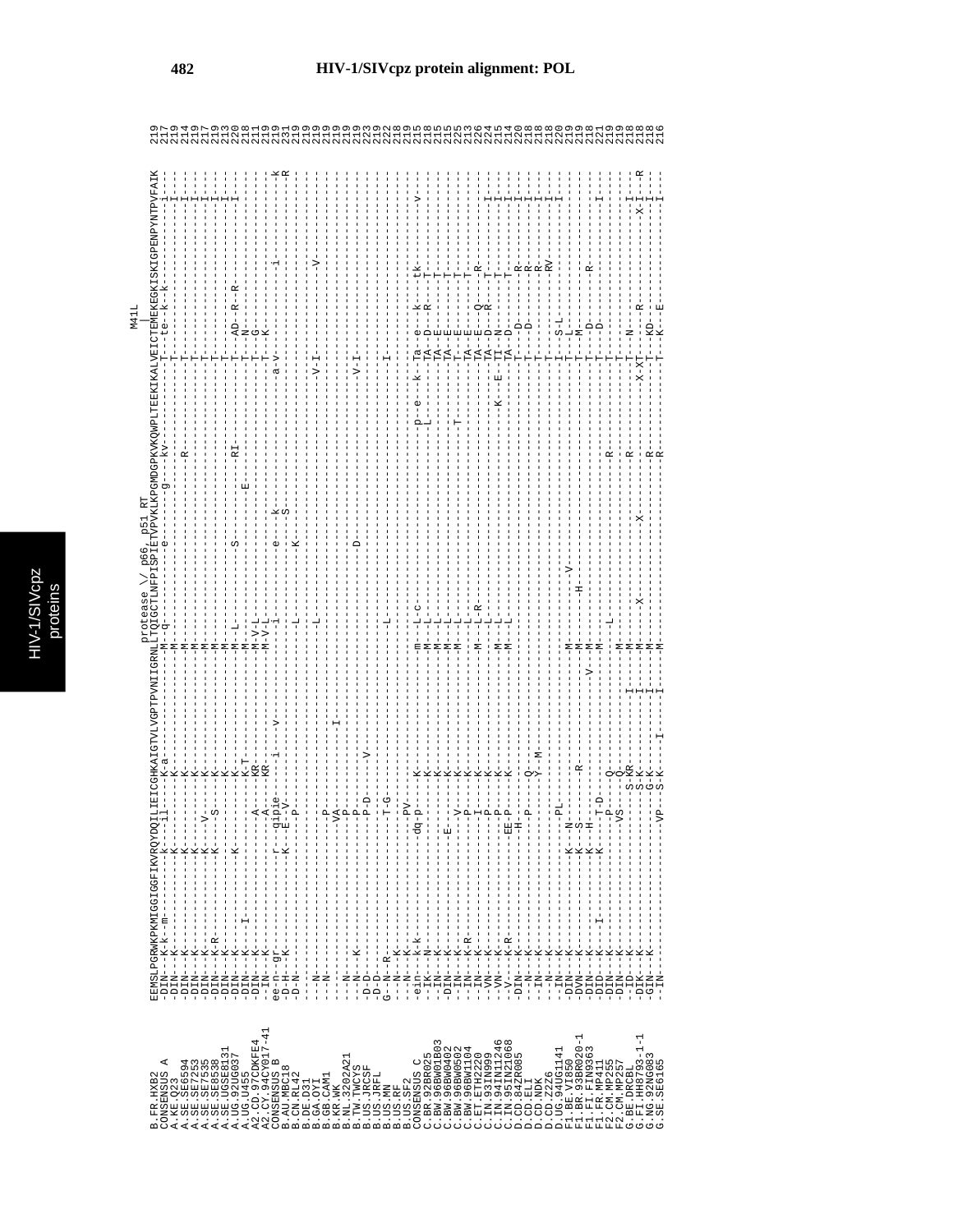# HIV-1/SIVcpz protein alignment: POL

```
                                                                                      protease \/ p66, p51 RT                                                         M41L
                                                                                                                                                                        |
B.FR.HXB2           EEMSLPGRWKPKMIGGIGGFIKVRQYDQILIEICGHKAIGTVLVGPTPVNIIGRNLLTQIGCTLNFPISPIETVPVKLKPGMDGPKVKQWPLTEEKIKALVEICTEMEKEGKISKIGPENPYNTPVFAIK  219
CONSENSUS_A         -DIN--K-k--m---------k---ll----K-a---------------M-q-----------e---------g---kv--------------T---te-k--k--------------i---  217
A.KE.Q23            -DIN--K--------------K---------K-----------------M------------------------------------------T--------------------------I---  219
A.SE.SE6594         -DIN--K--------------K---------K-----------------M-------------------------R-------------T--------------------------I---  214
A.SE.SE7253         -DIN--K--------------K---V-----K-----------------M------------------------------------------T--------------------------I---  219
A.SE.SE7535         -DIN--K--------------K---------K-----------------M------------------------------------------T--------------------------I---  217
A.SE.SE8538         -DIN--K-R------------K---S-----K-----------------M------------------------------------------T--------------------------I---  219
A.SE.UGSE8131       -DIN--K--------------K---------K-----------------M------------------------------------------T--------------------------I---  213
A.UG.92UG037        -DIN--K------------K-----------K-----------------M-L---------S-------------RI--------------T---AD-R--R-----------------I---  220
A.UG.U455           -DIN--K---I--------------------K-T---------------M--------------------E-------------------T---N--------------------------  218
A2.CD.97CDKFE4      -DIN--K-------------------A----KR----------------M-V-L------------------------------------T---G--------------------------  211
A2.CY.94CY017-41    --IN--K-------------------A----KR----------------M-V-L-----------------------------------T---K--------------------------  219
CONSENSUS_B         ee-n--g---------r---qipie-----i---v--------------------i--------e-----k-------------a-v-----------------i------------k  219
B.AU.MBC18          -D-H--K-----------K---E-V------------------------------------------S------------------------------------------------R  231
B.CN.RL42           -D-N----------------P-------------------------L-----------K---------------------------------------------------------  219
B.DE.D31            ----------------------------------------------------------------------------------------------------------------------  219
B.GA.OYI            --N-----------------------------------------------L--------------------------------------V-I----------------V--------  219
B.GB.CAM1           --N-------------------P-----------------------------------------------------------------------------------------------  219
B.KR.WK             --------------------------VA--------I---------------------------------------------------------------------------------  219
B.NL.3202A21        --N-----------------------P-------------------------------------------------------------------------------------------  219
B.TW.TWCYS          --N--K--------------------P------------------------------------D-------------------------V-I---------------------------  223
B.US.JRCSF          -D-D----------------------P-D-----V-----------------------------------------------------------------------------------  219
B.US.JRFL           -D-D------------------------------------------------------------------------------------------------------------------  222
B.US.MN             G--N--R-------------------T-G-----------------------L------------------------------------I----------------------------  218
B.US.RF             --N----K--------------------------------------------------------------------------------------------------------------  219
B.US.SF2            --N----K-----------------PV-------------------------------------------------------------------------------------------  215
CONSENSUS_C         -ein--k-k------------dq-p----k-------------------m---L-c----------------------------p-e---k--Ta--e---k---tk--------v---  218
C.BR.92BR025        --IK--N--------------------------K---------------M---L------------------------------L--------TA--D--R---T---------------  215
C.BW.96BW01B03      --IN--K--------------------------K---------------M---L-------------------------------------------TA--E------T---------------  225
C.BW.96BW0402       -DIN--K--------------E-----------K---------------M---L-------------------------------------------TA--E------T---------------  213
C.BW.96BW0502       --IN--K------------------V-------K---------------M---L------------------------------T------------T---E------T---------------  226
C.BW.96BW1104       --IN--K-R----------------P-------K---------------M---L-------------------------------------------T---E------T---------------  224
C.ET.ETH2220        --IN--K------------------I-------K---------------M---L-R-----------------------------------------TA--E---Q--R--------------  215
C.IN.93IN999        --VN--K------------------P-------K-------------------L--------------------------------------------TA--D---R--T---------I---  214
C.IN.94IN11246      --VN--K------------------P-------K---------------M---L----------------------------K------E--TI--N------T---------I---  220
C.IN.95IN21068      --V---K-R--------------EE-P-------K---------------M---L-------------------------------------------TA--D------T---------I---  218
D.CD.84ZR085        -DIN--K--------------H----Q-------------------------------------------------------------------------T---D------R---------I---  218
D.CD.ELI            --N---K--------------------P-------------------------------------------------------------------------T---D------R---------I---  218
D.CD.NDK            --IN--K-----------------------Y--M--------------------------------------------------------------------T----------R---------I---  218
D.CD.Z2Z6           --N---K--------------------------------------------------------------------------------------------T----------RV--------I---  220
D.UG.94UG1141       --IN--K--------------PL-----------------------------M-------------------------------------------I---S-L------------------------  219
F1.BE.VI850         -DIN--K-----------K--N---------------------------M-----------V------------------------------------T---L-------------------------  219
F1.BR.93BR020-1     -DVN--K-----------K--S------R--------------------M--------H---------------------------------------T---M-------------------------  218
F1.FI.FIN9363       -DIN--K-----------K--H-----------------------V---M------------------------------------------------T---D------R---------------  221
F2.CM.MP411         -DID--K----I------K---T-D-----------------------M------------------------------------------------T---D--------------I---  219
F2.CM.MP255         -DIN--K-----------------P---------------------------------------------R-----------------------------T-----------------------  219
F2.CM.MP257         -DIN--K------------------Q---------------------------M------L----------------------------------------T-----------------------  218
G.BE.DRCBL          --ID--K-----------------VS-------------------------------------------------------------------------T-----------------------  218
G.FI.HH8793-1-1     --IN--K--------------------S-KR-----I--------M--------------------------R---------------------------T---N-----------I---  218
G.NG.92NG083        -DIK--K--------------------S-K------I--------M------X--------X-------------------------X-XT---R-------------X-I--R  218
G.SE.SE6165         -GIN--K--------------------G-K------I--------M----------------------------------------R---------------T---KD------------I---  216
                    -IN---------------------VP--S-K---I-----I--------M-------------------------R----------------------------T---K--E-----------I---
```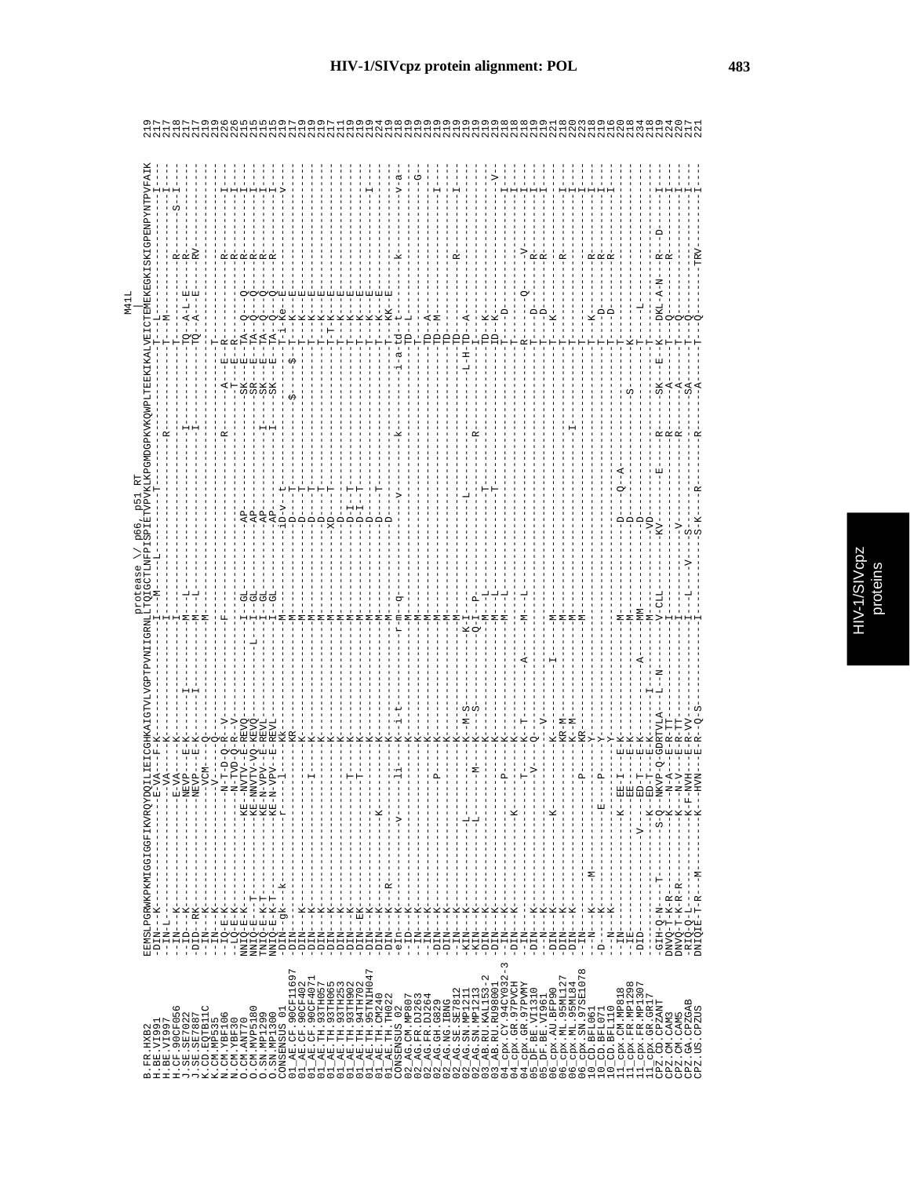# HIV-1/SIVcpz protein alignment: POL

```
                                                                protease \/ p66, p51 RT                                        M41L
                                                                                                                                  |
B.FR.HXB2            EEMSLPGRWKPKMIGGIGGFIKVRQYDQILIEICGHKAIGTVLVGPTPVNIIGRNLLTQIGCTLNFPISPIETVPVKLKPGMDGPKVKQWPLTEEKIKALVEICTEMEKEGKISKIGPENPYNTPVFAIK 219
H.BE.VI991           -DIN---K--------------E-VA----F-K-------------------I---M----L----------T-------------------------------T--L-------------------I--- 217
H.BE.VI997           --IN-L----------------VA-----K--------------------I---------------------------R-----------------------T--M-------------------I--- 217
H.CF.90CF056         --IN---K--------------E-VA----K--------------------I------------------------------------------------------------R---------S--I--- 218
J.SE.SE7022          --ID---RK-------------NEVP----E-K-----I--------------M---L--------------------------I-----------TQ--A-L-E------R-------------- 217
J.SE.SE7887          -DID---RK-------------NEVP----E-K-----I--------------M---L--------------------------I-----------TQ--A---E------RV------------- 217
K.CD.EQTB11C         --IN---K--------------VCM-----Q-----------------------M----------------------------------------------------------------------- 219
K.CM.MP535           --IN---K---------------V------Q---------------------------------------------------------------T----------------------------- 219
N.CM.YBF106          --IQ-E-K--------------N-T-D-Q-R--V-------------F------------------------R--------A---E--R------------R----------I--- 226
N.CM.YBF30           --LQ-E-K--------------N-TVD-Q-R--V----------------------------------------------T---E--R------------R----------I--- 226
O.CM.ANT70           NNIQ-E-K-------KE-NVTV--E-REVQ----------I--GL----AP-------------------SK---E--TA----Q----Q-----R----------I--- 215
O.CM.MVP5180         NNIQ-E---T-----KE-NNVTV-VQ-REVQ-----L---I--GL----AP-------------------SR---E--TA----Q----Q-----R----------I--- 215
O.SN.MP1299          TNIQ-E-K-T-----KE-N-VPV--E-REVL---------I--GL----AP-------I-----------SK---E--TA----Q----Q-----R----------I--- 215
O.SN.MP1300          NNIQ-E-K-T-----KE-N-VPV--E-REVL---------I--GL----AP-------I-----------SK---E--TA----Q----Q-----R----------I--- 215
CONSENSUS_01         -DIN--gk---k-----r-----l------KK--------M-----------iD-v--t---------------$--------T-i-Ke----E------------v--- 219
01_AE.CF.90CF11697   -DIN---------------------------KR-------M-----------D-----T--------------$--$---T----K----E--------------------- 217
01_AE.CF.90CF402     -DIN---K-----------------------K--------M-----------D-----T-----------------------T----K----E--------------------- 219
01_AE.CF.90CF4071    -DIN---K--------------I--------K--------M-----------D-----T-----------------------T----K----E--------------------- 219
01_AE.TH.93TH057     -DIN---K-----------------------K--------M-----------D-----T-----------------------T----K----E--------------------- 219
01_AE.TH.93TH065     -DIN---K-----------------------K--------M-----------XD----T-----------------------T-T--K----E--------------------- 217
01_AE.TH.93TH253     -DIN---K--------------T--------K--------M-----------D-----T-----------------------T----K----E--------------------- 211
01_AE.TH.93TH902     -DIN---K-----------------------K--------M-----------D-I---T-----------------------T----K----E--------------------- 219
01_AE.TH.94TH702     -DIN---EK-------------T--------K--------M-----------D-I---T-----------------------T----K----E--------------------- 219
01_AE.TH.95TNIH047   -DIN---K-----------------------K--------M-----------D----------------------------T----K----E-------------I------ 219
01_AE.TH.CM240       -DIN---K-----K-----------------K--------M-----------D-----T-----------------------T----K----E--------------------- 224
01_AE.TH.TH022       -DIN---K--R--------------------K--------M-----------D-----------------------------T----KK---E--------------------- 219
CONSENSUS_02         -eIn---K-------v------li-------K--i-t---r-m--q--------v-------k-------------i-a-td--t--------k--------v-a--- 218
02_AG.CM.MP807       -ID----K-----------------------K--------M----------------------------------------TD--L------------------------- 219
02_AG.FR.DJ263       -IN----K-----------------------K--------M-------------------------------------------------------------------G-- 219
02_AG.FR.DJ264       --IN---K-----------------------K--------M-----------------------------------------TD--A------------------------- 219
02_AG.GH.G829        -DIN---K------------P----------K--------M-----------------------------------------TD--M-----------------I------ 219
02_AG.NG.IBNG        -DIN---K-----------------------K--------M-----------------------------------------TD--------------------------- 219
02_AG.SE.SE7812      --IN---K-----------------------K--------M-----------------------------------------TD--------------R-----I------ 219
02_AG.SN.MP1211      -KIN---K-------L---------------K--M-S---K-I---------------L---------------------L-H-TD--A------------------------ 219
02_AG.SN.MP1213      -KIN---K-------L-------M-------K---S----Q-I--P------------------R-------------------I------------------------ 219
03_AB.RU.KAL153-2    -DIN---K-----------------------K--------M---L----------T--------------------------TD--K------------------------ 219
03_AB.RU.RU98001     -DIN---K----------------P------K--------M---L----------T--------------------------TD--K--------------------V--- 219
04_cpx.CY.94CY032-3  --IN---K-----------------------K--------M---L--------------------------------------I-----------------------I--- 218
04_cpx.GR.97PVCH     -DIN---K----K----------T-------K--T-----M---L-------------------------------------T----D-------------------I--- 218
04_cpx.GR.97PVMY     --IN---K-----------------------K--T--A--M---L----------------------------------R------Q-----V------------I--- 218
05_DF.BE.VI1310      -DIN---K-------------V---------Q--V---------------------------------------------T----D-----R-------------I--- 219
05_DF.BE.VI961       --N----K-----------------------V-----I--------------------------------------------T----D-----R-------------I--- 219
06_cpx.AU.BFP90      -DIN---K----K-----------------K---------M-------------------------------------------T----K--------------------- 221
06_cpx.ML.95ML127    -DIN---K-----------------------KR-M-----M-----------------------------------------T-------------R-----------I--- 218
06_cpx.ML.95ML84     -DIN---K-----------------------KR-M-----M--------------------------I---------------T-------------------------I--- 220
06_cpx.SN.97SE1078   --IN---------------------P-----KR-------M---------------------------------------------------------------------I--- 223
10_CD.BFL061         ---N---K---M-------------------Y------------------------------------------------T----K-----R-------------I--- 218
10_CD.BFL071         -D-----K-------E-------P--------Y--------------------------------------------------T----D-----R-------------I--- 218
10_CD.BFL110         ---N---K-----------------------Y------------------------------------------------T----D-----R-------------I--- 216
11_cpx.CM.MP818      ---IN----------K-EE-I---E-K-------------M----------D-----Q--A----------------------T------------------------------ 220
11_cpx.FR.MP1298     --IE-----------EE--------E-K-------------M----------D------------------S-----------K------------------------------ 218
11_cpx.FR.MP1307     -DID---------V----ED-T---E-K-------A------MM---------D-----------------------------T-----L------------------------ 234
11_cpx.GR.GR17       ---------------K-ED-T---E-K-------------M----------VD-----------------------------T------------------------------ 218
CPZ.CD.CPZANT        -GIH-Q-N---T-----S-Q--NKVP-Q-GDTVLA---I---L--N-I--CLL-----KV-----E------R------SK---E--K--K-DKL-A-N----R---D----- 219
CPZ.CM.CAM3          DNVQ-T-K-R-------K----N-A---E-R-TT-------------------------------------------R-------A-------T---Q------R-------I--- 224
CPZ.CM.CAM5          DNVQ-T-K-R-R-----K----N-V---E-R-TT--------------------------V--------------R-------A-------T---Q------------------I--- 220
CPZ.GA.CPZGAB        -RIQ-Q-L---------K-F-NVH----E-R-VV-------I---L---V--S-------------------------SA-------T---Q--------------------I--- 217
CPZ.US.CPZUS         DNIQIE-T-R---M---K---HVN----E-R--Q-S-----I-----------S-K-----R---------R----------A-------T---Q-------TRV--------I--- 221
```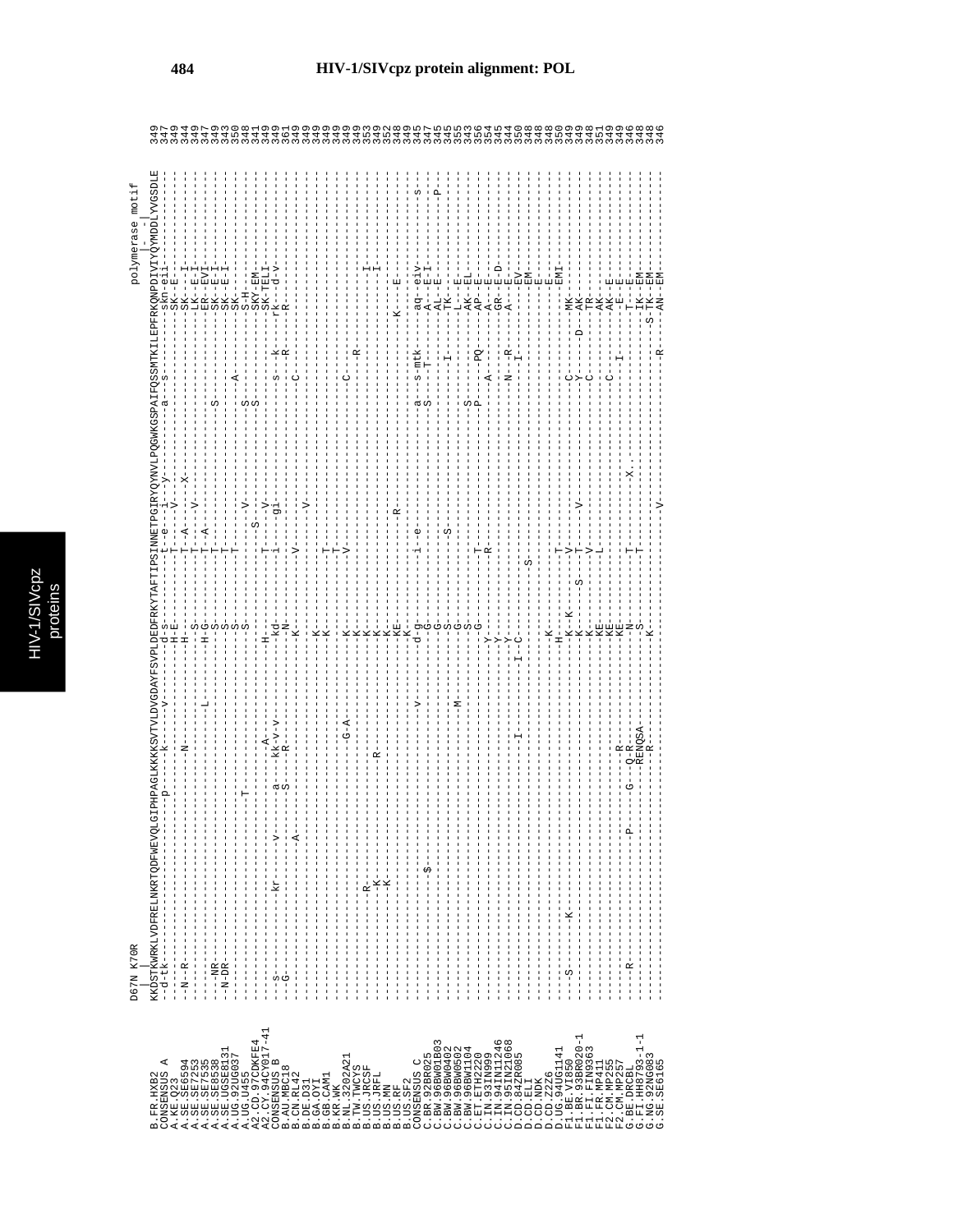# HIV-1/SIVcpz protein alignment: POL

```
                    D67N K70R                                                                                                         polymerase motif
                    |  |                                                                                                                |- -|
B.FR.HXB2           KKDSTKWRKLVDFRELNKRTQDFWEVQLGIPHPAGLKKKKSVTVLDVGDAYFSVPLDEDFRKYTAFTIPSINNETPGIRYQYNVLPQGWKGSPAIFQSSMTKILEPFRKQNPDIVIYQYMDDLYVGSDLE  349
CONSENSUS A         --d-tk---------------------------p-----k-----v--------d-s--------t-e---i--y---------a--s--------skn-eii-----------  347
A.KE.Q23            ----------------------------------------------------H-E--------T----V---------------------SK--E-----------  349
A.SE.SE6594         --N--R-------------------------------N--------------H----------T-A---X-----------------SK---I-----------  344
A.SE.SE7253         ----------------------------------------------------S-----------T----V-----------------LK--E-I-----------  349
A.SE.SE7535         -------------------------------------------L--------H-G--------T-A----------------------ER--EVI-----------  347
A.SE.SE8538         ----NR---------------------------------------------S-----------T-----------------S------SK--E-I-----------  349
A.SE.UGSE8131       ----N-DR-------------------------------------------S-----------T-----------------------SK--E-I-----------  343
A.UG.92UG037        ---------------------------------------------------S-----------T-----------------------SK-------------  350
A.UG.U455           -------------------------T-------------------------S-----------------A------------------S-H---------  348
A2.CD.97CDKFE4      ---------------------------------------------------S--------------V--------S------------SKY-EM--------  341
A2.CY.94CY017-41    -----------------------------------------------------------S---V---------S-------------SK-TELI-------  349
CONSENSUS_B         ---S-------kr-----v------a-----A------------H----------T-----V-----------------s--k-----rk---d-v--------  349
B.AU.MBC18          --G--------------------S----kk-v-v----------kd---------i---gi--------------------R------R------------  361
B.CN.RL42           --------------------------------R------------N------------------------------------------------------  349
B.DE.D31            ------------------A-------------------------K------------V-----V-------C---------------------------  349
B.GA.OYI            --------------------------------------------K--------------------------------------------------------  349
B.GB.CAM1           --------------------------------------------K----------T---------------------------------------------  349
B.KR.WK             --------------------------------------------K----------T---------------------------------------------  349
B.NL.3202A21        -------------------------------G-A----------K----------V---------------C-------------------------------  349
B.TW.TWCYS          --------------------------------------------K-------------------------------------R--------------------  349
B.US.JRCSF          -------------R--------------R---------------K-----------------------------------------------------I-----  353
B.US.JRFL           -------------K------------------------------K--------------------------------------------------------I---  349
B.US.MN             -------------K------------------------------K---------------------------------------------------------  352
B.US.RF             --------------------------------------------KE-------------------------------------------------------  348
B.US.SF2            --------------------------------------------K------------R-------------------------K---E----------  349
CONSENSUS_C         --------------------------------------v---d-g--------i-e-----------a--s-mtk------aq-eiv-----s-  345
C.BR.92BR025        ---------------$-----------------------------G---------------------S---T---------A---E-I-----------  347
C.BW.96BW01B03      ---------------------------------------------G-------------------------------------AL--E-------P-  345
C.BW.96BW0402       ---------------------------------------------G---------S---------------------------TK--------------  345
C.BW.96BW0502       ----------------------------------M----------G-------------------------I------------L---E-----------  355
C.BW.96BW1104       ---------------------------------------------S--------------------S----------------AK--EL----------  343
C.ET.ETH2220        ---------------------------------------------G---------T---------P-----PQ---------AP--E------------  356
C.IN.93IN999        -------------------------------------------Y-----------R-------------A-------------A----E-----------  354
C.IN.94IN11246      -------------------------------------------Y------------------------------------GR--E-D-----------  345
C.IN.95IN21068      -------------------------------------------Y------------------------------N---R-----A----E------------  344
D.CD.84ZR085        ---------------------------------I-------I-C------------------------------I---------EV-------------  350
D.CD.ELI            -----------------------------------------------------S---------------------------------EM-------------  348
D.CD.NDK            ----------------------------------------------------------------------------------------E--------------  348
D.CD.Z2Z6           --------------------------------------------K-----------------------------------------E--------------  348
D.UG.94UG1141       --------------------------------------------H-----------T------------------------------EMI-----------  350
F1.BE.VI850         ------S---------K----------------------------K--K-------V--------V--------C---------MK---------------  349
F1.BR.93BR020-1     --------------------------------------------K-------S---T-----------------Y-----D---AK--------------  349
F1.FI.FIN9363       --------------------------------------------K-----------V-------------------C----------TR--------------  348
F1.FR.MP411         --------------------------------------------KE----------L------------------------------AK--------------  351
F2.CM.MP255         --------------------------------------------KE-----------------------------C---------AK---E------------  349
F2.CM.MP257         --------------------------------------------KE----------------------------------I------E-E------------  349
G.BE.DRCBL          ------R-----------------P-----G---Q-R--------N-----------T-------------X.--------------T--E-----------  346
G.FI.HH8793-1-1     ----------------------------------RENQSA-----S-----------T-----------------------------IK--EM----------  348
G.NG.92NG083        ------------------------------R--------------K-------------V--------------------R---S-TK--EM----------  348
G.SE.SE6165         --------------------------------------------------------------------------------------AN--EM----------  346
```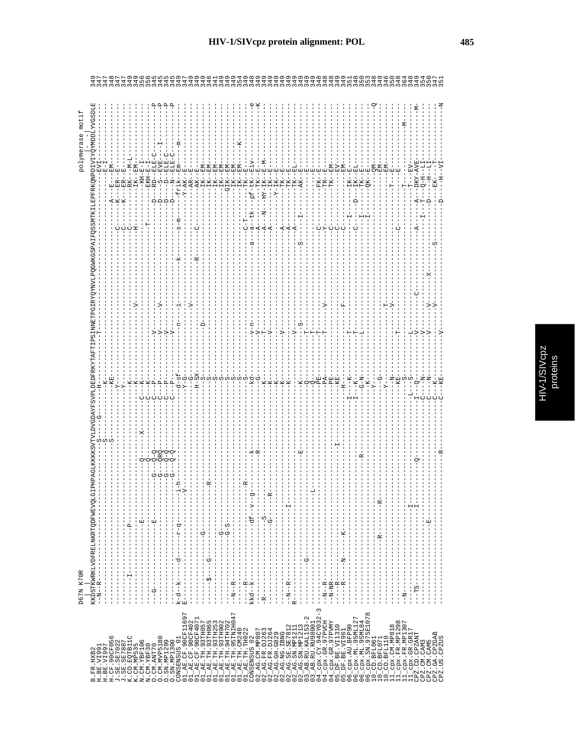# HIV-1/SIVcpz protein alignment: POL

```
                   D67N K70R                                                                                                         polymerase motif
                     |  |                                                                                                              |-    -|
B.FR.HXB2          KKDSTKWRKLVDFRELNKRTQDFWEVQLGIPHPAGLKKKKSVTVLDVGDAYFSVPLDEDFRKYTAFTIPSINNETPGIRYQYNVLPQGWKGSPAIFQSSMTKILEPFRKQNPDIVIYQYMDDLYVGSDLE 349
H.BE.VI991         --N--R----------------------------------------S-----G------H---------T------------------------------------------------EVI---------- 347
H.BE.VI997         -----------------------------------------------S-----------K-----------------------------------------------------------E-I---------- 347
H.CF.90CF056       -----------------------------------------------S------------KE-------------------------------------------------------A-E---EM------- 348
J.SE.SE7022        -------------------------------------------------------------Y-----------------------------------------C------K--ER--E---------- 347
J.SE.SE7887        -------------------------------------------------------------Y-----------------------------------------C------K--ER--E---------- 347
K.CD.EQTB11C       ------I-----------P------------------------------------------K----------------------------------------C----------RK---M-L------- 349
K.CM.MP535         ------------------------------------------------------------K--------------------V----------------H---------IK--EM------- 349
N.CM.YBF106        -----------------E-----------------Q--------X-------C---K--------------------------------------------------------KH-E-I------- 356
N.CM.YBF30         -----------------E-----------------Q----------------C---K------------------------------------T----------------EKH-E-I------- 356
O.CM.ANT70         ---G-----------------------------G--Q-Q------------C---P-----V--------------------------------------D------RD--ELE-C------P 345
O.CM.MVP5180       -------------------------------G--QRQ--------------C---P-----V----------V---------------------------D------S---EVE----I--P 345
O.SN.MP1299        -------------------------------G--Q-Q--------------C---P-----V-------------------------------------D------D---ELE-C------P 345
O.SN.MP1300        -------------------------------G--Q-Q--------------C---P-----V--------------------------------------D-----N---ELE-C------P 345
CONSENSUS_01       k-d--k-----d-----r-q------i-h----------------------d-sf------n----i------------k-----------s-m-----frik-Em----m-- 349
01_AE.CF.90CF11697 E---------------------------V---------------------Y-G-------------------------------------------------Y-AK--E---------- 347
01_AE.CF.90CF402   --------------------------------------------------------G------------V------------------------------------AR--E---------- 349
01_AE.CF.90CF4071  ----------------------------------------------------H-SX---------------R-------------C---------------AK--E---------- 349
01_AE.TH.93TH057   ------------------G------------------------------S-------D---------------------------------------IK--EM------- 349
01_AE.TH.93TH065   ------$------G-------------R----------------------S-----------------------------------------------IK--EM------- 349
01_AE.TH.93TH253   -----------------------------------------------------S-----------------------------------------------IK--EM------- 349
01_AE.TH.93TH902   ------------------G-------------------------------S-----------------------------------------------IK--EM------- 349
01_AE.TH.94TH702   ------------------G-S----------------------------S-----------------------------------------------GIK--EM------- 349
01_AE.TH.95TNIH047 --N--R-------------------------------------------S-----------------------------------------------IK--EM------- 349
01_AE.TH.CM240     -------------------------------------------------S-----------------------------------------------IK--EM---K--- 354
01_AE.TH.TH022     -----R----------------------R--------------------S-----------------------------------C-T----------TK--E---------- 349
CONSENSUS_02       kkd--k----------df--v--g--------k---------------kd-----v-n--------------a---a-tk----pf-tK--E1v-----e 348
02_AG.CM.MP807     ------------------------------------R-----------G------V-----------------------A--------------tK--E-----K 349
02_AG.FR.DJ263     -R----------------S-----------------------------K------T---------------------A----N----HY-TK--E-M------- 349
02_AG.FR.DJ264     ------------------G------R-----------------------K------V---------------------------------------IK--E---------- 349
02_AG.GH.G829      --------------------------------------------------K-------------------------------------------Y-IK--E---------- 349
02_AG.NG.IBNG      -------------------------------------------------K------V---------------------A--------------TK--E---------- 349
02_AG.SE.SE7812    --N--R----------------I-------------------------K-------------------------------A--------------TK--E---------- 349
02_AG.SN.MP1211    R------------------------------------------------K------V---------------------A--------------TK--EL--------- 349
02_AG.SN.MP1213    ----------------------------------E--------------K--------S---------------S------I--------------AK--E---------- 349
03_AB.RU.KAL153-2  ----------G------------------------------------Q-------T--------------------------------------------E---------- 349
03_AB.RU.RU98001   ------------------------L------------------------PE------T--------------------------------------------E---------- 349
04_cpx.CY.94CY032-3 --------------------------------------------------PE-----T-----------------------------------------------E---------- 348
04_cpx.GR.97PVCH   --N--R----------------------------------------------PE------T------V-------------------C--------FK--E---------- 348
04_cpx.GR.97PVMY   --N-NR---------------------------------------------PA-------------------------------Y---------TR--E---------- 348
05_DF.BE.VI1310    -----R----------------------------------------------PE-------------------------------C---------TK--EM------- 349
05_DF.BE.VI961     --N--R---N-----K------------------I-------------KE-------------F-------------------C--------------EV------- 349
06_cpx.AU.BFP90    -----------------------------------------------H-----------------------------------C--------------EM------- 351
06_cpx.ML.95ML127  ----------------------------------------------I---K------T-----------------------------I----------IK--E---------- 348
06_cpx.ML.95ML84   ----------------------------------------------I---K------T-----------------------------C--D-----IK--EL--------- 348
06_cpx.SN.97SE1078 ----------------------------------R-------------G-N-----L-------------------------------I-----------IK--E---------- 350
10_CD.BFL061       -------------------------------------------------K--------------------------------------I------------QK--E---------- 353
10_CD.BFL071       -------------------------------------------------Y---G------------------------------------------------QM-------Q 348
10_CD.BFL110       --------------R-------R----------------------------------------------------------------------------EM------- 349
11_cpx.CM.MP818    ----------------------------------------------Y---N--------T---------------------------------------EM------- 346
11_cpx.FR.MP1298   --------------------------------------------------KE--------V--------------------------------------T---E---------- 350
11_cpx.FR.MP1307   ----------------------------------------------------------T------------------C--------------------E---------- 348
11_cpx.GR.GR17     --N--------------------------------------------------S-----------------------------------------T-----------M---- 364
CPZ.CD.CPZANT      --TS-------------I-----------Q-------------L---S------L------------------------------------T----EV---------- 348
CPZ.CM.CAM3        ------------------I--------------------------I---Q-------V--------C----------A------A--DKY-AVE-------M- 349
CPZ.CM.CAM5        ----------------------------------------------C---N-------V----------------------I---T-Q-H--LI------ 354
CPZ.GA.CPZGAB      ------------------E-----------------------------C---N-------V------V------X---------I---D---H--LI------ 350
CPZ.US.CPZUS       -------------------------------------------------C--K--------------V------------S----------EK---T------- 347
                   ----------------------------------R-----------C--KE------V------V--------------------------D-----H--VI------N 351
```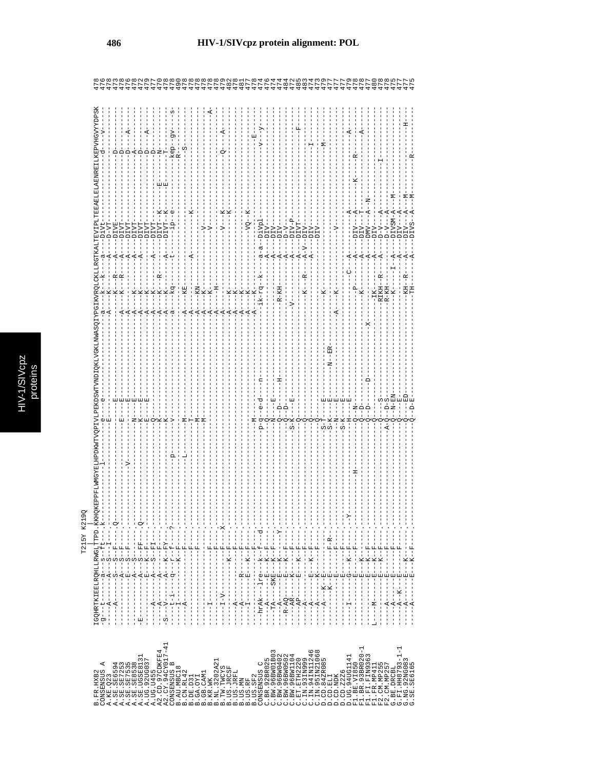# HIV-1/SIVcpz protein alignment: POL

```
                       T215Y K219Q
                           |     |
B.FR.HXB2           IGQHRTKIEELRQHLLRWGLTTPD.KKHQKEPPFLWMGYELHPDKWTVQPIVLPEKDSWTVNDIQKLVGKLNWASQIYPGIKVRQLCKLLRGTKALTEVIPLTEEAELELAENREILKEPVHGVYYDPSK 478
CONSENSUS_A         -g---t-----a---s--ft---k-----------l---------e---e------------------------a----k--k---a---DiVt--------------d---v---- 476
A.KE.Q23            ----A------A---S--I---------------------------E--------------------------A----K-----A---D-VT--------------------------- 478
A.SE.SE6594         ----A------S---S--F---Q------------------------E--------------------------------K---R--A---DIVE--------------D---------- 473
A.SE.SE7253         -----------A---S--F------------------------------E------------------------A----K---R--A---DIVT--------------D---------- 478
A.SE.SE7535         -----------E---S--F-----------------V----------E--------------------------A-------------A---DIVT--------------D---A----- 476
A.SE.SE8538         -----------A---S-------------------------N----E--------------------------A----K---------A---DIVT--------------A---------- 478
A.SE.UGSE8131       -E---------A---S--FF---Q---------------------K----E------------------------A----K---------A---DIVT--------------D---------- 472
A.UG.92UG037        -----------E---K--F-----------------------E----E--------------------------A----K-------------DIVT--------------D----A----- 479
A.UG.U455           ----A------A---S--FI-----------------------Q-----------------------------A----K-------A---DIVT--------------D---------- 477
A2.CD.97CDKFE4      ----A------A---K--FY--------------------K-------------------------------A----K---R-------DIVT-K------E-------N---------- 470
A2.CY.94CY017-41    S---V------A---K--F---------------------K-------------------------------A----K-------A---DIVT-K------E-------T---------- 478
CONSENSUS_B         ----t-i----q---k--f---?----------------p----v---------------------------a----kq-----t-----ip-e---------------kep-gv----s- 478
B.AU.MBC18          ----I------------F---------------------L-----M-------------------------------------------------------------R------------ 490
B.CN.RL42           ----A------------F-------------------------T-----------------------------------------------------------------S--------- 478
B.DE.D31            -----------------F----------------------------M----------------------------A----KE-----A-------K---------------------- 478
B.GA.OYI            -----------------F----------------------------M----------------------------A----KN-------------------------------------- 478
B.GB.CAM1           -----------------------------------------------M----------------------------A----K------------------------------------- 478
B.KR.WK             ----I-------------F---------------------------------------------------------A----K------------V------------------------ 478
B.NL.3202A21        ----------------F-----------------------------------------------------------A----K------------V------------------------A- 478
B.TW.TWCYS          ----I-V----------F---X------------------------------------------------------A----H------------------------------------ 479
B.US.JRCSF          -----------------K--F-------------------------------------------------------A----------------V------K------Q---A------ 482
B.US.JRFL           ----A-----------F-----------------------------------------------------------A----K------------------K------------------ 478
B.US.MN             ----A------R----F-----------------------------------------------------------A----K------------------------------------- 481
B.US.RF             ----I------E---K--F---------------------------------------------------------A----K------------------------------------- 477
B.US.SF2            -----------------F----------------------------------------------------------A----K-------------VQ-K---------------E----- 478
CONSENSUS_C         --hrAk---lre---k--f---d-----------------p-q---e-d---n----------------------ik-rq---k---a-a-DiVpl------------------v---y-- 474
C.BR.92BR025        ---A------E---K--F-------------------------Q----------------------------------------A---DIV---------------------------- 476
C.BW.96BW01B03      ---TA----SKE---K--F----------------------N---E-------------------------------------A---DIV---------------------------- 474
C.BW.96BW0402       ---A------E---K--F---Y----------------------D-----H--------------------------R-KH-----A---DIV---------------------------- 474
C.BW.96BW0502       ---R-AQ----E---K--F------------------------Q---D------------------------------------A---D-V---------------------------- 484
C.BW.96BW1104       ---AR------K---K--F---------------------S-K---E------------------------V------------A---DIV-P------------------------- 472
C.ET.ETH2220        ---AP------E---K--F--------------------------Q-----------------------------------------A---DIVT-------------------F---- 485
C.IN.93IN999        ---A-----------K--F--------------------------Q-----------------------------K---R---A-V-DIV---------------------------- 483
C.IN.94IN11246      ---A------E---K--F-------------------------Q------------------------------------A---DIV---------------I------------ 474
C.IN.95IN21068      ---A------K---K--F-------------------------Q---------------------------------------------DIV---------------M---------- 473
D.CD.84ZR085        ---A-K----E------F-R------------------S-T---E--------------------------K----------------------------------------------- 479
D.CD.ELI            -----------------F----------------------S-K---E------N--ER-----------------------------------------------------------(477)
D.CD.NDK            -----------E-----F----------------------N---E-------------------A----K---------------V----------------------------------- 477
D.CD.Z2Z6           -----------E-----F----------------------S-K---E----------------------------------------------------------------------- 477
D.UG.94UG1141       ---I-------G---K--F---Y-----------------H---E----------------------------C---A------A-------------------------A----- 479
F1.BE.VI850         -----------E---K--F-----------H--------Q-N------------------------------P----------A---DIV--A-------K------R-------- 478
F1.BR.93BR020-1     -----------E---K-----------------------Q-D------------------------------K-------A---DIV--T-----------------A----- 478
F1.FI.FIN9363       ----------E---K--F-------------------Q-D-----D-------------X------------------A---DMV--A--N------------------------ 477
F1.FR.MP411         L---M------E---K--F-------------------Q-----------------------------IK--------A---DIV--A------------------------- 480
F2.CM.MP255         ----------E---K--F-----------------------Q----------------------------RIKH--R-----A---D-V--A------I---------------- 478
F2.CM.MP257         -----A-----E---K--F----------------------A-Q-D-S--------------------------R-KH-------A---D-V--A-------------------- 478
G.BE.DRCBL          -----A-----E-----F------------------------Q-N-EN---------------------------K----I-A---DIVSM-A--M----------------------- 475
G.FI.HH8793-1-1     ----A-K----E-----F------------------------Q---E--------------------------------------A---DIV--A------------------------ 477
G.NG.92NG083        ----A------E---K----------------------------Q--ED---------------------KH--R------A---DIV--A--M-----------------H--- 477
G.SE.SE6165         ----A------E---K--F-----------------------Q-D-E----------------------TH-----------A---DIVS-A--M---------R----------- 475
```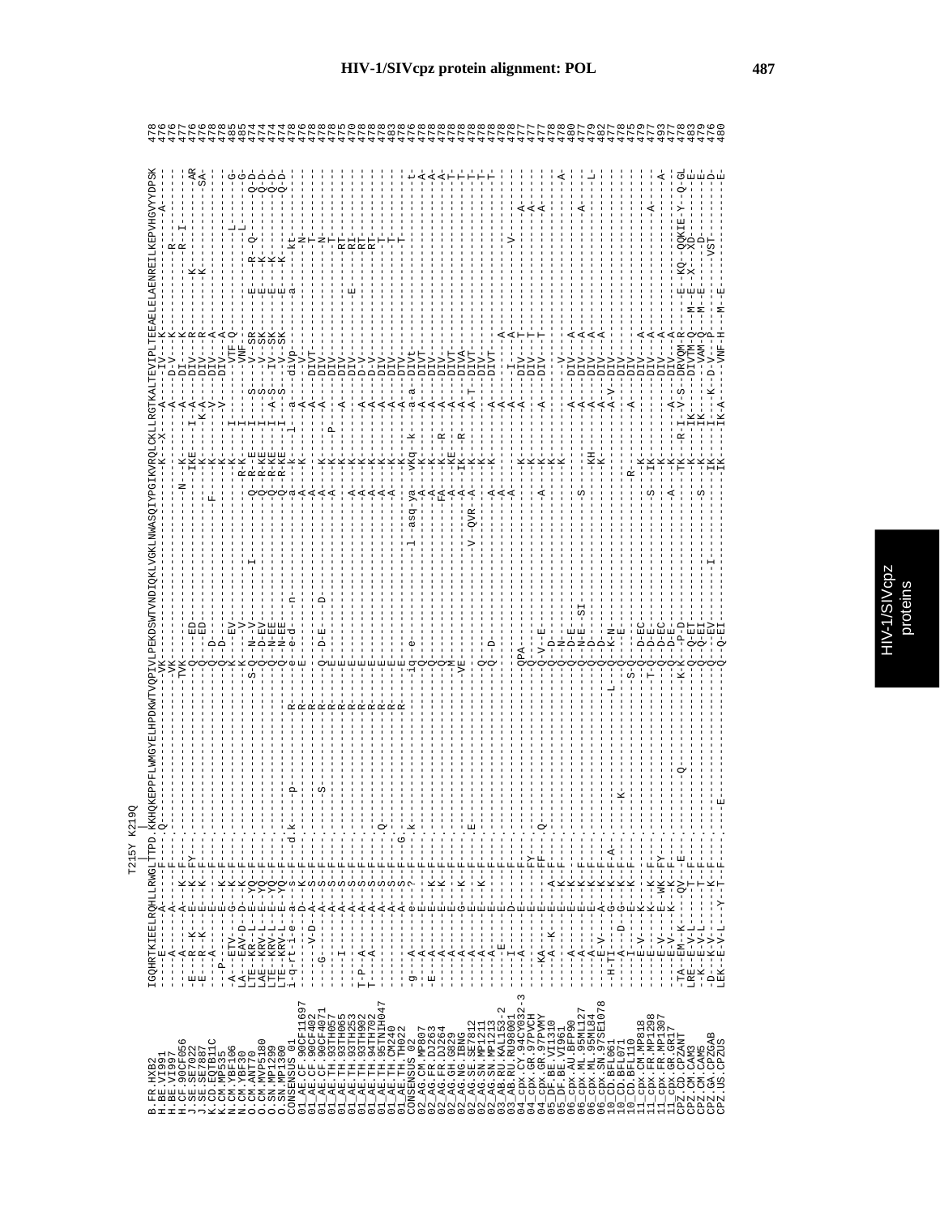# HIV-1/SIVcpz protein alignment: POL

```
                      T215Y K219Q
                           |   |
B.FR.HXB2            IGQHRTKIEELRQHLLRWGLTTPD.KKHQKEPPFLWMGYELHPDKWTVQPIVLPEKDSWTVNDIQKLVGKLNWASQIYPGIKVRQLCKLLRGTKALTEVIPLTEEAELELAENREILKEPVHGVYYDPSK 478
```

HIV-1/SIVcpz proteins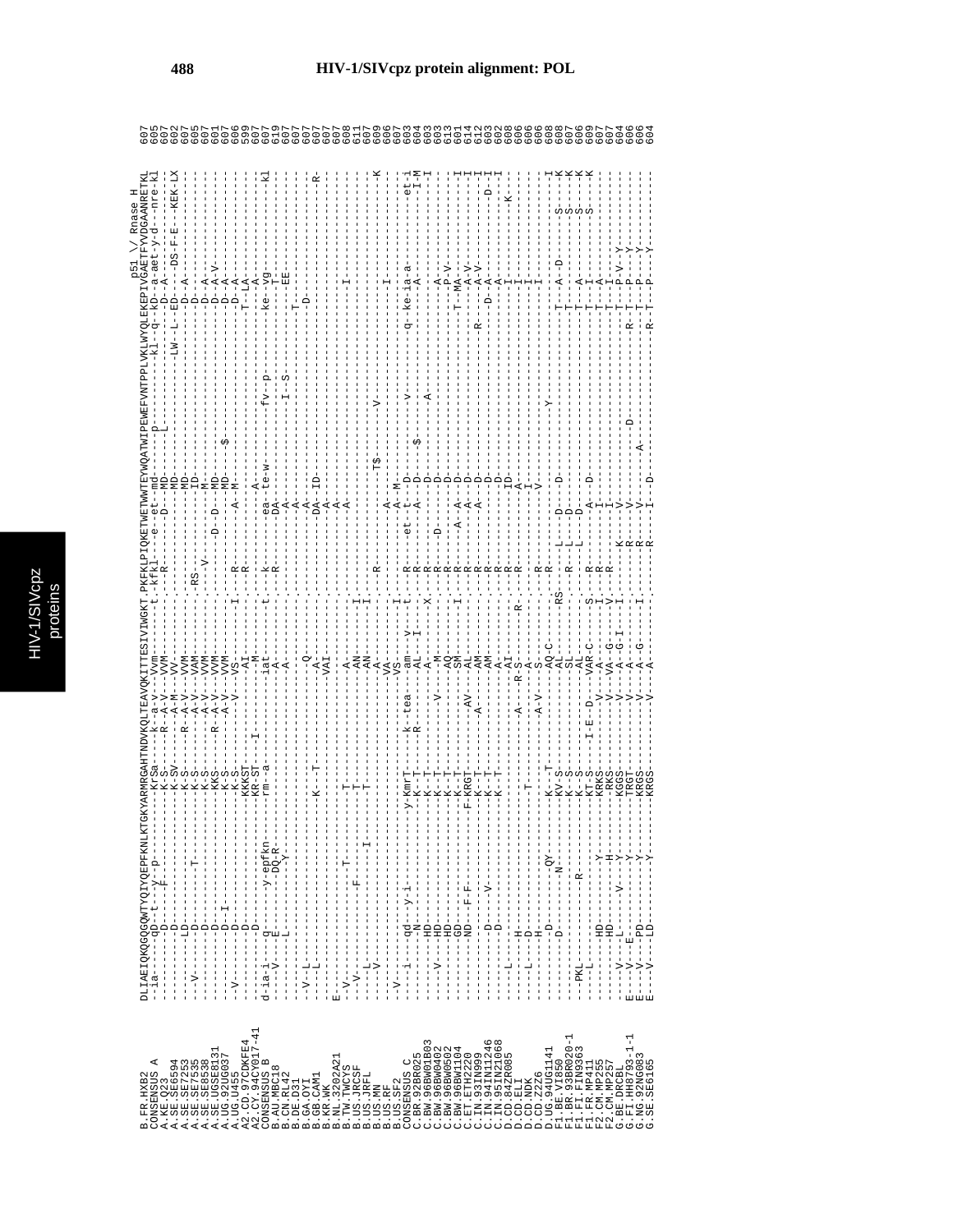# HIV-1/SIVcpz protein alignment: POL

```
                                                                                                              p51 \/ Rnase H
B.FR.HXB2          DLIAEIQKQGQGQWTYQIYQEPFKNLKTGKYARMRGAHTNDVKQLTEAVQKITTESIVIWGKT.PKFKLPIQKETWETWWTEYWQATWIPEWEFVNTPPLVKLWYQLEKEPIVGAETFYVDGAANRETKL  607
CONSENSUS_A        -ia-----qD-t--y--p-----------KrSa----k-a-v--Vvm--------t.-kfkl--e--et-md-----p-----------kl--q--kD--a-aet-y-d---nre-kl  605
A.KE.Q23           --------D----F----------------K-S----R-A-V--VVM---------------R-----D---MD-----L---------------------D--A------------  607
A.SE.SE6594        --------D---------------------K-SV-------A-M--VV-----------------------MD---------------------LW--L--ED----DS-F-E--KEK-LX  602
A.SE.SE7253        --------LD--------------------K-S-----R--A-V--VVM-------------------------MD-----------------------------D--A---------  607
A.SE.SE7535        ---V----D-----T---------------K-S--------A-V--VAM-------RS----------------ID---------------------------D----------------  605
A.SE.SE8538        --------D---------------------K-S--------A-V--VVM------------V------------M-------------------------------D--A--------  607
A.SE.UGSE8131      --------D---------------------KKS-----R--A-V--VVM-----------------D--D----MD--------------------------D--A-V---------  601
A.UG.92UG037       --------D--I------------------K-S--------A-V--VVM---------------------------MD---$------------------------D--A--------  607
A.UG.U455          -V------D---------------------K-S-----------V--VS----I--R-----------A--M-------------------------------D--A---------  606
A2.CD.97CDKFE4     --------D---------------------KKKST------------AI--------R------------------------------------------------T--LA------  599
A2.CY.94CY017-41   --------D---------------------KR-ST----I---------M-----------------A--------------------------------------A--------  607
CONSENSUS_B        d-ia-i---q--------y-epfkn-----rm--a----------1at------t--k------ea--te-w------fv--p-----------ke--vg--------kl  607
B.AU.MBC18         ----V---E--------DQ-R---------------------------A------------R-----DA---------------------------E-------------  619
B.CN.RL42          ----L----------------Y--------------------------A-----------------DA---------------I--S----------EE----------  611
B.DE.D31           ----------------------------------------------------------------A-----------------------------T------------  607
B.GA.OYI           -V--L------------------------------------------Q-----------------A---------------------------D-------------  607
B.GB.CAM1          ----L------------------------K---T-------------A------------------DA--ID------------------------------------R-  607
B.KR.WK            ----------------------------------------------VAI-----------------A------------------------------------------  607
B.NL.3202A21       E--------------------------------------------------------------A--------------------------------------------  607
B.TW.TWCYS         -V-----------T---------------T-----------------A--------------------A----------------------I----------------  608
B.US.BC            --V-----------F----------T--------------------AN------I------------A---------------------------------------  609
B.US.JRCSF         -----------------I-----------T---------------------AN----I---------------------------------------------------  611
B.US.JRFL          ----L---------------------------------------------A-----------------------------------------------------------  607
B.US.MN            ----V---------------------------------------------A------R-------------T$------V--------------I-------------K  609
B.US.RF            ----------------------------------------------VA-----------------A--M-------------------------------------------  606
B.US.SF2           -V--------------------------------------------VS-----I----------A--M---------------------------------------------  607
CONSENSUS_C        ----i---qd--y-i--------------y-KmrT------k--tea----am---v---t---R-----et--t--D------------v-----------q--ke-ia-a--------et-i  603
C.BR.92BR025       ---------N--------------------K--T------R-------AL---I------R-----A---D--$---------------------A-------------I-M  604
C.BW.96BW01B03     ---------HD------------------K--T--------------A------X-R-------------D-----------A--------------------------I  603
C.BW.96BW0402      ---V-----HD------------------K--T-------V------M-------R------D----------D--------------------------------------  603
C.BW.96BW0502      ---------HD------------------K--T-----------------AQ------R-------------D--------------------------------------  613
C.BW.96BW1104      ---------GD------------------K--T--------------SM-----I--R----A--A-----D-------------------------------P-V-------  601
C.ET.ETH2220       ---------ND---F-F------------F-KRGT------AV---AL---------R---------A-----D---------------------T--MA-----------I  614
C.IN.93IN999       -------------------------------K--T-------A-----AM------------R-------A-----D-------------------R-----A-V--------I  612
C.IN.94IN11246     ---------D----V------------------K--T--------------AM---------R----A-----D--------------------------A-V---------I  603
C.IN.95IN21068     ---------D-------------------K--T---------------A------------R-------------D-------------------------D--A-------D--I  602
D.CD.84ZR085       ---L--------------------------------------------AI-------------R-----------ID------------------------A-----------  608
D.CD.ELI           ----------H--------------------------A-----R-S----R---------------A----------------------------------------I----K---  606
D.CD.NDK           ----L-----D------------T--------------------A------R--------------I---------------------------------I--------  606
D.CD.Z2Z6          ----L-----H--------------------------A-V----S----------------R-----V---------------------------------I--------  606
D.UG.94UG1141      ---------D----------QY-------K---T-----------AQ-C------R--------------------------------Y----------------------I  608
F1.BE.VI850        --------D-------N------------KV-S--------------AL-------RS------L--D----D-----------------------T-----A--D-------S---K  608
F1.BR.93BR020-1    -----------------------------K--S--------------SL------R-----L--D---------------------------T------------------S---K  607
F1.FI.FIN9363      --PKL----------R--------------K--S-------------AL----------L--D---------------------------T-----A-------------S---K  606
F1.FR.MP411        ---L---------------------------KT-S----I-E--D---VAR-C----S--R--------A---D-------------------------T--I-------S---K  609
F2.CM.MP255        ---------HD-------Y-----------KRKS-------V-----A--G----I---R-------I--------------------------T--A-------------------  607
F2.CM.MP257        ---------HD-------H-----------RKS-------V------VA--G----V---R--------I-------------------------T--A-------------------  607
G.BE.DRCBL         ---V-----L-------V-------Y-----KGGS-------V-----A--G-I----I--K--------V--------------------------T--I----------------  604
G.FI.HH8793-1-1    E---V---E---------Y-----------TRGT-------V------A--G--------R------V-------------D-----------R--T--P-V--Y-----------  604
G.NG.92NG083       E---V---PD---------Y-----------KRGS-------V------A--G-----I----R------V--------A----------------T--P----Y------------  606
G.SE.SE6165        E---V---LD---------Y-----------KRGS-------V------A-------------R-----I--D-----------------------R--T--P---Y------------  604
```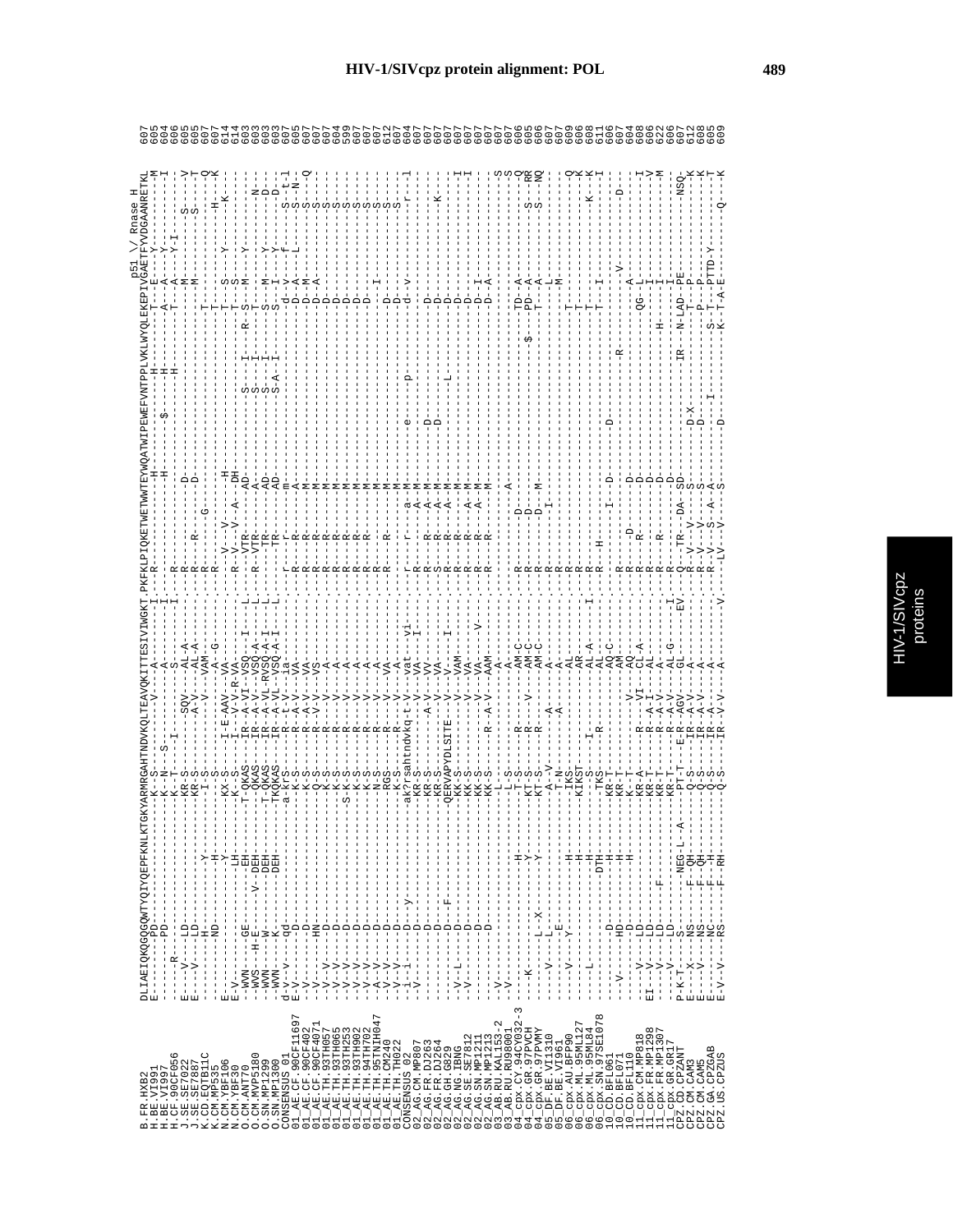HIV-1/SIVcpz protein alignment: POL

```
                    p51 \/ Rnase H
B.FR.HXB2           DLIAEIQKQGQGQWTYQIYQEPFKNLKTGKYARMRGAHTNDVKQLTEAVQKITTESIVIWGKT.PKFKLPIQKETWETWWTEYWQATWIPEWEFVNTPPLVKLWYQLEKEPIVGAETFYVDGAANRETKL 607
```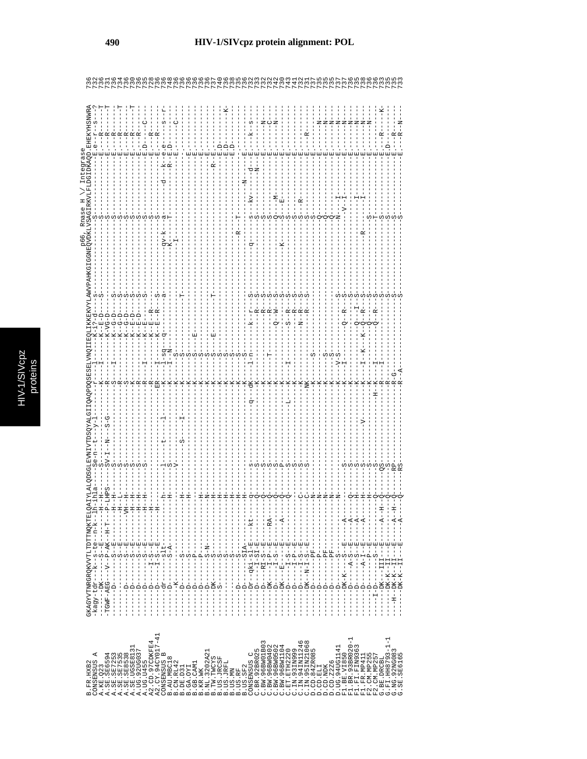```
                                                                                                      p66, Rnase H \/ Integrase
B.FR.HXB2          GKAGYVTNRGRQKVVTLTDTTNQKTELQAIYLALQDSGLEVNIVTDSQYALGIIQAQPDQSESELVNQIIEQLIKKEKVYLAWVPAHKGIGGNEQVDKLVSAGIRKVLFLDGIDKAQD.EHEKYHSNWRA  736
CONSENSUS_A        -kagy-tdr---k--s-te--n-k--lh-ihla-----Se-n--t--y-l-------r---l----K-i?-d----s-----------------------S-----------------E.e--r-s---?  732
A.KE.Q23                                                                                                                                                736
A.SE.SE6594                                                                                                                                             731
A.SE.SE7253                                                                                                                                             736
A.SE.SE7535                                                                                                                                             734
A.SE.SE8538                                                                                                                                             736
A.SE.UGSE8131                                                                                                                                           736
A.UG.92UG037                                                                                                                                            730
A.UG.U455                                                                                                                                               736
A2.CD.97CDKFE4                                                                                                                                          735
A2.CY.94CY017-41                                                                                                                                        728
CONSENSUS_B                                                                                                                                             736
B.AU.MBC18                                                                                                                                              736
B.CN.RL42                                                                                                                                               748
B.DE.D31                                                                                                                                                736
B.GA.OYI                                                                                                                                                736
B.GB.CAM1                                                                                                                                               736
B.KR.WK                                                                                                                                                 736
B.NL.3202A21                                                                                                                                            736
B.TW.TWCYS                                                                                                                                              736
B.US.JRCSF                                                                                                                                              737
B.US.JRFL                                                                                                                                               740
B.US.MN                                                                                                                                                 736
B.US.RF                                                                                                                                                 738
B.US.SF2                                                                                                                                                735
CONSENSUS_C                                                                                                                                             736
C.BR.92BR025                                                                                                                                            732
C.BW.96BW01B03                                                                                                                                          733
C.BW.96BW0402                                                                                                                                           732
C.BW.96BW0502                                                                                                                                           732
C.BW.96BW1104                                                                                                                                           742
C.ET.ETH2220                                                                                                                                            730
C.IN.93IN999                                                                                                                                            743
C.IN.94IN11246                                                                                                                                          741
C.IN.95IN21068                                                                                                                                          732
D.CD.84ZR085                                                                                                                                            731
D.CD.ELI                                                                                                                                                737
D.CD.NDK                                                                                                                                                735
D.CD.Z2Z6                                                                                                                                               735
D.UG.94UG1141                                                                                                                                           735
F1.BE.VI850                                                                                                                                             737
F1.BR.93BR020-1                                                                                                                                         737
F1.FI.FIN9363                                                                                                                                           736
F1.FR.MP411                                                                                                                                             735
F2.CM.MP255                                                                                                                                             738
F2.CM.MP257                                                                                                                                             736
G.BE.DRCBL                                                                                                                                              733
G.FI.HH8793-1-1                                                                                                                                         735
G.NG.92NG083                                                                                                                                            735
G.SE.SE6165                                                                                                                                             733
```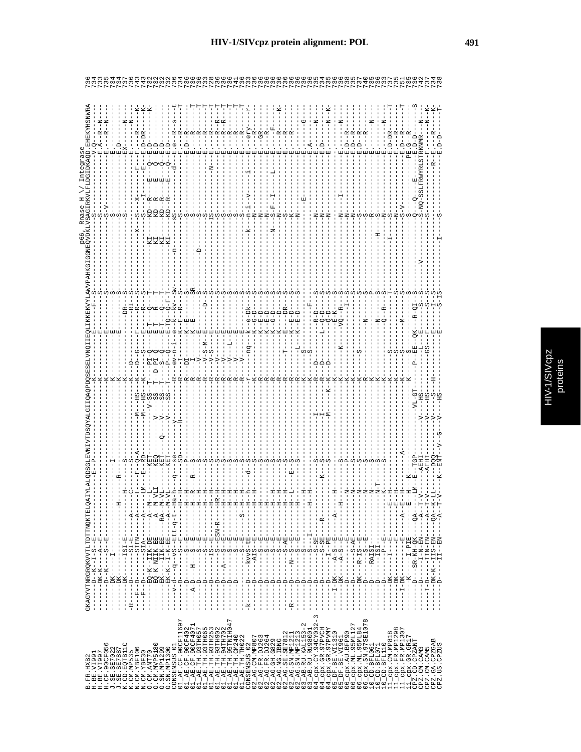HIV-1/SIVcpz protein alignment: POL

```
                                                                                    p66, Rnase H \/ Integrase
B.FR.HXB2          GKAGYVTNRGRQKVVTLTDTTNQKTELQAIYLALQDSGLEVNIVTDSQYALGIIQAQPDQSESELVNQIIEQLIKKEKVYLAWVPAHKGIGGNEQVDKLVSAGIRKVLFLDGIDKAQD.EHEKYHSNWRA  736
H.BE.VI991         ------D--K--I-S--E-----------------E--P-------------------K-----------E------F--S-------------------S---------------V.Q---------  734
H.BE.VI997         ------DK-K----A---E-------------------------------------K-----------E---------S-------------------S--------------E.A---R--N---  733
H.CF.90CF056       ------D--K----S---E-------------------------------------K-----------E---------S-------------------S-V------------E.----R--N---  735
J.SE.SE7022        ------DK------I--------------------------I--------------K-----------E---------S-------------------S---------------E.----------  734
J.SE.SE7887        ------DK---------------------H--------R--------------------K--------E---------S-------------------S---------------E.D--------  734
K.CD.EQTB11C       ------DK------ISI-E--------------H--------S--------------K-----------------DR--S-------------------S---------------EX-------N---  737
K.CM.MP535         -R----D-------SI-E-----A------C--------S---------------K-------D-----------RI--S-------------------S---------------E.------N---  736
N.CM.YBF106        ---F--D-------SIEN-----A------L-----E--Q-A-------M--HS----K----D--G--E---------R--S--------------X---S--X--------E---E.----R-----K  743
N.CM.YBF30         ---F--D-------SIA------A------LM----E--RD--------M--HS----K-------S---E---------R--S------------------S-----I------E--E.D-DR----K  743
O.CM.ANT70         ------EQ-K--IIK-DE-----A--M--L-------KET---------V-SS--T---PI-Q---E-T----Q--T--------------KI---KD--R----E----Q--E.D-------K  732
O.CM.MVP5180       ------EQ-K-NIIK-EE-----A--M-VLI------KEQ-------V----SS--T--D-PI-Q---E-T----R--T--------------KI---KD--R----E----Q--E.D--------  732
O.SN.MP1299        ------EK--K--IIK-EE----RA--M-VL-------KET---Q----V----SS--T----S--Q---E-T----R--T--------------KI---KD--R----E----Q--E.D--------  732
O.SN.MP1300        ------EK--K--NIK-EE-----A--M-VL-------KET-------V----SS--T----S--Q---E-TQ--Q-F--T--------------KI---KD--R----E----Q--E.D--------  732
CONSENSUS_01       -----v-d---q--vS--Ett-q-t-Ha-h-----q--se-------y------R---ev-n-i-e-Kq--kv-Sw---------n----sS--------d----e.--R--s---t  736
01_AE.CF.90CF11697 ------D-------S---E--------H--H--------SD-------H-------R-----I-----K--E--R---S-------------------S---------------E.----R-----  734
01_AE.CF.90CF402   ------D-------S---E--------H--H--------P---------------R-----DI-----K--E------S-------------------S---------------E.D--R-----  736
01_AE.CF.90CF4071  ----A-D---H---S---E--------H--H-----R--S---------------R-----I-----K--E------SR-------------------S---------------E.----R----T  736
01_AE.TH.93TH057   ------D-------S---E--------H--H--------S---------------R-----V-----E--------S--------D----------S---------------E.----R----T  736
01_AE.TH.93TH065   ------D-------S---E--------H--H--------S---------------R-----V-S-M-E-------D--S-------------------S---------------E.----R----T  733
01_AE.TH.93TH253   ------D-------IS--E--------H--H--------S---------------R-----V-S-----E-------S-------------------IS---------N----E.----R----T  728
01_AE.TH.94TH902   ------D-------ESN-R-------HR--H--------S---------------R-----V-------E-------S-------------------S---------------E.----R--R--T  736
01_AE.TH.95TNIH047 ------D---A---S---E--------H--H--------S---------------R-----V-------E-------S-------------------S---------------E.----R--R--T  736
01_AE.TH.CM240     ------D-------S---E--------H--H--------S---------------R-----V---L--E-------S-------------------S---------------E.----R----T  741
01_AE.TH.TH022     ------D-------S---E-----S--H--H--------S---------------R-----V-------E-------S-------------------S---------------E.----R----T  736
CONSENSUS_02       -k----D-----kvvS-tE--------H--h-----d--s---------------r-----nq-----k--e-Dk--S-------------k----n-i--v--i------E.----ery----  733
02_AG.CM.MP807     ------D------AIS--E--------H--H--------S---------------K---------------K--G-D--S-------------------N---------------E.-----R---r-  736
02_AG.FR.DJ263     ------D-------S---E--------H--------S---------------R---------------K--E-D--S-------------------N---------------E.----GR-----  736
02_AG.FR.DJ264     ------D-------S---E--------H--------S---------------R---------------K--E-D--S-------------------N---------------E.-----R-----  736
02_AG.GH.G829      ------D-------S---E--------H--H--------S---------------R---------------K--G-D--S-------------------N--S-F--I--------L---E.----F-----  736
02_AG.NG.IBNG      ------D-------S---E--------H--H--------S---------------R---------------K---D--S---------------N---S---------------E.-----R-----K  736
02_AG.SE.SE7812    ------D-------S-AE-----------H--H--------S---------------R-----T-----E---DR--S-------------------S---------------E.-----R-----  736
02_AG.SN.MP1211    -R----D---N-S--E-----------H--L-----E--S---------------R-----------K---E-D--S-------------------K---------------E.-----R-----  736
02_AG.SN.MP1213    ------D-------S---E--------H------S--S---------------R-----L-----K---E-D--S-------------------N---------------E.---------  736
03_AB.RU.KAL153-2  ------D-------S------------H-----------------------K-----S---------------------------------------------E.-------G----  736
03_AB.RU.RU98001   ------D----I--S------------H--H-----------------------K-----S---------------F--------------------E---------E.A---------  736
04_cpx.CY.94CY032-3 -----D-------S-SE----------------S---------------I------R-----D-----------R-D----S-------------------N---------------E.--------N---  735
04_cpx.GR.97PVCH   ------D-------S-SE-----R-----------------------I------R-----D-----L---Q-D----S-------------------N---------------E.D---------  734
04_cpx.GR.97PVMY   ------D-------I-PE------------K----S--------M------K--K-----D-----------Q-D----S-------------------N---------------E.------N--K  735
05_DF.BE.VI1310    ----I-DK-------A-S--E------A------H---------------------K-----------------E-K----S----------------------------------------E.---------  736
05_DF.BE.VI961     ------DK-------A-S--E------------H--S---------------K-----------K------VQ---R--S-------------------N--I-------------E.------N---  736
06_cpx.AU.BFP90    ------D---------E------------N--------P---------------K-----------------------I--S-------------------N---------------E.D---R-----  738
06_cpx.ML.95ML127  ------D-------S-AE-----------N--------S---------------K-----------------------S-------------------N---------------E.D---R-----  735
06_cpx.ML.95ML84   ------DK-----R-IS--E-----------N--------S---------------K-------S---------------S-------------------N---------------E.D---R-----  737
06_cpx.SN.97SE1078 ------D-------S---E-----------N--------S---------------R-----------N------------S-------------------S---------------E.----R-----  740
10_CD.BFL061       ------D-------RAII-----------N--------S---------------K--------------------------------H------S-------------------E.-----N-----  735
10_CD.BFL071       ------D-------ISI----------N--T-----S---------------K-----------N----------S-------------------S---------------E.---------  736
10_CD.BFL110       ------D-------P--E-----------K--------S---------------K-----------Q---R------S-------------------N---------------E.------N----  733
11_cpx.CM.MP818    ------DK------I---E-----------E--H---------------------K-----S-----------------S----------I-------N---------------E.D-DR----T  737
11_cpx.FR.MP1298   ------DK----------E-----------E--H---------------------K-----S-----------------S-------------------N---------------E.----R-----  735
11_cpx.FR.MP1307   ----I-DK-------------A--E--H--------A--------------K-----S----------M--S-------------------S-V-------------E.D---R----T  751
11_cpx.GR.GR17     ------K------I-PIE-------E--H---K--------------------K-----------------S-------------------S---------------PE.G---R-----  735
CPZ.CD.CPZANT      ------D-----SR-KH-QK---QA--T--LM--E--TGP-------VL-GT---P--EE-QK--R-QI--S----------------S---Q----E----E.D--D-----S  736
CPZ.CM.CAM3        ------D-------I-N-EN-----A--T-V-------AEHI-------V-----HS-----L--------------S---------V--------S-NQ-SSLFRWYRLSTRKNMR-----N---  742
CPZ.CM.CAM5        ----I-D-------IIN-EN-----A--T-V-------AEHI-------V-----HS-----GS--E------------S-------------------S---------------E.--------K  747
CPZ.GA.CPZGAB      ------DK-K---IIS-EN---QA--K-LL-------DQQ-------V-----S--------E---------I--S-------------------S-------------R---E.----R----K  734
CPZ.US.CPZUS       ------D-------II--EN----A--T-V------K--ENT-V-G--V-----HS------H-----E-------S-IS-----------I-------S---------------E.D-D-----T-  738
```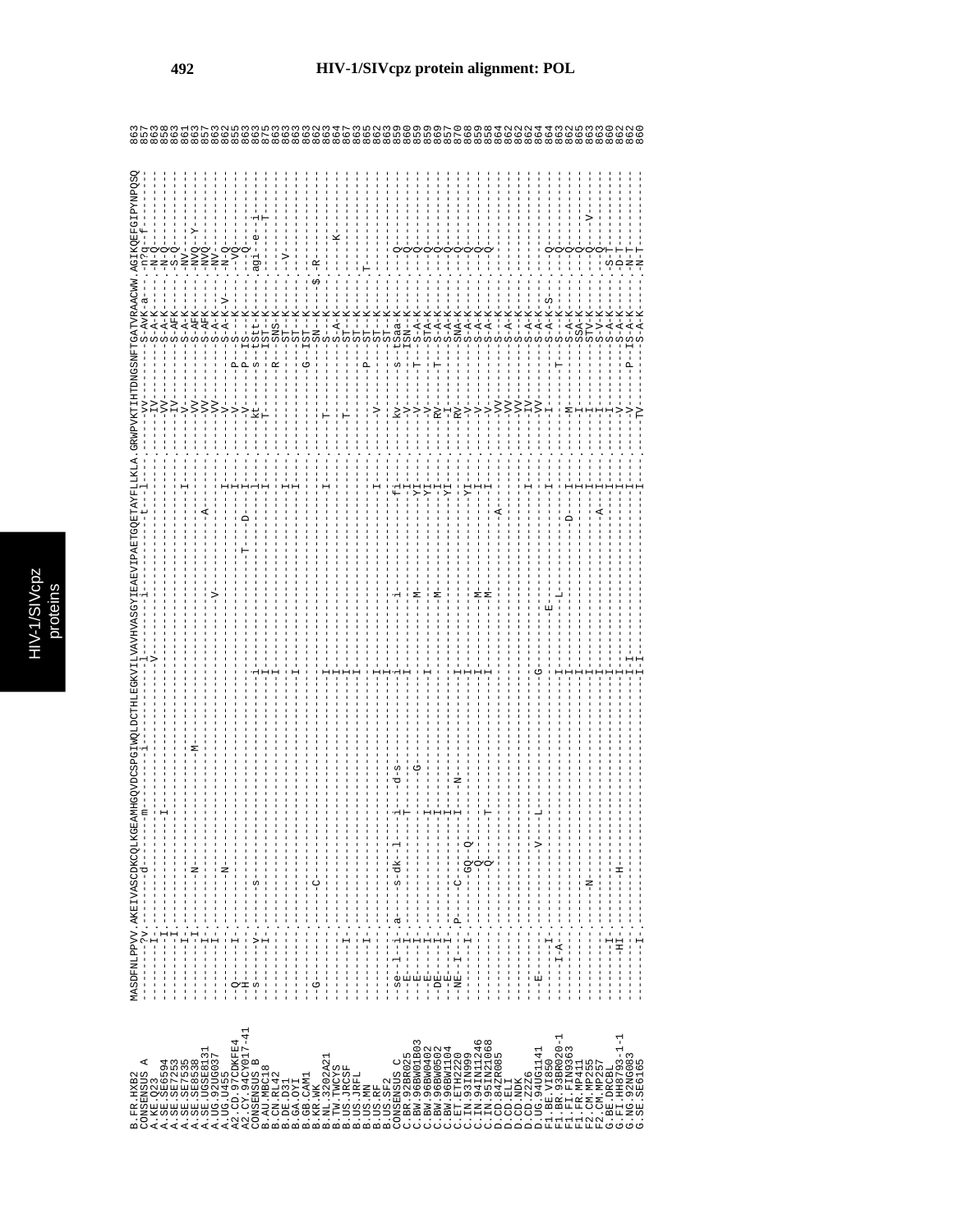# HIV-1/SIVcpz protein alignment: POL

```
B.FR.HXB2           MASDFNLPPVV.AKEIVASCDKCQLKGEAMHGQVDCSPGIWQLDCTHLEGKVILVAVHVASGYIEAEVIPAETGQETAYFLLKLA.GRWPVKTIHTDNGSNFTGATVRAACWW.AGIKQEFGIPYNPQSQ 863
CONSENSUS_A         ---------?v.-----------d---------m--------i---------------l---------------i--------------t---l---.------vv---------S-AVK-a---.-n?q--f-------- 857
A.KE.Q23            -----------.-----------------------------------------------V------------------------------------.------IV---------S-A-K------.-N-Q---------- 863
A.SE.SE6594         --------I--.---------------------I--------------------------------------------------------------.------VV---------S-A-K------.-N-Q---------- 858
A.SE.SE7253         --------I--.------------------------------------------------------------------------------------.------IV---------S-AFK------.-S-Q---------- 863
A.SE.SE7535         --------I--.------------------------------------------------------------------------------------.------V----------S-A-K------.-NV----------- 861
A.SE.SE8538         --------I--.--------N---------------------M--------------------------------------I--------------.------VV---------S-AFK------.-NVQ--Y------- 863
A.SE.UGSE8131       --------I--.-------------------------------------------------------------------------------------.------VV---------S-AFK------.-NVQ---------- 857
A.UG.92UG037        --------I--.------------------------------------------------------------V-----------A-----------.------VV---------S-A-K------.-NV----------- 863
A.UG.U455           -----------.--------N---------------------------------------------------------------------------.------V----------S-A-K-V----.-N-Q---------- 862
A2.CD.97CDKFE4      -Q------I--.-------------------------------------------------------------------------------I----.------V------P--S---K------.--VQ---------- 855
A2.CY.94CY017-41    -H---------.----------------------------------------------------------------T---D----I----------.------V------P--IS---K------.--Q----------- 863
CONSENSUS_B         --s-----v--.--------s-------------------------------i------------------------------------------.----kt-------s--tStt-K------.agi--e--i------- 863
B.AU.MBC18          --------I--.-------------------------------------------I----------------------------------I-----.-----T---------IST--K------.-------T------- 875
B.CN.RL42           -----------.-------------------------------------------I----------------------------------------.--------------R--SNS--------.-------------- 873
B.DE.D31            -----------.-------------------------------------------I---------------------------------I------.------------------ST--K------.-------------- 863
B.GA.OYI            -----------.-------------------------------------------I---------------------------------I------.------------------ST--K------.--V----------- 863
B.GB.CAM1           -G---------.--------C------------------------------------------------------------------------------.--------------G--IST--K------.$.-R---------- 863
B.KR.WK             -----------.--------------------------------------------------------------------------------------.------------------SN---K------.-------------- 862
B.NL.3202A21        -----------.-------------------------------------------I-------------------------------I----------.----T---------------S---K------.-------------- 863
B.TW.TWCYS          -----------.-------------------------------------------I--------------------------------------------.----------------------S-A-K------.-----K-------- 864
B.US.JRCSF          --------I--.-------------------------------------------I--------------------------------------------.----T-----------------ST--K------.-------------- 867
B.US.JRFL           -----------.-------------------------------------------I--------------------------------------------.------------------ST--K------.-T------------ 863
B.US.MN             --------I--.-------------------------------------------I----------------------------------------------.--------------P--ST--K------.-T------------ 865
B.US.RF             -----------.-------------------------------------------I----------------------------------I---------.------V---------ST--K------.-------------- 862
B.US.SF2            -----------.-------------------------------------------I--------------------------------------------.------------------ST--K------.-------------- 863
CONSENSUS_C         -se-l--i--a.---s-dk-l--i--d-s---------------------------i----------------i---------------------fi----.------kv-------s--tSaa-K------.--Q----------- 859
C.BR.92BR025        --E-----I--.--------------T---------------------------------------------------------------------I-----.------V--------S--ISN--K------.--Q----------- 860
C.BW.96BW01B03      --E-----I--.----------------------G-----------------------------------M----------------------YI-----.------V--------T--S-A-K------.--Q----------- 859
C.BW.96BW0402       --E-----I--.--------------I----------------------------------------I--------------------------YI-----.------V------------STA-K------.--Q----------- 859
C.BW.96BW0502       --DE-----I--.-------------I------------------------------------------------M------------------I-----.------RV-------T--S-A-K------.--Q----------- 857
C.BW.96BW1104       --DE-----I--.---------------------------------------------------------------------------------YI-----.------I------------S-A-K------.--Q----------- 857
C.ET.ETH2220        --NE--I--I--.--P----C-----I----N-----------------------------------------------------------------------.------RV-------------SNA-K------.--Q----------- 870
C.IN.93IN999        --------I--.------GQ--Q-------------------------------I----------------------------------------YI-----.------V-------------S-A-K------.--Q----------- 868
C.IN.94IN11246      -----------.-------Q--------------------------------I------------------M------------------------I-----.------V-------------S-A-K------.--Q----------- 859
C.IN.95IN21068      -----------.-------Q-----T----------------------------------------------M------------------------I-----.------V-------------S-A-K------.--Q----------- 858
D.CD.84ZR085        -----------.-------------------------------------------------------------------------A----------------.------VV------------S---K------.-------------- 864
D.CD.ELI            -----------.---------------------------------------------------------------------------------------------.------VV------------S-A-K------.-------------- 862
D.CD.NDK            -----------.---------------------------------------------------------------------------------------------.------VV------------S-A-K------.-------------- 862
D.CD.Z2Z6           -----------.---------------------------------------------------------------------------------I-----------.------IV------------S-A-K------.-------------- 862
D.UG.94UG1141       --E-----I--.-------V-----L--------------------------------G-----------------------------------------.------VV------------S-A-K------.-------------- 864
F1.BE.VI850         --------I--.------------------------------------------------------------------E--------------------I-----.------I-------------S-A-K-S----.--Q----------- 864
F1.BR.93BR020-1     ------I-A--.---------------------------------------------I-----------------L-------------------------I-----.-----------T---S---K------.--Q----------- 863
F1.FI.FIN9363       -----------.---------------------------------------------I-------------------------------------D-----I-----.------M-------------S-A-K------.--Q----------- 862
F1.FR.MP411         -----------.-------N------------------------------------I-------------------------------------------I-----.------I-------------SSA-K------.--Q----------- 865
F2.CM.MP255         -----------.---------------------------------------------I-------------------------------------------I-----.------I-------------STV-K------.--Q----------- 863
F2.CM.MP257         -----------.---------------------------------------------I--------------------------------------A----I-----.------I-------------S-V-K------.--Q----V------ 863
G.BE.DRCBL          --------I--.---------------------------------------------I-------------------------------------------I-----.------V-------------S-A-K------.-S-T---------- 860
G.FI.HH8793-1-1     --------HI--.-------H-------------------------------------I---------------------------------------------I-----.------V-------------S-A-K------.-D-T---------- 862
G.NG.92NG083        --------I--.---------------------------------------------I-I-------------------------------------------I-----.------V------P--IS-A-K------.-N-T---------- 862
G.SE.SE6165         --------I--.---------------------------------------------I-I-------------------------------------------I-----.------TV-----------S-A-K------.-N-T---------- 860
```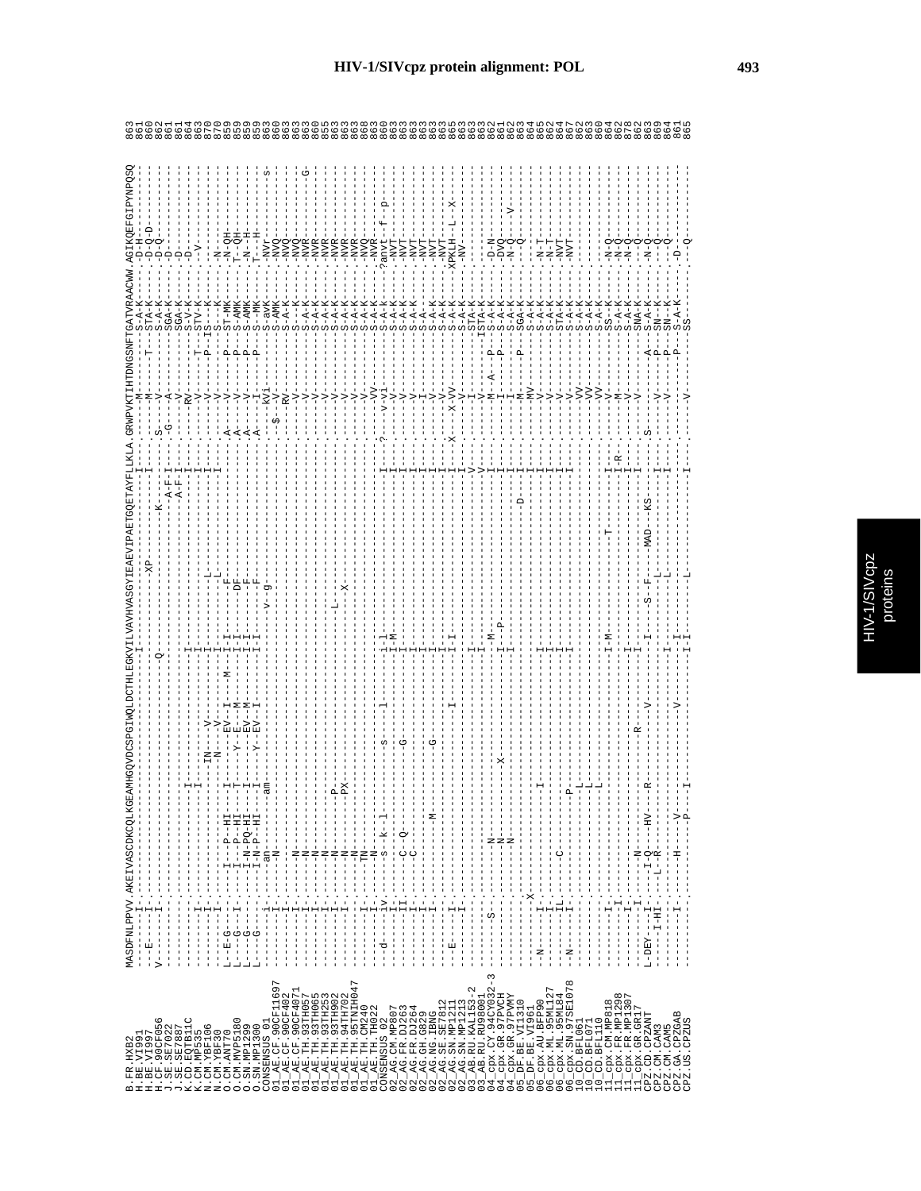# HIV-1/SIVcpz protein alignment: POL

```
B.FR.HXB2           MASDFNLPPVV.AKEIVASCDKCQLKGEAMHGQVDCSPGIWQLDCTHLEGKVILVAVHVASGYIEAEVIPAETGQETAYFLLKLA.GRWPVKTIHTDNGSNFTGATVRAACWW.AGIKQEFGIPYNPQSQ 863
H.BE.VI991          ----I-----.--------------------------------------------I-----------------------I----.----M----------S-A-K-----.-D-H-------------- 861
H.BE.VI997          --E---I----.--------------------------------------------------XP-------------I----.----M----T--STA-K-----.-D-Q-D------------- 860
H.CF.90CF056        V-----I----.-------------------------------------Q---------------------K---------.S----V-------S-A-K-----.-D-Q-------------- 862
J.SE.SE7022         -----------.-------------------------------------------------------------------.--G-A--------S-A-K-----.-D---------------- 861
J.SE.SE7887         -----------.-----------------------------------------------------------A-F-I----.-G----A-------SGA-K-----.-D---------------- 861
K.CD.EQTB11C        -----------.-----------------------------------------------------------A-F-I----.-----RV-------S-V-K-----.-D---------------- 864
K.CM.MP535          -------I---.--------------I------------I-------------------------------------I----.-----V----T--STV-K-----.-V--------------- 863
N.CM.YBF106         -------I---.--------------I---IN---V------I-----------L----------------------I----.-----V----P--IS---K----.---------------- 870
N.CM.YBF30          -------I---.-----------------N---V--------I-----------L----------------------I----.-----V-------S----K----.-N-------------- 870
O.CM.ANT70          L--E-G-----.----I----P--HI---I------EV--I-----M---I--I----------F------------------.A----V-----P----ST-MK---.-N-QH---------- 859
O.CM.MVP5180        L---G----I-.----I----P--HI---T---Y--E---M-------I--I---------DF-----------------.A----V-----P---S-AMK---.T--QH---------- 859
O.SN.MP1299         L---G------.----I-N-PQ-HI---I-----EV--M-------I--I-----------F-----------------.A----V-----P---S-AMK---.-N--H---------- 859
O.SN.MP1300         L---G------.----I-N-P--HI---I---Y--EV--I-------I--I-----------F-----------------.A----T-----P---S-AMK---.T----H---------- 859
CONSENSUS_01        -------i---.------an---------am---------------------------v--g----------------.------kV------------S-aWK---.-NVr-----------S- 863
01_AE.CF.90CF11697  -------I---.-----N-------------------------------------------------------------.--$--RV--------S-AMK---.-NVQ------------ 860
01_AE.CF.90CF402    -------I---.---------------------------------------------------------------------------V--------S-A-K---.-NVQ------------ 863
01_AE.CF.90CF4071   -------I---.-----N--------------------------------------------------------------------V--------S----K---.-NVQ--------G--- 863
01_AE.TH.93TH057    -------I---.-----N--------------------------------------------------------------------V--------S-A-K---.-NVR------------ 863
01_AE.TH.93TH065    -------I---.-----N--------------------------------------------------------------------V--------S-A-K---.-NVR------------ 860
01_AE.TH.93TH253    -------I---.-----N----------P----------------------------------L----------------------V--------S-A-K---.-NVR------------ 855
01_AE.TH.93TH902    -------I---.-----N----------PX---------------------------------X----------------------V--------S-A-K---.-NVR------------ 863
01_AE.TH.94TH702    -------I---.-----N-------------------------------------------------------------------V--------S-A-K---.-NVR------------ 863
01_AE.TH.95TNIH047  -------I---.-----N-------------------------------------------------------------------V--------S-A-K---.-NVR------------ 863
01_AE.TH.CM240      -------I---.-----TN-------------------------------------------------------------------V--------S-A-K---.-NVQ------------ 868
01_AE.TH.TH022      -------I---.-----N--------------------------------------------------------------------VV--------S-A-K---.-NVR------------ 863
CONSENSUS_02        --d----iv--.-----s--k--l-----------s---l----------i-l-------------------I----.?----v-vi--------S-A-k---.?anvt--f--p------- 860
02_AG.CM.MP807      -------I---.--------------------------------------I-M-------------------------I----.----V---------S-A-K---.-NVT------------ 863
02_AG.FR.DJ263      -------II--.-----C--Q------------G-----------------I---------------------------I----.----V---------S-A-K---.-NVT------------ 863
02_AG.FR.DJ264      -------I---.-----C-------------------------------I-------------------------------I----.----V---------S-A-K---.-NVT------------ 863
02_AG.GH.G829       -------I---.-----------------------------------------------------------------------I----.----I---------S-A-----.-NVT------------ 863
02_AG.NG.IBNG       -------I---.--------------M----------G--------------I-----------------------------I----.----V---------S-A-K---.-NVT------------ 863
02_AG.SE.SE7812     --E----I---.------------------------------I-----I-I---------------------------I----.X---X-VV--------S-A-K---.XPKLH--L--X------ 865
02_AG.SN.MP1211     -------I---.-----------------------------------------------------------------------I----.----V---------S-A-K---.-NV------------- 863
02_AG.SN.MP1213     -----------.------------------------------------------------------------------------V----.----I--------STA-K---.---------------- 863
03_AB.RU.KAL153-2   -----------.-----------------------------------I--------------------------------V----.----V--------ISTA-K---.---------------- 862
03_AB.RU.RU98001    -----S----.-----N--------------------------------I--------------------------------V----.----M---A-P--S-A-K---.-D-N------------ 862
04_cpx.CY.94CY032-3 -----------.-----N--------X-----------------------M-P--------------------------I----.----I-------P--S-A-K---.-DVQ------------ 861
04_cpx.GR.97PVCH    -----------.-----N-------------------------------I--------------------------------I----.----I-----------S-A-K---.-N-Q-----V---- 862
04_cpx.GR.97PVMY    -----------.-----N-------------------------------I-------------------------------I----.----M-------P--SGA-K---.---Q------------ 863
05_DF.BE.VI1310     -----------.-----------------------------------------------------------D---------I----.----MV---------S-A-K---.---------------- 864
05_DF.BE.VI961      --------X--.--------------I--------------------------I---------------------------I----.----V---------S-A-K---.-N-T------------ 865
06_cpx.AU.BFP90     --N----I---.--------------------------------------------I---------------------------I----.----V---------S-A-K---.-N-T------------ 862
06_cpx.ML.95ML127   -------I---.--------------------------------------------I---------------------------I----.----V---------STA-K---.-NVT------------ 864
06_cpx.ML.95ML84    -------IL--.-----C-------------------------------I---------------------------I----.----V---------S-A-K---.-NVT------------ 867
06_cpx.SN.97SE1078  --N----I---.--------------P-----------------------------I---------------------------I----.----V---------S-A-K---.---------------- 862
10_CD.BFL061        -----------.-----------------L-------------------------------------------------------------.----VV---------S-A-K---.---------------- 863
10_CD.BFL071        -----------.-----------------L-------------------------------------------------------------.----VV---------S-A-K---.---------------- 863
10_CD.BFL110        -----------.-----------------L-------------------------------------------------------------.----VV---------S-A-K---.---------------- 860
11_cpx.CM.MP818     -------I---.--------------------------------------------I-M----------------T------I----.----V---------SS--K---.-N-Q------------ 864
11_cpx.FR.MP1298    -------I---.--------------------------------------------------------------------I-R----.----M---------S-A-K---.-N-Q------------ 862
11_cpx.FR.MP1307    -------I---.-----------------------------------------------------------------------I----.----M---------S-A-K---.-N-Q------------ 878
11_cpx.GR.GR17      -------I---.-----N-----------------------------------------I-------------------I----.----V---------SNA-K---.---------------- 862
CPZ.CD.CPZANT       L-DEY--I---.---I-Q---HV---R-------R-------V-----I------S-F----MAD---KS---------.S---------A----S-A-K---.-N-Q------------ 863
CPZ.CM.CAM3         -----I-HI--.---L-R---------------------------------------L--------------------I----.----V-------P--SN--K---.---Q------------ 869
CPZ.CM.CAM5         -------I---.--------------------------------------------I-------L------------------I----.----V-------P--SN--K---.---Q------------ 864
CPZ.GA.CPZGAB       -------I---.-----H----V----------------------V------I-I------------------------------.----------------P--S-A-K---.-D-------------- 861
CPZ.US.CPZUS        -----------.-----------P---I-----------------------------L-----------------I----.----V-------P--SS------.---Q------------ 865
```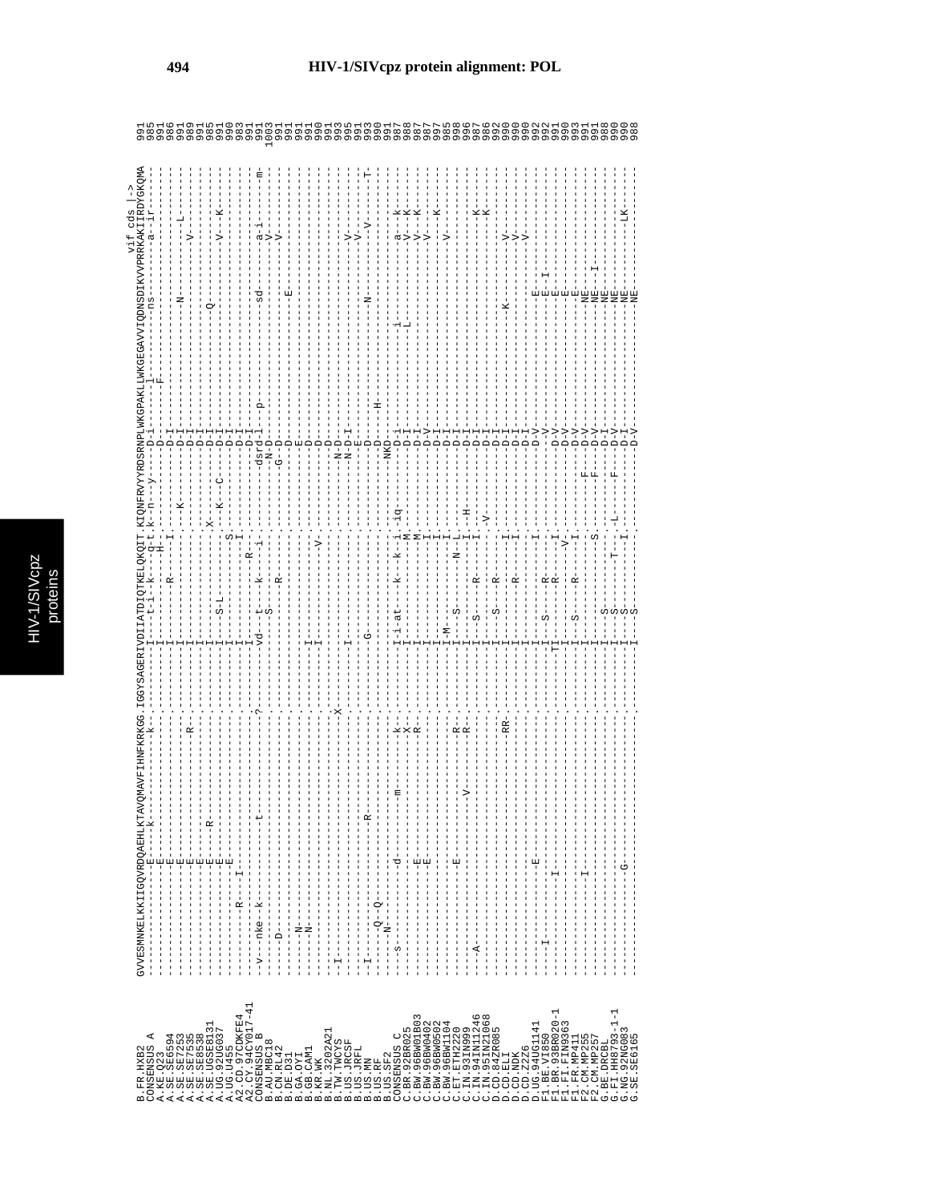# HIV-1/SIVcpz protein alignment: POL

```
                                                                                                                          vif cds |->
B.FR.HXB2          GVVESMNKELKKIIGQVRDQAEHLKTAVQMAVFIHNFKRKGG.IGGYSAGERIVDIIATDIQTKELQKQIT.KIQNFRVYYRDSRNPLWKGPAKLLWKGEGAVVIQDNSDIKVVPRRKAKIIRDYGKQMA  991
CONSENSUS_A        --------------E----k----------------k-----.---------I---t-i--k----g-t.k--n---y----D-i-------l---------ns-------a-ir------  985
A.KE.Q23           --------------E--------------------------.---------I-------------H--.--------------D-------F-------------------------  991
A.SE.SE6594        --------------E--------------------------.---------I--------R-----I.--------------D-I-----------------------------------  986
A.SE.SE7253        --------------E--------------------------.---------I----------------.---K----------D-I-------------N--------------------  991
A.SE.SE7535        --------------E-----------------R--------.---------I----------------.--------------D-I---------------------------L------  985
A.SE.SE8538        --------------E--------------------------.---------I----------------.--------------D-I--------------------V------------  991
A.SE.UGSE8131      --------------E---R----------------------.---------I----------------.X-------------D-I---------------Q----------------  985
A.UG.92UG037       --------------E--------------------------.---------I---S-L--------S.--K---C-------D-I------------------V---K---------  991
A.UG.U455          --------------E--------------------------.---------I----------------.--------------D-I-----------------------------------  990
A2.CD.97CDKFE4     ----------R---I--------------------------.---------I---------R---I.--------------D-I-----------------------------------  983
A2.CY.94CY017-41   ---------------------------------------?.---------I----------------.--------------D-I-----------------------------m-  991
CONSENSUS_B        --v--nke-k---------t--------------------.---------vd--t--k---i.------------dsrd-l--p----------sd------a-i--------  1003
B.CN.RL42          ---D-----------------------------------.-------------S----R-----.------------N--V-------------------V---------------  991
B.DE.D31           ---------------------------------------.---------------------------.-----------G--D--------------------V---------------  991
B.GA.OYI           -----N---------------------------------.----------------------------.--------------D-----------------E----------------  991
B.GB.CAM1          -----N---------------------------------.---------I------------------.--------------E-----------------------------------  990
B.KR.WK            ---------------------------------------.---------I----------V-----.--------------D-----------------------------------  991
B.NL.3202A21       --------------------------------------X.----------------------------.--------------D-----------------------------------  993
B.TW.TWCYS         -I-------------------------------------.---------I------------------.-------------N-D-I-------------------V-------------  995
B.US.JRCSF         ---------------------------------------.----------------------------.-------------N-E-I-------------------V-------------  991
B.US.JRFL          ---------------------------------------.----------------------------.--------------E-----------------------------------  993
B.US.MN            -I--------------------R---------------.---------G-------------------.--------------D------------N-------V------T-  990
B.US.RF            ---Q-Q--------------------------------.----------------------------.--------------D---H---------------------------  991
B.US.SF2           ---N-----------------------------------.----------------------------.------------NKD------------------------------  987
CONSENSUS_C        --s------d--------m------k-.---------I-i-at---k---k--i.-iq---------D-i-------i----------a--k--------  988
C.BR.92BR025       ------------------------------------X-.---------I------------M.------------D-I-------L----------V--K---------  987
C.BW.96BW01B03     --------------E-----------------R-----.---------I-------------M.------------D-I----------------V--K---------  987
C.BW.96BW0402      --------------E-----------------------.---------I--------------I.------------D-Y----------------V-------------  985
C.BW.96BW0502      --------------------------------------.---------I--------------I.------------D-I----------------V--K---------  998
C.BW.96BW1104      --------------------------------------.---------I-M-----------I.------------D-I----------------V-------------  996
C.ET.ETH2220       --------------E------------------R----.---------I---S------N-L.------------D-I------------------------------  987
C.IN.93IN999       -----A-----------------V----------R----.---------I-------------I.--H---------D-I-------------------K---------  986
C.IN.94IN11246     --------------------------------------.---------I--S---R------I.------------D-I-------------------K---------  992
C.IN.95IN21068     --------------------------------------.---------I-------------.-V-----------D-I------------------------------  990
D.CD.84ZR085       --------------------------------------.---------I--S---R------I.------------D-I----------K-----V-------------  990
D.CD.ELI           ----------------------------------RR-.---------I-------------I.------------D-I-------------------V-------------  990
D.CD.NDK           --------------------------------------.---------I------R------I.------------D-I------------------V-------------  992
D.CD.Z2Z6          --------------E-----------------------.---------I-------------I.------------D-V------------------------------  991
D.UG.94UG1141      -----I--------------------------------.---------I--S-----R----I.------------D-V---------E-I--------------------  990
F1.BE.VI850        -----------I--------------------------.---------TI------R------I.-------------D-V-----------E--------------------  993
F1.BR.93BR020-1    --------------------------------------.---------I------------V.------------D-V-----------E--------------------  991
F1.FI.FIN9363      --------------------------------------.---------I--S---R------I.------------D-V-----------E--------------------  988
F1.FR.MP411        ------------I-------------------------.---------I----------------.-----F------D-V----------NE---------------------  990
F2.CM.MP255        --------------------------------------.---------I----------------.-----F------D-V----------NE--I------------------  988
F2.CM.MP257        --------------------------------------.---------I---S---------S.------------D-I-----------NE-----------------------  990
G.BE.DRCBL         --------------------------------------.---------I---S-----T--.-L----F------D-V----------NE-----------LK---------  988
G.FI.HH8793-1-1    --------------------------------------.---------I---S-----I.-----------D-I-----------NE-----------------------  990
G.NG.92NG083       --------------G-----------------------.---------I---S------------.------------D-V----------NE-----------------------  988
G.SE.SE6165        --------------------------------------.---------I---S---------I.------------D-V----------NE-----------------------  988
```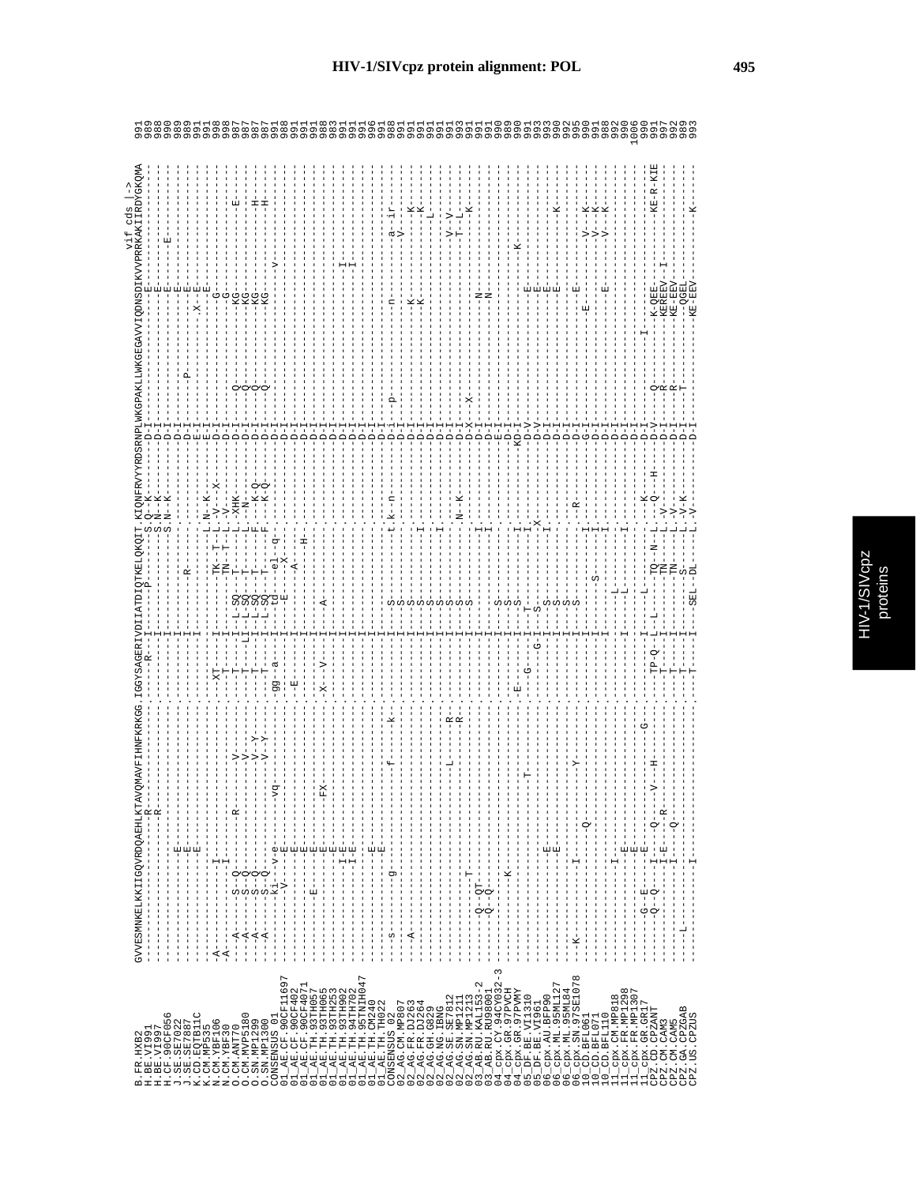HIV-1/SIVcpz protein alignment: POL

```
                                                                                                                          vif cds |->
B.FR.HXB2             GVVESMNKELKKIIGQVRDQAEHLKTAVQMAVFIHNFKRKGG.IGGYSAGERIVDIIATDIQTKELQKQIT.KIQNFRVYYRDSRNPLWKGPAKLLWKGEGAVVIQDNSDIKVVPRRKAKIIRDYGKQMA  991
H.BE.VI991            ------------------R----------------------------R-----I------P------S.Q--K------D-I-----------------E------------------  989
H.BE.VI997            ---------------------R-----------------------------I-------------S.N--K------D-I-----------------E------------------  988
H.CF.90CF056          ---------------------------------------------------I-------------S.N--K------D-I-----------------E---E--------------  990
J.SE.SE7022           --------------E-----------------------------------I-----------------------D-I-----------------E------------------  989
J.SE.SE7887           --------------E--------------------------------------I-----R-------------D-I-----P-----------E------------------  989
K.CD.EQTB11C          --------------E--------------------------------------I-----------------E-I-----------------E------------------  991
K.CM.MP535            --------------E--------------------------------------I-----------.L.N--K-----E-I---------------X--E------------------  991
N.CM.YBF106           -A-----------I---------------------------XT---I--------TK--T-.L.-V--X-----D-I-----------------G------------------  998
N.CM.YBF30            -A-----------I---------------------------T----I--------TN--T-.L.-V-------D-I-----------------G------------------  998
O.CM.ANT70            ---A-----S--Q--------R--------V---------T----I---L-SQ--T---.L.-XHK-----D-I--Q--------------KG--------------E---  987
O.CM.MVP5180          ---A-----S--Q------------------V---------T----LI--L-SQ--T---.L.-N------D-I--Q--------------KG------------------  987
O.SN.MP1299           ---A-----S--Q------------------V--Y------T----I---L-SQ--T---.F.--K-Q----D-I--Q--------------KG--------------H---  987
O.SN.MP1300           ---A-----S--Q------------------V--Y------T----I---L-SQ--T---.F.--K-Q----D-I--Q--------------KG--------------H---  987
CONSENSUS_01          ---------ki--v-e---------vq--------------gg--a----I---L-SQ--T---.F.--K-Q----D-I-------------------V------------------  991
01_AE.CF.90CF11697    ----------V--E---------------------------------I----------el--q-.------------D-I----------------------------------  988
01_AE.CF.90CF402      -------------E--------------------------E------I-------E----X---.------------D-I----------------------------------  991
01_AE.CF.90CF4071     -------------E--------------------------------I----------A-------.------------D-I----------------------------------  991
01_AE.TH.93TH057      ---------E---E------------------------------I-----------H-----.------------D-I----------------------------------  991
01_AE.TH.93TH065      -------------E--------------------------------I-------------------.------------D-I----------------------------------  988
01_AE.TH.93TH253      -------------E--------FX---------------X--V---I--------A-----------.------------D-I----------------------------------  983
01_AE.TH.93TH902      ----------I--E---------------------------------I-------------------.------------D-I-----------------I----------------  991
01_AE.TH.94TH702      ----------I--E---------------------------------I-------------------.------------D-I-----------------I----------------  991
01_AE.TH.95TNIH047    -------------E---------------------------------I-------------------.------------D-I----------------------------------  991
01_AE.TH.CM240        -------------E---------------------------------I-------------------.------------D-I----------------------------------  996
01_AE.TH.TH022        -------------E---------------------------------I-------------------.------------D-I----------------------------------  991
CONSENSUS_02          ---s------g-------------------f-----k-----------I--S----------t.k--n------D-i--p--------------n-------a--ir--------  988
02_AG.CM.MP807        ---------------------------------------------I--S-----------.------------D-I-----------------------V------------  991
02_AG.FR.DJ263        ---A-----------------------------------------I--S-----------.------------D-I-----------------K----------K-------  991
02_AG.FR.DJ264        -------------------------------------------I--S-----------.------------D-I-----------------K----------K-------  991
02_AG.GH.G829         ---------------------------------------------I--S----------I.------------D-I-----------------------------L------  991
02_AG.NG.IBNG         ---------------------------------------------I--S----------I.------------D-I----------------------------------  991
02_AG.SE.SE7812       -------------------------------L--------R------I--S-----------.------------D-I-----------------------V--V--------  991
02_AG.SN.MP1211       ------------------------------------R------I--S-----------.N--K-----D-I------------------------T--L-------  993
02_AG.SN.MP1213       --------------T--------------------------------I--S-----------.------------D-X--X-----------------------K-------  991
03_AB.RU.KAL153-2     ---Q-QT------------------------------------------I-------------I.------------D-I-----------------N-----------------  991
03_AB.RU.RU98001      ---Q-Q-----------------------------------------I-------------I.------------D-I-----------------N-----------------  991
04_cpx.CY.94CY032-3   ----------K---------------------------------I--S----------.------------D-I----------------------------------  990
04_cpx.GR.97PVCH      ---------------------------------------------I--S----------.------------E-I----------------------------------  989
04_cpx.GR.97PVMY      -------------------------------------E-------I--S----------I.------------KD-I----------------K-----------------  990
05_DF.BE.VI1310       ---------------------------T----------G-----I--T---------I.------------D-V-----------------E-----------------  991
05_DF.BE.VI961        --------------------------------------G-I--S----------X.------------D-V-----------------E-----------------  993
06_cpx.AU.BFP90       -----------E----------------------------I--S----------I.------------D-I-----------------E-----------------  993
06_cpx.ML.95ML127     -----------E----------------------------I--S----------.------------D-I-----------------E-----------K------  990
06_cpx.ML.95ML84      ---------------------------------------I--S----------.------------D-I-----------------E-----------------  992
06_cpx.SN.97SE1078    --K------I---------Y---------------------I--S----------.R-----------D-I-----------------E-----------------  995
10_CD.BFL061          ------------Q-------------------------------I--------------I.------------D-I-----------------E-----------------  990
10_CD.BFL071          ---------------------------------------------I-------S----I.------------D-I--------------E------V--K------  991
10_CD.BFL110          ---------------------------------------------I--------------I.------------D-I----------------E----V--K------  991
11_cpx.CM.MP818       -----------I--------------------------------I--L---------I.------------D-I-----------------------V--K------  988
11_cpx.FR.MP1298      -----------E----------------------------I--L---------.------------D-I----------------------------------  992
11_cpx.FR.MP1307      -----------E----------------------------I-------------I.------------D-I----------------------------------  990
11_cpx.GR.GR17        ---G-E------E-------------G--------------I-----------L--.--K-----D-I-----I-----------------------------  1006
CPZ.CD.CPZANT         ---Q-Q-----I----Q---V--H----------TP-Q--L--L----TQ--N-.L.-Q--H-----D-V--Q--------K.QEE-----------KE-R-KIE  990
CPZ.CM.CAM3           ---------I-E---R---------------T---I-------TN-----.L.-V-------D-I--R--------KEREEV-I-----------------  991
CPZ.CM.CAM5           ---------I---Q---------------T---I-------TN-----.L.-V-------D-I--R--------KE-EEV----------------  997
CPZ.GA.CPZGAB         ---L------I-----------------------T---I-------S-------.L.-V-K-----D-I--T--------QGEL------------------  992
CPZ.US.CPZUS          ---------I------------------------T---I--SEL--DL----.L.-V-------D-I-----------------KE-EEV-----------K------  989
                                                                                                                                          993
```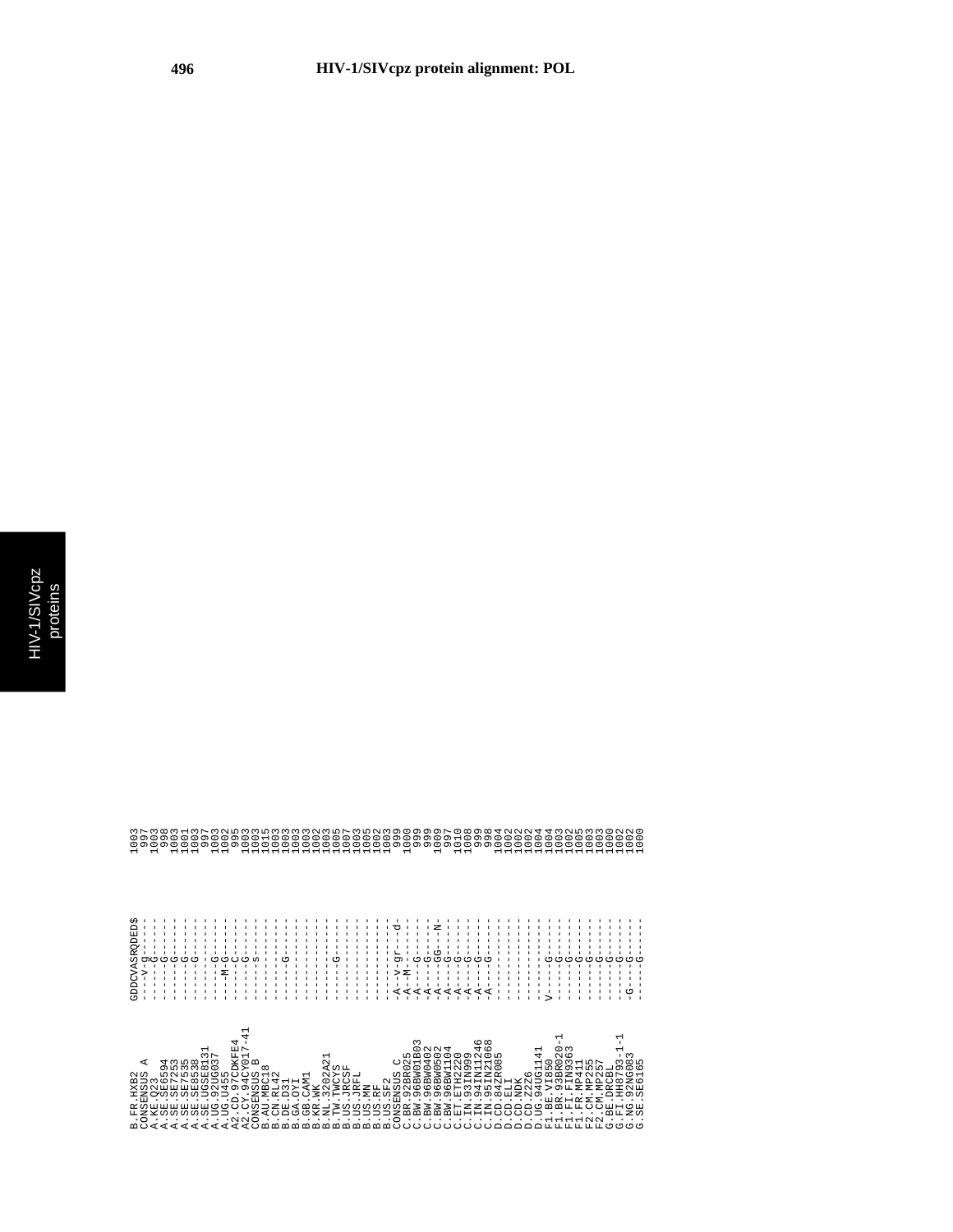# HIV-1/SIVcpz protein alignment: POL

```
B.FR.HXB2            GDDCVASRQDED$   1003
CONSENSUS A          ---V-g-------    997
A.KE.Q23             -----G-------   1003
A.SE.SE6594          -----G-------    998
A.SE.SE7253          -----G-------   1003
A.SE.SE7535          -----G-------   1001
A.SE.SE8538          -----G-------   1003
A.SE.UGSE8131        -------------    997
A.UG.92UG037         -----G-------   1003
A.UG.U455            ---M-G-------   1002
A2.CD.97CDKFE4       -----C-------    995
A2.CY.94CY017-41     -----G-------   1003
CONSENSUS B          -----s-------   1003
B.AU.MBC18           -------------   1015
B.CN.RL42            -------------   1003
B.DE.D31             -----G-------   1003
B.GA.OYI             -------------   1003
B.GB.CAM1            -------------   1003
B.KR.WK              -------------   1002
B.NL.3202A21         -------------   1003
B.TW.TWCYS           -----G-------   1005
B.US.JRCSF           -------------   1007
B.US.JRFL            -------------   1003
B.US.MN              -------------   1005
B.US.RF              -------------   1002
B.US.SF2             -------------   1003
CONSENSUS C          -A--v-gr---d-    999
C.BR.92BR025         -A--M--------   1000
C.BW.96BW01B03       -A---G-------    999
C.BW.96BW0402        -A---G-------    999
C.BW.96BW0502        -A---GG---N-    1009
C.BW.96BW1104        -A---G-------    997
C.ET.ETH2220         -A---G-------   1010
C.IN.93IN999         -A---G-------   1008
C.IN.94IN11246       -A---G-------    999
C.IN.95IN21068       -A---G-------    998
D.CD.84ZR085         -------------   1004
D.CD.ELI             -------------   1002
D.CD.NDK             -------------   1002
D.CD.Z2Z6            -------------   1002
D.UG.94UG1141        -------------   1004
F1.BE.VI850          V----G-------   1004
F1.BR.93BR020-1      -----G-------   1003
F1.FI.FIN9363        -----G-------   1002
F1.FR.MP411          -----G-------   1005
F2.CM.MP255          -----G-------   1003
F2.CM.MP257          -----G-------   1003
G.BE.DRCBL           -----G-------   1000
G.FI.HH8793-1-1      -----G-------   1002
G.NG.92NG083         -G---G-------   1002
G.SE.SE6165          -----G-------   1000
```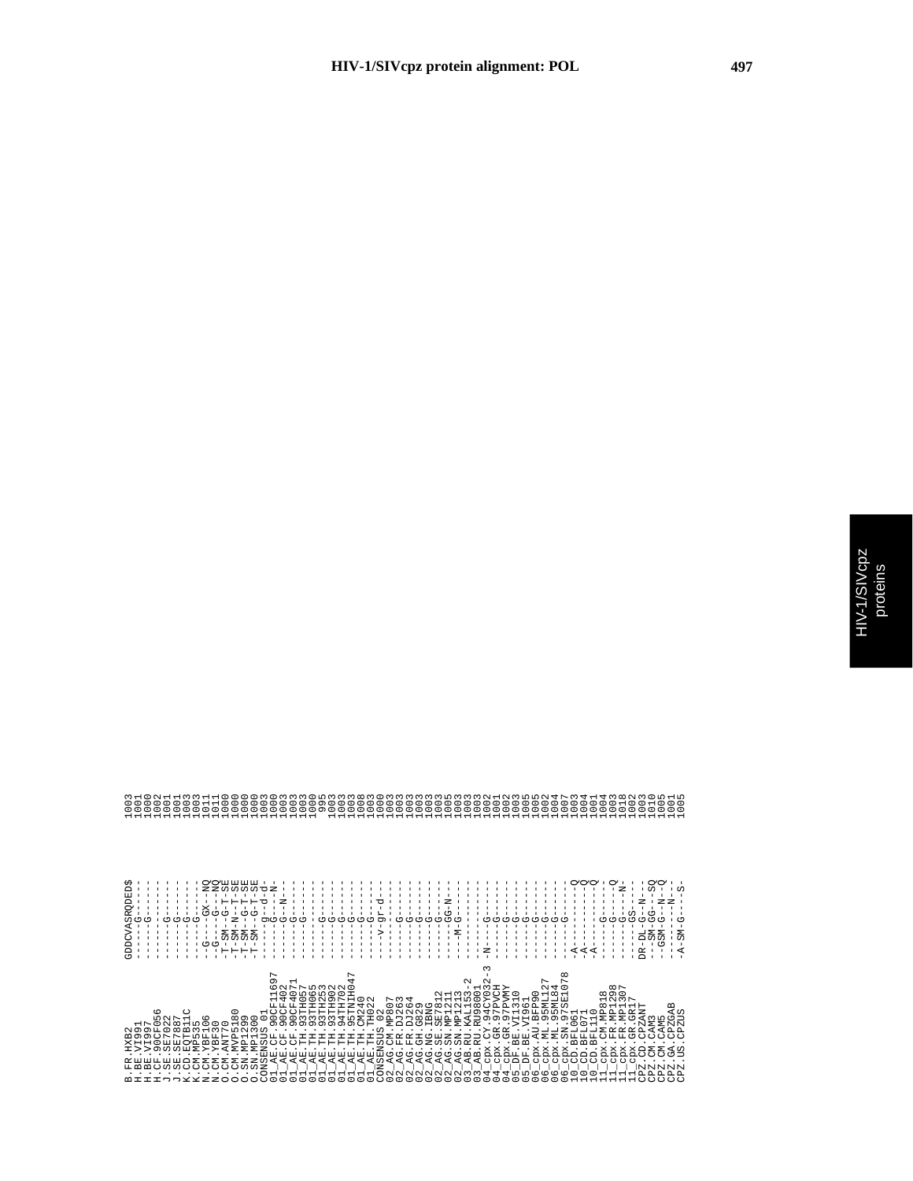```
B.FR.HXB2              GDDCVASRQDED$   1003
H.BE.VI991             ------G-----    1001
H.BE.VI997             ------G-----    1000
H.CF.90CF056           ------G-----    1002
J.SE.SE7022            ------G-----    1001
J.SE.SE7887            ------G-----    1001
K.CD.EQTB11C           ------G-----    1003
K.CM.MP535             ------G-----    1003
N.CM.YBF106            --G----GX--NQ   1011
N.CM.YBF30             -G-----G---NQ   1011
O.CM.ANT70             -T-SM--G-T-SE   1000
O.CM.MVP5180           -T-SM-N--T-SE   1000
O.SN.MP1299            -T-SM--G-T-SE   1000
O.SN.MP1300            -T-SM--G-T-SE   1000
CONSENSUS_01           ------g---d-    1003
01_AE.CF.90CF11697     ------G---N-    1000
01_AE.CF.90CF402       ------G---N-    1003
01_AE.CF.90CF4071      ------G-----    1003
01_AE.TH.93TH057       ------G-----    1003
01_AE.TH.93TH065       ------G-----    1000
01_AE.TH.93TH253       ------G-----     995
01_AE.TH.93TH902       ------G-----    1003
01_AE.TH.94TH702       ------G-----    1003
01_AE.TH.95TNIH047     ------G-----    1003
01_AE.TH.CM240         ------G-----    1008
01_AE.TH.TH022         ------G-----    1003
CONSENSUS_02           ----v-gr-d--    1000
02_AG.CM.MP807         ------G-----    1003
02_AG.FR.DJ263         ------G-----    1003
02_AG.FR.DJ264         ------G-----    1003
02_AG.GH.G829          ------G-----    1003
02_AG.NG.IBNG          ------G-----    1003
02_AG.SE.SE7812        ------G-----    1003
02_AG.SN.MP1211        ------GG-N--    1005
02_AG.SN.MP1213        -----M-G----    1003
03_AB.RU.KAL153-2      ------------    1003
03_AB.RU.RU98001       ------------    1003
04_cpx.CY.94CY032-3    -N----G-----    1002
04_cpx.GR.97PVCH       ------G-----    1001
04_cpx.GR.97PVMY       ------G-----    1002
05_DF.BE.VI1310        ------G-----    1003
05_DF.BE.VI961         ------G-----    1005
06_cpx.AU.BFP90        ------G-----    1005
06_cpx.ML.95ML127      ------G-----    1002
06_cpx.ML.95ML84       ------G-----    1004
06_cpx.SN.97SE1078     ------G-----    1007
10_CD.BFL061           -A---------Q    1003
10_CD.BFL071           -A---------Q    1004
10_CD.BFL110           -A---------Q    1001
11_cpx.CM.MP818        ------G-----    1004
11_cpx.FR.MP1298       ------G----Q    1003
11_cpx.FR.MP1307       ------G---N-    1018
11_cpx.GR.GR17         ------GS----    1002
CPZ.CD.CPZANT          DR-DL-G--N--    1003
CPZ.CM.CAM3            --SM-GG---SQ    1010
CPZ.CM.CAM5            --GSM-G---N-Q   1005
CPZ.GA.CPZGAB          ------G---N--   1001
CPZ.US.CPZUS           -A-SM-G---S-    1005
```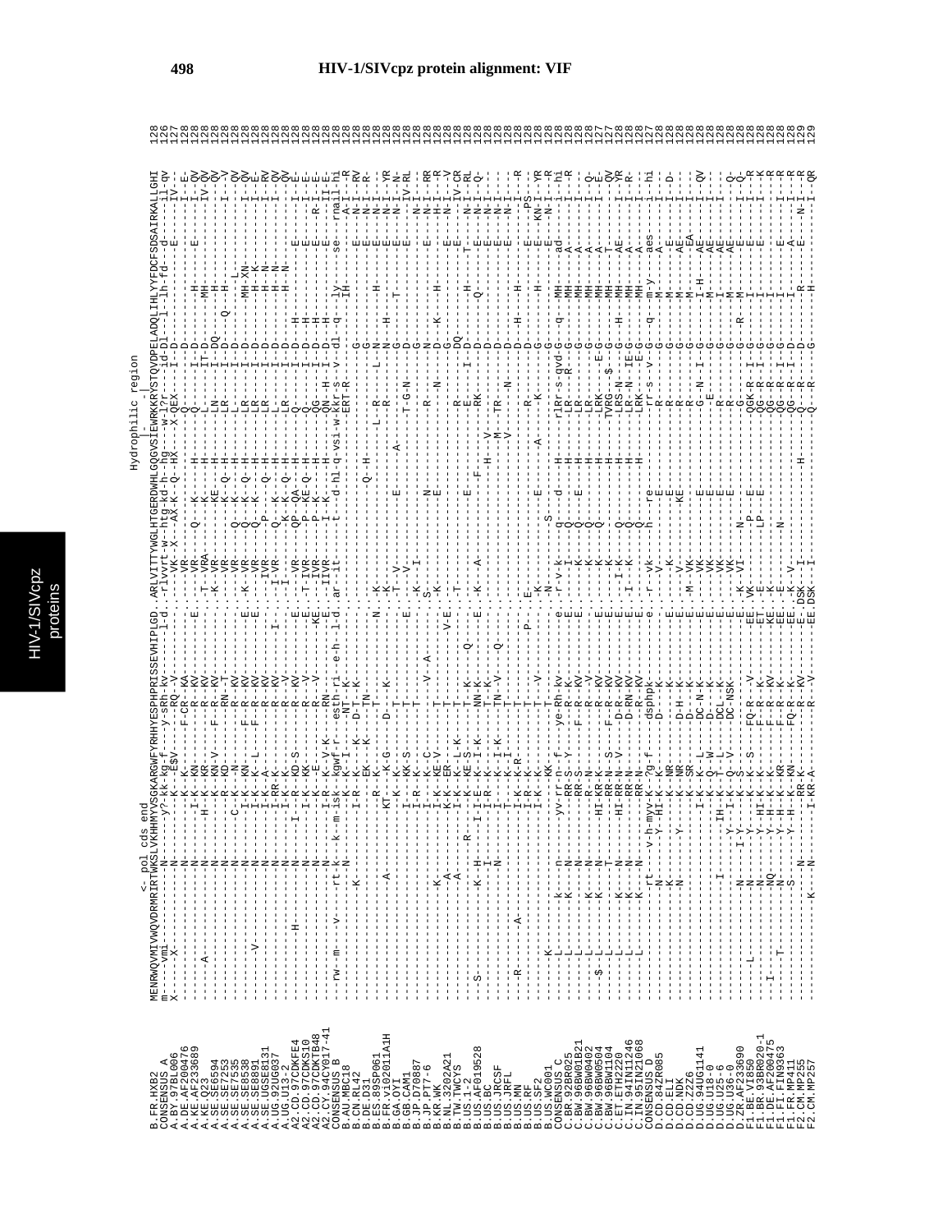# HIV-1/SIVcpz protein alignment: VIF

```
                    <- pol cds end                                                              Hydrophilic region
                                                                                                  |-        -|
B.FR.HXB2           MENRWQVMIVWQVDRMRIRTWKSLVKHHMYVSGKARGWFYRHHYESPHPRISSEVHIPLGD.ARLVITTYWGLHTGERDWHLGQGVSIEWRKKRYSTQVDPELADQLIHLYYFDCFSDSAIRKALLGHI  128
CONSENSUS_A                                                                                                                                                  128
A.BY.97BL006                                                                                                                                                 126
A.DE.AF209476                                                                                                                                                127
A.KE.AF233689                                                                                                                                                128
A.KE.Q23                                                                                                                                                     128
A.SE.SE6594                                                                                                                                                  128
A.SE.SE7253                                                                                                                                                  128
A.SE.SE7535                                                                                                                                                  128
A.SE.SE8538                                                                                                                                                  128
A.SE.SE8891                                                                                                                                                  128
A.SE.UGSE8131                                                                                                                                                128
A.UG.92UG037                                                                                                                                                 128
A.UG.U13-2                                                                                                                                                   128
A2.CD.97CDKFE4                                                                                                                                               128
A2.CD.97CDKS10                                                                                                                                               128
A2.CD.97CDKTB48                                                                                                                                              128
A2.CY.94CY017-41                                                                                                                                             128
CONSENSUS_B                                                                                                                                                  128
B.AU.MBC18                                                                                                                                                   128
B.CN.RL42                                                                                                                                                    128
B.DE.D31                                                                                                                                                     128
B.ES.89SP061                                                                                                                                                 128
B.FR.vi02011A1H                                                                                                                                              128
B.GA.OYI                                                                                                                                                     128
B.GB.CAM1                                                                                                                                                    128
B.JP.D70887                                                                                                                                                  128
B.JP.PT7-6                                                                                                                                                   128
B.KR.WK                                                                                                                                                      128
B.NL.3202A21                                                                                                                                                 128
B.TW.TWCYS                                                                                                                                                   128
B.US.1-2                                                                                                                                                     128
B.US.AF019528                                                                                                                                                128
B.US.BC                                                                                                                                                      128
B.US.JRCSF                                                                                                                                                   128
B.US.JRFL                                                                                                                                                    128
B.US.MN                                                                                                                                                      128
B.US.RF                                                                                                                                                      128
B.US.SF2                                                                                                                                                     128
B.US.WC001                                                                                                                                                   128
CONSENSUS_C                                                                                                                                                  128
C.BR.92BR025                                                                                                                                                 128
C.BW.96BW01B21                                                                                                                                               128
C.BW.96BW0402                                                                                                                                                128
C.BW.96BW0504                                                                                                                                                127
C.BW.96BW1104                                                                                                                                                128
C.ET.ETH2220                                                                                                                                                 128
C.IN.94IN11246                                                                                                                                               128
C.IN.95IN21068                                                                                                                                               128
CONSENSUS_D                                                                                                                                                  127
D.CD.84ZR085                                                                                                                                                 128
D.CD.ELI                                                                                                                                                     128
D.CD.NDK                                                                                                                                                     128
D.CD.Z2Z6                                                                                                                                                    128
D.UG.94UG1141                                                                                                                                                128
D.UG.U18-0                                                                                                                                                   128
D.UG.U25-6                                                                                                                                                   128
D.UG.U36-0                                                                                                                                                   128
D.ZR.AF233690                                                                                                                                                128
F1.BE.VI850                                                                                                                                                  128
F1.BR.93BR020-1                                                                                                                                              128
F1.DE.AF200975                                                                                                                                               128
F1.FI.FIN9363                                                                                                                                                128
F1.FR.MP411                                                                                                                                                  128
F2.CM.MP255                                                                                                                                                  129
F2.CM.MP257                                                                                                                                                  129
```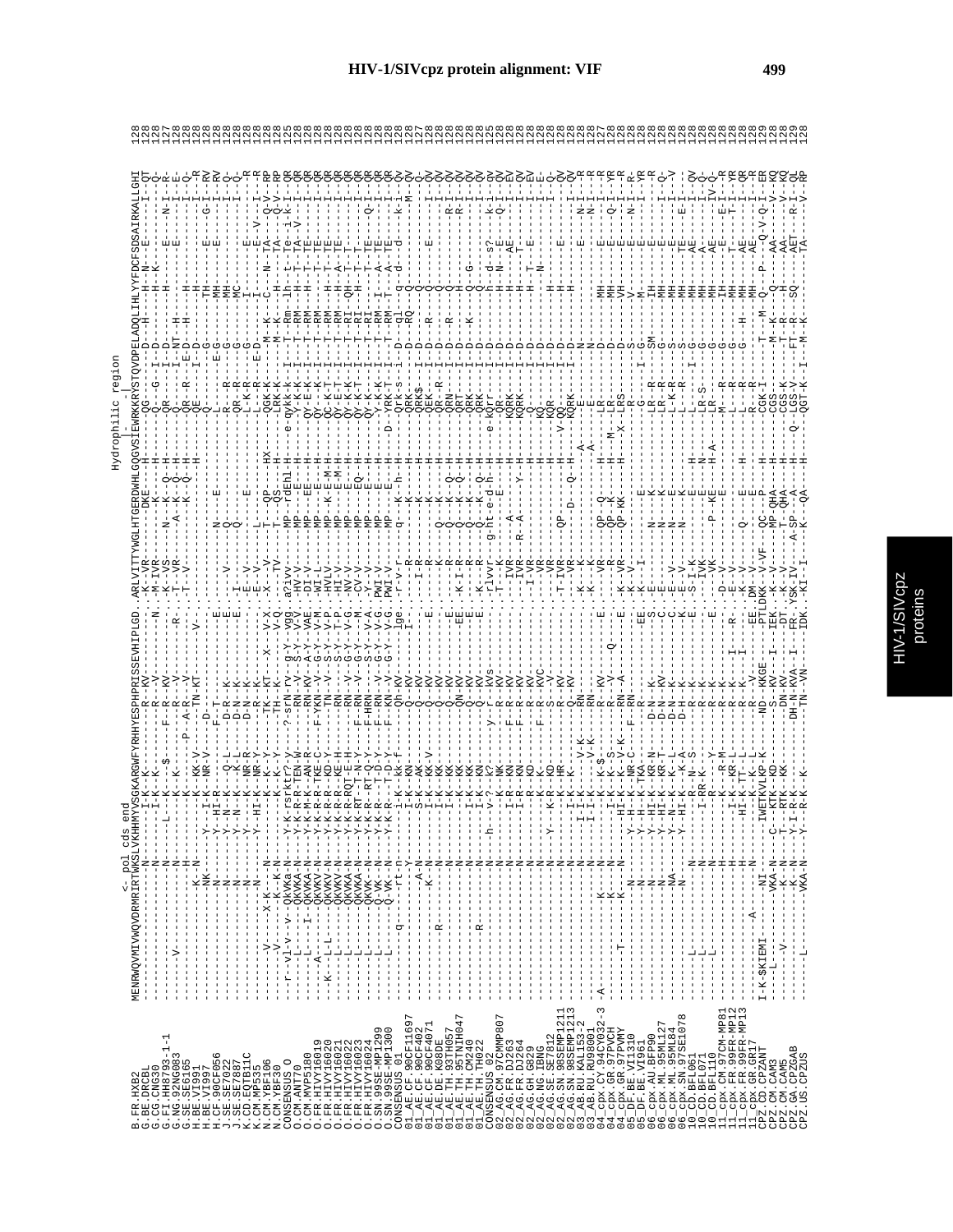# HIV-1/SIVcpz protein alignment: VIF

```
                          <- pol cds end                                                                          Hydrophilic region
                          |                                                                                       |------------------|
B.FR.HXB2            MENRWQVMIVWQVDRMRIRTWKSLVKHHMYVSGKARGWFYRHHYESPHPRISSEVHIPLGD.ARLVITTYWGLHTGERDWHLGQGVSIEWRKKRYSTQVDPELADQLIHLYYFDCFSDSAIRKALLGHI  128
```

HIV-1/SIVcpz proteins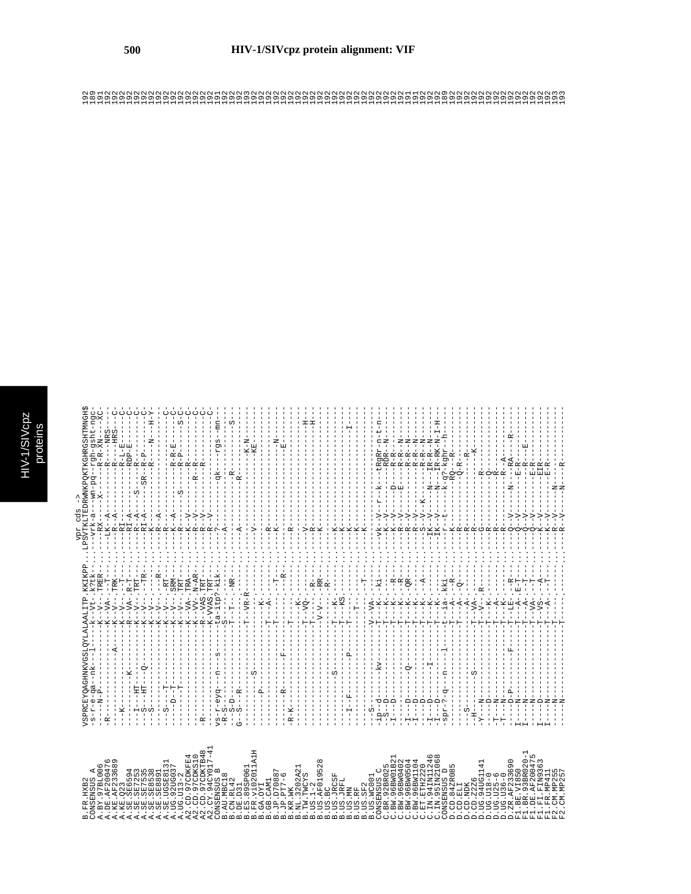# HIV-1/SIVcpz protein alignment: VIF

```
                                                          vpr cds ->
B.FR.HXB2            VSPRCEYQAGHNKVGSLQYLALAALITP.KKIKPP...LPSVTKLTEDRWNKPQKTKGHRGSHTMNGH$  192
CONSENSUS_A          -s-r-e-qa--nK---l-----K--Vt.-K?tk-....---vrk-a----wn-pq--rgh-gsht-ngc  189
A.BY.97BL006         -R----N-P----------------K--V-.-TRER-......-RX-----X-------R-R-XN----XC  191
A.DE.AF200476        ---------------------A---K--VA.--T--.......-LK--A-----------R----NRS---C  192
A.KE.AF233689        -R-----------------------K--V-.-TRK-.......--R--A-----------R----HRS---C  192
A.KE.Q23             ---K------K--------------R--VA.-R-T-.......-RI--A-----------RI-A--RDP-E----C  192
A.SE.SE6594          ---I---HT----------------K--V-.-TRT-.......-R---A---S--------R-L-E------C  192
A.SE.SE7253          ---S---HT--Q-------------K--V-.--TR-.......-RI--A-----------SR--R-P-----C  192
A.SE.SE7535          ---S---------------------K--V-.-----.......--K--------------R-------N---H-Y  192
A.SE.SE8538          ---S---------------------K--V-.---R-.......--R--A---------------------------  192
A.SE.SE8891          ---S----T----------------K--V-.-RT--.......--R--------------R---------------C  192
A.SE.UGSE8131        -----D--T----------------K--V-.-SRM-.......--K--A------------R-R-E------C  192
A.UG.92UG037         ---------T---------------K--V-.-TRT-.......--R--------S------R-P--------S-C  192
A.UG.U13-2           -------------------------K--VA.-TRA-.......--K--V-----------R-----------C  192
A2.CD.97CDKFE4       -------------------------R--VV.-N-AR.......--R--V--------R--R-----------C  192
A2.CD.97CDKS10       -R-----------------------R--VAS.TRT-.......--R--V-----------R-----------C  192
A2.CD.97CDKTB48      -------------------------K--VVAS.TRT-......--R--V-----------------------C  192
A2.CY.94CY017-41     vs-r-eyq--n---s----------ta-Itp?-klk-......--?-------------qk-----rgs-mn--  191
CONSENSUS_B          -R-S----------------------T-----NR-.......--A----------------------------  192
B.AU.MBC18           -R-S--D----------------------------.......--------------------------S----  192
B.CN.RL42            G--S--R-------------------T-VR-R---.......--A------------R---------------  193
B.DE.D31             ---------------------------------  .......------------------------K-N-----  192
B.ES.89SP061         -------P----S-------------------K--.......--V--------------------KE------  192
B.FR.VI02011A1H      -------------------------T------A--.......-------------------------------  192
B.GA.OYI             -------------------------T------T--.......--R----------------------------  192
B.GB.CAM1            -------R----------F------T-------R-.......--K--------------------N-------  192
B.JP.D70887          ---------------------------------  .......--R---------------------E------  192
B.JP.PT7-6           -R-K--------------------T-----K----.......--R----------------------------  192
B.KR.WK              -------------------------T--VQ-----.......--V-----------------------------  192
B.NL.3202A21         -------------------------T-----R---.......--R-----------------------H-----  192
B.TW.TWCYS           -------------------------T-----RR--.......--K-----------------------H-----  192
B.US.1-2             ---------------------------V-V--R--.......-------------------------------  192
B.US.AF019528        -------------------------T-----K---.......--K----------------------------  192
B.US.BC              -------------------------T----KS---.......--K----------------------------  192
B.US.JRCSF           ----------------S--------T---------.......--K----------------------------  192
B.US.JRFL            ---I-F-----------P-------T---------.......--K---------------------I------  192
B.US.MN              -------------------------T---------.......--K----------------------------  192
B.US.RF              -------------------------T---------.......--K----------------------------  192
B.US.SF2             ---S---------------------T------T--.......--K----------------------------  192
B.US.WC001           ---S---------------------V--VA-----.......--K----------------------------  192
CONSENSUS_C          -ip--d------kv-----------T--K--ki-.......-vk--V--r--k--tRgRr-n-t-n-------  192
C.BR.92BR025         --S--D-------------------T--K------.......--K--V---------RDR--N----------  192
C.BW.96BW01B21       -I---D-------------------T--K---R--.......--K--V----D----R-R-------------  192
C.BW.96BW0402        -------------------------T--K---R--.......--R--V----E----R-R--N----------  191
C.BW.96BW0504        -I---D-------Q-----------T--K---QR-.......--R--V---------R-R--N----------  192
C.BW.96BW1104        -I---D-------------------T--K------.......--R--V---------R-R--N----------  192
C.ET.ETH2220         -I---D-------------------T--K---A--.......--S--V--K------R-R--N----------  192
C.IN.94IN11246       -I---D-------I-----------T--K------.......--IK--V--N----IR-R--N----------  192
C.IN.95IN21068       -I---D-------------------T--K------.......--IK--V--N----IR-RK-N-I-H------  192
CONSENSUS_D          -spr-?-q--n---l----------t--ia-kki-.......--r--t-----k-q?-kghr--h--------  189
D.CD.84ZR085         -------------------------T--A--R---.......--K----------RQ---R------------  192
D.CD.ELI             -------------------------T--A--Q---.......--R----------Q-R---------------  192
D.CD.NDK             ---S---------------------T--A------.......--R--------------R-------------  192
D.CD.Z2Z6            -H--------S--------------T--VA-----.......--R-----------------K----------  192
D.UG.94UG1141        -Y---N-------------------T--V--R---.......--G---------R------------------  192
D.UG.U18-0           -----D-------------------T--K------.......--R---------Q------------------  192
D.UG.U25-6           -T---N-------------------T--A------.......--R---------R------------------  192
D.UG.U36-0           -T---N-------------------T--K------.......--R---------R--A---------------  192
D.ZR.AF233690        -----D-P-----------F-----T--LE--R--.......--Q--V--N----R--RA---R---------  192
F1.BE.VI850          I----N-------------------T--A-E-T--.......--Q--V--------E-R--------------  192
F1.BR.93BR020-1      I----N-------------------T--A---T--.......--Q--V--------R------E---------  192
F1.DE.AF200475       I----N-------------------T--VA-----.......--Q--V--------E-R--------------  192
F1.FI.FIN9363        I----D-------------------T--VS--A--.......--K--V--------EIR--------------  192
F1.FR.MP411          I----N-------------------T--A---T--.......--K--V--N-----E-R--------------  192
F2.CM.MP255          -----N-------------------T---------.......--R--V--------------------------  193
F2.CM.MP257          -----N-------------------T---------.......--R--V--N-----R----------------  193
```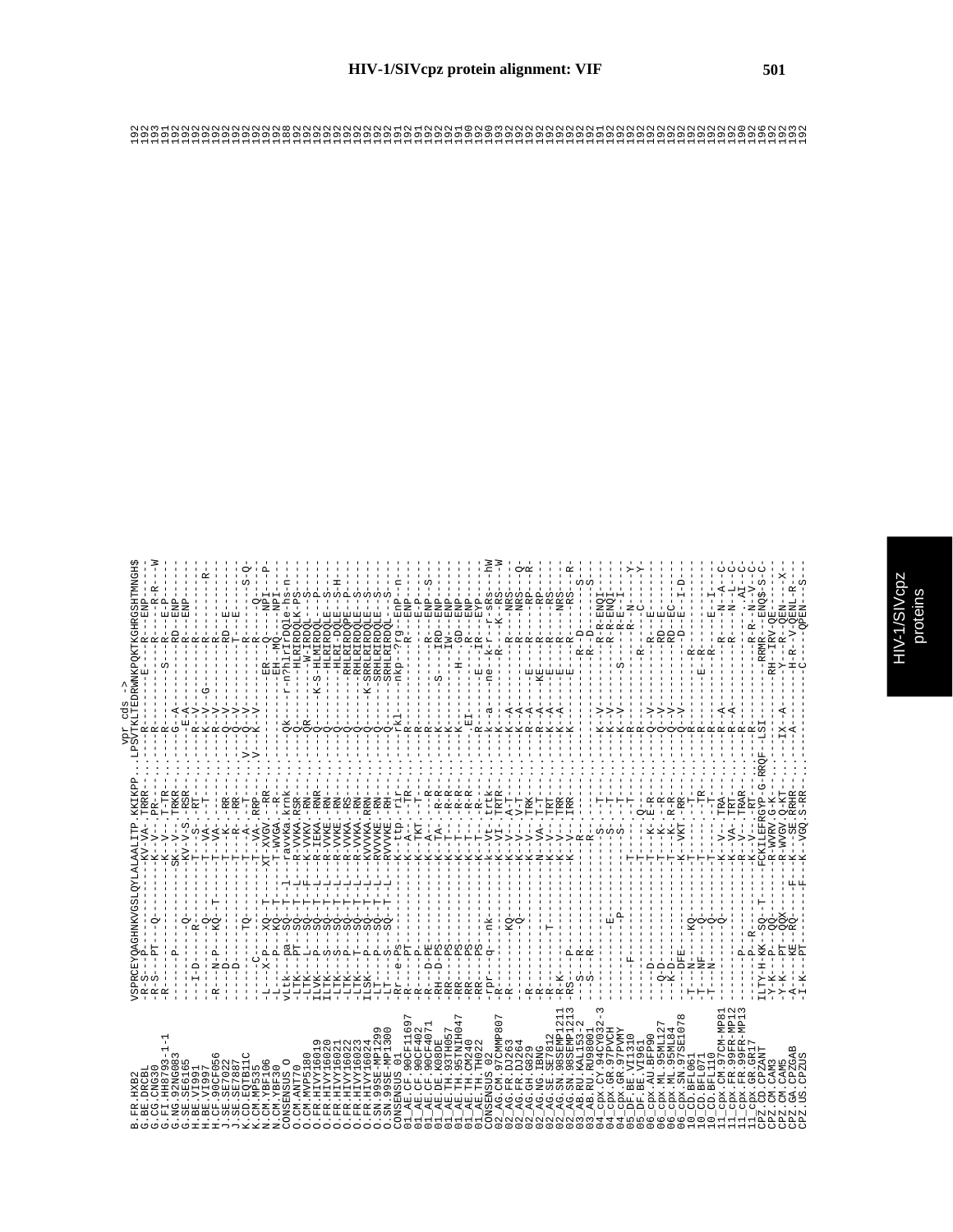```
                     vpr cds ->
B.FR.HXB2            VSPRCEYQAGHNKVGSLQYLALAALITP.KKIKPP..LPSVTKLTEDRWNKPQKTKGHRGSHTMNGHS$  192
G.BE.DRCBL           -R-S---P---------------KV-VA-.TRRR-.....-R--------E-----R---ENP-----  192
G.CG.CNG30           -R-S---PT---Q----------K--V-.PR---.....-R---------------R-----R-R---W 193
G.FI.HH8793-1-1      -R---------------------K--V-..T-TR-.....-R---------S----R---E-P----  191
G.NG.92NG083         ------P----------------SK--V-.TRKR-.....-G--A-----------RD--ENP----  192
G.SE.SE6165          -------------Q---------KV-V-S.-RSR-.....--E-A-----------R---ENP----  192
H.BE.VI991           ---I-D-----R-----------T--S-.-RT--.....-R--V-------------R--------  192
H.BE.VI997           --------Q--------------T--VA-.-T--.....-R--V--G-----------R-----R-  192
H.CF.90CF056         -R---N-P---KQ--T-------T--VA-.-------.....-R--V-----------R--------  192
J.SE.SE7022          ----D------------------T--K-.-RR--.....-Q--V----------RD---E------  192
J.SE.SE7887          ----D------------------T--R-.-RR--.....-Q--V----------T----E------  192
K.CD.EQTB11C         ---------TQ------------T--A-.--T--.....V--Q--V----------R-------S-Q  192
K.CM.MP535           -------C-------------T-VA-.RRP-.....V--K--V----------R------Q-----  192
N.CM.YBF106          -L---X-P---XQ--T------XT-XVGV-.-RR-.....---------ER---Q----NPI----P  192
N.CM.YBF30           -L---X-P---XQ--T------T-WVGA-.-R--.....---------EH-MQ---NPI-------  188
CONSENSUS_O          vLtk--pa--SQ--T-l---ravvKa.krnk-.....-Qk-----r-n?hlrIrDQle-hs-n---  192
O.CM.ANT70           -LTK--PT--SQ--T-L---R-VVKA.RSR-.....-Q--------HLRIRDQLK-PS-------  192
O.CM.MVP5180         -LTK--L---SQ--T-F---K-VVKV.-RN-.....-QR-----------W-IRDQL---S----  192
O.FR.HIVY16019       ILVK--P---SQ--T-L---R-IEKA.-RNR-.....-Q-------K-S-HLMIRDQL---P----  192
O.FR.HIVY16020       ILTK--S---SQ--T-L---R-VVKE.-RN-.....-Q------------HLRIRDQLE--S----  192
O.FR.HIVY16021       -LTK--S---SQ--T-L---R-VVKE.-RN-.....-Q-------------HLRI-DQLE--S-H--  192
O.FR.HIVY16022       -LTK--P---SQ--T-L---R-VVKA.-RS-.....-Q-------------RHLRIRDQPE--P---  192
O.FR.HIVY16023       -LTK--T---SQ--T-L---R-VVKA.-RN-.....-Q-------------RHLRIRDQLE--S---  192
O.FR.HIVY16024       ILSK--P---SQ--T-L---KVVVKA.RRN-.....-Q-------K-SRHLRIRDQLE--S------  192
O.SN.99SE-MP1299     -LT---P---SQ--T-L---RVVVKE.-RN-.....-Q---------SRHLRIRDQLE--S-----  192
O.SN.99SE-MP1300     -LT---S---SQ--T-L---RVVVKE.-RH-.....-Q---------SRHLRIRDQL---S-----  192
CONSENSUS_01         -Rr-e-Ps--------------K-ttp.-rir-.....rkl------nkp-?rg--EnP---n---  191
01_AE.CF.90CF11697   -R-----PT-------------K-A--.-TR-.....-R-----------R---ENP--------  192
01_AE.CF.90CF402     -R-----P--------------K-TKT.--T-.....-R------------------E-P-----  191
01_AE.CF.90CF4071    -R---D-PE-------------K-A--.--R-.....-R-------------R---ENP--S---  192
01_AE.DE.K08DE       -RH--D-PS-------------K-TA-.-R-R-.....-K-----S---IRD--ENP--------  192
01_AE.TH.93TH057     -RR----PS-------------K-T--.-R-R-.....-K-------------IW--ENP------  192
01_AE.TH.95TNIH047   -RR----PS-------------K-T--.-R-R-.....-K-----H--------GD--ENP-----  191
01_AE.TH.CM240       -RR----PS-------------K-T--.-R-R-.....-EI---------R---ENP--------  190
01_AE.TH.TH022       -RR----PS-------------K-T--.-R--.....-R----E----IR---EYP--------  192
CONSENSUS_02         -rpr---q--nk----------k-Vt.trtk-.....-k--a---ne-k-r--r-sRs---hW  190
02_AG.CM.97CMMP807   -R--------------------K-VI.TRTR-.....-K----------R--K-RS-----W  193
02_AG.FR.DJ263       -R-------KQ-----------K-V-.A-T--.....-K--A-----------R---NRS-----  192
02_AG.FR.DJ264       -R--------Q-----------K-V-.V-T--.....-K--A-----------R---NRS--Q---  192
02_AG.GH.G829        -R--------------------K-V-.TRK--.....-K--A---E------R---RP----R---  192
02_AG.NG.IBNG        -R--------------------N-VA-.T-T--.....-R--A---KE------R---RP-------  192
02_AG.SE.SE7812      -R----------T---------K-V-.TRT--.....-K--A---E------R---RS--------  192
02_AG.SN.98SEMP1211  -R-K---P--------------K-V-.TRR--.....-K--A---E------R---NRS-------  192
02_AG.SN.98SEMP1213  -RS----P--------------K-V-.IRR--.....-K------E------R---RS----R---  192
03_AB.RU.KAL153-2    --S---R---------------------R--.....--------------R--D-------S----  192
03_AB.RU.RU98001     --S---R---------------------R--.....--------------R--D-------S----  192
04_cpx.CY.94CY032-3  ----------------------S--.--T--.....-K--V-----------R-R-ENQI------  191
04_cpx.GR.97PVCH     ----------E-----------S--.--T--.....-K--V-----------R-R-ENQI------  192
04_cpx.GR.97PVMY     ----------P-----------S--.--T--.....-K--V----S------R-R-E-I-------  192
05_DF.BE.VI1310      -------F--------------T--.--T--.....-R-----------------R-N----Y---  192
05_DF.BE.VI961       ----------------------T--.-Q---.....-R--------------R----C----Y---  192
06_cpx.AU.BFP90      ----D-----------------T--K-E-R-.....-Q--V-------------R---E------  192
06_cpx.ML.95ML127    ----Q-D---------------T--K-.-R--.....-Q--V----------RD--E--------  192
06_cpx.ML.95ML84     ----K-D---------------T--K-.R-R-.....-Q--V----------RD--EC-------  192
06_cpx.SN.97SE1078   ----DFE---------------K-VKT.-RR-.....-Q--V-----------D--E--I-D---  192
10_CD.BFL061         -T---N----KQ----------T----.-TR-.....-R------------R-------------  192
10_CD.BFL071         -T---NF---Q-----------T----.--T-.....-R---------E--R-------------  192
10_CD.BFL110         -T---N----Q-----------T----.--T-.....-R----------R------E--I-----  192
11_cpx.CM.97CM-MP81  ----------Q-----------K-V-.TRA-.....-R--A-----------R-----N--A-C--  192
11_cpx.FR.99FR-MP12  ----------------------K-VA.TRT-.....-R--A-----------R-----N--L-C--  192
11_cpx.FR.99FR-MP13  -------P--------------R-V-.TRAR-.....-R----------------------AI-C-  190
11_cpx.GR.GR17       -------P--R-----------K-V-.-RT-.....-R-------------R-R--N-V-C----  192
CPZ.CD.CPZANT        ILTY-H-KK--SQ--T----FCKILEFRGYP-G-RRQF-LSI-------RRMR---ENQ$-S-C  196
CPZ.CM.CAM3          -Y-K---P---QQ--------R-WVRV.G-K--.....-R-----------RH-IRV-QE------  192
CPZ.CM.CAM5          -Y-K---P---QQX-------K-WVGV.-KT-.....-IX--A--------Y---QEN----X---  192
CPZ.GA.CPZGAB        -A---KE---RQ--F----F-K-SE.RRHR-.....-X----------H-R-V-QENL--R----  193
CPZ.US.CPZUS         -I-K---PT-------------F-K-VGQ.S-RR-.....-A----------C------QPEN---S  192
```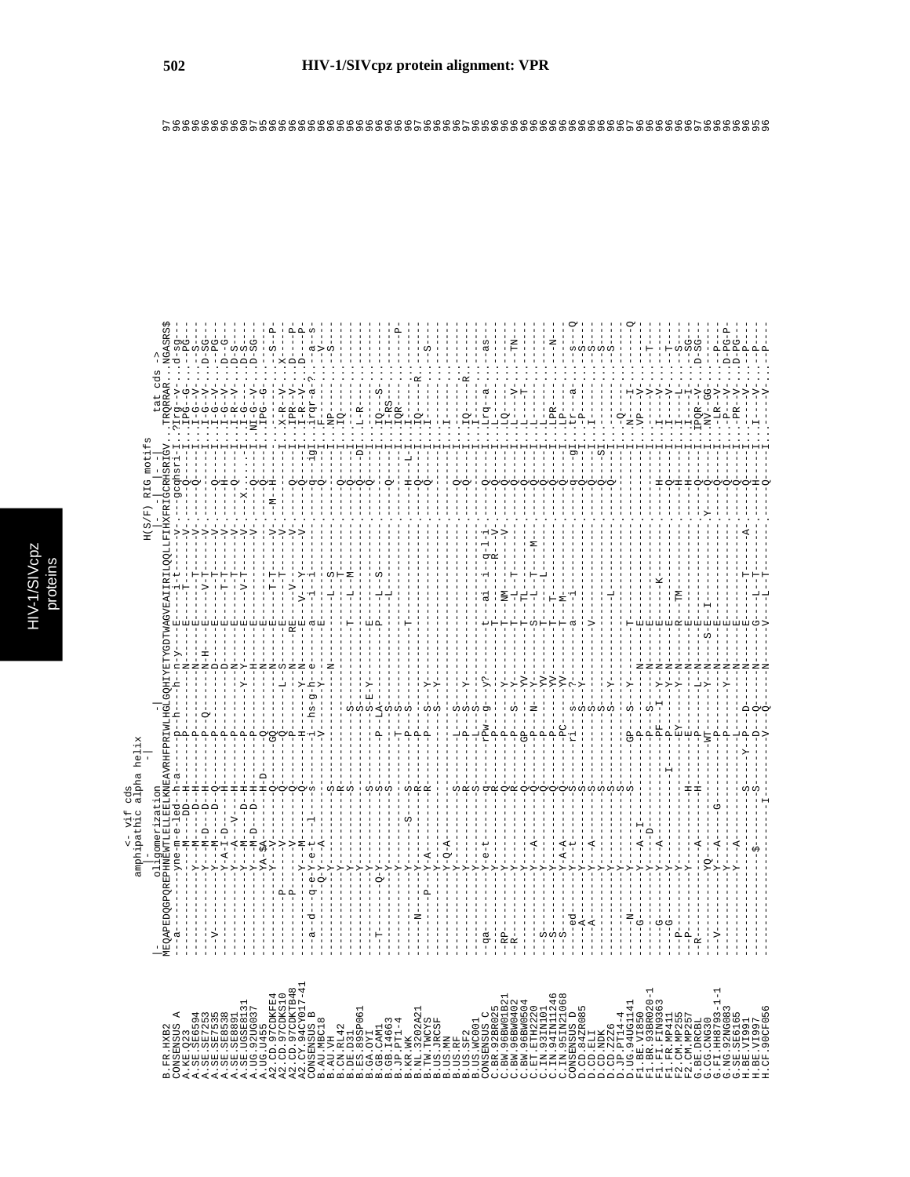```
                        <- vif cds
                        amphipathic alpha helix
                        |-                   -|
                        oligomerization                    H(S/F) RIG motifs           tat cds ->
                        |-               -|                |-     --|      |--|

B.FR.HXB2           MEQAPEDQGPQREPHNEWTLELLEELKNEAVRHFPRIWLHGLGQHIYETYGDTWAGVEAIIRILQQLLFIHXFRIGCRHSRIGV..TRQRRAR..NGASRS$  97
CONSENSUS_A         --a---------yne-m-e-led--h-a-----p--h-----h---n-y-----E-----i-t-----v-----gcqhsri-I..?rq-v-....d-sg--  96
A.KE.Q23            -----------M----DD-H-----------P------------N------E-----T-T----V-----Q------I..IPG-G-....--PG--  96
A.SE.SE6594         -----------Y--M-----D--H--------P------------N------E------T----V-----Q------I..I-G-V-....--S---  96
A.SE.SE7253         -----------Y--M-D---D--H--------P--Q---------N-H----E-----V-T---V-----Q------I..I-G-V-....D-SG--  96
A.SE.SE7535         --V--------Y--M-----D--Q--------P------------D------E-------T---V-----Q------I..I-G-V-....--PG--  96
A.SE.SE8538         -----------Y-A-I-D-----H--------P------------D------E-----T-T---V-----H------I..I-G-V-....D--G--  96
A.SE.SE8891         -----------Y--A---V----H--------P------------N------E-----T-T---V-----Q------I..I-R-V-....D-S---  96
A.SE.UGSE8131       -----------Y--M-----D--H--------P----------Y-Y------E-----V-T---V---X..------I..I-G-.-....D-S---  90
A.UG.92UG037        -----------Y--M-D---D--H--------P------------H------E------------V-----Q------I..NIG-V-....D-SG--  97
A.UG.U455           -----------YA-SA-------H-D------P------------N------E------------V-----Q------I..IPG-G-....-V----  95
A2.CD.97CDKFE4      -----------Y---V-------Q--------GQ-----------N------E-----T-T----V---M-H------I..-----S-....-S--P-  96
A2.CD.97CDKS10      ---------P-----V-------Q--------Q--------L--S-------E-----T-T----V-----------I..X-R-V-....X-----  96
A2.CD.97CDKTB48     ---------P-----V-------Q--------P------------N-----RE-----V------V-----Q------I..IPR-V-....D---P-  96
A2.CY.94CY017-41    -----------Y---M-------Q--------H--------Y--N-------E--V--Y------V-----Q------I..I-R-V-....D---P-  96
CONSENSUS_B         --a-d--q-e-Y-e-t--l----s--------i-hs-g-h-e------a-----1-i--------------q---igI..irqr-a-?....a--s-  96
B.AU.MBC18          -----------Q-Y--A--------------V------Y-------------E-----------------Q------I..F------.....V----  96
B.AU.VH             -----------Y--------S----------------N------------------L-S--------------------I..NP-----.....S----  96
B.CN.RL42           -----------Y--------R---------------------------------L-T--------------Q------I..IQ-----.........  96
B.DE.D31            -----------Y--------S-------------------------T--------L-M--------------Q------DI..L-R---.........  96
B.ES.89SP061        -----------Y--------S------------------S------------------------------Q------I..---------........  96
B.GA.OYI            --T-------Q-Y-------S----------P--LA-S-E-Y---------E-----------------------I..IQ---S-.........  96
B.GB.CAM1           -----------Y--------S----------P--LA--------------P-----L-S-----------------I..I-RS---.........  96
B.GB.I4663          -----------Y--------S-------------------S-------------------L------------Q------I..IQR-----........  96
B.JP.PT1-4          -----------Y--------S-------------T-S-----------------------------------I..---------.......P-  96
B.KR.WK             -----------Y------S-S----------P--S----------T------------------------H----L-I..I------.........  96
B.NL.3202A21        ------N----Y--------R----------P--S-------------------------------------Q------I..IQ----R-........  97
B.TW.TWCYS          ---------P-Y-A------R----------P--S--Y---------------------------------Q------I..I-------.....S---  96
B.US.JRCSF          -----------Y--------------------S--Y---------------------------------------I..---------........  96
B.US.MN             -----------Y-Q-A--------S------L--S-------------------------------------I..I------.........  96
B.US.RF             -----------Y--------R----------P--S--Y--------------------------------Q------I..IQ----R-........  97
B.US.SF2            -----------Y--------S----------L--S-----------------------------------Q------I..I--------.......  96
B.US.WC001          -----------Y--------S----------L--S-------------------------------------------I..I--------.......  96
CONSENSUS_C         --qa-------y-e-t--------q-------rPw-g--y?-------t---ai-i--q-l-i--------q------I..Lrq-a-.....as---  95
C.BR.92BR025        -----------Y--------R-----------P--------------------T--------R-V-----Q------I..L------.........  96
C.BW.96BW01B21      --RP-------Y--------R-----------P--------Y------T---NM--------V-------Q------I..LQ-----.........  96
C.BW.96BW0402       --R--------Y--------R-----------P--S--Y---------T---T-T----------------Q------I..LQ-----.....TN---  96
C.BW.96BW0504       -----------Y--------Q-----------GP---S---YV-----T---TL-T------------Q------I..L----V-.........  96
C.ET.ETH2220        -----------Y---A----Q-----------P--N--Y-Y-------S---L-T-T----M-----Q------I..L----T-.........  96
C.IN.93IN101        --S--------Y--------Q-----------P----------YV---T-----L-----------Q------I..L--------.........  96
C.IN.94IN11246      --S--------Y--------Q-----------P----------YV---T---T--------------Q------I..LPR-----.....N---  96
C.IN.95IN21068      --S--------Y-A-A----Q-----------PC---------YV---T---M--------------Q------I..LP------.........  96
CONSENSUS_D         ---ed------Y--t-----S-----------rl--s--?--------a---1--------------q-----gI..tr--a-.....s---Q  96
D.CD.84ZR085        ---A-------Y--------S-----------------S--Y------------------------Q------I..-P-------.....S---  96
D.CD.ELI            ---A-------Y---A----S-----------------S--------V-------------------Q------I..I-------.....S---  96
D.CD.NDK            -----------Y--------S-----------------S----------------------------Q-----SI..--------.....S---  96
D.CD.Z2Z6           -----------Y--------S-----------------S--Y--------------L----------Q------I..--------.....S---  96
D.JP.PT14-4         -----------Y--------S---------------------------------------------------I..-Q------.........  96
D.UG.94UG1141       ----N------Y--------S-----------GP---S---Y------T--------------------------I..N---I--.........Q  97
F1.BE.VI850         ----G------Y--A-I---------------P---------N-----E----------------------------I..VP--V-.........  96
F1.BR.93BR020-1     -----------Y---D----------------P---S-------N---E----------------------------I..I---V-.....T---  96
F1.FI.FIN9363       ----G------Y--A-----------------PF---I--Y-N-----E----K---------H------I..I---V-.........  96
F1.FR.MP411         ----G------Y--------------------P---I---Y-N-----E----------------------------I..I---V-.....T---  96
F2.CM.MP255         ---P-------Y--------------I-----P---------N-----E----------------------------Q------I..I---V-.........  96
F2.CM.MP257         ---P-------Y----------------EY-------Y-N------R---TM--------------H------I..I---L-.....S---  96
G.BE.DRCBL          ---R-------Y---A----H-----------E-------------N-----E------------------H------I..I---I-.....SG--  96
G.CG.CNG30          -----------Y--------H-----------P---------L-N---E-------------------Q------I..IPQR-V-.....D-SG--  97
G.FI.HH8793-1-1     --V--------YQ------------------WT---------Y-N--S-E-I---------Y----Q------I..NV-GG-.........  96
G.NG.92NG083        -----------Y-A------G-----------P---------N-----E-----------------Q------I..LR-V-.......P-  96
G.SE.SE6165         -----------Y-A-----------------P---Y-----N-----E------------------Q------I..-P--V-.....D-PG-P  96
H.BE.VI991          -----------Y-A------------------P---------N-----E------------------Q------I..--P--V-.....D-PG--  96
H.BE.VI997          -----------------S------Y-P--L---D-------N-----G---L-T--------A---Q------I..PR--V-.......P-  95
H.CF.90CF056        -----------$---------S----------V---Q-------N-----V---L-T-------H------I..I---V-.......P-  96
                    ----------------------I---------D---Q-------N-------------------Q------I..I---V-.......P-
```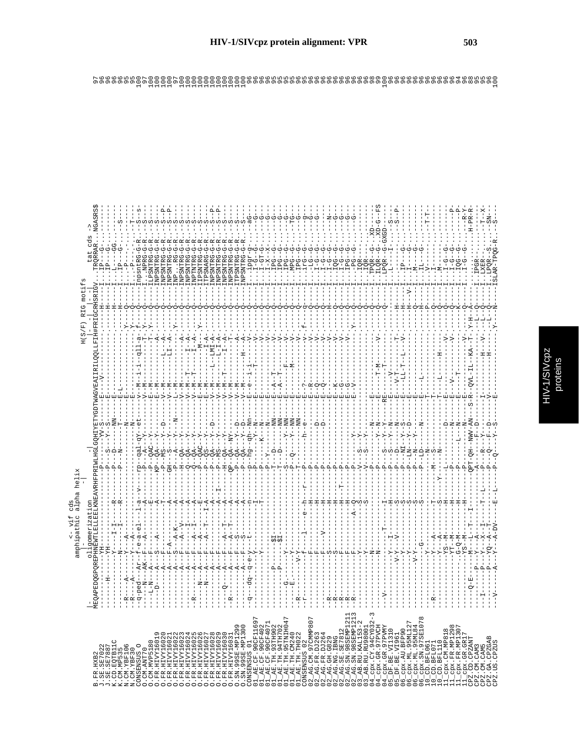```
                                        < vif cds
                              amphipathic alpha helix
                                            -|
                      oligomerization                     -|                           H(S/F) RIG motifs      tat cds ->
                    |-                                                                 |--|    |--|
B.FR.HXB2           MEQAPEDQGPQREPHNEWTLELLEELKNEAVRHFPRIWLHGLGQHIYETYGDTWAGVEAIIRILQQLLFIH#FRIGCRHSRIGV...TRQRRAR...NGASRS$    97
J.SE.SE7022         -------H------YH-----------------------P----S---YV-S-----E---V------------------H----I...IP---G-----------    96
J.SE.SE7887         ---------------YH----------------------P----S---Y--S-----E----------------------H----I...IP---G-----------    96
K.CD.EQTB11C        ---------------Y---I-I-----R-----------P---D-------NN----E----------------------H----I...L----GG----------    96
K.CM.MP535          ---------------N---I-------R-----------P---N--------T----E-L--------------------H----I...IP---G-----S-----    96
N.CM.YBF106         --R----A-------Y--A----------------------------------N----E--------------------Y----Q----I...P------------    95
N.CM.YBF30          --R----A-------Y--A----------------------------------N----E--------------------Y----Q----I...P------T-----    95
CONSENSUS_O         --q-ped--Ar--f-e-a-el---l-a--v---rp--qal-qY-et-----V--M--i-i--qll-a-f----Q----Inpsnt RG-G-R...---S--s    100
O.CM.ANT70          ---N---AK--F---A---------A-------P---A---Y-------V--M----------T--Y-----Q----I..NPRG-G-R...---S----    97
O.CM.MVP5180        ---L-N---A--F------E---------P---QAC--Y-------E--M-------------T--Y-----Q----ILPSNTRG-G-R...---S----    100
O.FR.HIVY16019      ----D----A--S---A----A-------KP--QA---Y-------E--M-------------A--------Q----INPSNTRG-G-R...---S--P    100
O.FR.HIVY16020      --------A--F------T------P---MS---Y--D-----V--M---------L--A-----------Q----INPSNTRG-G-R...---S--P    100
O.FR.HIVY16021      --------A--F--A---A------GH--S----Y-------V--M---------LI--A----------Q----INPSNTRG-G-R...---S----    100
O.FR.HIVY16022      --------A--S--A-K---A-----P--A----Y----N--L--M------------------Y-----Q----INP..RG-G-R...---S----    97
O.FR.HIVY16023      --------A--F--A-Y---A-----H--QA---Y-------V--M--------------A---------Q----INPSNTRG-G-R...---S----    100
O.FR.HIVY16024      --R-----A--F--A-I---A-----Q--QA---Y-------V--M--T------I--A-----------Q----INPSNTRG-G-R...---S----    100
O.FR.HIVY16025      --------A--F--A-I---A-----P--QA---Y-------V--M--T------I--A-----------Q----INPTNTRG-G-R...---S----    100
O.FR.HIVY16026      -----N--A--F--A-----E-----P--QAC--Y-------E--M--------M---------Y-----Q----IIPSNTRG-G-R...---S----    100
O.FR.HIVY16027      -----N--A--F--A-T---I-A---P--QS---Y-------E--M------------I-A---------Q----ITPSNARG-G-R...---S----    100
O.FR.HIVY16028      --------A--F------A-------P--QA---Y-------V--M----------L-LMI-A-------Q----INPSNTRG-G-R...---S--P    100
O.FR.HIVY16029      --------A--F------A--I----P--MS---Y--D----V--M----------L-I-A---------Q----INPSNTRG-G-R...---S--P    100
O.FR.HIVY16030      ---Q----A--F--A-T---A-----H--QA---Y-------V--M--T---------I-A---------Q----INPSNTRG-G-R...---S----    100
O.FR.HIVY16031      --R-----A--F--A-T---A-----QP--QA--NY------V--M--------------T---------Q----INPSNTRG-G-R...---S----    100
O.SN.99SE-MP1299    --------A--F--S-----A-----P--QA---Y--D----V--M-----------H---A--------Q----ITPSNTRG-G-R...---S----    100
O.SN.99SE-MP1300    --------A--F--S-----A-----P--QA---Y--D----V--M--------------A---------Q----INPSNTRG-G-R...---S----    100
CONSENSUS_01        --q--dq-e-y--t------n-----p--hg--qh-Nn----E--e-i-i------v-------------Q----I..ipgr-g-......aG--    96
01_AE.CF.90CF11697  --------------Y-----I-----p--------Y-N-----E-----T-----V--------------Q----I..I-G--G-......-G--    96
01_AE.CF.90CF402    --------------Y-----------T-----------K--N----E---------V-------------Q----I..I-GT-G-......-G--    96
01_AE.CF.90CF4071   ------------------------P-Y--------N------E--------------V------------Q----I..I-X--X-......-G--    96
01_AE.TH.93TH902    --------P-----SI------------T--D------NN----E--A-T------V-------------Q----I..IPG--G-......-G--    95
01_AE.TH.94TH902    --------P-----SI------------T--D------NN----E--A-T------V-------------Q----I..IPG--G-......-G--    95
01_AE.TH.95TNIH047  --G-----------Y-----------S--------Y--NN----E-------F---V-------------Q----I..IPG--G-......-G--    95
01_AE.TH.CM240      --E-----------Y-----------P--Q-----Y--NN----E------M----V-------------Q----I..MPG--G-......TG--    95
01_AE.TH.TH022      --R-------V-Y-------------T-----------Y--NN----E--------V-------------Q----I..IPG--G-......-G--    96
CONSENSUS_02        --r-----------------e-h-r--p----------h--e-----E--?-------v----f------g----I..irG--G-......-g--    95
02_AG.CM.97CMMP807  --------------F-----H-----p-------------------E--R--------V-----------Q----I..-LG--G-......-G--    96
02_AG.FR.DJ263      --------------F-----H-----p----------D--------E--Q--------V-----------Q----I..I-G--G-......-G--    96
02_AG.FR.DJ264      --R-----------F--V--H-----p----------D--------E--Q--------V-----------Q----I..I-G--G-......-N--    96
02_AG.GH.G829       --R-----------S-----H-----p-------------------E--------------V--------H----I..I-G--G-......-G--    96
02_AG.NG.IBNG       --R-----------S-----H-----p-------------------E--G-------V------------Q----I..IQG--G-......-G--    96
02_AG.SE.SE7812     --R-----------F-----H-T---P-------------------E--K------V-------------Q----I..I-G--G-......-G--    96
02_AG.SN.98SEMP1211 --R-----------F-----H-----P-------------------E--G-------V------------Q----I..IPG--G-......-G--    96
02_AG.SN.98SEMP1213 --R-----------F----A-Q----P--------Y----------E--V-------------Y------Q----I..-PG--G-......-G--    96
03_AB.RU.KAL153-2   --------------Y------S----V--S---Y--------------------------Q---------Q----I..IQR-------.......-    96
03_AB.RU.RU98001    --------------Y------S----V--S---Y----------------------------------Q----I..IQR-------.......-    96
04_cpx.CY.94CY032-3 --------------N-------------P-------N--------E--------------------------Q----I..TPQR--G-......XD-    98
04_cpx.GR.97PVCH    --------------N--------------P-----Y--N------E-------T-M-----V--------Q----I..ILQR--G-......XD-G--FS    99
04_cpx.GR.97PVMY    --V-----------T----I--------P--S---Y--Y------RE--------T--------------Q----I..LPQR--G-......GXGD-    100
05_DF.BE.VI1310     --------------Y--I--H-------M--S---Y--N------E-----V--------T---------H----I..L----I-......-S--    96
05_DF.BE.VI961      ---------V-Y--V--S-----------P--D------N------E--V-T-------------------H----I..-----------.-S--P    96
06_cpx.AU.BFP90     --------------Y------S------P--NI--Y-S--------E--LL-T--L--V-----------H----I..IP---G-......-------    96
06_cpx.ML.95ML127   --------------Y------S------P--LN--Y-D--------E-------------------V---H----I..I----G-......-------    96
06_cpx.ML.95ML84    ----------V-Y--------S------P--N---Y----------E-------------------Q----I..M----G-......-------    96
06_cpx.SN.97SE1078  --------G-------------S-----P--LD-------N-----E-----L-----------------H----I..IL---G-......-------    96
10_CD.BFL061        --------------Y------T-------N--N--------------T------------------P----I..V-----------.-T-T    96
10_CD.BFL071        --R-----------Y--A----S------M--S----------------T--------------------Q----I..I-----------.------    96
10_CD.BFL110        --------------Y--A----S---Y--N-------N--------T--------L-----------H----Q----I..M-----------.------    96
11_cpx.CM.MP818     --------------YS-M-----H-----P-------D--------E---------------------V--Q----I..I-G--G-......-------    96
11_cpx.FR.MP1298    --------------YT-M-----H-----P-------N--------E--V----------------V----Q----I..I-G--G-......------P    96
11_cpx.FR.MP1307    --------------G-Q-M----H-----P-------L--N-----E-----T------------------K----I..IQG--G-......------P    94
11_cpx.GR.GR17      --------------YS-M-----H-----P-------N---------------------------------Q----I..I-G--G-......---R-Y    96
CPZ.CD.CPZANT       ---Q-E---M--L--T--I--------QPT-QH--NWV-AN--S-R-QVL-IL--KA-T-Y-H-A----......-H-PR-R    88
CPZ.CM.CAM3         --I-----P--Y--A--I-----------A----R----F-D------------------------L----Q----I..IPGR-----......-------    95
CPZ.CM.CAM5         --------P--Y--X-I-----T--L----P---R--E--D-----I----------H-----V------L----Q----I..LXGR-----......T--X    95
CPZ.GA.CPZGAB       ---------P--YQ--A---T----T--L----P---Q--F--D--E-------------H-------L----Q----I..LPQR-S-......-SN-    96
CPZ.US.CPZUS        --V-------A---A-DV---E---L----P---Q--Y--S---Y--------------H--------Y----Q----ISLAR-TPQG-R......-------    100
```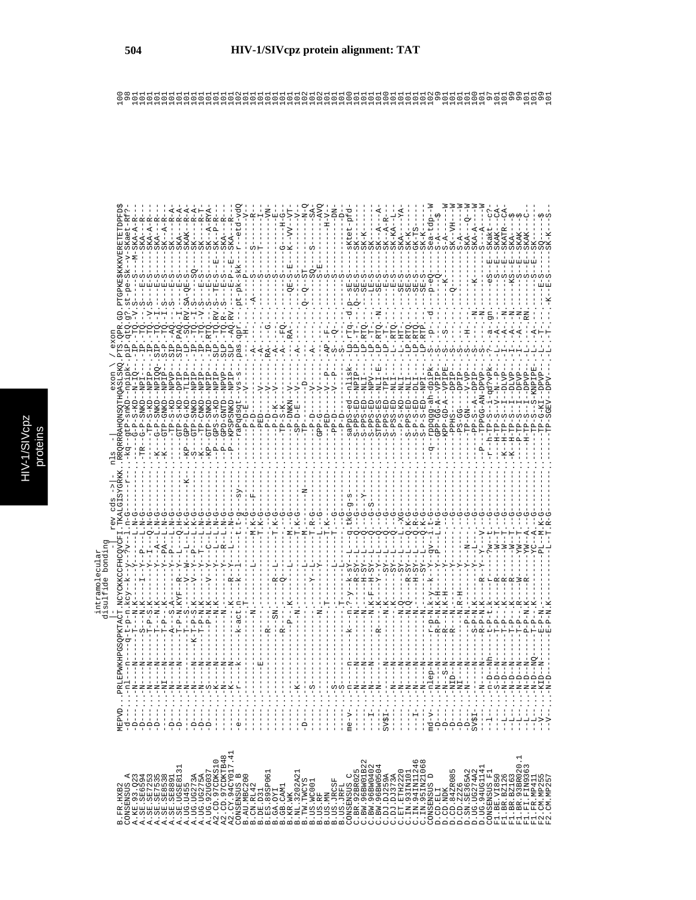# HIV-1/SIVcpz protein alignment: TAT

```
                                          intramolecular
                                        disulfide bonding
                                     |-                    -|   rev cds ->|-  nls  -|        exon \ / exon
B.FR.HXB2          MEPVD...PRLEPWKHPGSQPKTACT.NCYCKKCCFHCQVCFI.TKALGISYGRKK.RRQRRRAHQNSQTHQASLSKQ.PTS.QPR.GD.PTGPKESKKKVERETETDPFD$  100
CONSENSUS_A        -d-----..nl---n----q-t-p-n.kcy--k--y-?v--l.n-g------r---.-kq-gtP-snKD--npipk-.pIP.qtQ.g?.st-pe-Sk--v-SKaet-Rf?    98
A.KE.93.Q23        -D-----..-N---N-----T---N.K-------Y------L.N-G---------.-----G--P-SNKD--NI-Q---.-IP-.TQ.-V.S---S---M-SKA-A-R-   101
A.SE.SE6594        -D-----..-N---N----S---N.K-----I--Y---I--L.N-G---------.-TR--H--P-SNKD--NPI----.-IP-.TQ.-..S---E-S---SKA----   101
A.SE.SE7253        -D-----..-N---N-----T-P-S.K-------Y-I----L.N-G---------.-----TP-S-KD--NPIP---.-IP-.TQ.-V.S---E-S---SKA-A-R-   101
A.SE.SE7535        -D-----..-N---N-----T---N.K-------Y--A---L.N-G---------.-K---G-P-SNKD--NPIQQ-.SIP-.TQ.-I.S---E-S---SKA---R-   101
A.SE.SE8538        -------..-NI--N-----T-P-.K-------Y--PA--L.N-G---------.-K---GTP-GNKD--NPIP---.S-P-.TQ.-I.S---E-S---SK--A-R-   101
A.SE.SE8891        -D-----..-N---N-----A---S.A-------Y---P---L.N-G---------.-------TP-S-KD--NPVP---.SIP-.AQ.--.S---E-S---SK---R-A-  101
A.SE.UGSE8131      -D-----..-N---N-----T-P-N.KYF--R--Y-L---Q.H-G---------.-----GTP-S-KD--DPIP---.SIP.PAQ.-I.----E-S---SKA---R-A-  101
A.UG.U455          -------..-N---N-----S----.S-------V--W---L.K-G-----K---.-KP-GPP-G-KD--TLIP---.-LP-.SQ.RV.SA-QE-S---SKAK--R-A-  101
A.UG.UG273A        -D-----..-N---N---K-T-P-S.K-------V--Y--P-L.K-G---------.-S---GTP-SNKD--NPIP---.-IP-.TQ.-I.S---SQ----SK----R-A-  101
A.UG.UG275A        -D-----..-N---N-----T-P-N.K-------Y--Y---L.N-G---------.-K----TP-S-KD--NPIP---.-IP-.TQ.-V.S---E-S---SK---R-T-  101
A.UG.92UG037       -D-----..-S---N-----T-P-N.K-----V--Y--C--L.N-G---------.-KP---GTP-SNKD--NPIP---.-IP.RTQ.--.S---E-S---SK--A-RYA-  101
A2.CD.97CDKS10     -------..-K---N----------N.K-------Y--Y---L.N-G---------.-----GPS-S-KD--NPIP---.SLP-.TQ.RV.S---TE-S--E-SK--P-R-   101
A2.CD.97CDKTB48    -------..-N---N---------N.--------Y--R---L.N-G---------.--P---GPD-GNTD--NPVP---.SLP-.TQ.R-.S---E-S---SKA---R-   101
A2.CY.94CY017.41   -------..-K---N---------N.K-------R--Y---L.N-G---------.--P---KPSPSNKD--NPIP---.SLP-.AQ.RV.----E-P--E-SKA---R-   101
CONSENSUS_B        -e-----..-r---k-----k-act.n---k--l-----t.t-g---sy-----.------raPqdsqt-vs-s---.pas.qpr.--.pt-pk-skk---r-etd-vdQ   102
B.AU.MBC200        -------..-----------------.--------------.--G---------.--------P-D-E--V-----.----.-H.--.----P-----------V-    101
B.CN.RL42          -------..-------------N---.-----------L--M.K-G---F-----.-----------P-D-------.-A--.----.A-----S-------------R-   101
B.DE.D31           -------..-----E-----------.--------------.--G---------.----------PE---V------.----.----.------S------------    101
B.ES.89SP061       -------..--------R--------.-------------T.K-G---------.----------PED-------.-RA-.-G--.------S------------I-   101
B.GA.OYI           -------..----------SN---R.--L------------.--G---------.----------P-D-K--V---.-A--.----.-------T------------VN-  101
B.GB.CAM1          -------..---------R-------.Q--------------.T-K-G-------.----------TP-S-K----.-A--.-FQ-.------S------------E-   101
B.KR.WK            -------..-------------P---.-K-------L-----M.--G--------.----------P-DNKN--V--.-A--.-RA-.------S-----G------H-G-  101
B.NL.3202A21       -------..-K-------N-------.---------------.T-K-G-------.----------SP-D-E--V--.----.----.---QE-S-E---K--VV-VT-  101
B.TW.TWCYS         -D-----..------------------.----------L----M.-------N---.----------TP----------.-A--.----.------S------------V-   101
B.US.WC001         -------..-S----------------.------Y--L-----T.R-G-------.----------P-D----V-----.----.---.Q-Q-ST----------N-Q  102
B.US.RF            -------..--------------N---.------Y----------.-G-------.----------GPP-------D--.-A--.----.-------SQ---S--------SA-  101
B.US.MN            -------..---------T--------.-----------------.-K-G-------.----------PED-----V-P-.-AP.-F-.-------S-E--------AVQ  102
B.US.JRCSF         -------..-S----------------.------L---------.---------.----------P-D-----V--P-.S-.-Q-.-------------H-V-    101
B.US.JRFL          -------..-S---------T------.--------------T.--G-------.----------P-D-----------.S-.----.------S-------------DN-  101
CONSENSUS_C        me-v---..-n---n------k----n.?-y-k-SY--L--q.tkG-g-s-----.--------saPpS-ed-nlisk-.Lp.rTq.d.p-sE-S-----sKtet-pfd-   100
C.BR.92BR025       -------..-N---N-------------.---R-SY--L---Q--G-------.----------S-PPS-ED--NPIP-.LP.-T-.Q-SE-S------SK----------  101
C.BW.96BW01B22     -------..-N---N-------------.---H-SY--L---Q--G--Y----.----------S-PPS-ED--NLI--.LP.RTQ.---SE-S------SK-K--------  101
C.BW.96BW0402      --I----..-N---N-------------.K-F--H-SY-L---Q--G-S----.----------S-PPS-ED--NPV--.LP.-T-.---LE-S------SK----------  101
C.BW.96BW0504      -------..-N---N-------------.K-F--H-SY-L---Q--G-------.----------STPPS-ED--NLI-E.LP.RTQ.-N-SE-S------SK--A-----A-  100
C.DJ.DJ259A        SV$I---..------R--------R-N-.-------Y--L---Q--G-------.----------S-PSS-ES--NLI--.LP.RT-.---E-S------SK--A-R-----  101
C.DJ.DJ373A        -------..-N---N-------------.K----SY--L---Q--G-------.----------S-PSS-ED--NLI--.L-.RTQ.---E-S------SK-KA--L-----  101
C.ET.ETH2220       -------..-N---N-------------.Q-------SY--L--Q.XG------.----------P-S-KD--NLI--.L-.HT-.---SE-S------SKA-----YA-   101
C.IN.93IN101       -------..-N---N-------------.Q----R-SY--L--Q.K-G------.----------S-PPS-ED--NLI--.LP.RTQ.---SE-S------SK-K------  101
C.IN.94IN11246     --I----..-N---N-------------.-----H-SY--L--Q.R-G------.----------S-P-S-ED--DLI--.LP.RTQ.---SE-S------GK-TS------  101
C.IN.95IN21068     -------..-N---N-------------.------SY--L--Q.K-G------.----------S-P-S-ED--NPI--.LP.RTP.---SE-S------SK-K-------  102
CONSENSUS_D        md-v---..nlep-N-------r-p-N.k-y--k-Y--qv-i.t-G------.--q---rppggg-ah-dpiPk-.S---p-.-d--p-eQ-----Sea-tdp--W    99
D.CD.ELI           -D-----..-N---N-------R-P-N.K-H---Y---P---L.N-G-------.----------GPP-GG-A--VPIP-.S-----.---Q--------S-A---$     101
D.CD.NDK           -------..-N--S-N------R---N.K-H--------------.----G-------.----------KPP-GD-A--VPIPE.S--S-.---K-------S-A------W   101
D.CD.84ZR085       -D-----..-NID--N------R---N.--------Y-------.--------.----------PPHS----DPIP-.S-----.Q----------SK--VH---W    101
D.CD.Z2Z6          -D-----..-NI--N-------------.R-H-----Y------.----------------PS-GG---DPIP-.S-----.--------------S-A---W    101
D.SN.SE365A2       -D-----..-N---N------P-N.------Y--N-----------G-------.----------TP-GN----V-VP-.S--H-.---------SKA---Q--W    101
D.UG.UG274A2       SV$I---..------N------S-P-N.K------Y--L-----G-------.----------PP-S--A-DPIP-.S-----.N---K--------SKA-A---W    100
D.UG.94UG1141      -------..-N---N------R-P-N.K--R--Y--Y--V---G-------.--P--TPPGG-AN-DPVP-.S-----.N-----------S---A---W     101
CONSENSUS_F1       --l----..n-D--Nh------t-p-t.k----r-----?w--t-G-------.--r---h-TP-S--i-q?vPk-.?---a-gn.----eS--E-SKakt--c?    97
F1.BE.VI850        -------..S-D--N------T-P--.K---R-----W--T---G-------.-------H-TP-S--V--N--P-.L---A-.----S--E-SKAK---CA-   101
F1.BR.BZ126        --L----..N-D--N------T-P--.K---R-----W--T---G-------.--K---H-TP-S--I--N--VPE.L---A-.N---S--E-SKATR--CA-   101
F1.BR.BZ163        --L----..N-D--N------T-P--.K---R-----W--T---G-------.--K---H-TP-S--I-DLVP-.I---A-.N---KS--E-SKA----$     99
F1.BR.93BR020.1    --L----..N-D--N------T-P--.R---W-----YW--T---G-------.--K---H-TP-S--I-DFVP-.I---A-.N---S--E-SKAK---$     99
F1.FI.FIN9363      --L----..N-D--N------P-P-N.K---R-----YW-A---G-------.--P---H-TP-S--I-DPVP-.L-------RN---S--E-SKAK---C-   101
F1.FR.MP411        --L----..N-D--NQ-----T-P--.K---------YC-A---G-------.----------TP-S--S-KNPIPE.L---A-.--------S--E-SK--------  101
F2.CM.MP255        --V----..KID--N------E-P-N.----------PL--M.K-G-------.----------TP-G-KI-DPVP-.L---T-.---------E-S---SQ----$     99
F2.CM.MP257        --V----..N-D----------E-P-N.K---------L--T.R-G-------.----------TP-SGEV-DPV--.L---T-.---K--E-S---SK-K--S-   101
```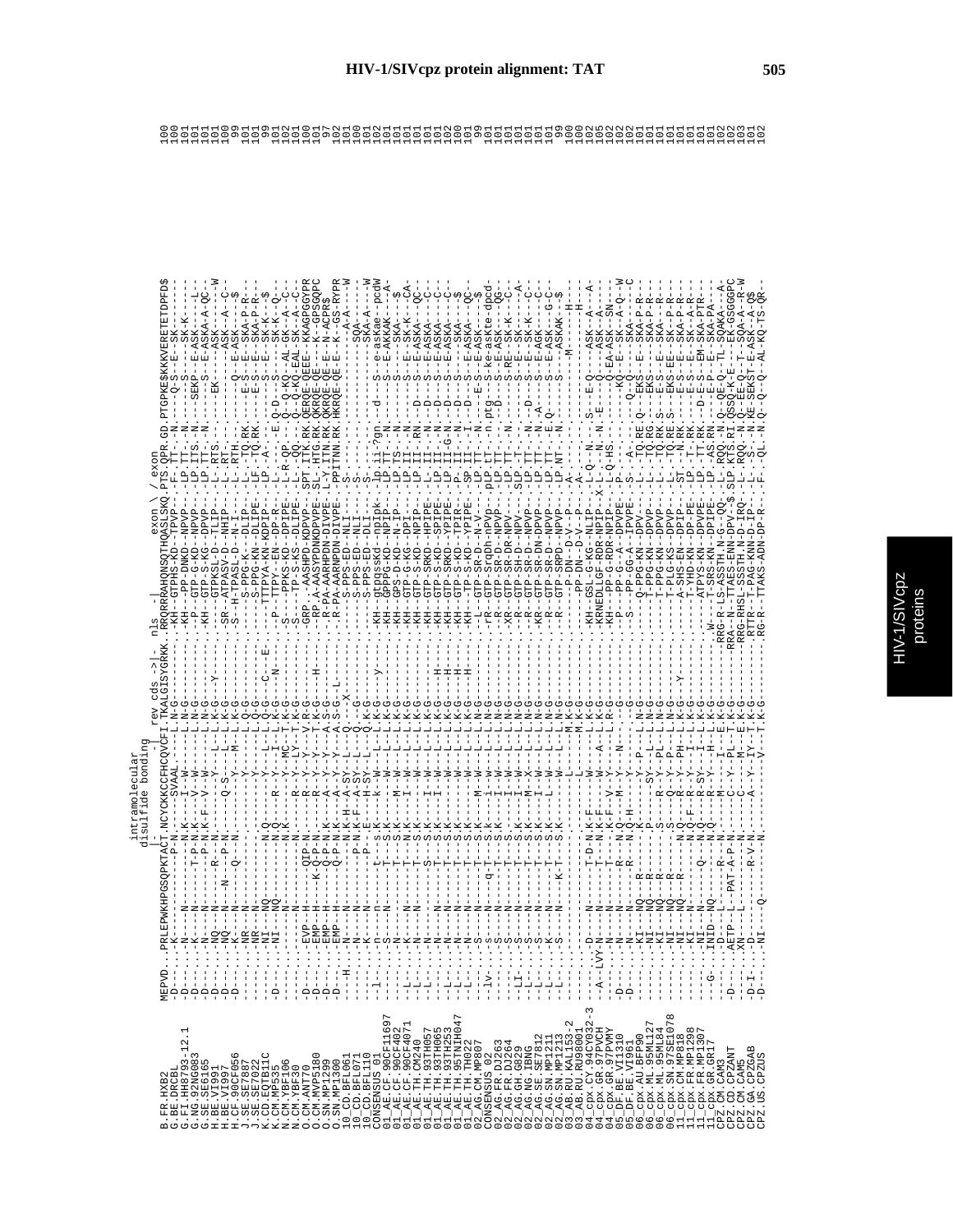# HIV-1/SIVcpz protein alignment: TAT

```
                                    intramolecular
                                    disulfide bonding
                                    |-             rev cds ->|-  nls  -|      exon \ / exon
B.FR.HXB2         MEPVD...PRLEPWKHPGSQPKTACT.NCYCKKCCFHCQVCFI.TKALGISYGRKK.RRQRRRAHQNSQTHQASLSKQ.PTS.QPR.GD.PTGPKE$KKKVERETETDPFD$  100
G.BE.DRCBL        -D--- ...-K-------------P-N.------SVAAL------L-N-G-----------.-KH---GTPHS-KD--TPVP----.F-.TT-.-N-----Q-S--E--SK--------  100
G.FI.HH8793-12.1  -D--- ...-N-----N--------P-N.K----I-W-------L-N-G-----------.-KH---PP-DNKD--NPVP----.LP.ITS.-N-----S-------SK-K-----  101
G.NG.92NG083      -D--- ...-K-----N-------T-P-N.K-----V--W------L-N-G-----------.-KH---GTP-S-KG--DPVP----.LP.ITS.-N---SEKP--E--ASK----L-  101
G.SE.SE6165       -D--- ...-N-----N-------T-P-N.K-F--V--W------L-N-G-----------.-KH---GTP-S-KG--DPVP----.LP.TT-.-N-------S---E--ASKA-A-QC-  101
H.BE.VI991        -D--- ...-NQ----N-------R--N.--------Y------L-K-G---Y-------.-----GTPKSL-D--TLIP----.L-.RTS.------EK------ASK----W  101
H.BE.VI997        -D--- ...-NQ----N--N----P-N.-----Q-S------L-K-G-----------.-SR--ATPASV-D--NHIP----.L-.RT-.--------------ASK--A--C-  100
H.CF.90CF056      -D--- ...-K-----Q-----Q--N.--------Y------M--L-K-G-----------.-S--H-TPASL-D--N-I----.L-.RTH.-----------Q--E-ASK-----$  99
J.SE.SE7887       -------.....-NR----N---------------------Y-------L-Q-G-----------.------S-PPG-K--DLIP----.L-.TQ.RK.----E-S---E--SKA-P-R-  101
J.SE.SE7022       -------.....-NR----N---------------------Y-------L-Q-G-----------.------S-PPG-KN--DLIPE----.LF.TQ.RK.----E-S---E--SKA-P-R-  101
K.CD.EQTB11C      -D--- ...-NI----NQ--------N.Q------Y------L-Q-G---C-----E-.-------TTTPYA-KN-KDPIP----.LP.-A-.-E-------S---E--SK-K---$  99
K.CM.MP535        -------.....-NI----NQ--------N.Q-----R---Y---L---L-Q-G-----------.---P---TTTPY--EN--KDPIP----.L-.------------------SK-K--Q-  101
N.CM.YBF106       -------.....---------N--------N.K------R--Y--MC--T-K-G---N-------.-S-----PPKS-KD--DPIPE----.-R-QP-.-Q-D---Q-KQ--AL-GK--A--C-  102
N.CM.YBF30        -------.....---------N--------N.-----R--Y--LY--T-K-G-----------.-S-----TP-S-KS--DLIPE----.L-.-QQ-.-Q--Q-KQ--EAL-SK--A--C-  101
O.CM.ANT70        -D--- ...-EVP---H-----QIP-N.-----R--Y--Y--V-R-G-----------.-GRP-.--AASHPD-KDPVPE----.SPT.ITK.RK.QERQE-QEEE--KKAGPGGYPR  100
O.CM.MVP5180      -D--- ...-EMP---H----K-Q-P-N.-----R--Y--Y--T-K-G----H------.--RP-.A-AASYPDNKDPVPE----.SL-.HTG.RK.QKRQE-QE----K--GPSGQPC  101
O.SN.MP1299       -D--- ...-EMP---H------Q-P-N.K----A--Y--Y--A-S-G-----------.--R-PA-AARHPDN-DIVPE----.L-Y.ITN.RK.QKRQE-QE-E---N-ACPR$  97
O.SN.MP1300       -D--- ...-EMP---H------Q-P-N.K----A--Y--Y--A-S-G--L--------.--R-PA-AARMPDN-DIVPE----.PPITNN.RK.HKRQE-QE-E--K--GS-RYPR  102
10_CD.BFL061      ---H-....-N-----N--------P-N.K-H--A-SY--L--Q---X-----------.--------S-PPS-ED--NLI----.S-.------------------A-A----W  101
10_CD.BFL071      -------....-N-----N--------P-N.K-F--A-SY--L--Q---G-----------.--------S-PPS-ED--DLI----.S-.--------------------SQA------  100
10_CD.BFL110      -------....-K-----N--------P-N.K----H--SY--L--Q-K-G-----------.--------S-PPS-ED--DLI----.S-.-------------------SKA--A----W  101
CONSENSUS_01      --l--...-n----n-------t-s.k---k--W---L--L-K-G-----y-------.-KH--gtpgssKd--npIpk--.lp.ii-?gn.--d----S--e-askae--pcdW  102
01_AE.CF.90CF11697 --------....-S-----N--------T-S.K-----W---L--L-K-G-----------.-KH--GPPPG-KD--NPIP----.LP.TT--.-N-----S--E-AKKAK----A-  101
01_AE.CF.90CF402  --------....-N-----------------T-N.K----M-W---L--L-K-G-----------.-KH--GPS-D-KD--N-IP----.LP.TS--.-N-----S----SKA-----$  101
01_AE.CF.90CF4071 -L---....-K-----N--------T-N.K----I-W---L--L-K-G-----------.-KH--GTP-G-KG--DPI-----.LP.II.--.-N-----S--E--SK-K--CA-  101
01_AE.TH.CM240    -L---....-N-----N--------T-S.K----M-W---L--L-K-G-----------.-KH--GTP-S-KD--NPIP----.LP.II.--.RN--D--S--E-ASKA---QC-  101
01_AE.TH.93TH057  -L---....-N-------------S-S.K----I-W---L--L-K-G-----------.-KH--GTP-SRKD--HPIPE----.L-.II.--.-N--D--S--E-ASKA----C-  101
01_AE.TH.93TH065  -L---....-N-----N--------T-S.K----I-W---L--L-K-G---H-------.-KH--GTP-SRKD--YPIPE----.LP.II.--.-N--D--S--E-ASKA----C-  101
01_AE.TH.93TH253  -L---....-N-----N--------T-S.K-----W---L--L-K-G---H-------.-KH--GTP-SRKD--YPIPE----.LP.II.--.G-N--D--S--E-ASKA----C-  102
01_AE.TH.95TNIH047 -L---....-N-----N--------T-S.K-----W---L--L-K-G---H-------.-KH--GTP-S-KD--TPIRE----.P-.II.--.-N--D--S----SKA------$  100
01_AE.TH.TH022    -L---....-N-----N--------T-S.K-----W---L--L-K-G---H-------.-KH--TP-S-KD--YPIPE----.SP.II.--.-I--D--S--E-ASKA---QC-  101
02_AG.CM.MP807    --------....-S-----N--------T-S.K----M-W---L--L-N-G-----------.--L--GTP-SR-D--N-V-----.LP.TT--.-N-----E-S--E-ASK-----$  99
CONSENSUS_02      --lv-....-s-----n-----q-T-S.k----i-W---L--L-n-G-----------.-rR--GTP-SrqDh-nPVp--.plP.tT--.-n.ptg--S-ke-askte-dpcd  101
02_AG.FR.DJ263    --------....-S-----N--------T-S.K----I-W---L--L-N-G-----------.--R--GTP-SR-D--NPVP----.LP.TT--.-N-----S--E-ASK----QG-  101
02_AG.FR.DJ264    --------....-S-----N--------T-S.----I-W---L--L-N-G-----------.--XR--GTP-SR-DR-NPV-----.LP.TT--.-N-----S-RE--SK-K---C-  101
02_AG.GH.G829     --LI-....-S-----N--------T-S.K----I-W---L--L-N-G-----------.--R--GTP-SH-D--NPV-----.SLP.TT--.---------S----SK-K----A-  101
02_AG.NG.IBNG     --L--....-S-----N--------T-S.K----M-W---L--L-N-G-----------.--R--GTP-SR-D--NPVP----.LP.TT--.-N--D--S--E--SK-K---C-  101
02_AG.SE.SE7812   --L--....-S-----N--------T-S.K----I-W---L--L-N-G-----------.-KR--GTP-SR-DN-DPVP----.LP.TT--.-N-A---S--E-AGK----C-  101
02_AG.SN.MP1211   --L--....-K-----N--------T-S.K----L-W---L--L-N-G-----------.--R--GTP-SRKD--NPVP----.LP.TT--.-E.Q----S--E-ASK----G-C-  101
02_AG.SN.MP1213   --L--....-S-----N------K-T-S.K-----W---L--L-N-G-----------.--R--GTP-SRPD--NPVP----.LP.NT--.-N-----S---ASKAK---$  99
03_AB.RU.KAL153-2 -------....................................L-----------------------P-DN--D-V--P----.A-.----------------------M------H--  100
03_AB.RU.RU98001  -------....................................L-----M.K-G-------------PP-DN--D-V---P----.A-.-------------------------H-----  100
04_cpx.CY.94CY032-3 --------....D-------N-----T-D-N.K-F-----W-----L-K-G-----------.-KH--GSL-G-KG--NLIP----.L-Q--N----S---E-Q----ASK--A---A-  102
04_cpx.GR.97PVCH  --A--LVY-N-----N--------T-N.K-F-----W----A--L-K-G-----------.KRNEDLLGF-RDR-NPIP----X-L-N-N--E----Q-----ASK--A------  105
04_cpx.GR.97PVMY  --------....-N-----N--------T-----K-F--V--Y-----L-K-G-----------.-KH--PP-G-RDR-NPIP----.L-Q-HS.-------Q---EA-ASK--SN----  102
05_DF.BE.VI1310   -D--- ...-N-----N--------R--N.Q--M--Y---N--L-K-G-----------.--P---PP-G--A--DPVPE----.P-.-----------KQ--E--SK--A-Q---W  102
05_DF.BE.VI961    -D--- ...-N-----N--------R--N.Q-H-----Y------L-K-G-----------.--S---PP-GG-A--IPVPE----.S-.A-.------Q-Q--------SKA-P---C  102
06_cpx.AU.BFP90   --------....-KI-----NQ--R--------K.------Y---P--L-N-G-----------.------Q-PPG-KN--DPV-----.L-.TQ.RE.Q---EKS--E-----SKA-P-R-  101
06_cpx.ML.95ML127 --------....-NI-----NQ--R--------P.------SY----L--L-N-G-----------.------T-PPG-KN--DPVP----.L-.TQ.RG.----EKS-------SKA-P-R-  101
06_cpx.ML.95ML84  --------....-KI-----NQ--R-------N.------R--Y--PL--L-N-G-----------.------T-PPG-KN--DPIP----.L-.TQ.RK.S---E-S---E--SKA---R-  101
06_cpx.SN.97SE1078 --------....-NI-----NQ--R------S.------Q--Y--P---L-N-G-----------.------T-PLG-KS--DPVP----.L-.TQ.RE.S---EKS-EE-SK-A-P-R-  101
11_cpx.CM.MP818   --------....-NI-----NQ--R------N.Q------R--Y--PH--L-K-G-----------.------A-SHS-EN--DPIP----.ST.--N.RK.----E-S---E--SKA-P-R-  101
11_cpx.FR.MP1298  --------....-KI-----N--------N.Q-F----R--Y--PL--L-K-G---Y-------.------T-YHD-KN--DPVPE----.LP.TT.RK.----E-S---E--SKA-P-R-  101
11_cpx.FR.MP1307  --------....-KI-----N--------N.Q------R--SY--L--T-K-G-----------.------ATPY-KN--DPVPE----.LP.TT.RK.--D-E-S---EM--SKA-PTR-  101
11_cpx.GR.GR17    ---G-....-INID--NQ-----Q-N.Q------R--Y--H--L-K-G-----------.-W------T-SRS-KN--DPIPE----.LP.AS.RN.---E-P---E--SKA-PA---  101
CPZ.CM.CAM3       -------....-D-------L-----R--N.-----M-----I--E.K-G-----------.RRG-R-LS-ASSTH.N-G--QQ----.L-.RQQ.-N.Q---QE-Q---TL-SQAKA---A-  102
CPZ.CD.CPZANT     -D--- ...AETP--L----PAT-A-P-N.-----C--Y--PL--T-K-G-----------.-RRA-N--TTAES-ENN-DPV-$.SLP.KTS.RI.QSSQ-K-E----EK-GSGGPC  102
CPZ.CM.CAM5       -------....XN-------L-----------N.-----C-----M---E.K-G-----------.RRG-RHSL-SSSTH.N-D-IRQ----.L-.RQQ.-N.Q---EE-Q--T--SQA-A--R-W  103
CPZ.GA.CPZGAB     -D-I- ...-D--------------R-V-N.-----A--Y--IY--T-K-G-----------.-RTTR---T-PAG-KNN-D-PIP----.L-.S--.-N.KE-SEKST-E--SK---A-Q$  101
CPZ.US.CPZUS      -D--- ...-NI-----Q----------N.-----A--V---V--T-K-G-----------.RG-R---TTAKS-ADN-DP-R----.F-.QL.-N.Q--Q---Q--AL-KQ-TS-QR-  102
```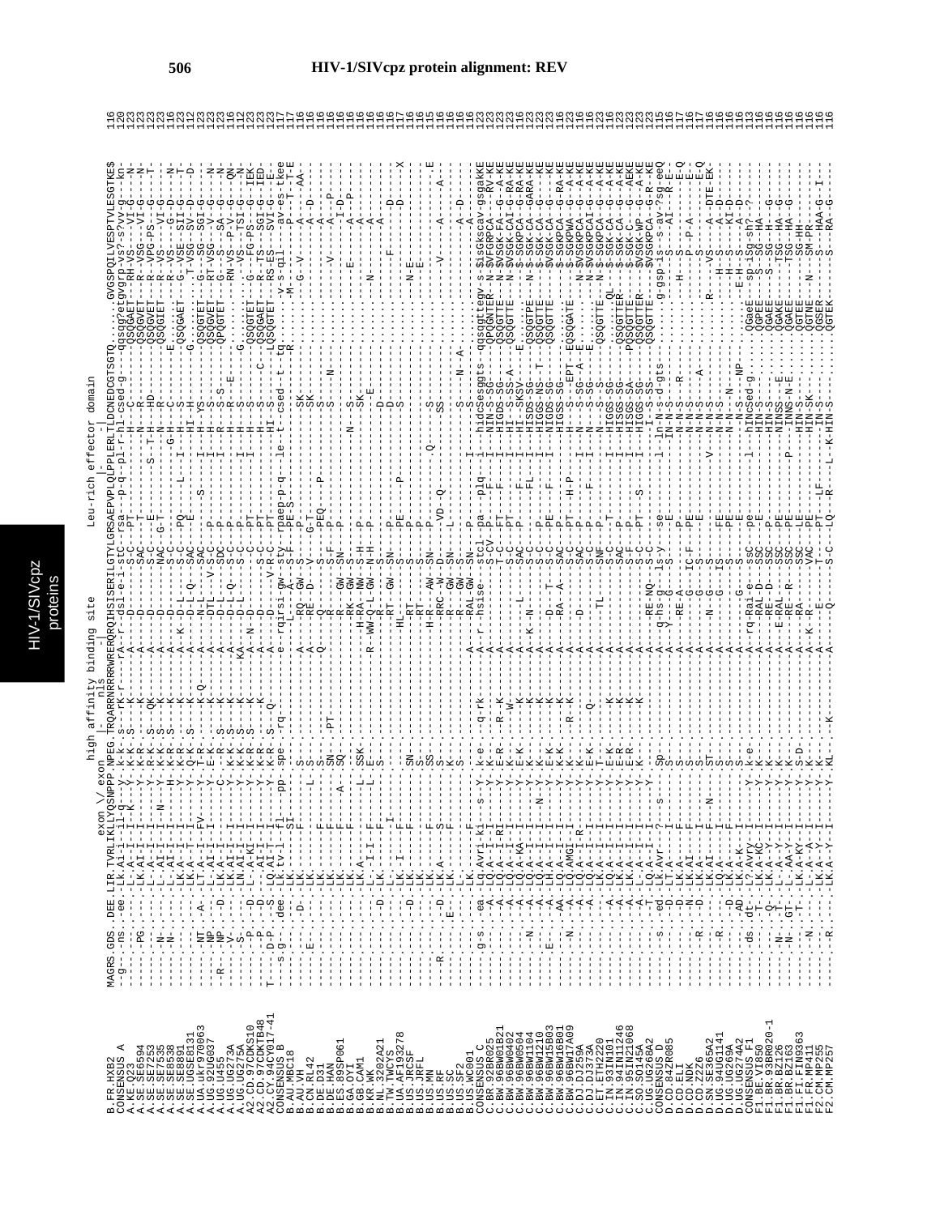```
                                  exon \/ exon      high affinity binding site             Leu-rich effector domain
                                                    |-- nls --|                                |----|
B.FR.HXB2           MAGRS.GDS.DEE.LIR.TVRLIKLLYQSNPPP.NPEG.TRQARRNRRRRWRERQRQIHSISERILGTYLGRSAEPVPLQLPPLERLTLDCNEDCGTSGTQ.......GVGSPQILVESPTVLESGTKE$   116
```

Sequences aligned (in page order):

```
B.FR.HXB2
CONSENSUS_A
A.KE.Q23
A.SE.SE6594
A.SE.SE7253
A.SE.SE7535
A.SE.SE8538
A.SE.SE8891
A.SE.UGSE8131
A.UA.ukr970063
A.UG.92UG037
A.UG.U455
A.UG.UG273A
A.UG.UG275A
A2.CD.97CDKS10
A2.CD.97CDKTB48
A2.CY.94CY017-41
CONSENSUS_B
B.AU.MBC18
B.AU.VH
B.CN.RL42
B.DE.D31
B.DE.HAN
B.ES.89SP061
B.GA.OYI
B.GB.CAM1
B.KR.WK
B.NL.3202A21
B.TW.TWCYS
B.UA.AF193278
B.US.JRCSF
B.US.JRFL
B.US.MN
B.US.RF
B.US.SC
B.US.SF2
B.US.WC001
CONSENSUS_C
C.BR.92BR025
C.BW.96BW01B21
C.BW.96BW0402
C.BW.96BW0504
C.BW.96BW1104
C.BW.96BW1210
C.BW.96BW15B03
C.BW.96BW16B01
C.BW.96BW17A09
C.DJ.DJ259A
C.DJ.DJ373A
C.ET.ETH2220
C.IN.93IN101
C.IN.94IN11246
C.IN.95IN21068
C.SO.SO145A
C.UG.UG268A2
CONSENSUS_D
D.CD.84ZR085
D.CD.ELI
D.CD.NDK
D.CD.Z2Z6
D.SN.SE365A2
D.UG.94UG1141
D.UG.UG269A
D.UG.UG274A2
CONSENSUS_F1
F1.BE.VI850
F1.BR.93BR020-1
F1.BR.BZ126
F1.BR.BZ163
F1.FI.FIN9363
F1.FR.MP411
F2.CM.MP255
F2.CM.MP257
```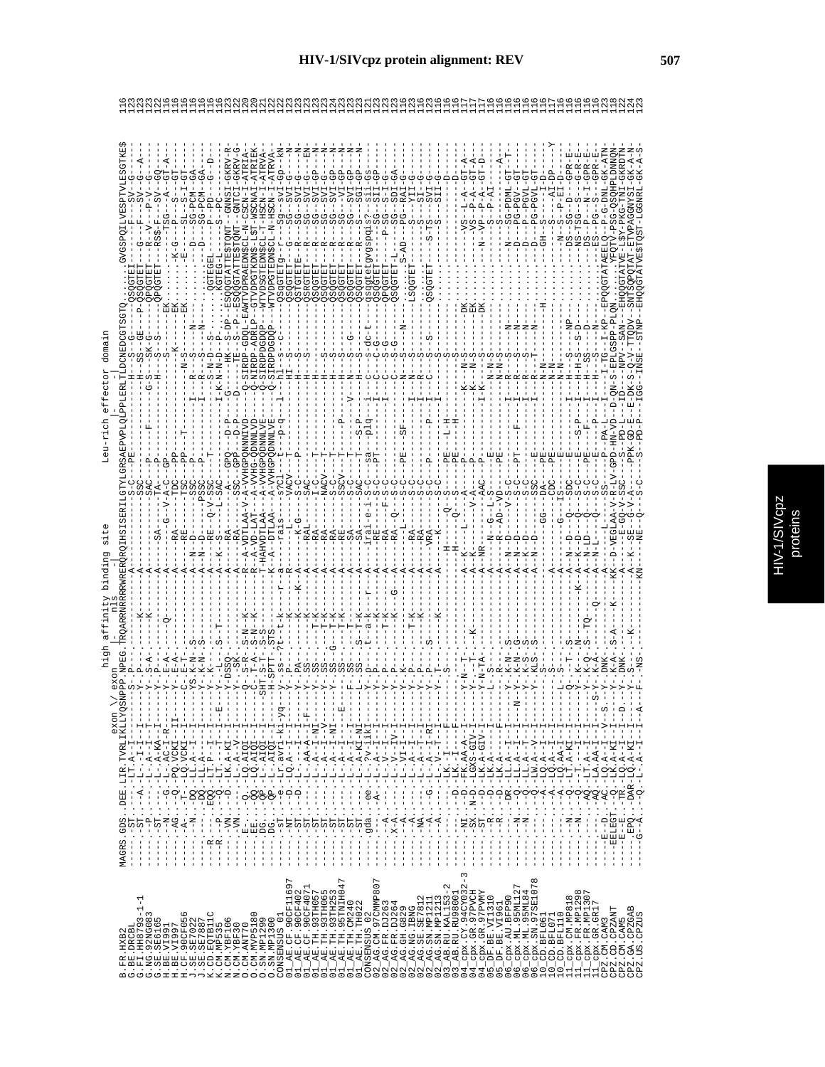```
                                    exon \/ exon   high affinity binding site          Leu-rich effector domain
                                                   |-   nls    -|                      |-                    -|
B.FR.HXB2          MAGRS.GDS..DEE.LIR.TVRLIKLLYQSNPPP.NPEG.TRQARRNRRRRWRERQRQIHSISERILGTYLGRSAEPVPLQLPPLERLTLDCNEDCGTSGTQ........GVGSPQILVESPTVLESGTKE$  116
G.BE.DRCBL         -----.-ST-..---.-LT-A.-I----------S-.P-----------A---------------------S-C---PE-----------H--S---GE----QSQGTEI------F----SV---G---  123
G.FI.HH8793-1-1    -----.-ST-..--A.-L--.I-I--I-------Y-.P-----K-----A----------------------SSC-----------------H--SS--GE--P-QSQGTET-----G----F----SV--G--A--  123
G.NG.92NG083       -----.-SP-..---.-L--A-.I--T-------Y-.P-----K-----A----------------------SSC-----------------G-S---SK-G---QPQGTET------R--V---P-V-G---  122
G.SE.SE6165        -----.-ST-..---.-L--A-KA--I-------Y-.P-S-A-------A-------------SA-------SAC---P---------F------H---S---S----QPQGTET-----RS$-F----SV--GQ--  122
H.BE.VI991         -----.--N-..-G-.-L-.AC-I-R--------Y-.P-----------A----------------------TA---P-----------------------S----EK.-----------TSG----A---GT-A--  116
H.BE.VI997         -----.-AG-..-Q-.PQ.VCKI--II-------Y-.E-A----Q----A-----------G---V-A-C--GP--------------------K--------EK.--------K-G----P----S---GT--  116
H.CF.90CF056       -----.-A--..-T-.-LQ.VCKI--I-------C-.E-T---------A---------RA----------TDC--PP---------------N-S------EK.--------E------SL--S-I-GT---  116
J.SE.SE7022        -----.--N-..-DQ.-LL-A--I----------YS.K-N-S-------A-N--D------RE-----------TSC--PP------T---I----R--S------N-----------D------SG-PCM--GA-  116
J.SE.SE7887        -----.--..--DQ.-LL-A--I----------Y-.K-N-S-------A-N--D-------------SSC---P--------------R--S------N-----------D------SG-PCM--GA-  116
K.CD.EQTB11C       ---R-.--..-EQQ.-LT-P--I-----------Y-.K-N-S-------A-N--D----------PSSC---P---------------I--R--S------N-----------------SG-PCM--GA-  116
K.CM.MP535         ---R-.--P-..-Q.-LT--.--T----------Y-.K------------A-N--D-----RE-Q-V-SSC--T-----------I-K--N-D--S-------QGTEGEL---------P-PD---G---D--  116
N.CM.YBF106        -----.-VN-..---.-LK.A-KI--I-------Y-.-SK-------S-T---A--K---L-SAC-----------------K-N-S--S.........KGTEGEL------S--P-PD---G--  116
N.CM.YBF30         -----.-VN-..---.-L-.A-V--I--------Y-.DSSQ----------A--------RA-------S-SC-GPQ----D-P--G--HK--S-DP-ESQQGTATTE$TQNT-GNNSI-GKRV-R-  122
O.CM.ANT70         -----.-E-..--.-Q.LQ.AIQI--I-------Q-.S-R-S-N--K--R-A-VDTLAA-V-A-VHGPQNNNIVD--Q-SIRDP-GDQL-EAWTVDPRAEDN$CL-N-CSCN-I-ATRIA-  122
O.CM.MVP5180       -----.-EE-..-QQ.-LQ.AIQI--I-------C-.T-A-S-N--K--R-A-VDTLAT--A-VHGPQNNNLVD--Q-NIRDP-ADRLP-GTVDPGTKDN$-L$T-WSCNAI-ATRIEK  120
O.SN.MP1299        -----.-DG-..-QP.-L-.AIQI--I-------SHT.S-T--S-S--T-HAHVDTLAA--A-VHGPQDNNLVE--Q-SIRDPDGDQP--WTVDSGTEDN$CL-T-HSCN-I-ATRVA-  121
O.SN.MP1300        -----.-DG-..-QP.-L-.AIQI--I-------H-SPTT-.STS----K-A-DTLAA--A-VHGPQDNNLVE--Q-SIRDPDGDQP--WTVDPGTEDN$CL-N-HSCN-I-ATRVA-  121
CONSENSUS_01       -----.-ST-..--e.-Lr.avri-ki-yq---y-.ss-?t-t-k-----r-a----rais---s7C1----t--p-q--i-hl--s--c----QsqGTEtg-r-----Sg--svI-Gp--KN  122
01_AE.CF.90CF11697 -----.-NT-..--D.-LQ.A--I--I-------Y-.PA-------K-----R---------VACV---P------------HI--S---------QSQGTETE---G-------SG--SVI--G-----N-  123
01_AE.CF.90CF402   -----.-NT-..--D.-LQ.A--I--I-------Y-.PA-----K-----K-G---------VAC--------------------H----------QSQGTETE----------SG--SVI--G-----N-  123
01_AE.CF.90CF4071  -----.-ST-..---.-L--AA-A--I-F-----Y-.SS------K-----A---RAL-----SAC-----P------------H--S--------QSRGTET----R-------SG--SVI--G----EN-  123
01_AE.TH.93TH057   -----.-ST-..---.-L--A-I-NI--------Y-.SS-----T-K-----A---RA-----I-C-----T----------H----------QSQGTET----R-------SG--SVI--GP-----N-  123
01_AE.TH.93TH065   -----.-ST-..---.-L--A-I--V--------Y-.SS-----T-K-----A---RA-----NACV----T----------H--S-------QSQGTET----R-------SG--SVI--G-----N-  123
01_AE.TH.93TH253   -----.-ST-..---.-L--A-I-NI--------Y-.SS--G--T-K-----A---RA-----S-C-----T----------H--S-------QSQGTET----R-------SG--SVI--GP-----N-  124
01_AE.TH.95TNIH047 -----.-ST-..---.-L--A--I----E-----Y-.SS-----T-K-----A---RE-----SSCV----T-----P----N--S-------QSQGTET----R-------SG--SVI--GP-----N-  123
01_AE.TH.CM240     -----.-ST-..---.-L--A--I----------F-.SS-----T-------A---SA-----S-C-----T-----V----N--S------G-QSQGTET----R-------SG--SVI--GP-----N-  123
01_AE.TH.TH022     -----.-ST-..---.-L--A-KI-NI-------Y-.SS--S--T-K-----A---SA-----SAC-----T----S-P----H--S-------QSQGTET----R-------SGI--GP-----N-  121
CONSENSUS_02       -----.-gaa-..-ee.-L--.av-ik1------Y-.P----t--a-k-----r---A-------irai-e-i-s-c---sa--plq--i-c--dc-t-------QsqGtetgvgspqis?--sG--SII-GP-----  121
02_AG.CM.97CMMP807 -----.---A-..--A-.-L--.V-I--------Y-.P-------T-K----------A-------RE-------S-C---PT------------C--G-G-----QSQGTET--------SG--SII--GP-----  123
02_AG.FR.DJ263     -----.---A-..---.-L--.V-I--I------Y-.P-------T-K----------A-------RA-------F-S-C------------I------S-G-----QPQGTET-----P-SG--S-I--G-----  123
02_AG.FR.DJ264     -----.-X-A-..---.-L--.V-IV-I------Y-.P--------K-----G---A-------RA-----Q-S-C-------------C--S-G-----QSQGTET-L----SG--SDI--GA-----  123
02_AG.GH.G829      -----.---A-..---.-L--.VI-I--------Y-.K-----------------A------------L---S-C---PE---SF-----N--S-------N-----S-AD----PG--RAI-G-----  123
02_AG.NG.IBNG      -----.---A-..---.-L--A--I---------Y-.P-------T-K--------A-------RA--------S-C---------------N--S--------LSQGTET----------S---YII-G-----  123
02_AG.SE.SE7812    -----.--NA-..---.-L--A-T-I--------Y-.P-------T-K--------A-------RA--------S-C---------------I--R--S-----------------S---SI--G-----  116
02_AG.SN.MP1211    -----.---A-..-G-.-L--A--I-RI------Y-.P--S----T----------A-------VRA-------S-C---P-----------C--S--S----QSQGTET--------S-TS---SVI-G-----  123
02_AG.SN.MP1213    -----.---A-..---.-L--A--I----T----Y-.P----------K-------A-------K-------S-C---P-----P--I--R--S---------------------S---SII--D-----  116
03_AB.RU.KAL153-2  -----.-------..---.-LK.-I--------F-.S--------------------H------Q-S------PE---L-H----------S-------------------------D------  116
03_AB.RU.RU98001   -----.-------..-D-.-LK.-I--------F---S--------------------H------Q-S------PE---H-------------S--------------------------D------  116
04_cpx.CY.94CY032-3 -----.-NI-..-D-.-FK.AA-A-I-------Y-N--T--------A-K--------L--A----P-------K--N-S------DK.---------VS--L-A--GT-A--  117
04_cpx.GR.97PVCH   -----.-SX.N-D-.-LGXS-GIV-I-------Y---T--K-------A-K-------------V-A---P---------K--N-S------EK.---------VS--P-A--GT-A--  117
04_cpx.GR.97PVMY   -----.-ST-..-D-.-LK.A-GIV-I------Y-N-TA---------A-NR--------AAC-P--------I-K---N-S------DK.---------N-VP--P-A--GT-D--  117
05_DF.BE.VI1310    -----.--R-..-D-.-LK.A---I---------L-.S--------------A--------------N-G--L-S-------E------N-N-S--------------------S--P-AI-----  116
05_DF.BE.VI961     -----.--R-..-D-.-LK.A---F---------R-.R-------------A---------R--AD-VD-----PE-------N-N-S-------------------S------A---  116
06_cpx.AU.BFP90    -----.------..-DR.-LK.A---I--------Y-.K-N-S-------A-N--D------Q-S-S-C---PT----------I--R--S-----N-------------N-----SG-PPML-GT--T--  116
06_cpx.ML.95ML127  -----.--N-..---.-LL.A---I--N--Y--Y-.K-N-G-------A-N--D------Q-S-S-C---PT------F---I--R--S------N------------D------PG-PGV--GT------  116
06_cpx.ML.95ML84   -----.--N-..---.-LL.A--T--I-------Y-.K-S-S-------A-K--D------Q-S-S-C---P-----------I--R--T-------N------------D------P-PGVL--GT-----  116
06_cpx.SN.97SE1078 -----.------..-Q-.-LW.A--V--I-----Y-.KLS-S-------A-N--D-------SSC--E-----------I--R---S-----N-----------D------PG-PGVL--GT-----  116
10_CD.BFL061       -----.------..-AC-.-LQ.A--I--------S-.S-------------A--------GG--DA---PE---------N-N-------H-----------GH--S-----I-D-----  116
10_CD.BFL071       -----.---A-..---.-LQ.A--I-------------------------A--------G----CDC---PE----------N-N-----------------------S-----AI-DP-----Y  117
10_CD.BFL110       -----.---A-..---.-LQ.AA-I-------L-.S--T-----------G-------IS-----E-------------N-N-----------------------------  116
11_cpx.CM.MP818    -----.--N-..---Q.-LT-A-KI--I------Q-.T-S--------A-N--D-----Q-SDC---E-------I--H--S-----NP-----------N-S-P-EI-D-----  116
11_cpx.FR.MP1298   -----.--N-..---Q.-LT-A---I--------Y-.K-Q.N------K-A-K--D----Q-S-C---E--S-P--I--H-SS--S-D-----------DS--SG--D---GPR-E--  116
11_cpx.FR.MP1307   -----.------..-AQ.-LT-A---I--I----Y-.K-Q.S-TQ------A-K--D-------S-C---PE-------F---I--R-----N------------DS--TSG--N--I--GPR-E--  116
11_cpx.GR.GR17     -----.------..-AQ.-LA-AA-I--S-Y-.K-A---Q----A-N--LD-Q-----S-C---E----P--I--H--S-----N-----------NS--PG--S----GPR-E--  116
CPZ.CM.CAM3        ----E--D.-AC.-LQ.A-I--V-S.--Y-.DNK---------A-N--L--Q---SS----P--PA-L--I-TG--I-KP-EPQQGTATAEELQ--P-G-DNL-GK-ATN  123
CPZ.CD.CPZANT      ---ELEGT--Q.-LK.A-KI--I--------Y-.K-A-S-A--K--KK--D-VEGLAA-V-R-LV-GPD-HN-VD--D-QN-S-EPLGSPP-PLQN..........YFQTV-PSG-QSQHPLDNNQN  118
CPZ.CM.CAM5        ----E--E.-TR.-LQ.A-I--I--D.--Y-.DNK--------A-K--E-GQ-V-SSC--S--PD-L-ID---NPV-SAN--EHQQGTATVE-L$Y-PKG-TNI-GKRDTN  122
CPZ.GA.CPZGAB      ----EPQ.-DAR-LQ.A-KI--I--------Y-.S--K------A-K--SE--G-V-A---PPK-GD-E-E-DK-S-Q-V-TTQV--SNTSQPQTAT-ETVPAGGNYSI-GK-A-N  124
CPZ.US.CPZUS       ---G-A..-Q.-L-.A-I--I--A--F--NS--------KN-----NE--Q--S-C--S--PD-P--IGG-INSE--STNP--EHQQGTATVE$TQST-LGGNRL-GK-A-S  123
```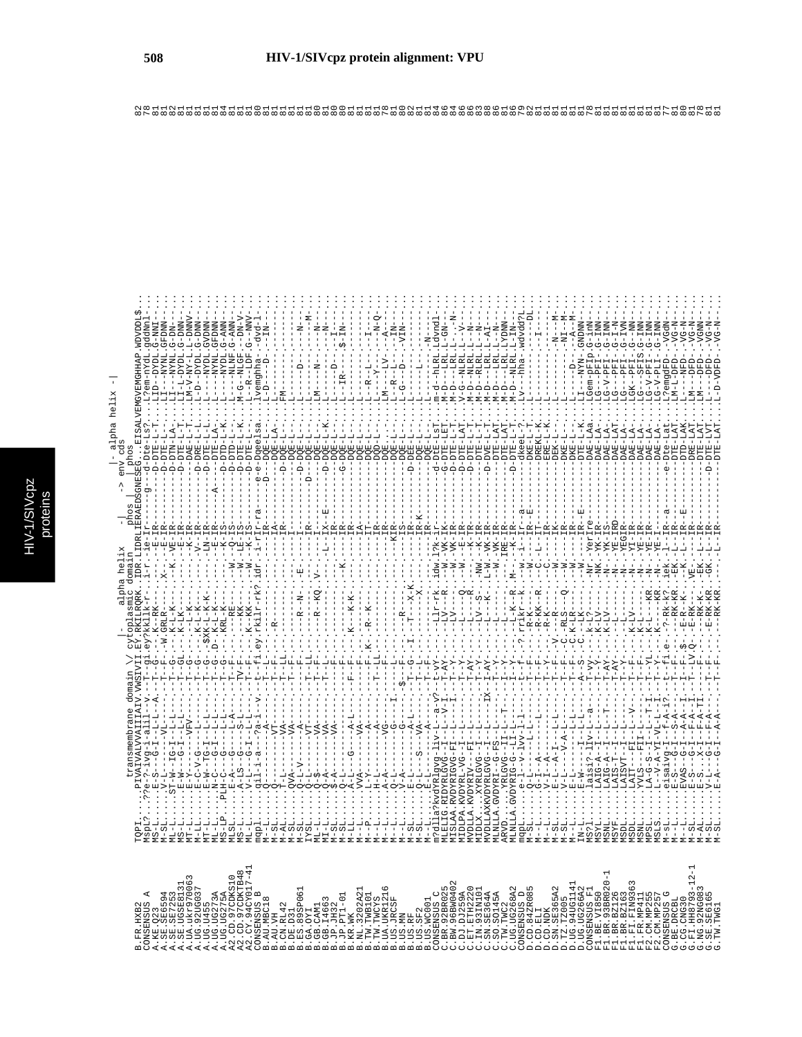```
                  transmembrane domain \/ cytoplasmic domain                 |- alpha helix -|
                                        |- alpha helix -|   phos |  -> env cds
                                                            phos  | phos
B.FR.HXB2         TQPI.....PIVAIVALVVAIIIAIV.VWSIVII.EY.RKILRQRK.IDR.LIDRLIERAEDSGNESEG..EISALVEMGVEMGHHAP.WDVDDL$...  82
CONSENSUS_A       MspL?...??e-?-ivg-i-aill-v--T-gi.ey?kkilk-r...i-r..ie-Ir--------g---d-Dte-Ls?....L?em-nYdL.gddNnl-...  78
A.KE.Q23          M-SL.......-F-S--G-I--L-L--A-..-T--G-.-W.GRLR-...X--..-E-IR----------D-DTE-L-T....LID--DYDL.G-NNI-...  81
A.SE.SE6594       M-SL.......V-----V-------.....-T--F-.-W.GRLR-...X--..-E-IR----------D-DTE-L-.....LI---NYDL.GFDNN-...  81
A.SE.SE7253       ML-L......ST-W--IG-I--L-L--..-T--G-...K-L-K--...-K-.VE-IR----------D-DTN-LA-....LI---NYNL.G-DN-...  82
A.SE.UGSE8131     MS-L.......E-W---G-I--L-L--..-T--GL-..K-LK---....-E-IR----------D-DTE-L-T....LI-L-DYDL.G-DNN-...  81
A.UA.ukr970063    MT-L.......E-Y-------VFV-.....-T-G--....-L-K---....-K-IR-----------DAE-L-T....LM-V-NY-L.L-DNNV...  81
A.UG.92UG037      M-LL.......E-C-V-G---L-------..-T-G-...K-L-K--.....-V-IR----------D-DRE-L-.....L-D--DYDL.G-DNN-...  81
A.UG.U455         MT-L.......E-W--TG-I--L-L---..-T-G-.$XK-L-K-K-....-LN-IR----------D-DTE-L-L....L----NYDL.GVDNN-...  81
A.UG.UG273A       ML-L.......N-C--G-I--L-L---..-T-G-.D-.K-L-K----....-E-IR-----A-----DTE-LA-....L----NYDL.GFDNN-...  81
A2.CD.97CDKS10    MS-LP....PLH-C---G-----L-L---...-T-G-...KRL-K---....-K-IS----------D-DTD-L-K....L----NYDL.G-ANN-...  84
A2.CD.97CDKTB48   MLSL.......E-A--------..-L-A---...-T-G-...-R--K---..-W.-K-IS-----------D-DTE-L-K....L----NLNF.G-ANN-...  81
A2.CY.94CY017-41  MS-L.......A-LS--G--S-L-----...TV-F-.....-KK---..-W.-LE-IS----------D-DTE-L-K....M-G--NLGF.G--DN-V-..  81
CONSENSUS_B       ML-L.......V-L---G-I--L-L---...-T-F-...K--KK----..-W.-K-IS----------D-DTE-L-K....L--R--LDF.G--NNV-...  81
B.AU.MBC18        mqpl.......qil-i-a--?a-i--v-.-t--fi.ey.rkilr-rk?.idr.-i-rIr-ra------e-e-Dqeelsa.....lvemghha-..dvd-l...  80
B.AU.VH           M-L.......Q--------A----......-T-F-...................-IR----------D---DQE-L-.....L-D---D....-IN-...  81
B.CN.RL42         M-SL.......Q-------VT-----...-T-F-...-R-........-IA-------------DQE-LA-....FM-----.........  81
B.DE.D31          M-AL.......T-L------VA-----...-T-LL-...............--IR-----------D-DQE-L-.....L-------.....-...  81
B.ES.89SP061      M-SL.......QVA------VA-----...-T-F-...........-E-.-I------------D-DQE-L-.....L-------D-....N-..  81
B.GA.OYI          M-SL.......Q-L-V-----VA-----...-T-F-...-R--N-..........-IR----------D---DQE-L-.....L---------....-M-  81
B.GB.CAM1         IYSL.......Q-L------VT-----...-T-LL-...-R-KQ.-V-........-IR----------D---DQE-L-.....LM---N----....-N-  80
B.GB.I4663        ML-L.......Q-$-------VA-----...-T-F-.............L-IX--E--------D-DQE-L-K....L--------....-N-  81
B.JP.JH32         MI-L.......Q-A-------VA-----...-T-L-.......................-IR-----------DQE-L-.....L------D-.....I-  80
B.JP.PT1-01       M-SL.......$-A-------VA-----...-T-L-........................IR-----------DQE-L-.....L-----.......$-IN-  80
B.KR.WK           M-SL.......Q-L-----------.....-T-F-..............K......-IR----------G-DQE-L-.....L--IR---........  80
B.NL.3202A21      M-LL.......A-L--G---A-L---...-F-F-..K---K-K-..........-IR-----------DQE-L-.....L-------.....-...  81
B.TW.TWB101       M-L.......VVA-----VA-----...-T-F-...-R--K-..........-IA-----------DQE-L-.....L--R--L-......I-...  81
B.TW.TWCYS        M-L..P.......L-Y----A-----...-K-T-L-.......................-IR-----------DQE-L-.....L------Y-....N-Q-  81
B.UA.UKR1216      M-L.......Q-L----------...........-F-.......................-IR-----------DQE-L-.....L-R--L-....-IN-...  81
B.US.JRCSF        M-L.......A-A----VG-----...-T-F-...........................IR-----------DQE-......LM----LV-....-A-...  78
B.US.MN           M-L.......Q-L-----G-----...-T-F-...-R-........................-KIR-----------DQE-L-.....L-R--L-....-IN-...  81
B.US.RF           M-L.......V-A-----G-----$--.-T-G-..I-..-T--X-K...-IS-----------DQE-L-.....L-G--D-.....-VIN-...  80
B.US.SF2          M-SL.......E-L-----A-L---...-T-F-...............................-IR-K----------DEE-L-.....L-----........  82
B.US.WC001        M-SL.......Q-L---S--VA-----...-T-F-...............................-IR-----------DQE-L-.....L-----L-......  81
CONSENSUS_C       M-lla?kvdYRlgvg-liv-L--a-y?--T-AY...-Llr-rk.idw.l?k-IK----------d-DTE-LsT....L-d--hLRL.Ldvnd-...  84
C.BR.92BR025      MILEIG.RIDYRLGVG-IIV-L-V-I--T-AY...--LL--R-..-W.-VK-IK-----------D-DTE-L-T....m-d--LRL.L-GN-...  84
C.BW.96BW0402     MISLAA.RVDYRIGVG-FI-L---I--T-Y...--LV--R-..-W.-VK-IK----------D-DTE-LET....M-D--LRL.L---N-...  86
C.DJ.DJ259A       MIDLPA.KVDYRL-VG-I--L-------T-Y...--L----Q-.-W.-E-IR----------D-DTE-LAT....V-G--NLRL.L--V-...  86
C.ET.ETH2220      MVDLLA.KVDYRIV--FI-L-----T-AY....--L---R-..-W.-K-TR----------D-DTE-L-T....M-D--NLRL.L--N-...  83
C.IN.93IN101      MIDLX...XYRLGVG--I-L-----T-Y...--LV-S-..-NW.-K-IR----------D-DTE-L-T....M-D--RLRL.L--N-...  88
C.SN.SE364A       MVDLLAXKVDYRLGVG--I-L--IX--I-AY...--L---K-.L-W.-VK-IR----------D-DVE-L-T....M-D---LRL.L-AI-...  86
C.SO.SO145A       MLNLLA.GVDYRI--G-FS-L---I--T-Y...--L-------.-W.-VK-IR----------D-DTE-LAT....M-D---LRL.L--N-...  81
C.TW.TWC2         ARVD......YRLGVG--II-L-T----I--Y...--L---------....IRE-IR----------D-DTE-LAT....M-D---LRL.LYDN-...  86
C.ZA.ZAM18        MLNLLA.GVDYRLGVG-IIV-L-L---T-F...--L--K--R.M--.-K-IR----------D-DTE-L-T....M-D--NLRL.L-IN-...  79
CONSENSUS_D       mqpl.......e-a---g-v-lvv-l-l--t-f...?-rrikr--k.--w.-i-Ir-a---------dKeeL-?....Lv---hha-..wdvdd?L  82
D.CD.84ZR085      M-SL.......Q-L-----L-L-L----T-F...-R-K--...-W.--IR--E--------DKE-L-T....Lv---hha-.......-DL  81
D.CD.ELI          M-L.......G-I-A-------L----T-F...-R-KK-R...-C.-L-IT----------DREKL-K....L--------........I-  81
D.CD.NDK          M-L.......V-I-A-------------T-Y...-R-K-.......-C.--IR-----------ERE-L-K....L----------..........  81
D.SN.SE365A2      M-SL.......E-L--A-I---L-L----T-F.-V.--R-.......-W.--IK-----------DEK-L-.....L-----------....N--M-  81
D.TZ.TZ005        M-SL.......V-L-----V-A-L---..-T-F.-C.-RLS--Q.--W.--IR-----------DKE-L-.....L-----------..NI--M-  81
D.UG.94UG1141     M-SL.......E-L--------L-L---..-T-F.-C-K-LR-.......-W.--IR-----------DKE-L-.....L-----D----..-A--M-  81
D.UG.UG266A2      IN-L.......E-W-------L-L---..-A-S.-C.-LK--.......-W.--IR--E--------DKE-L-K....LI---NYN-.GNDNN-...  78
CONSENSUS_F1      MS?L.......laisi?-Ilv-L--a--T-vy..k-L?--.....-Nr.Yerlre----------DAE-LAa....LGem-PFIp.G-InN-...  81
F1.BE.VI850       MSYL.......LAIG-A--I--L-L---..-T-Y..K-LV--.....-NK.YK-IR-----------DAE-LA-....LG---PFI-.G-INN-...  81
F1.BR.93BR020-1   MSNL.......LAIG-A--I--L-T---..-T-AY..K-LV--.....-N-.YK-IS-----------DAE-LA-....LG-V-PFI-.G-INN-...  81
F1.BR.BZ126       MSYF.......LAIS-T--I--L-L---..-T-AY..-L-.......-N-.-YE-IRD----------DAE-LAT....LG---PFI-.G-I-N-...  81
F1.BR.BZ163       MSDL.......LAISVT--I-L------..-T-Y...-L-.......-N-.-YEGIR-----------DAE-LA-....LG---PFI-.G-IVN-...  81
F1.FI.FIN9363     MSDL.......LAIT---FI--L--V-..-T-F...K-LV--.....-N-.-YI-IR-----------DAE-LA-....LGK--PFI-.G--NN-...  81
F1.FR.MP411       MSNL.......YVLS---FII-L--T-I..-T-F...K-L--......-N-.-YE-IR-----------DAE-LA-....LG-v-SFIS.G-INN-...  81
F2.CM.MP255       MSDL.......LA-V--G-I--L-L-T-I..-T-YL..K-L---KR...-N-.-YE-IR-----------DAE-LA-....LG-V-PFI-.G-INN-...  81
F2.CM.MP257       MS-L.......L-D-A-YI-VL--L-I..-T-Y...K-LV--KR...-N-.-YE-IR-----------DAE-LA-....LG-V-PFI-.G-INN-...  81
CONSENSUS_G       M--L.......eisaivg-I--f-A-i?..-t-fi.e.-?-RK-k?.iek.-l-IR--a--------e-Dte-Lat....L?emgdFD-.VGdN-...  77
G.BE.DRCBL        M--L.......E-S--G-I--S-A---..-T-F...-R-KK-KR...-EK.-L-IR-----------DTE-LAT....LM-L-DFD-..VG-N-...  81
G.CG.CN630        M-L.......EVAS--G-I--A-A--I-..I--F.$--E-R--K-..--K.L--IR--E--------DTD-LAK....L----NFD-..VG-N-...  80
G.FI.HH8793-12-1  M-SL.......E-S---G-I--F-A--I-..-T-LV.Q--E-RK--....-VE-.-L-IR-----------DRE-LAT....LM---DFD-..VG-N-...  81
G.NG.92NG083      M-AL.......E-S..X-I--F-A-TI-..-F-........-RK-K-..-EK.-L-IR-----------DTE-LAT....LM---DFD-..VGNN-...  78
G.SE.SE6165       M-SL.......V-L-----F-A-----..-T-F...-E-RK-KR..-GK.-L-IR----------D-DTE-LVT....L----DFD-..VG-N-...  81
G.TW.TWG1         M-SL.......E-A---G-I--A-A--..-T-F....--RK-KR...-L-IR-----------DTE-LAT....L-D-VDFD-..VG-N-...  81
```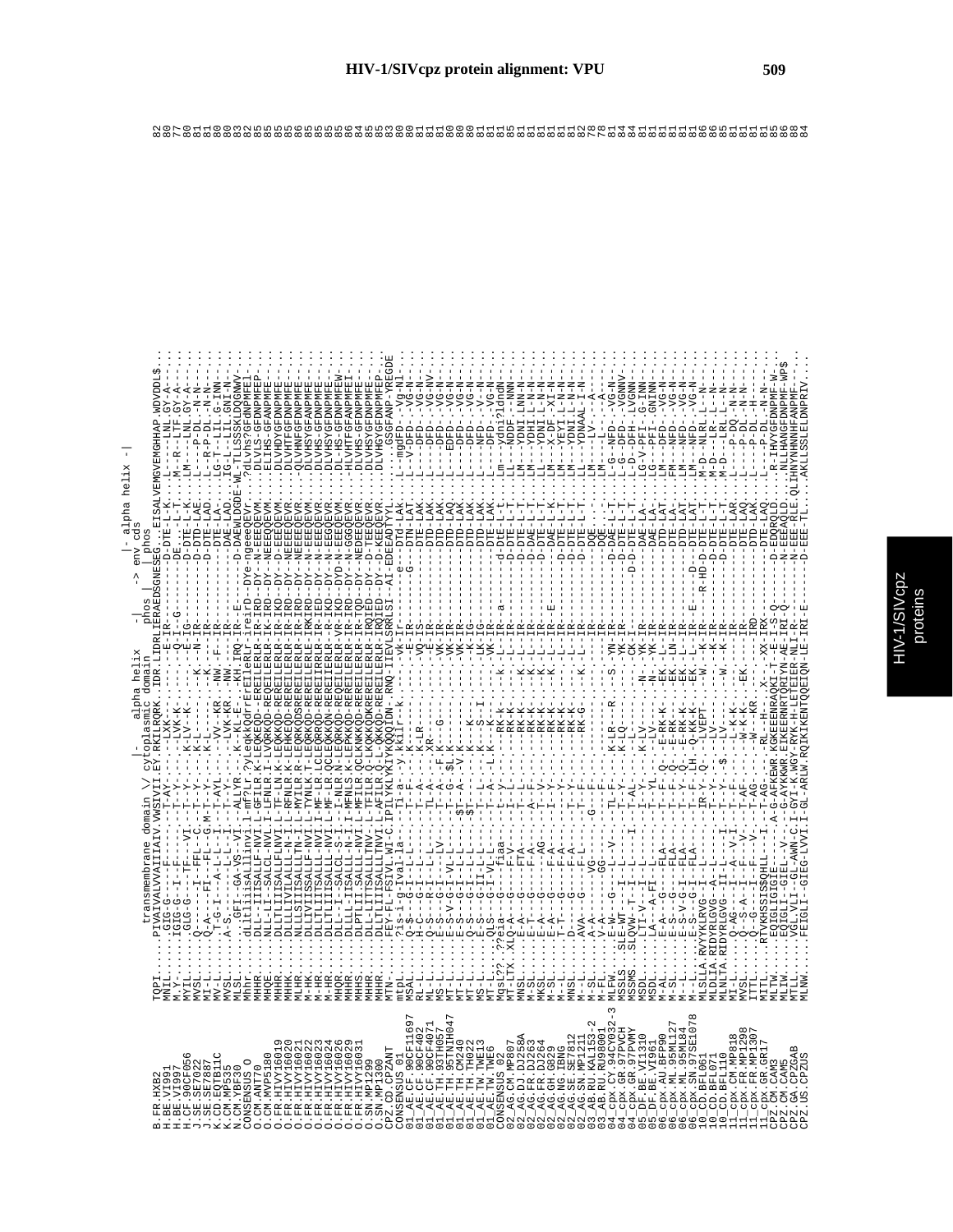# HIV-1/SIVcpz protein alignment: VPU

```
                    transmembrane domain \/ cytoplasmic domain     phos |    | phos
                                          |- alpha helix -|  -> env cds   |- alpha helix -|
B.FR.HXB2           TQPI.....PIVAIVALVVAIIIAIV.VWSIVII.EY.RKILRQRK..IDR.LIDRLIERAEDSGNESEG...EISALVEMGVEMGHHAP.WDVDDL$   82
H.BE.VI991          MNIL.....GIG-G---F-----.-T-AY-----LXK----------.---E-IR-------------------D-DTE-L-K.....L----LNL.GY-A-   80
H.BE.VI997          M.Y-.....IGIG-G--I--F-----.-T--Y-----LVK-K---.----Q-I--G--------------------DE-...--L-T.....M--R---LTF.GY-A-   77
H.CF.90CF056        MYIL.....GLG-G---TF---VI.--T--Y-----K-LV--K-----.----E-IG-------------------D-DTE-L-K.....LM----LNL.GY-A-   80
J.SE.SE7022         MVSL.....Q-----I--FFL--C.--T--Y-----K-L-------K..----N-IR-------------------D-DTD-LAE.....L----P-DL.-N-N-   81
J.SE.SE7887         MI-L.....Q-A----FI--FL--G.M-T--Y-----K-L-------K..----E-IR-------------------D-DTD-LAD.....L--R--P-DL.-N-N-   81
K.CD.EQTB11C        MV-L.....T-G-I---A-L-L--I.--T-AYL-----VV--KR---NW.--F--IR-------------------D-DTE-LA-.....LG-T--LIL.G-INN-   80
K.CM.MP535          MVSL.....A-S-----L--L-L--.--T--Y-----LVK-KR--..NW.-----IR-------------------DAE-LAD.....IG-L--LIL.GNI-N-   80
N.CM.YBF30          MLSL.....GFI--GA-VS--VI.--ALLYR-----K--KL-E--..KH.IRQ-IR--E-----------------D-DAEWLDGDE-WL-TLLSSSKLDQGNWV-   83
CONSENSUS_O         Mhhr.....dLltliiisAllinvi.i-mf?Lr.?yLeqkkQdrErEIleRLr-ireirD-DYe-ngeeeQEVr.....?dLvhs?GFdNPMFEI   82
O.CM.ANT70          MHHR.....DLL-IIISALF-NVI.L-GFILR.K-LEQKEQD-EREILERLR-IR-IRD-DY-N-EEEQEVM.....DLVLS-GFDNPMFEP   85
O.CM.MVP5180        MHQE.....NLL-LI-SALCL-NVL.I-LFNLR.I-LVQRKQD-REQEILERLR-IK-IRD-DY-NEEEQQEVM.....ELIHS-GFANPMFE   85
O.FR.HIVY16019      MHHR.....DLLTLIIISALLFLNVI.L-TF-LN.K-LEQKKQD-REREILERLR-IR-IKD-DY-D-EEEQEVM.....DLVHDYGFDNPMFE   85
O.FR.HIVY16020      MHHK.....DLLLSIVIALLL-N-I.L-MFNLR.K-LEHKEQD-REREILERLR-IR-IRD-DY-NEEEEQEVR.....DLVHTYGFDNPMFE   85
O.FR.HIVY16021      MLHR.....DLLLSIVIALLL-N-I.L-MFLLR.K-LEHRKQDSREREILERLR-IR-IRD-DY-NEEEEQEVR.....DLVHNFGFDNPMFE   86
O.FR.HIVY16022      M-HK.....DLLIVIISSALLF-NVI.L-TYNLK.T-LEQRKQD-REREILERLE-IRKIRD-DY-N-EEEQEVM.....DLVHSYGFANPMFE   85
O.FR.HIVY16023      M-HR.....DLLTLIITSALLF-NVI.L-MF-LR.LCLEQRRQD-REREIIRRLR-IR-IED-DY-N-EEEQEVR.....DLVHS-GFDNPMFE   85
O.FR.HIVY16024      M-HR.....DLLTLIITSALLL-NVI.L-MF-LR.QCLEQKKQN-REREIIERLR--R-IKD-DY-N-EEGQEVR.....DLVHSYGFDNPMFE   85
O.FR.HIVY16026      MHQR.....DLL-I--SALCL-S-I.--I-NLR.N-LEQRKQD-REQEILERLR-VR-IKD-DYD-N-EEEQEVM.....DL-HS-GFDNPMFEW   86
O.FR.HIVY16029      MHHR.....DLLLL-IISALL-N-I.I-MFNLS.K-LEPKKQD-REREILERLR-IR-IRD-DY-N-GGGQEVR.....-HLVHTFGFANPMFEI   85
O.FR.HIVY16031      MHHS.....DLPTLII.SALLL-NVI.L-MFILR.QCLKNKKQD-REREILERLR-IR-TQD-DY-NEDEEQEVR.....DLVHS-GFDNPMFE   84
O.SN.MP1299         MHHR.....DLL-LIITSALLL-NVI.L-TFILR.Q-LKQKKQKREREILERLR-IRQIED-DY-D-EEEQEVR.....DLVHSYGFDNPMFE   85
O.SN.MP1300         MHHR.....DLL-LIITSALLLTNVI.L-AFILR.K-LKKRKQD-REREILERLR-IRQIED-DY-N-EEEQEVR.....DLVHSYGFDNPMFEP   85
CPZ.CD.CPZANT       MTN-.....FEY-FL-FSIVL.WI-C.IPILYKLYKIYKQQQIDN--RNQ-IIEVLSRRLSI-AI-EDEEADTYYI.....GSGFANP-YREGDE   83
CONSENSUS_01        mtpL.....?is-i-g-Ival-la-.--Ti-a--y.kkilr--k-----------vk-Ir--------e---DTd-LAk.....L--mgdFD--Vg-Nl-   80
01_AE.CF.90CF11697  MSAL.....-$-----G-I--L-L---.----T-F------K-----------------E-IR------------G---DTN-LAT.....L--V-DFD---VG-N-   80
01_AE.CF.90CF402    RL-L.....-H-C----G-I--L-----.----T-A------K-LR-------------VQ-IS-------------------DTE-LAK.....L-----DFD---VG-N-   81
01_AE.CF.90CF4071   ML-L.....-Q-S----R-I--I-L---.----TL-A----.-XR--------------E-IR-------------------DTD-LAK.....L-----DFD---VG-NV   81
01_AE.TH.93TH057    MS-L.....-E-S----G-I---LV---.----T-A----F-K-----G----------VK-IR-------------------DTD-LAK.....L-----DFD---VG-N-   81
01_AE.TH.95TNIH047  MT-L.....-E-S-V-G-I-VL-L---.----T-G----$L-K---------------VK-IR-------------------DTD-LAQ.....L-----EDFD---VG-N-   80
01_AE.TH.CM240      MT-L.....-Q-S----G-I---L---.----$T--A---V-K-----------------VK-IR-------------------DTD-LAK.....L-----DFD---VG-N-   80
01_AE.TH.TH022      MT-L.....-Q-S----G-I--L-L---.----$T--A------K-----K---------K-IG-------------------DTD-LAK.....L-----DFD---VG-N-   80
01_AE.TW.TWE13      MS-L.....-E-S----G-II-L-L---.----T--L-----K-----S-I---------LK-IG-------------------DTD-LAK.....L-----NFD---V--N-   81
01_AE.TW.TWE6       MT-L.....QLS-----G-I-VL-L---.----T--A-----L-K--K-----------VK-IR-------------------DTE-LAK.....L-----DFD---VG-N-   81
CONSENSUS_02        Mqsl??...??eia----G----fiaa--.----t--y--------rk-k--------k---L--IR--a---------d-DTE-L-t.....Lm---ydni?ldndN   81
02_AG.CM.MP807      MT-LTX...XLQ-A---G---F-V---.----I--L------RK-K-------------L--IR-----------------D-DTE-L-T.....LL---NDDF---NNN   85
02_AG.DJ.DJ258A     MNSL.....-E-A----G---FTA---.----T--L------RK-K--------K----L--IR-----------------D-DTE-L-T.....LM---YDNI-LNN-N   81
02_AG.FR.DJ263      M-SL.....-E-T----G---FA----.----A--F------RK-K--------K----L--IR-----------------D-DAE-L-T.....LM---YDHI-L-N-N   81
02_AG.FR.DJ264      MKSL.....-E-A----G----AG---.----I--Y------RK-K--------K----L--IR-----------------D-DTE-L-T.....LM---YDNI-L-N-N   81
02_AG.GH.G829       MA-SL....-E-A----G----F-A---.----I--Y------RK---------------L--IR-----E-----------D-DTE-L-K.....LL---X-DF--XI-N   80
02_AG.NG.IBNG       M--L.....-T-T----G----F-A---.----I--Y------RK-K-------------L--IR-----------------D-DTE-L-T.....LM---YEYI-L-N-N   81
02_AG.SE.SE7812     MNSL.....-D-----G----F-A---.----T--Y------RK-K-------------L--IR-----------------D-DTE-L-T.....LM---YDNI-L-N-N   81
02_AG.SN.MP1211     M--L.....-AVA----G----F-L---.----T--F------RK-G-------K----L--IR-----------------D-DTE-L-T.....LL---YDNAAL-I-N   82
03_AB.RU.KAL153-2   M-SL.....-A-A----------VG-----.--------------------------------IR-------------------DQE.......LM-----LV----A--   78
03_AB.RU.RU98001    M-FL.....-V-A--------GG----.---F-----------------------------IR-------------------DQE.......LM-----L----A--   78
04_cpx.CY.94CY032-3 MLFW.....-E-W----G-----L--V----.TL-F----K-LR-----R-----S----YN-IR-----------------D-DAE-L-T.....L-G---NFD---VG-N-   81
04_cpx.GR.97PVCH    MSSLS....SL--WT---I---L--I-----.TL-Y----K-LQ----------------YK-IR-----------------D-DAE-L-T.....L-G---DFD---VGNNV   84
04_cpx.GR.97PVMY    MSSMS....SLQVW--T---I-----I-----.--AL----L-----------------CK-IR-----------D-D-DTE-L-T.....L-D---DFH---LVGNN-   84
05_DF.BE.VI1310     MSDL.....LTI-V---I-----L-----.--I-Y----K-LV--------N--------YK-IR-------------------DAE-LA-.....LG-V--PFI---G-INN   81
05_DF.BE.VI961      MSDL.....-LA--A-FI--L-----.--T--YL----L-LV---------N--------YK-IR-------------------DAE-LA-.....LG---PFI---GNINN   81
06_cpx.AU.BFP90     M-AL.....-E-A----G----FLA-----.--T--F-Q-----E-RK-K-----EK----L--IR-------------------DTD-LAT.....LM---DFD---VG-N-   81
06_cpx.ML.95ML127   M-SL.....-E-S----G----FLA-----.--T--F-Q-----E-RK-------EK----LN-IR-------------------DTE-LA-.....FM---NFD---VG-N-   81
06_cpx.ML.95ML84    M--L.....-E-S-V-G-I--FLA-----.--T--Y-Q-----E-RK-K-----EK----L--IR-------------------DTD-LAT.....LM---NFD---VG-N-   81
06_cpx.SN.97SE1078  M--L.....-E-S----G-I--FLA-----.--T--F-LH-Q-KK-K-----EK----L--IR---E------D-------DTE-LAT.....LM---NFD---VG-N-   81
10_CD.BFL061        MLSLLA.RVYYKLRVG--I---L-----.--IR-Y---Q---LVEPT-------W-----K--IR---R-HD-D-DTE-L-T.....M-D---NLRL-L---N-   81
10_CD.BFL071        MLDLIA.RIDYRLGVG--A--I-----.--T--Y--------LV--------------K-IR-------------D-DTE-L-T.....M-D---LRL-L---N-   81
10_CD.BFL110        MLNLTA.RIDYRLGVG--II-L---I-----.--T--Y---$-----LV------W-----K-IR-------------------DTE-L-T.....M-D---LRL-L---N-   80
11_cpx.CM.MP818     MI-L.....Q-AG----I--A--V-I-----.--T--F-----L-K-K-------------IR-------------------DTE-LAR.....L-----P-DQ--N-N-   81
11_cpx.FR.MP1298    MVSL.....Q-S-A---I--F---V-----.--T-AF-----W-K-K-----EK-------IR-------------------DTE-LAQ.....L-----P-DL--N-N-   81
11_cpx.FR.MP1307    ITTL.....Q--G----I--F---V-----.--T-AG-----W---KR-------------IRD-------------------DTD-LAK.....L-----P-DL--H--   81
11_cpx.GR.GR17      MITL.....RTVKHSSISSQHLL---I.--T-AG-----RL--H-----X-----XX-IRX-----------------DTE-LAQ.....L-----P-DL--N-N-   81
CPZ.CM.CAM3         MLTW.....EQIGLIGIGIE--------.A-G-AFKEWR.KGKEEENRAQKI-T--E-I-S-Q---------D-EDQRQLD.....R-IHVYGFDNPMF-W-   85
CPZ.CM.CAM5         MLIW.....EQIGLI--GIEL--V-----.G-AYKKWR.EIKEERNRTQRIYN-AE-IRI-Q---------N-EEEAQLD.....NLLHANGFDNPMF-WP$   86
CPZ.GA.CPZGAB       MTLL.....YGL.VLI--G-AWV-C----.GYI-K.WG..RKK-LETEIER-NLI-RF---------N-EEE-QLE.QLIHNYNNNHFANPMF-   88
CPZ.US.CPZUS        MLNW.....FEIGLI--GIEG-LVVI.I-GL-ARLW.RQIKIKENTQQEIQN-LE-IRI-E---------D-EEE-TL...AKLLSSLEDNPRIV---   84
```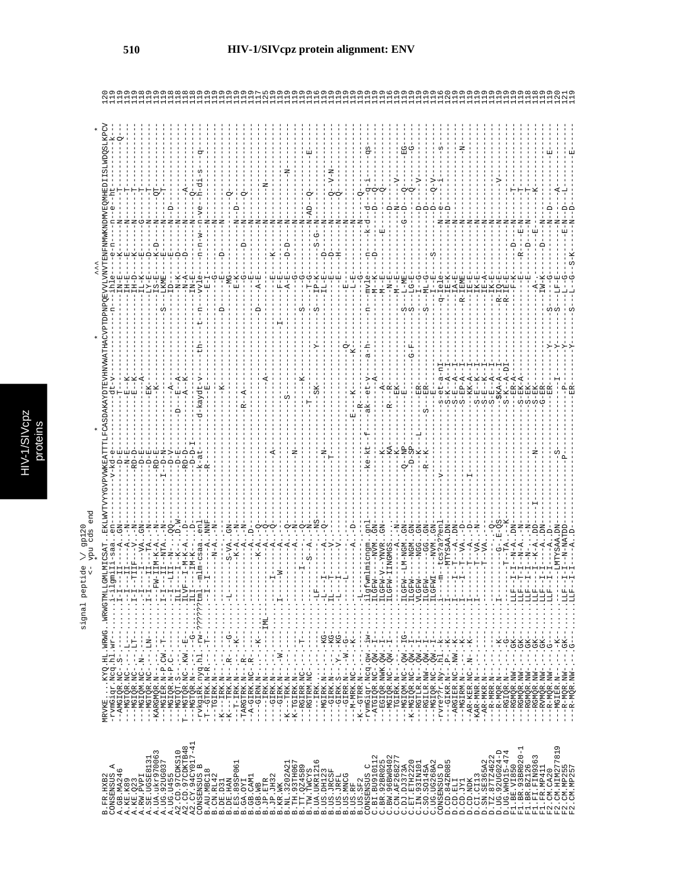signal peptide \/ gp120
<- vpu cds end

```
B.FR.HXB2          MRVKE....KYQ.HL.WRWG..WRWGTMLLGMLMICSAT..EKLWVTVYYGVPVWKEATTTLFCASDAKAYDTEVHNVWATHACVPTDPNPQEVVLVNVTENFNMWKNDMVEQMHEDIISLWDQSLKPCV 120
CONSENSUS_A        -rvmGiqr.Ncq.hl.wr.........i-ilgmlli-saa..en.........-v-kd-e--------------dt-v----------n---ihle----e-n---n--e-ht------------k- 119
A.GB.MA246         --AMGIQR.NC-.S-...........I-I---II------A..GN...........N-E------------T-----------------IN-E----K-----N-------T-----------Q- 119
A.KE.K89           --MGTQR.NC-.--L-..........-I----II------A..-N...........N-E--------E--K---------------------IH-E----E-----N-------T----------- 119
A.KE.Q23           --MGIQR.NC-.--LT-..........I-I---TIIF---V..-N.........-RD-D--------E--K----------------------IH-D----K-----N-------T----------- 119
A.RW.PVPI          --MGIQR.NC-.N-.............I-I-I----VA..GN...........D-E-------------A-----------------------IL-K----G-----N-------T----------- 118
A.SE.UGSE8131      --MGTQR.NC-..LN-...........I-I---II---TA...N........-RD-E------------EK----------------------LY-E----E-----N------------------- 119
A.UA.ukr970063     -KARGMQR.N-...-...........-FW-IIM-K-A...N.........I-D-N-----------K---------------------IS-E----K-D---N-------QT------------- 119
A.UG.92UG037       --MGIER.N-P.CW.-T-........I-I---II--NTA...N..........D-V-------------------------S---LKME----E-----N---D------T------------- 118
A.UG.U455          --MGIQR.N-P.C-............-I-LII--N-..-QQ.........-D-V------------A---------------------ID-----E-----N---D----------------- 118
A2.CD.97CDKS10     --MGTQT.S-................ILI-----I-K-..D.W.........D-E-------D---E-A-----------------------N-K----D-----N------------------- 118
A2.CD.97CDKTB48    T--MGTQR.NC-.KW..E-........ILVF--I-M-K-A..D.........-RD-D---------A-K--------------------------N-A----D-----N------A----------- 118
A2.CY.94CY017-41   --MGTQR.N-........-G-......ILI-----IM-K-..D.........-D-D-I-------------------------------IN-E----------N------Q------------- 118
CONSENSUS_B        -rvkGirk.nyq.hl.-rw-???????tml--mlm-csaa..enl.......-k-at---------d-kaydt-v-----th---t--n--vvle----n-n-w---n-ve--h-di-s-----q----- 119
B.AU.MBC18         -T-GIRK.N-R.-T-............-I-------N-A...NNF.......-R------------E--E------------------------E-I-------------N--------------- 119
B.CN.RL42          --TGIRK.N-.................-I-------N-A...N........................................................N--------------- 119
B.DE.D31           -K---IRK.N-.................-------------A...Q...........................K-----------------D-------E------D-----N--------------- 119
B.DE.HAN           -K---TRK.N-.R..-G-.........-L--------S-VA..GN.............................................MG-------------N------Q--------- 119
B.ES.89SP061       --T-IRK.N-..K-..............-------K-A...N..............................................E-K--------------N---D--------------- 119
B.GA.OYI           -TARGTRK.N-..R-...............------A...N...........................R--A---------------------G--------D-----N---D--Q--------- 119
B.GB.CAM1          --A-GIRK.NC-R-...............------A..D-..........................................................N--------------- 119
B.GB.WB            ---GIRN.N-..-K-.............-------K-A...Q....................................D-----A-E-----------N--------------- 117
B.JP.ETR           ----IRK.N-..--IML-..........-------A...Q..............A...................................N---N--------------- 115
B.JP.JH32          ----GIRK.N-..........-I---------A...-Q.......................................................N--------------- 119
B.KR.WK            ----GIRK.N-..-W.........I-----W-----A...Q..............A..............I.............F-E-------K------------------- 119
B.NL.3202A21       -K---TRK.N-...................----A...Q.............................................A-E-----D-D-----N--------N----- 119
B.TH.93TH067       -K-TGIRK.N-...................----A...N..................N..............S.........................N--------------- 119
B.TT.QZ4589        ---RGIRR.NC..T-..................I-----Q.............................................G------------N--------------- 119
B.TW.TWCYS         ---RGTRM.NC...................S--A...N.............T---K----------S-------T-G------------N--------------E--- 119
B.UA.UKR1216       ---IRK.N-....-LF-...........---------NS............................................IP-K-------S-G---N-AD--Q--------- 116
B.US.DH123         --MGIRK.N-..-KG-...-L---I-------A...-Q.............N......SK----------Y------S----IL-E-------------N--------------- 119
B.US.JRCSF         --GIRK.N-..-KG-...IL---I-------A...-Q..............................................D-------------N--------------- 119
B.US.JRFL          ---GIRK.S-..Y..KG-...-L---I-------V...-N.............T................................-E--------H-----N-------Q---V-N------ 119
B.US.MNCG          ---GIRR.N-..-W..G-..................................................E------------------N-----Q----------- 119
B.US.RF            --M-MRK.NC-..-K-......-L--------A...D................E--K------Q-...........L-E------------N--------------- 119
B.US.SF2           -K-GTRR.N-.................L.......................R-----K-------------------------G-------------N------Q---------------- 119
CONSENSUS_C        -rvmGiqr.Ncq.qw.-iw-......ilgfwmlmicngm.gnl.......-ke-kt--f---ak-et-v---a-h-----n---mvle----n---k-d--d--q-i----------qs----- 119
C.BI.BU910112      --ATGIQR.NC-.QW.-I-.......ILGFW------NVM..GN...............-K---------A-------------M--Ke-------D-----N--D--Q------------------ 119
C.BR.92BR025       --EGIQR.NWK.QW.-I-.......ILGFW-V---YNVR..GN.........KA.............A-----------------M--E------------N-E------Q------------- 119
C.BW.96BW0402      --MGIQR.NC-.QW.-I-.......ILGFW-IINGMGA..-N..........K-.............R---A-------------------N-E------------N--------------- 116
C.CN.AF268277      --TGIRK.N-..QW.-I-.......................................EK-----------------------M-E-------------D------V------------ 119
C.DJ.DJ373A        ---MGIQM.NC-.QW.-IG-......ILGFW---LM-NGM..GN........-Q--NP----------E---------------S----L-ME------G--D--Q----------EG----- 119
C.ET.ETH2220       -K-MGIQR.NC-.QW.-I-.......ILGFW-----NGM..GN........-D-SP-------------------G-F-----S----LG-E-----G--D--Q--------------G----- 119
C.IN.93IN101       ---RGTLR.N-.QW.-I-.......VLGFW-----NGG..GN........-K--------------------ER----------I-G------------D-----V-------------- 119
C.SO.SO145A        ---RGILR.NW-.QW.-I-.......ILGFW------GG..GN........-R-K-------S----ER-----------S----ML-G-------------D----------------- 119
C.UG.UG268A2       --MGIQR.NC-.QW.-I-.......ILGFWI-----NVM..GN.......---------------E-------------------I-E------S---------D-----Q-V------------- 119
CONSENSUS_D        -rvre??r.Ny.hl.-k-.......i-----m---tcs?a?enl.......v-------------s-et-a-nI--------------q-leie-------------------N--e------i----------s-- 116
D.CD.84ZR085       ---GIKR.N-P.-K-.........I---I---MTYSAA.DN.........................S-K--A--I----------------IE-K--------------N--D---------------- 120
D.CD.ELI           --ARGIER.NC-.NW.-K-......I---I--T--VA..DN.........................S-EP-A--I-----------R-IEME------------------------------------ 119
D.CD.JY1           --MGIRM.N-..-K-..........I---I--T--VA..-D............I..........-KK-A--I---------------IE-E------------N----------------N------ 119
D.CD.NDK           -AR-KER.NC-.N-..K-.......I----------T--VA..-N.....................S-E--K--I--------------IK-E-------------N----------------------- 119
D.CI.CI13          -KAR-MNR.N-..-..................T--VA..-N.........................S-E--K--I--------------IE-A---------------N----------------------- 119
D.SN.SE365A2       --AR-MKR.N-....-..............T--VA..............................S-E--A--I-----------IK-E----------------N----------------------- 119
D.TZ.87TZ4622      --R-MRR.N-.............I--------------Q.......................................S-E-A--I-----------IE-E-----------N-----------V---------- 119
D.UG.92UG024-D     --R-MQR.N-..--K-........I-------G-E-QS............................-$KA-A--I-----------R-IQ-E-----------N------------------------ 119
D.UG.WHO15-474     --RGIQR.N-..-K-.........T--------TA..-K...........................S-K-A-DI-----------R-IE-E-----------N------------------------ 119
F1.BE.VI850        --RGMQR.NW-.-GK-.......LLF-----T--N-A..DN.........................-E-R-A-----------------F-K-----D-------N------------------------ 119
F1.BR.93BR020-1    --RGMQR.NW-.-GK-.......LLF-T-I---N-A..-N..........................S-EK-A------------------E---R---E-N-----T----------------- 119
F1.BR.BZ126        --RGMQR.NW-.-GK-.......LLF-T-I---N-A..-N..........................S-EK----------------------E----D-E-N-----T----------------- 118
F1.FI.FIN9363      --RGMQR.NW-.-GK-.......LLF-T-I---K-A..DD..........I..........N....S-EK----------------------E-------E---N-----K----------------- 118
F1.FR.MP411        --RVMQR.NW-.-GK-.......LLF-I---I----A..DN.........................G-ER-----------------IW-K-----D-----N------------------------ 119
F2.CM.CA20         --R-MQR.NW-.-G-........LLF-I-I-----A..D-..........................-ER-------------Y---S--A-----------N------------------------ 119
F2.CM.HIM277819    --MGIER.N-..-K-.............-LMTYSAA.DN.......-S-...................-I-----------Y---S---LF-E-------------N---D--A---------E---- 120
F2.CM.MP255        --R-MQR.NW-.-GK-.......LLF-I-I--N-NATDD.......-P-......................P-------------Y---S--L-G-------E-N---D--L------------- 121
F2.CM.MP257        --R-MQR.NW.-..G-........LLF-I-I----A..D-.........................ER-------------Y---S--L-G------S-K---N---D--------------E---- 119
```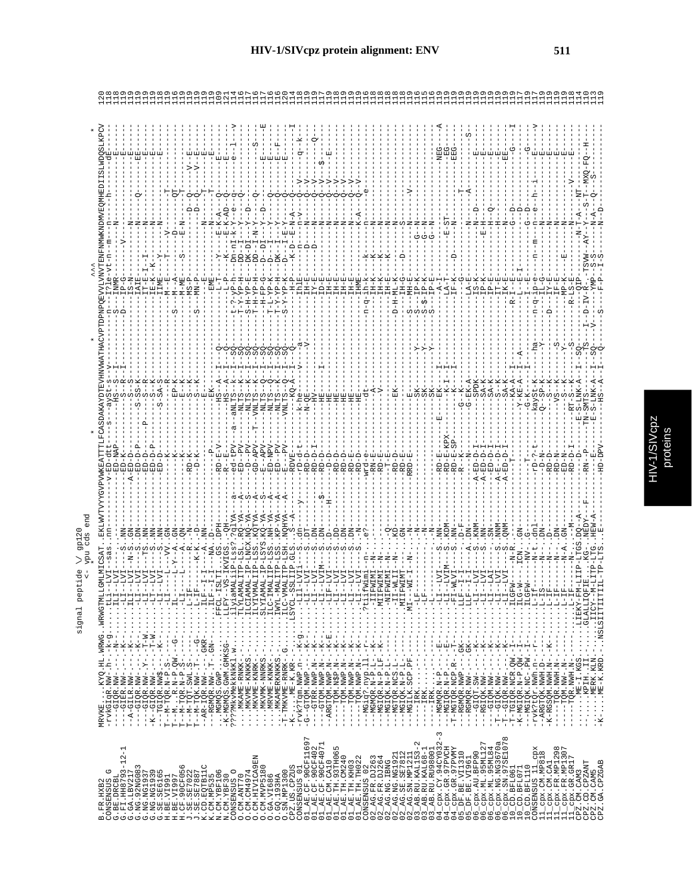```
                  signal peptide \/ gp120
                      <- vpu cds end

B.FR.HXB2          MRVKE....KYQ.HL.WRWG.WRWGTMLLGMLMICSAT..EKLWVTVYYGVPVWKEATTTLFCASDAKAYDTEVHNVWATHACVPTDPNPQEVVLVNVTENFNMWKNDMVEQMHEDIISLWDQSLKPCV  120
CONSENSUS_G
G.BE.DRCBL
G.FI.HH8793-12-1
G.GA.LBV217
G.NG.92NG083
G.NG.NG1937
G.NG.NG1939
G.SE.SE6165
H.BE.VI991
H.BE.VI997
H.CF.90CF056
J.SE.SE7022
J.SE.SE7887
K.CD.EQTB11C
K.CM.MP535
N.CM.YBF106
N.CM.YBF30
CONSENSUS_O
O.CM.ANT70
O.CM.CM4974
O.CM.HIV1CA9EN
O.CM.MVP5180
O.GA.VI686
O.GQ.193HA
O.SN.MP1300
CPZ.US.CPZUS
CONSENSUS_01
01_AE.CF.90CF11697
01_AE.CF.90CF402
01_AE.CF.90CF4071
01_AE.CM.CA10
01_AE.TH.93TH065
01_AE.TH.CM240
01_AE.TH.KH03
01_AE.TH.TH022
CONSENSUS_02
02_AG.FR.DJ263
02_AG.FR.DJ264
02_AG.NG.IBNG
02_AG.NG.NG1921
02_AG.SE.SE7812
02_AG.SN.MP1211
03_AB.RU.KAL153-2
03_AB.RU.KAL68-1
03_AB.RU.RU98001
04_cpx.CY.94CY032-3
04_cpx.GR.97PVCH
04_cpx.GR.97PVMY
05_DF.BE.VI1310
05_DF.BE.VI961
06_cpx.AU.BFP90
06_cpx.ML.95ML127
06_cpx.ML.95ML84
06_cpx.NG.NG3670a
06_cpx.SN.97SE1078
10_CD.BFL061
10_CD.BFL071
10_CD.BFL110
CONSENSUS_11_cpx
11_cpx.CM.MP818
11_cpx.CM.CA1
11_cpx.FR.MP1298
11_cpx.FR.MP1307
11_cpx.GR.GR17
CPZ.CM.CAM3
CPZ.CD.CPZANT
CPZ.CM.CAM5
CPZ.GA.CPZGAB
```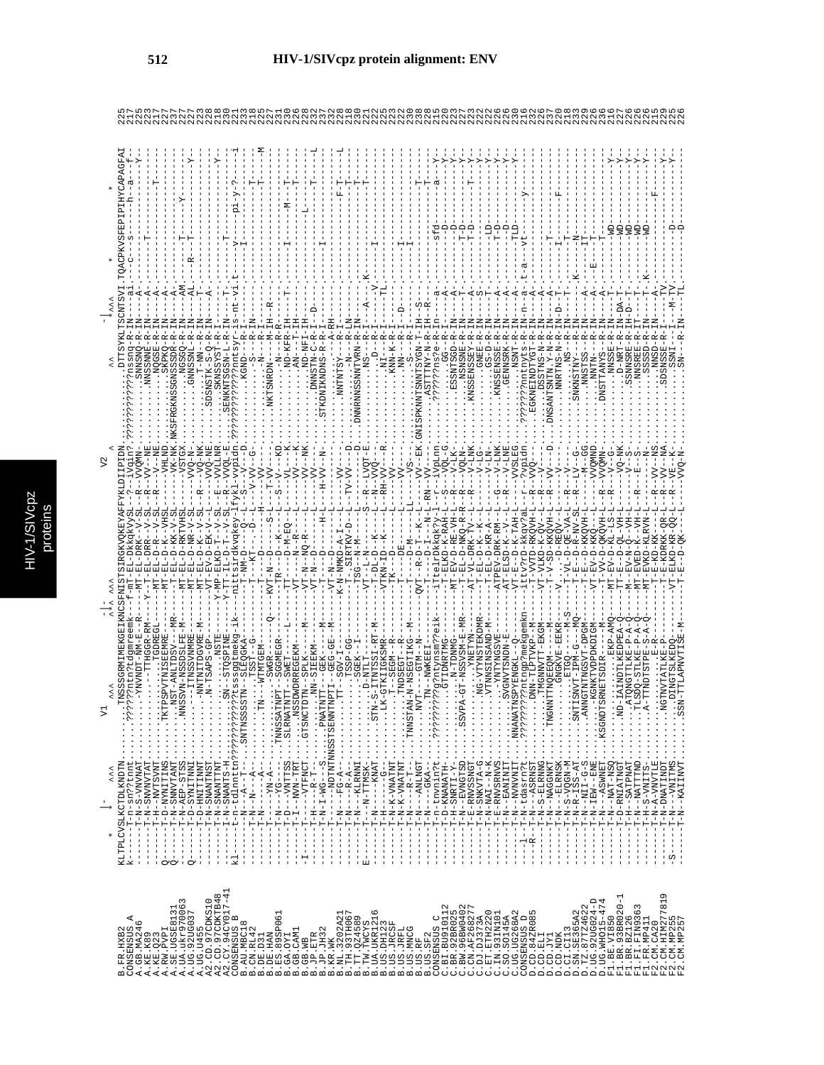```
                  *  |-  ^^^                 V1      ^^^      -|-  ^^^                         V2  ^      ^^   -|^^^   *      *

B.FR.HXB2          KLTPLCVSLKCTDLKNDTN......TNSSSGRMIMEKGEIKNCSFNISTSIRGKVQKEYAFFYKLDIIPIDN..............DTTSYKLTSCNTSVITQACPKVSFEPIPIHYCAPAGFAI  225
CONSENSUS_A
A.GB.MA246
A.KE.K89
A.KE.Q23
A.RW.PVPI
A.SE.UGSE8131
A.UA.ukr970063
A.UG.92UG037
A.UG.U455
A2.CD.97CDKS10
A2.CD.97CDKTB48
A2.CY.94CY017-41
CONSENSUS_B
B.AU.MBC18
B.CN.RL42
B.DE.D31
B.DE.HAN
B.ES.89SP061
B.GA.OYI
B.GB.CAM1
B.GB.WB
B.JP.ETR
B.JP.JH32
B.KR.WK
B.NL.3202A21
B.TH.93TH067
B.TW.TWCYS
B.UA.UKR1216
B.US.DH123
B.US.JRCSF
B.US.JRFL
B.US.MNCG
B.US.RF
B.US.SF2
CONSENSUS_C
C.BI.BU910112
C.BR.92BR025
C.BW.96BW0402
C.CN.AF268277
C.DJ.DJ373A
C.ET.ETH2220
C.IN.93IN101
C.SO.SO145A
C.UG.UG268A2
CONSENSUS_D
D.CD.84ZR085
D.CD.ELI
D.CD.JY1
D.CD.NDK
D.CI.CI13
D.SN.SE365A2
D.TZ.87TZ4622
D.UG.92UG024-D
D.UG.WHO15-474
F1.BE.VI850
F1.BR.93BR020-1
F1.BR.BZ126
F1.FI.FIN9363
F1.FR.MP411
F2.CM.CA20
F2.CM.HIM277819
F2.CM.MP255
F2.CM.MP257
```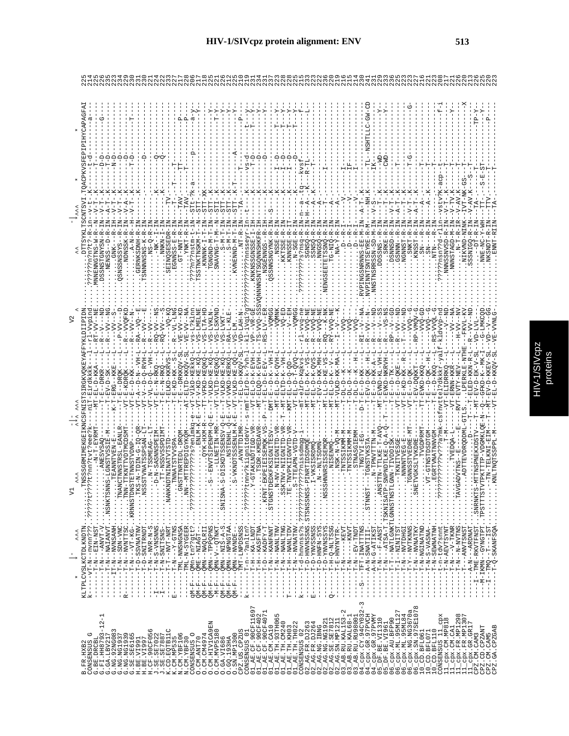```
                         *      |-     ^^^          V1       ^^^                                        -|-    ^^^          V2    ^              ^^         -|   ^^^       *                    *
B.FR.HXB2           KLTPLCVSLKCTDLKNDTN..TNSSSGRMIMEKGEIKNCSFNISTSIRGKVQKEYAFFYKLDIIPIDN.........DTTSYKLTSCNTSVI TQACPKVSFEPIPIHYCAPAGFAI   225
```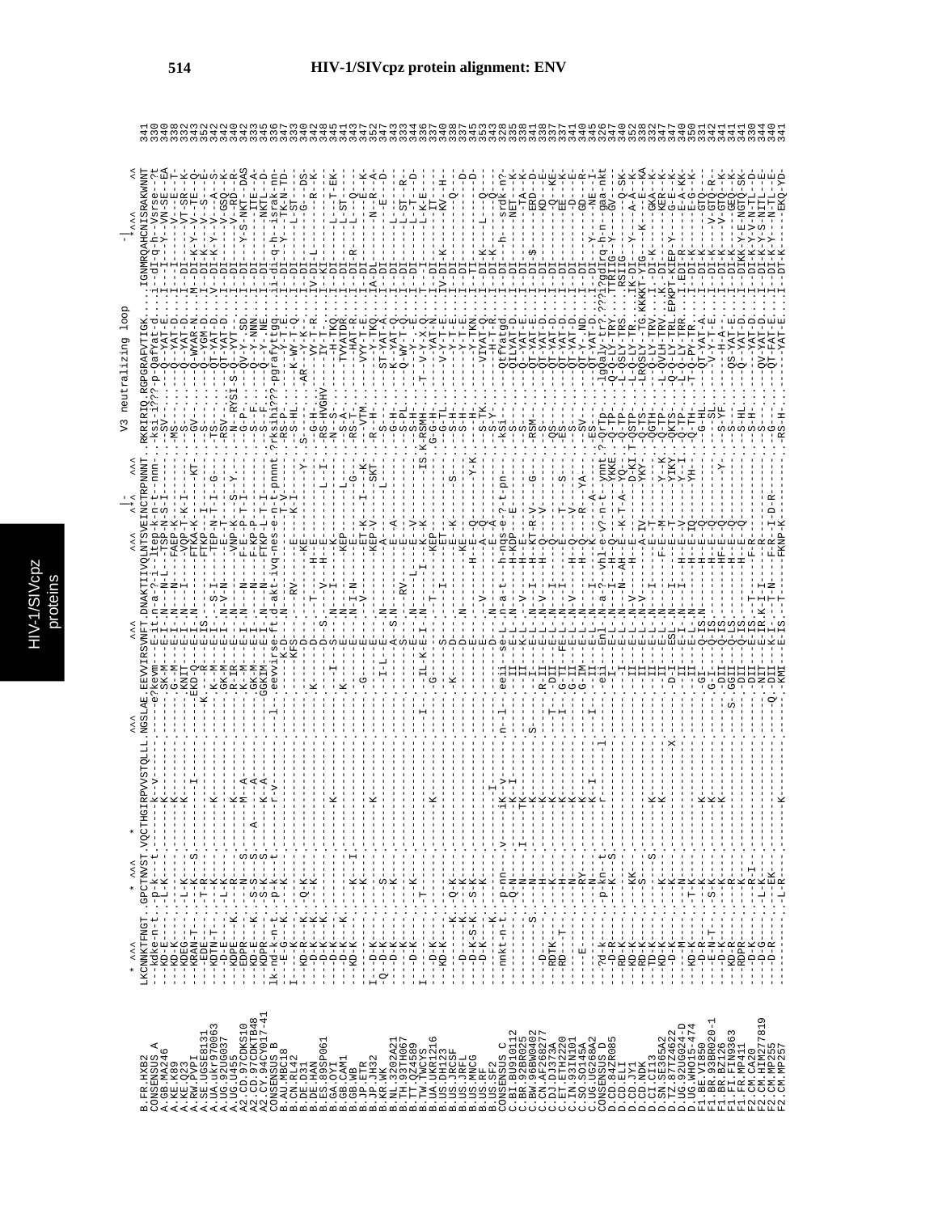# HIV-1/SIVcpz protein alignment: ENV

```
                     *  ^^^                      *  ^^^    *                           ^^^            ^^^                ^^^      |-  ^^^       V3 neutralizing loop          -|
                                                                                                                        *^^       ^ *^^                                          *^^^     ^^
B.FR.HXB2            LKCNNKTFNGT..GPCTNVST.VQCTHGIRPVVSTQLLL.NGSLAE.EEVVIRSVNFT.DNAKTIIVQLNTSVEINCTRPNNNT..RKRIRIQ.RGPGRAFVTIGK....IGNMRQAHCNISRAKWNNT  341
CONSENSUS_A
A.GB.MA246
A.KE.K89
A.KE.Q23
A.RW.PVPI
A.SE.UGSE8131
A.UA.UKR970063
A.UG.92UG037
A.UG.U455
A2.CD.97CDKS10
A2.CD.97CDKTB48
A2.CY.94CY017-41
CONSENSUS_B
B.AU.MBC18
B.DE.D31
B.DE.HAN
B.ES.89SP061
B.GA.OYI
B.GB.CAM1
B.GB.WB
B.JP.ETR
B.JP.JH32
B.KR.WK
B.NL.3202A21
B.TH.93TH067
B.TT.QZ4589
B.TW.TWCYS
B.UA.UKR1216
B.US.DH123
B.US.JRCSF
B.US.JRFL
B.US.MNCG
B.US.RF
B.US.SF2
CONSENSUS_C
C.BI.BU910112
C.BR.92BR025
C.BW.96BW0402
C.CN.AF286
C.DJ.DJ373A
C.ET.ETH2220
C.IN.93IN101
C.SO.SO145A
C.UG.UG268A2
CONSENSUS_D
D.CD.84ZR085
D.CD.ELI
D.CD.JY1
D.CD.NDK
D.CI.CI13
D.SN.SE365A2
D.TZ.87TZ4622
D.UG.92UG024-D
D.UG.WHO15-474
F1.BE.VI850
F1.BR.93BR020-1
F1.BR.BZ126
F1.FI.FIN9363
F1.FR.MP411
F2.CM.CA20
F2.CM.HIM277819
F2.CM.MP255
F2.CM.MP257
```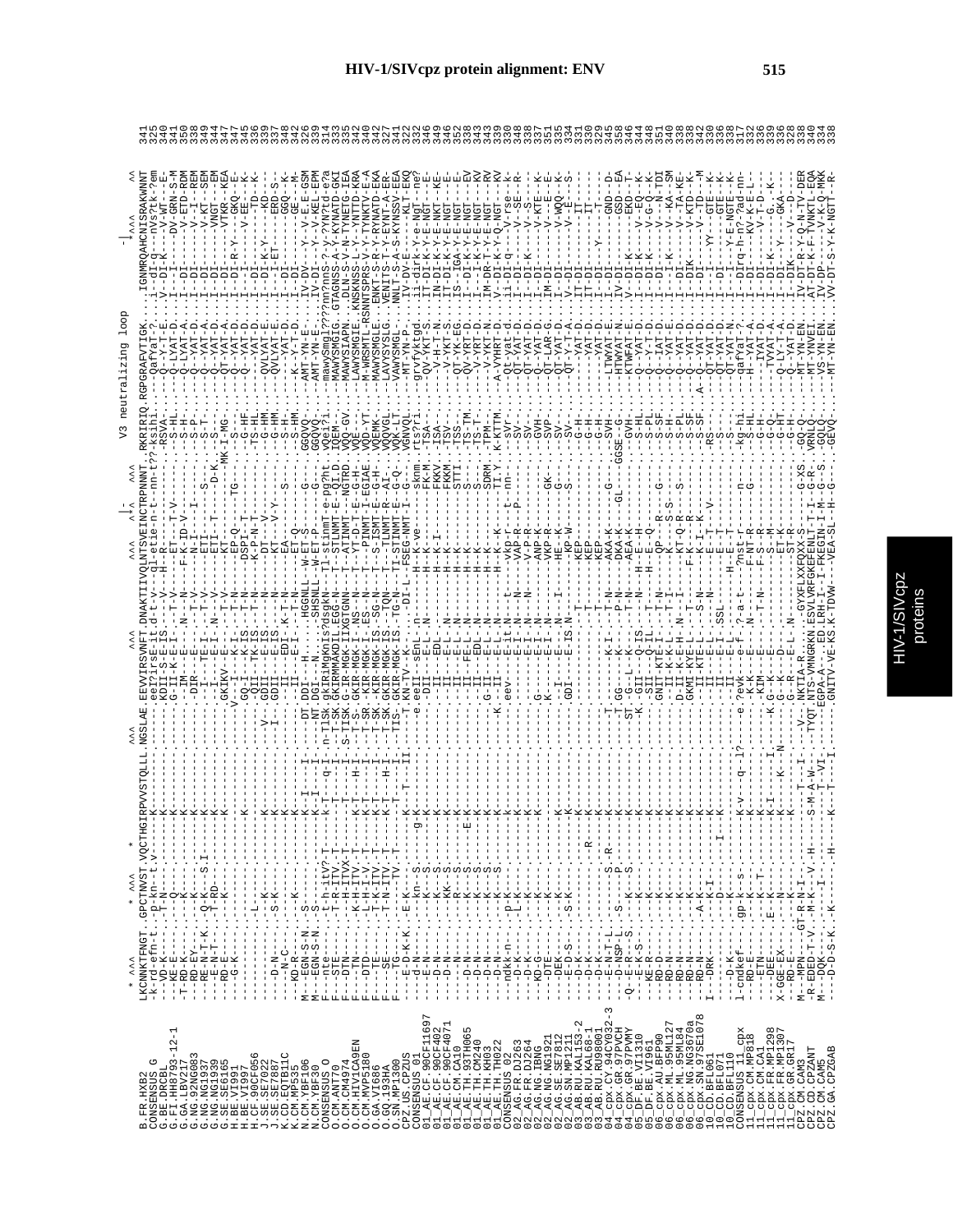```
                      * ^^^              * ^^^    *                          ^^^      ^^^                ^^^        |-   ^^^          V3 neutralizing loop                           -|^^^         ^
B.FR.HXB2           LKCNNKTFNGT.GPCTNVST.VQCTHGIRPVVSTQLLL.NGSLAE.EEVVIRSVNFT.DNAKTIIVQLNTSVEINCTRPNNNT..RKRIRIQ.RGPGRAFVTIGK....IGNMRQAHCNISRAKWNNT  341
CONSENSUS_G         -k-rd-efn-t..-p-kn-t.v--------K-------------------eeI?irsE-it.d-t-v---ql-etie-n-t--nn-t??-ksihl.......QafYaT-?....i--dI-q---nVs?tk-?em  325
```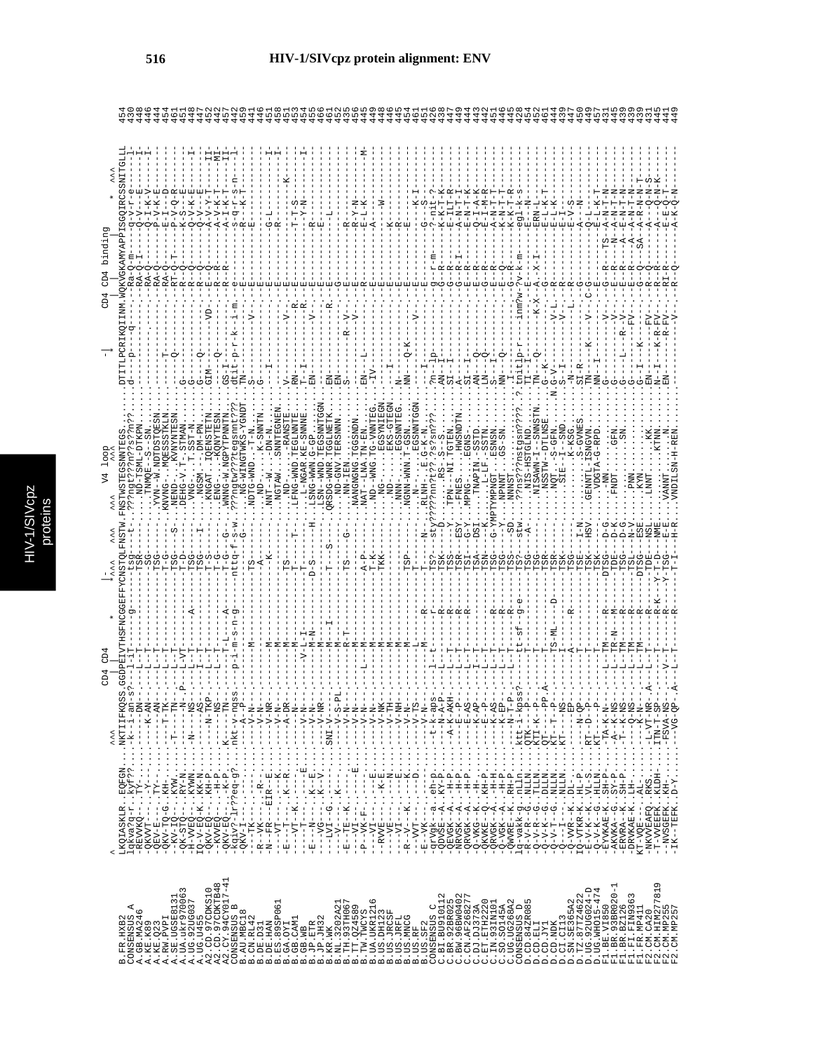# HIV-1/SIVcpz protein alignment: ENV

```
                  ^               ^^^             CD4 CD4       *      |- ^^^    ^^^    V4 loop ^^^         -|         CD4 CD4 binding          *    ^^^
B.FR.HXB2         LKQIASKLR.EQFGN...NKTIIFKQSS.GGDPEIVTHSFNCGGEFFYCNSTQLFNSTW.FNSTWSTEGSNNTEGS.........DTITLPCRKQIINM.WQKVGKAMYAPPISGQIRCSSNITGLLL  454
CONSENSUS_A       lqkva?q-r.kyf??...-k-i-an-s?--l-IT------g-----tsg---t-.???ngt???n??s?n??.........d----p---q-------Ra-Q-m------q-v-r-e-------  430
A.GB.MA246        -REVVKQ----.TY-.......---DN-----L--T-----------TSR------.ND-TSML-DTKPN...........---------------RA-Q-I------Q-V----E----I-  448
A.KE.K89          -QKVVT----.TY-.......--K-AN-----L--T-----------SG--------.TNMQE--S--SN...........---------------RA-Q--------Q-V-T-K-V----I-  446
A.KE.Q23          -QKVVT----.TY-.......--K-AN-----L--T-----------T-G-------.YVN--W-NDTDSTQESN.........---------------RA-Q--------P-V-K-E-------  444
A.RW.PVPI         -QKV-TQ-G.KH-........---T-TK-----L--T-----------T-G-------.KNVNG--.MQESSSTKLN.......-----T---------RA-Q--------E-I---D-------  454
A.SE.UGSE8131     -KV-IQ----.KYW.......-T----TN----L--T-----------TSG----S--.NEND--.KVNYNTESN.........----Q----------RT-Q-T------P-V-Q-R-------  461
A.UA.ukr970063    -QK-STQ----.RY-N......---N-.P--L-VT-----------T-D-------.DEHG-V.T.STMAN.........G---------------R--Q--------K-S---E-------  451
A.UG.92UG037      -H-VVEQ----.KYWN......-N---NS-----L--T-----------TS-G-------.VNG--.T.SST-N........G---------------R--Q--------Q-V-K-E-----I-  448
A.UG.U455         IQ-V-EQ-K.KK-N........----AS-----I--T-----------TSG---I---.NGSM--.DM-PN..........G---Q-----------R--Q--------Q-V---E-------  447
A2.CD.97CDKS10    QKV-EQ---.KH-P........---N-TKP---L--T-----------T-S--------.KNGAT.IQENSTETN......GIM--Q----VD-----E--Q--------A-V-Y-T----II-  452
A2.CD.97CDKTB48   -QKVVEQ----.-H-P......------NS---L--T-----------T-G---------.ENG--.KQNYTESN........GIM--Q--------------R--------A-V-K-T----MI-  442
A2.CY.94CY017-41  -QKV-EQ---.KK-N.......-K-----N---L--T-L---A----T-G--G----.WNNG--W-NGTYTNNTN......GS-I-Q---------R--R--------A-I-K-S----II-  457
CONSENSUS_B       kqiv?lr??eq-g?...nkt-v-nqss.--p-i-m-s-n-g---nttq-f-s-w.???ngtw???tegsnnt???.....dtit--p-r-k--i-m.--------------q-r-s-n-I-  442
B.AU.MBC18        -QKV-I---.-------......--A---P----L--------------TSG-------.NG-WINGTWKS-YGNDT......TN--------------E--------R---K-T-------  459
B.CN.RL42         --TK-----..........--------------M--------------TS-------.NDTG-WND.-T-N.........S----------V------E--------E-------------  441
B.DE.D31          -R--VK----.-R-.......---V-N----------------------A-------.ND-..K-SNNTN..........G---------------E------------------------  446
B.DE.HAN          -N-FR---EIR-E.........--V-NR---------M-----------K--------.NNT-W..-DN-N..........----I-----------E--------G-L-------------I-  451
B.ES.89SP061      ---VT-----K--.........---V-NR--------M----------------.NGTAW..SNNTEGNEN..........--------------E--------R-------------I-  458
B.GA.OYI          --VT------K--R.........---A-DR--------M----------TS-------.ND-..-RANSTE..........----------V------E-------------------------  451
B.GB.CAM1         ---T-------E..........---V-N----------M---------T----T-----.LFNG-WND.TEGLNNTE....RV----------R-----E--------T-T-S---K------  453
B.GB.MANC         --------K--.---V-.....---V-N----V--M-I-------------------.T-NGAR.KE.SNNNE.........T---I---------R-----E--------R-Y-N-------I-  454
B.JP.ETR          -E---N----K-E........---V-N---------M-----------D-S------H.LSNG-WNN.G-GP..........EN---------V-R-----E--------E-------------  455
B.JP.JH32         ---VG-----K-V.........---V-NR--------M----------------.LSN-WND.TEGSNNTGGN.......--------------------------------------------  466
B.KR.WK           ---LVI-G.......SNI-V---------M-I---------T--S---------.QRSDG-WNR.TGGLNETK.........EN------------R-----E--------L------------  461
B.NL.3202A21      ---V-------K---.........---V-S-PL--------M--------------.ND-GNV.TERSNNN..........EN----------------G--------------------------  452
B.TH.93TH067      -E-TE-K----.....E.....---V-N-------R-T--------TS----G---.NN-IEN..................S---------R--V----E--------R-------------  435
B.TT.QZ4589       -P--VI-----...............---V-N-------M--------------.NANGNGNG.TGGSNDN............--R--V------E--------R-Y-N-------M-  456
B.TW.TWCYS        -P--VK-F-----........---V-N--------L----------A-P-----.NAT-LNA.TN-EN.............EN------L------E--------E-L-K----------  445
B.UA.UKR1216      --VT-------....---V-N-----------M----------TK-------.ND-WNG.TEGYNNTEG..........-IV---------------E------------------------  449
B.US.DH123        -RVVE----E-............---V-NK----------M----------TKK-------.NG-.........EGSYNIEGN..........-------------------E-----------------  448
B.US.JRCSF        --VE------K-E..........---V-TH--------M--------------.ND-.........EKS-GTEGN.........I-----------------E--------K---W--------  446
B.US.JRFL         ---VE-----N.............---V-NH----------M--------------.NNN-.........EGSNNTEG...........--------------------E--------------------  445
B.US.MNCG         ---VI-----N.............---V-TH----------M--------------.NGNN-WNN.T-GSN..........N--------------E--------R------------  454
B.US.RF           -R--V----K--K...........---V-N----------M-----------TSP-----.N--..........EGSNNTGGN.........NN---Q-K--------E--------R------------  461
B.US.SF2          --VVT-------D...........---V-TS-----------L----------T----.N--...........EGSNNTGGN.........---------V-----E--------------------  451
CONSENSUS_C       -E--VK--------......---V-N---------M--------R-T-------N-.RLNH-..E.G-K-N..........--I--------------E--------K-I-----------  426
C.BW.96BW0112     qrvgk--a.eh-p......-t-k-aps---l-t------r----TS?--sty????nn?t????s?sn???....?n--lp-------g-r-m-------g-S-------------  438
C.BR.92BR025      QEVGK--A.KK-P........-A-K-AKH----L--T-----------TSK-------.DK-E-T-K.........AN-I---------G-R---------?nlt-?---------  447
C.BW.96BW0402     QEVGK--A.-H-P........-E--P-----L--T--R--R------TSR-------.TPN--.RI.TGTEN..........SI-I-------G-R---------K-ILT-R-----------  449
C.CN.AF268277     -NRVSK--A.-H-P.......--E-AS----L--T--R--R-----TSR-ESY.-FNES..HWSNDTN.........A-------------G-R-I-------E-N-T-I-------  444
C.DJ.DJ373A       QRVGK--A.-H-P........--E-AS----L--T--R------TSI-G-Y.MPNG-..EGNS-..........SI-I------------E--R---------E-N-T-K-------  443
C.ET.ETH2220      Q-VKG--K.-H-..........---K-AP--------I--T--------TSA--DSI.-TNAPIN-SSTD........AN----Q-----------E--R---------Q-I-A-K-------  442
C.IN.93IN101      QKVKE-Q.KH-P.........---E-P-----I-T----------TSN-----K.--L-LF.SSTN.........LN----Q------------G-R---------E-I-M-R-------  451
C.SO.SO145A       QRVGK--A.-H-H........---K-AS----L--T--R-------TSG--G-YMPTYMPNGT.ESNSN.........S----I------------E--R---------A-N-T-T-------  446
C.UG.UG268A2      Q-VGK--A.-H-P........---K-EP----L--T--R-------TSG-----Y.NPNPT..GS-SN..........NN---Q------------E--Q---------K-N-T-T-------  435
CONSENSUS_D       QWVRK--R.RH-P........----N--P----L--T--R-------TSS----SD-.NNNST.....---------I-------------E--Q---------K-K-T-R-------  428
D.CD.84ZR085      lq-vakk-.nlln......ktt-i-kps?----tt-sf--g-e-----TS?---stw.??ns??nstqsn?????...?tnitlp-r-----inm?v-k-m------egl-k-s------  454
D.CD.ELI          -R-V-R--G.NLLN.........QTK-I-PS---T------------TSG---A-..NIS-HSTGLND..........TI-I--------------E-------E--N-------  452
D.CD.JY1          -Q-V-R--G.TLLN.........KTI-K--P--L----T------------TSG-------.NISAWN-I--SNNSTN.......TN-----Q-----K-X-A-X-I-----ERN-L-------  461
D.CD.NDK          -Q-V-K--G.DLLN.........QT---PP.A----T-----------TSR-------.NSSTW-DTLNSE..........G-K----------------G-------E-L-K-------  444
D.CI.CI13         -Q-V-T-G.NLLN..........KT--T---P-----TS-ML---D--TSR-------.NQT---S-GFN............N.G-V-----------V-L----R-------E-L-K-T-----  439
D.SN.SE365A2      -Q---I--K.NLLN.........KT---NS---------I--------TSK-------.SIE-I--SND..........S-I----------V-L----R-------E-I-------------  447
D.TZ.87TZ4622     -Q--VVR-K.DL-..........----EP----------A--R-----TSK-------.-...K-KSG..............-N--------------L-----R-------E-V-S-------  450
D.UG.92UG024_D    IQ-VTKR-K.HL-P.........----N-QP----------T--------TSG--I-N.GENNTL-ISNGVN........SI-R-----------G-R-------A--N-----------  449
D.UG.WHO15474     -E-V-K--K.VL-S.........RT--D---P---------T--------TSE--HSV.VDGTA-G-RPD...........TN---------K-----V----C-G-------Q-L-------------  457
F1.BE.VI850       -Q-V-K--G.HLLN.........KT------P---------T--------TSK--.---.---.NN.............NN---I--------------------G-------------  431
F1.BR.93BR020-1   -EYVKAE-K.SH-P.........-TA-K-N-----L-TM---R-------DTSG--D-G..FNDT.......GFN........G-------V------G--R------TS-A-N-T-K-T-N------  445
F1.BR.BZ126       -AKVKA-G.SY-P..........-A-K-NS-----L-TR-N---M----TDE--D-K.........SN.........G-------V------E--R-------N-A-N-T-N-------  439
F1.FI.FIN9363     -ERVRA-K.SH-P..........-T-K-NS-----L-TM---R-------TSG--D-G.PNN............G----L----R-V----E--R-------A-E-N-T-N-------  439
F1.FR.MP411       -DRVKAE-K.LH-..........-----Q-NS-----L-TM---R-------TSL--N-V.KYN.........G-------FV------E--R-------A-A-N-T-N-------  439
F2.CM.CA20        KT-VQE----.AL-.........----K-N-----L-TM---R-------DTSG--ESE..KYN..........G-I---K-------G--Q---SA-A-R-N-N-T-------  431
F2.CM.HIV77819    -NKVVEAEQ.RKS..........L-VT--NR-A---L-T-----R------TDE--NSL.LNNT.....KK......EN-I---K--EV-----R--Q-------A----Q-N-S-------  445
F2.CM.MP255       -TNVKEEEA.KH-LDH.......ITN-T-NR------V-T--R-K--Y-TSG--NWE.....KT-N......N-I---K-R-FV-----RI-R-------E----E-Q-K-------  441
F2.CM.MP257       -IK-TEFK.D-Y...........--VG-QP.A----L-T--R------T-I--H-R.VNDILSN-H-REN..........EN---------R-FV-----R--Q-------A-K-Q-N-------  449
```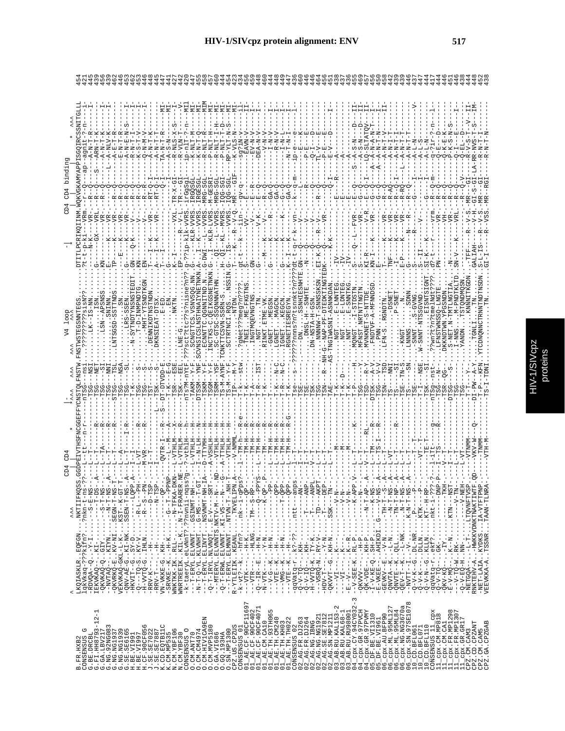# HIV-1/SIVcpz protein alignment: ENV

```
                      ^^^              CD4 CD4      *  |-^^^    ^^^     ^^^  V4 loop ^^^              -|  CD4 CD4 binding      *   ^^^
B.FR.HXB2             LKQIASKLR.EQFGN...NKTIIFKQSS.GGDPEIVTHSFNCGGEFFYCNSTQLFNSTW.FNSTWSTEGSNNTEGS.......DTITLPCRIKQIINM.WQKVGKAMYAPPISGQIRCSSNITGLLL  454
CONSENSUS_G           lqkVkaq-???kIfn?...?nkn-t-ns-??----L--tt---n-r-----nTSG---nsi..?????????sisN??.......?t-t-p-ki---VRm..-r--Q----ap--agnit-?-n----i-  421
G.BE.DRCBL            -RDVQA--Q..-Y-I.......-S-E-NS---L--T-----------TSG---NSI.......LK--IS-NN.......--N-K----V-----R--Q-------A-N-T-R--------I  445
G.FI.HH8793-12-1      IEKVKAQ--G..KI-........T-DS--A--L--T-----R-----TSG---NET........ISN.......G------GX----VRL---R--Q----S----ARN-T-K--------I  439
G.GA.LBV217           -QKVKAQ--Q..GIY........S--T-NS----L--T-----R-----TSG---SI........LSN--ARSNSS.......KN---K----VR-----R--Q---------A-N-T-K--------I  446
G.NG.92NG083          --NVTAQ--Q..KIYN.......N--T-NS---A--L--T-----R-----TSG---NNI.........SNINN.........E----K----VR-----R--Q---------A-NLV-K--------I  439
G.NG.NG1937           -QKVRKQ--E..KV-NI..SEGN-T-NS-T--L--T-----R-----STSG---TSL..LNTSGSD-SSTTNDS.......TP----K----VR-----R--Q-------L--A-E-T-R--------I  462
G.NG.NG1939           VEKVKAQ-GKL-L-K..KST--K-GT-T----L--A-----------TSG---NSA.......SN..........G-----E---K----VR-----R--Q---------E-N-T-R--------I  446
G.SE.SE6165           -QNV-AE-G..KI-NK..SSEN-T-NS--A--L--T-----------TSG---SL........LRS-SSEN.......G------K----VR-----R--Q---------A-N-E-N-S------I  453
H.BE.VI991            -HKVIT-G..SY-D........------LQPP.A---I-T-----------TSG---SL.......N-SYTNDTYNSNSTEDIT..GN---Q-K----V------R--Q---------A-N-T-I--------I  462
H.BE.VI997            -Q--TQ-S..KY-V........R-L---PH----L-VT-----R-----TSG---S-.......T-D-INMPNDTG.......KN------------V------R--Q---------K-S-T-V--------I  453
H.CF.90CF056          -H-VVTQ-G..IHLN.......R-S--PN----M-VR-----R-----TSG---S-.......MHT-YTSNDTKGN.......EN------------V------R--R---------Q-N-M-V--------I  446
J.SE.SE7022           -RRV-K-----H-.........------------L--T---------------TSG---S-.......DENNIKDTNSTNDN.......T----I--K----VR----RT-Q-I-------A-N-T-K--------I  448
J.SE.SE7887           -RRVKT---H-.........N-TSP---I--T-----------L--TSK---S-.......DKNSIEAT-P-EDX.......A----I--K----VR----RT-Q-I-------A-E-T-R--------I  445
K.CD.EQTB11C          VN-VKKE-G..KH-........------QP-------L--A--------S--DT-DTVDD-E.......EN..........G------------------Q-I------TA-N-T-R------MI  447
K.CM.MP535            -SRVKE--G..-H-K.........G-T--PPNP-----L--M---A------TSG---E-G..........EN.......G------------I------I-------A-S-N-----------MI  441
N.CM.YBF106           WNKTKK-IK..RLL-.......N-TFKA-DKN----L-VTHLM---X------TSK---ESE........NKTN.......K--I-----------VXL---TR-X-GI-------R-NLS-X-S------I  427
N.CM.YBF30            WNRTREEIK..KIL-K.....N-I-FRARER.NE--L-VTHLM---X------TSK---EEL.......LNE-G.......EP-------R-V-L----TR--GI------R-VLN-T-----V  442
CONSENSUS_O           -k-taerYL.eLVnnT.??nvnii-nqss?g-?-vthlh---h--------nTs?M-nYTF.???sct?ttc?s?nisne?n??.g-??ip-klk-vVRS.irGgSgl----ip-nlT-?-n---MI  420
O.CM.ANT70            -T-ERYL.ELVNNT...GSINMT-NH----L-VTHLH---H--------TAKM--Y-F..SCNGTTCS.VSNVSQG.NN..G-----------KLR-VVRS.IRGQSGL--------K-NLT-M-----MI  447
O.CM.CM4974           -N-T-RQYL.KLVNHT...G-MS--T-SP---I--N-LH---H--------DTSSM---YNF.SCVNSICSLNSTHNAYTENKN.A-----I--K----VVRS.IRGESGL--------K-N-T-Q-----MI  455
O.CM.CA9EN            -KT-E-YL.ELVNHT....SSVMHT-T-GT----L--VTHLH---H--------TSTM-----.....KL-PKNTEE.KYNTKT-SNINTKN..G-DW----KLR-LVRS.MRGESGL------R-N-T-Q------MIM  438
O.CM.MVP5180          -Q-T-IRYL.NLVNQT...E-VNMT-SRT---A-VSHLH---H--------TSGM---Y-F...INCTKS-C.QEIKGSNETNKN..G-DWI---KLR-LVRS.M-GESRI------R-NLT-H------MI  457
O.GA.VI686            -MTERYL.ELVNNTS.NKTV-M--..ND---A-VTHLH---H--------TSRM---YSF...SC-GTSC-SSQNNNATHN.....QI----L-LVRS.MRG-SGL------R-NLT-I-H-----MI  460
O.GQ.193HA            -Q-T-ERWL.ELVNNT.KI-VS--.---G---A-VTHLH---H--------TSRM--AYNF.TCNKTTCSVN-SSRN-S......H--QI--KL--MVRS.IQG-SGI------P-NLT-T-D-----MI  444
O.SN.MP1300           -T-ERYL.ELMNNT..NTVN-T-.NH-T----VTHLH---H--------TS-M---Y-F...SCTRTNCI.RQS....NSSIN.G--IS-----------VVRS.IQG-SGL-----RP-YLT-N-S-----MI  454
CPZ.US.CPZUS          R-YTLEIIK.KEANL....TKVELIPN.A--V-NMML---------TIP---M-Y...........-NTDN.......T-----K--R--V-Q--MR----GIF-----K-VLS-N-----MI  423
CONSENSUS_01          -k-vt?-k..hfn?......nk-i-qPPs?---1-TM-h---R-e-----T-k-----stw...?gNet??meg?n????.....gt-t---k--iin-----gv-q--------sg?iN-v-----11-  434
01_AE.CF.90CF11697    ---VTK-----H-K..........--T-QP------TM-H---R-------T-K--------.....TNEI.-ME-FKGTNS.......-----------VV-------E-----------EAVN-V-----II-  456
01_AE.CF.90CF402      ---VTK-----H-NG..TM--S-QP------L--TM-H---R-------T-A---------...INGTMQEVNG-TNS.......GN-----------V---------E--R----------EA-N-V-----I-  459
01_AE.CF.90CF4071     -Q--IR--E..-Y-N.........----PPYS----L--TM-H---R-------T-A---IST...NGT.......TN........G-----------V-K---------R-----------DEA-N-V-----I-  448
01_AE.CM.CA10         -N-VTK--.....-H-N.........K-QP--P-----L--TM-----R-------T-K---------.....RINKT.ETME-VK.........G----M----K--V---------R--Q----------V-N-V-----I-  460
01_AE.TH.93TH065      ---V-G-K..-H-N.........-------PP-----L--TM-H---R-------T-K-----------.....GNET..MEGSN.......G-----------K-------R--GA-Q----------I-N-V-----I-  444
01_AE.TH.CM240        ---VTE-K..-H-........-----T-QPP------L--TM-H---R-------T-R----N-C.....LGNET..MAGCN..........-----------K---------GA-Q----------R-N-V-----I-  448
01_AE.TH.KH03         ---VMG-K..-H-N.........--T-QPP------L--TM-H---R-------T-R----N-C.....IGNET..KEGCN.......G-----------K-----------G-Q----------I-N-L-----I-  449
01_AE.TH.TH022        ---VTE-K..-H-.........------QPP------L--TM-H---R-G-----T-K-----------.....RGNETIESREGYN........K--I----K---------GA-Q----------N-T-N-I-----I-  447
CONSENSUS_02          qqVatq-r..k?-??.....ntt--anps.----L-T---------------Tse----s-..??????nnns?n?tsnnkt?n???dt-t-q-r-k--vn-----k-q-m------ip--e------1-  436
02_AG.FR.DJ263        --V-TQ--..KH-..........--AN-----L-T----------------TSE-----------.....DN..SSNHIESNHTE.GN--Q----------------------------P-E-----K----  460
02_AG.FR.DJ264        --V-TQ--..KH-..........--T-ANP------I--T----------------TSE-----------.....INGT.ME-FKGTNS......-----------N-------R-------------P-----E-----  446
02_AG.NG.IBNG         -H-VVTQ-K..TY-K.........-T-ANPL-----V--T----------------TSK-----------.....DN-NSTA-H-GSN.........Q-----------V--------------------Q-T---D-----  446
02_AG.NG.NG1921       --VSRQ-N..RY-V.........-TD--AKPT-----L--T----------------TSK-----------.....NNNNW-T-SNNSSKSN..EI-K-Q-----R--V--------R--Q----------TL-V---E-----  464
02_AG.SE.SE7812       -HDV-T--..-Y-N.........T---DEP------L--T----------------TSN-----R--NH-G-..NAP-PF-DTEDKTINGTEDK..-Q-----------VR----------------P-E---E-----  456
02_AG.SN.MP1211       -QKVVT-G..KH-N..........SSK--TN-------L--T----------------TAE-----------AS-TNGIWASNI-ASNNKDAN........K-K-----------------Q-I--------E-V---D-----I-  451
03_AB.RU.KAL153-2     ---VI----K-..........---V-N-----------M------------T-K-------------.....NGT......E-LNNTEG.......IV-----------------E----R-----A-----------------  438
03_AB.RU.KAL68-1      --EV-I--K--..........---V-N-----------M------------T-K----D--------.....NGT......E-LDNTEG.......IV-----------------E-----------A-----------------  437
03_AB.RU.RU98001      -E-V-----K-R..........---V-N-----------M------------T-K------------.....NGT......E-SNNTKG.......IV-----------------E-----------A-----------------  435
04_cpx.CY.94CY032-3   -V-SEE-K..-K-R..........-K-PP-V-----L--T-----K-----TSE-----H-.....MQNSTT.S-SNNTKG........S--Q--L--FVR----E--Q-----S--A-S-N-----D-----II-  469
04_cpx.GR.97PVCH      -QKVVV-..-H-P.........-T-------L--T----------------TSG-----Y-.....MFNST.NRTNTTNGTN.........S----------VR------Q-----A-S-N-----D-----II-  457
04_cpx.GR.97PVMY      QK-VDE-..KH-P.........-N-T-AP---A-----V--T--RL------TSD-----R-Y.....MVNKNET-S-NTTDE.......KI-R-----------V-R------Q-I-----LQ-SLTAQV-----II-  456
05_DF.BE.VI1310       -I-V-KE-Q..SH-P.........-K-NS------L--TM---R-------DTSK----A-V.....FNDTVF-A-MFNNDSD.......KN-I-----K----VR------Q-----A-A-N-A-N-T-----II-  450
05_DF.BE.VI961        -E-VKEE-..AHKDI..G-----V-NS--A-----L--TS-I---R-----TSG-----V-V.....PNN.........E-----------------------------Q---------A-N-T-R-----------  458
06_cpx.AU.BFP90       GEVKV-E..-V-N.........TH-T--S--A-----L--T-----------TSN---TSD.....LFN-S..RGNDTN.......T-----K-----VR------Q---------A-N-T-V-----II-  442
06_cpx.ML.95ML127     QNVTE-K..-L-N.........TN-T-NS--A-----L-VT----------TSN---NNI.............DSNET.......TNF---K-----VR------R-AQ--------A-N-I-T---------  439
06_cpx.ML.95ML84      QNVTE--K..QLL.........TN-T-NP--A-----L--T-------R--TS-----SI.............P-SNET......I--------K-----VR------R-Q-I--------A-N-T-I---------  439
06_cpx.NG.NG3670a     QEV-T-K..-L-NK.........TN-T-NS--A-----L--T---------TSE---TN-SN.....KNGT.........N.......E-P-----K-----VR------R-RQ-----L--A-N-T-T---------  446
06_cpx.SN.97SE1078    -NVTT--I..-V-........K-N-T-NS--A-----L--T----------TSE-----T-.....LNNNS.......SDNN........-----N-----R-------R--Q--------A-N-T-T---------  437
10_CD.BFL061          -Q-V-K--G..DL-NR........P----------VT--T-----------TSE---------.....SNNT..S-GVNG.........S-----------------------I--------A-L-N-----------  447
10_CD.BFL071          -Q-V-K--..DLLN.........KTK------P--------VT--T-------T-I---NSE.....W-SNNT-NTSSGVND.........S--II-------V-------------------A-L-S-----------  444
10_CD.BFL110          -Q-V-N-G..KLLN.........KT--H-RP------TE-T---------TSK---SI.............EISNTSIGNT.......SI-K---K---------------G---I-------A-L-N-----------  417
CONSENSUS_11_cpx      -qqVatq-r..ekf?.........nkt-i-???-?---1-iTt----g-----nTSg--nst-...??wn?t?n?tmelNdt????.....d?-t-----r-----vrm----r--Q-m-----q-?ir-?-n---1-  444
11_cpx.CM.MP818       QKV-KQ-..GK-..........-DNP-P-----I-TS----R-----TSG----N-.....LFNSTWNSSQ-LNGTE.......PN-------------VR-----R--Q---------Q-E---D-----------  446
11_cpx.CM.CA1         -Q-V-KQ-..-IY-..........-TKH------L--T-----------TSR-QG-.....DKKNDTWN.YPGSNDN..........-------------VH------R--Q---------Q-K-E-K---------  451
11_cpx.FR.MP1298      -E-V-TQ-..K--N.........KTN--V-NST-------L--T-----------DTSG---S-.....ISNSS.N-TMTTNGTKTA......S-----------S-N-S---R--Q---------A-N-D-N-S---------  446
11_cpx.FR.MP1307      -E-V-TQ-..W-RK-.........-V-TNT-------L--T-----------TSE---------.....S-NNS..NPTNGTKLTD.......SN-V-----K----VRL----R--Q---------I--N-------I-  438
11_cpx.GR.GR17        -Q-V-EQ-H..NN-.........-V-NEH-------L-VT-----------TSG---------.....YANDN..TSTQNDMQSN......-----------------------Q-V-------Q-EL--D---------  434
CPZ.CM.CAM3           -NETGQA--..-L-T-..LTQVNFTVSP......L-VTNMM---------T-T--Y-.........KNNNTKGDN.......TFF-----R--V-S---MR--GI------R-V-S-T-V-II-  448
CPZ.CD.CPZANT         RNKTEHV-A..-HWKKVDNKTNAKTIWTF.QD---VKV-W----Q--------DI-PW--A-Y.....TGNLI.........GALIAH-----R--V-H--GI-S-GI-LA-RR-NVS-T-S--IM-  452
CPZ.CM.CAM5           -NET-LAIA..KYDKS...IA-VTFTPNP.....-TNMM---------T-P---KFN.YTCDNQNNCTRNNTNDTNSDN...S-L-IS-----R--V-S---MR--GI------R-N-T-I------  438
CPZ.GA.CPZGAB         VEEVKKA-A..TSSNR..TAAN-TLNRA...---VTH-M---------T-S-I-TDNI...........TN..........GI-I-----R--VSS---MR-RGI------R-N-T-N------  438
```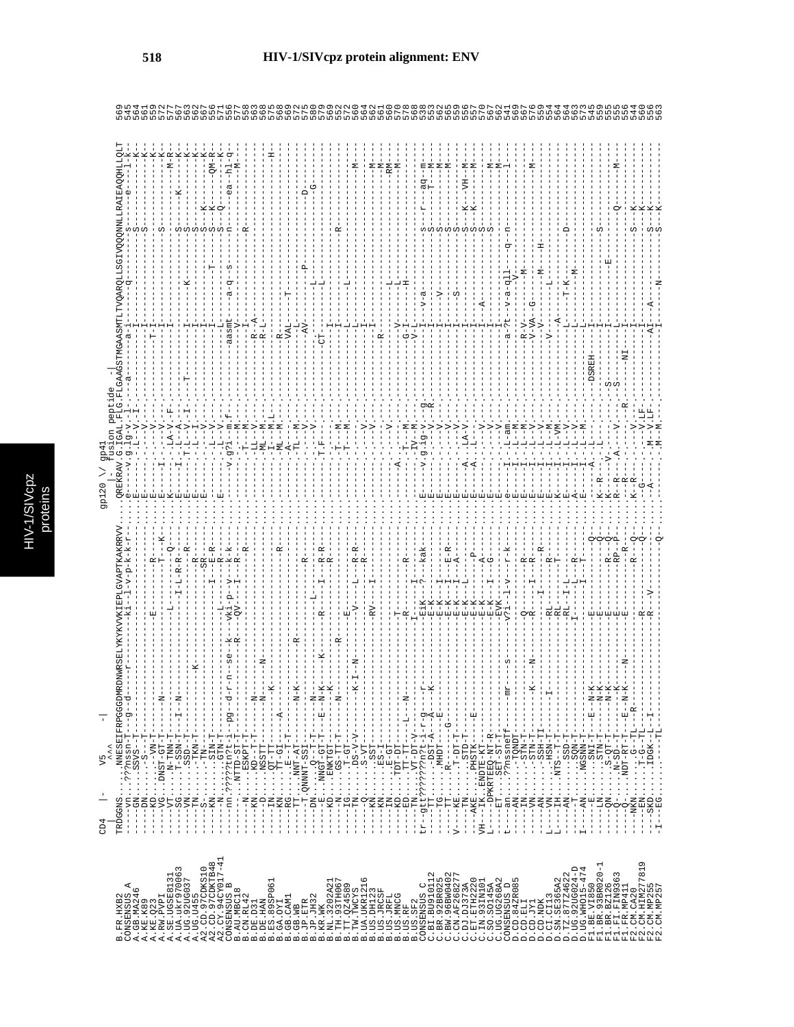# HIV-1/SIVcpz protein alignment: ENV

```
                 CD4  |-    V5         -|                                  gp120 \/ gp41
                 |         ^^^                                              |- fusion peptide -|
B.FR.HXB2        TRDGGNS.....NNESEIFRPGGGDMRDNWRSELYKYKVVKIEPLGVAPTKAKRRVV....QREKRAV.G.IGAL.FLG.FLGAAGSTMGAASMTLTVQARQLLSGIVQQQNNLLRAIEAQQHLLQLT  569
```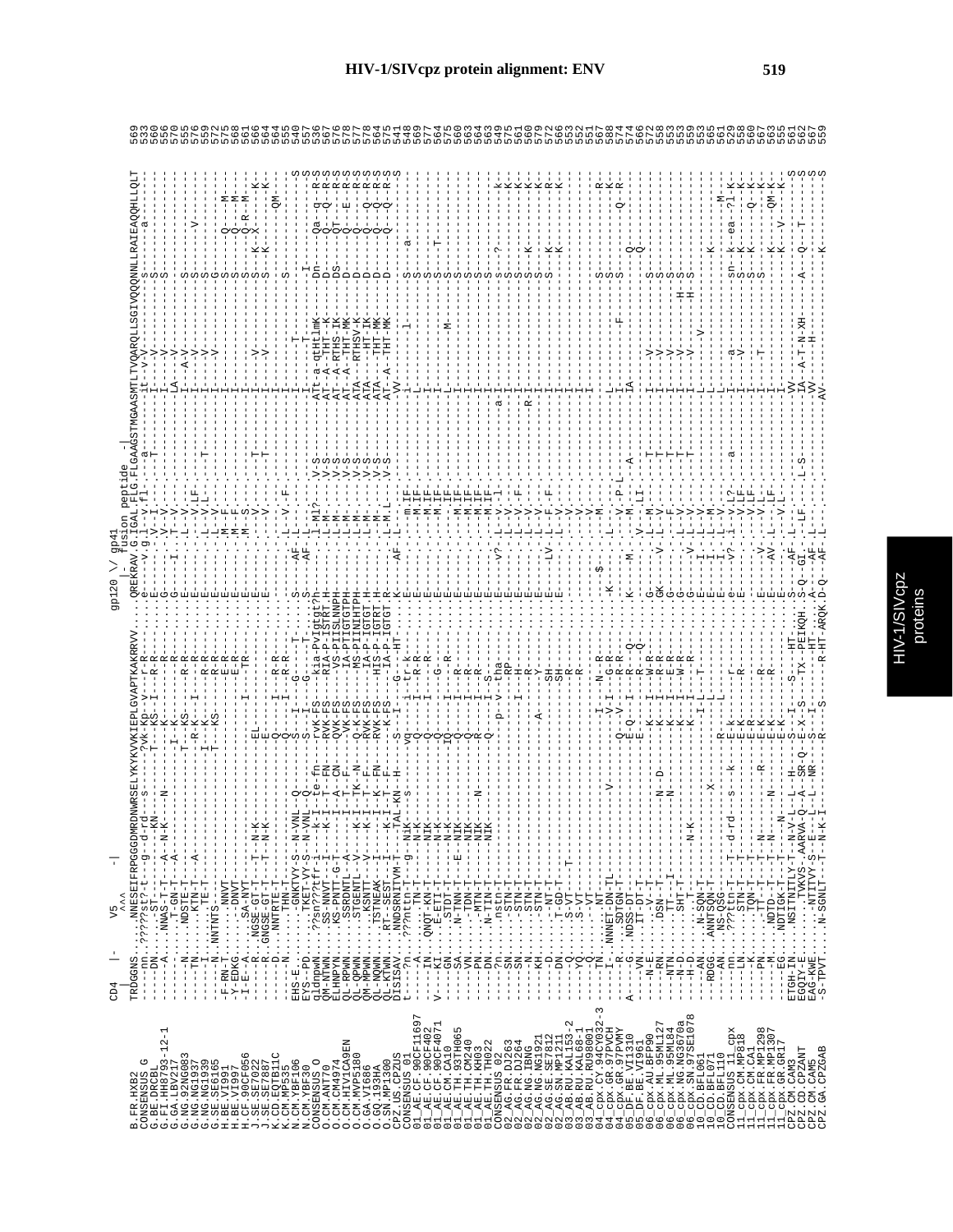```
                     CD4   |-      V5                                                    gp120 \/ gp41
                                   ^^^                                                        |- fusion peptide -|
B.FR.HXB2            TRDGGNS.....NNESEIFRPGGGDMRDNWRSELYKYKVVKIEPLGVAPTKAKRRVV.....QREKRAV.G.IGAL.FLG.FLGAAGSTMGAASMTLTVQARQLLSGIVQQQNNLLRAIEAQQHLLQLT   569
CONSENSUS_G          ----nn.?????st?-t--g--d-rd--s-------?vk-Kp-v---r-R.....e---v.g.l-v.fl-..a-----------it-v-V-----------s-----a---------   533
G.BE.DRCBL           ----DN.....ST-------------KN--------T---KS-I---R-R.....E----.V-I.---.T--------------I---V-----------S-----------------   560
G.FI.HH8793-12-1     -----A.....NNAS-T-T--A--N-K---N--------K-------R.....G----.V-V.--------------------I---V-----------S-----------------   556
G.GA.LBV217          ----------.T-GN-T----A-------------I---K-------R.....G---I.T-V.--------------------LA--V--------------------------   570
G.NG.92NG083         -----N.....NDSTE-T-------------------T--KS-----R-R.....E----.L--V.--------------------I---A-V----------S----------   555
G.NG.NG1937          -----TN.....KTN-T----A-------------T-R-K---I---R-R.....E----.L-V.LF.--------------------I---V-----------S-----V----   576
G.NG.NG1939          -----I.....-TE-T-----------------I---K----------R-R.....E----.L-V.L-.--------------------I---V-----------S----------   559
G.SE.SE6165          -----N.NNTNTS-T-----------------T---KS--------R-R.....E----.L-V.--.------T------------I---V-----------G-------------   572
H.BE.VI991           -F-RN-T.....NNVT----------------------------------E-R.....E----.M-F.---.--------------I-----------------S-----Q----M-   575
H.BE.VI997           -Y-EDKG.....DNVT----------------------------------E-R.....E----.M-F.---.--------------I-----------------S-----Q----M-   568
H.CF.90CF056         -I-E--A.....SA-NYT-------------------------I-----TR.....E----.M-S.---.--------------I-----------------S-----Q-R--M-   561
J.SE.SE7022          -----R.....NGSE-GT-T---T---N-K-----------------------.....E----.---V.------T----------I---V-----------S-----K--X-----   566
J.SE.SE7887          -----R.GNGSE-GT-T---T---N-K------EL-------------------.....E----.---V.------T----------I---V-----------S-----K-------K-   564
K.CD.EQTB11C         -----D.....NNTTE-T------------------------------------.....E----.---V.------T----------I---V-----------S-------------K-   564
K.CM.MP535           -----N.....THN-T------------Q-----I-----R-R.....E----.--V.--------------------I-----------------S---------------QM-   555
N.CM.YBF106          EHS-E.....GNKTVY-S--N-VNL--Q-----S---I---G----T-......S----AF.L---.---.--------------I-----------------S-------------   540
N.CM.YBF30           EYS--PD.....TKET-VY-S--N-VNL--Q-----S---I---G----T-......S----AF.L---.---.--------------I---T--------------I-----------S   557
CONSENSUS_O          qldnpwN.....??sn??tfr-i---k-I--te-fn---rvK-FS---kia-PVIgtgt?h......-l-Ml?-.-.--V-S-------ATt-a-qtHtlmK-----Dn----Qa--q--R-S   536
O.CM.ANT70           QM-NTWN.....SS-NNVT--I------K-I--T--FN---RVK-FS---RIA-P-ISTRT.H......-L-M--.-.--V-S-------AT--A-THT--K-----D-----Q---Q--R-S   567
O.CM.CM4974          ELHNPYN.....KS-PNTT-G-T-----I--A--CN---QVK-FS---VS-PIISLNNPH......-L-M--.-.--V-S-------AT--A-RTHS-IK-----DS----QT-----R-S   576
O.CM.HIV1CA9EN       QL-RPWN.....SSRDNTL--A-----K-I--T--F----VK-FS---IA-PIIGTGTPH......-L-M--.-.--V-S-------AT--A-THT-MK-----D-----Q---E--R-S   578
O.CM.MVP5180         QM-MPWN.....KSNTT--V-------K-I--TK--N---QVK-FS---MS-PIIHTGTPH......-L-M--.-.--V-S-------ATA---RTHSV-IK-----D-----Q-------S   577
O.GA.VI686           QM-MPWN.....KSNTTL-V-------K-I--T--F----RVK-FS---IA-P-IGTGT.H......-L-M--.-.--V-S-------ATA---HT-IK-----D-----Q---Q--R-S   578
O.GQ.193HA           QL-NQWN.....TSTNEAK--I-----I--K--FN---RVK-FS---HIS-P-IGTGT.H......-L-M--.-.--V-S-------ATA---THT-MK-----D-----Q---Q--R-S   564
O.SN.MP1300          QL-KTWN.....RT--SEST--I----K-I--T--F----K-FS---IA-P-IGTGT.R......-L-M.L--.-.--V-S-------AT--A-THT-MK-----D-----Q---Q--R-S   575
CPZ.US.CPZUS         DISISAV.....NNDSRNITVM-T----TAL-KN--H----S---I---G---HT-......K----AF.L---.---.--------------VV--------------------------S   541
CONSENSUS_01         t----?n.....??nttn-T----g--NiK-----s------vq------i-tr-k......E----.-m.IF.--------------l--------l-------S----a-------   548
01_AE.CF.90CF11697   -----A.....--TN-T------N-K------------Q---I---R-R......E----.-M.IF.--------------L-----------------S----------------   569
01_AE.CF.90CF402     -----IN.QNQT-KN-T-----NIK------------Q---I---R-R......E----.-M.IF.--------------I-----------------S----------------   577
01_AE.CF.90CF4071    V----KI.....E-ETI-T-----N-K-----------------G--......E----.-M.IF.--------------I-----------------S----T-----------   574
01_AE.CM.CA10        -----GN.....STD--T-----R-K------------IQ---I---R......E----.-M.IF.--------------L-----------M-----S-----------------   575
01_AE.TH.93TH065     -----SA.....N-TNN-T---E--NIK------------I---R-R......E----.-M.IF.--------------I-----------------S----------------   560
01_AE.TH.CM240       -----VN.....-TDN-T-------NIK------------Q---I---R......E----.-M.IF.--------------I-----------------S----------------   563
01_AE.TH.KH03        -----PN.....-MTN-T-------NIK----N-------R---I---R......E----.-M.IF.--------------I-----------------S----------------   564
01_AE.TH.TH022       -----DN.....N-TIN-T------NIK------------Q---I-S-......E----.-M.IF.--------------I-----------------S----------------   563
CONSENSUS_02         ----?n.....nstn-T------------------------p-v-tha......E----v?.L-v.-l-.-------------a-I-----------------S---?---------   549
02_AG.FR.DJ263       -----SN.....STN-T-------------------------I---RP......E----.L-V.---.--------------I-----------------S-----------k--   575
02_AG.FR.DJ264       -----SN.....STN-T------------------------I---R......E----.L-V.-F.--------------I-----------------S-----------K--   561
02_AG.NG.IBNG        -----SN.....STN-T------------------------I---R......E----.L-V.---.--------------R-I-----------------S-----------K--   560
02_AG.NG.NG1921      -----KH.....STN-T---------------A-------Y......E----.L-V.---.--------------I-----------------S----K------K--   567
02_AG.SE.SE7812      -----D.....-NT-T----------------------SH......E----LV.L-F.-F.--------------I-----------------S----K------R--   579
02_AG.SN.MP1211      -----DN.....T-GD-T----------------------SH......E----.L-V.---.--------------I-----------------S----K------K--   572
03_AB.RU.KAL153-2    -----Q.....S-VT-----T---------------------R......E----.L-V.---.--------------I-----------------S-------------   566
03_AB.RU.KAL68-1     -----YQ.....S-VT------------------------R......E----.--V.---.--------------I-----------------S-------------   553
03_AB.RU.RU98001     -----Q.....-VT----------------------------......E----.--V.---.--------------I-----------------S-------------   552
04_cpx.CY.94CY032-3  -----TN.....NNNET-NN-TL------------------I---N-R......--$----.--V.---.--------------I-----------------S-------------   551
04_cpx.GR.97PVCH     -----I.....NNNET-NN-TL---------V-------V-I---R-R......-K-----.L-M.---.--------------L-----------------S-------R-----   557
04_cpx.GR.97PVMY     -----R.....SDTGN-T-------------------Q--V---R-R......-------.--------------L-----------------S-------R-----   568
05_DF.BE.VI1310      A----G.....NDSS-DT-T-------------------E-Q--I---R--Q......K----M.---.M.--------A-----IA-------F-----S-----Q--R-----   574
05_DF.BE.VI961       A----VN.....IT-DT-T------------------E----R--Q......E----.V-.-LI.--------------I-----------------Q-------------   576
06_cpx.AU.BFP90      -----N-E.....-V--T-------------------K---I---W-R......G----.L-M.---.-------T------I---V-----------S-------------   566
06_cpx.ML.95ML127    -----RN.....DSN--T----------N--D------K---I---R-R......GK---V.L-V.---.-------T------I---V-----------S-------------   572
06_cpx.ML.95ML84     -----NTN.....TT--T------------N-------K---I---E-R......G----.L-V.-F.-------T------I---V-----------S-------------   558
06_cpx.NG.NG3670a    -----N-D.....SHT-T--------------------K---I---W-R......G----.L-V.---.-------T------I---V-----------H-S-------------   553
06_cpx.SN.97SE1078   -----H-D.....T-T--------N-K------------K---I---R......G----V.L-V.---.-------T------I---V-----------H-S-------------   553
10_CD.BFL061         -----AN.....N-SQN-T---------------------I-L---T-......E----I.L-L.---.--------------I---V-------V------------------   559
10_CD.BFL071         -----RDGG.....ANNTSQN-T-------X-------------------......E----I.L-M.---.--------------L-----------------------K-------   553
10_CD.BFL110         -----AN.....NS-QSG-T-------------------R--L-----......E----.L-M.---.--------------L-------------------------------   555
CONSENSUS_11_cpx     -----nn.....???ttn-T----T--d-rd--s--k--E-k------r......e----v?.-i-v.L?.----a----------I---a-----------sn-k--ea--?l-K-   561
11_cpx.CM.MP818      -----LN.....STN-T------T--------------E-K------R......E----.L-V.LF.--------------I---V-----------S-K-----------M-   529
11_cpx.CM.CA1        -----K.....TQN-T------T---------------E-R------------------.V-LF.--------------I-----------------S-K-------Q--K-   558
11_cpx.FR.MP1298     -----PN.....NDTT--T----N--------R---E-K------R......E----.V-.L-V.L-.--------------I---T-------------------Q--K-   560
11_cpx.FR.MP1307     -----M.....NDTTD--T----N--------N-------E-K------R......E----AV.L-V.LF.--------------I-----------------K-------QM-K-   567
11_cpx.GR.GR17       -----EX.....NDTIGK-T----T--N------------E---------R......E----.M.L-V.L-.--------------I-----------------K---V----K-   558
CPZ.CM.CAM3          ETGH-IN.....NSITNITLY-T--N-V-L--L--H---S-I---S-------HT-......S----AF.L---.---.--------------VV------------------------S   555
CPZ.CD.CPZANT        EGQIY-E.....TVKVS--AARVA-Q--A--SR-Q--E-X--S---TX--PEIKQH.S-Q--GI.--LF.---.L-S----------IA--A-T-N-XH------A-----Q----T-----S   561
CPZ.CM.CAM5          EAG-KWE.....NTITVY-S--E---L--L--NR---S---I----HT-......A----AF.L---.---.--------------VV-----H-------------------S   562
CPZ.GA.CPZGAB        -S-TPVT.....N-SGNLT--T--N-K-I--------R---S-----R-HT-ARQK.D-Q--AF.L---.---.--------------AV-----------------K---------S   567
                                                                                                                                            559
```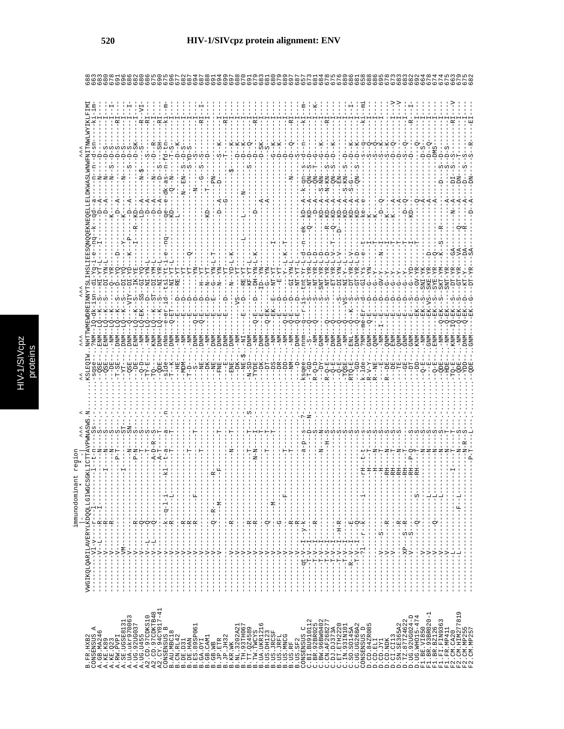# HIV-1/SIVcpz protein alignment: ENV

```
                     immunodominant region
                     |              *         ^^^         ^            ^^        ^^^          ^^^                              ^^^
B.FR.HXB2            VWGIKQLQARILAVERYLKDQQLLGIWGCSGKLICTTAVPWNASWS.N.......KSLEQIW..NHTTWMEWDREINNYTSLIHSLIEESQNQQEKNEQELLELDKWASLWNWFNITNWLWYIKLFIMI 688
```

*Note: The remainder of this page is a rotated multi-sequence protein alignment (HIV-1/SIVcpz ENV, immunodominant region) listing sequences for CONSENSUS_A, A.GB.MA246, A.KE.K89, A.KE.Q23, A.RW.PVPI, A.SE.UGSE8131, A.UA.ukr970063, A.UG.92UG037, A.UG.U455, A2.CD.97CDKS10, A2.CD.97CDKTB48, A2.CY.94CY017-41, CONSENSUS_B, B.AU.MBC18, B.CN.RL42, B.DE.D31, B.DE.HAN, B.ES.89SP061, B.GA.OYI, B.GB.CAM1, B.GB.WB, B.JP.ETR, B.JP.JH32, B.KR.WK, B.NL.3202A21, B.TH.93TH067, B.TT.QZ4589, B.TW.TWCYS, B.UA.UKR1216, B.US.DH123, B.US.JRCSF, B.US.JRFL, B.US.MNCG, B.US.RF, B.US.SF2, CONSENSUS_C, C.BI.BU910112, C.BR.92BR025, C.BW.96BW0402, C.CN.AF268277, C.ET.ETH2220, C.IN.93IN101, C.SO.SO145A, C.UG.UG268A2, CONSENSUS_D, D.CD.84ZR085, D.CD.ELI, D.CD.JY1, D.CD.NDK, D.CI.CI13, D.SN.SE365A2, D.TZ.87TZ4622, D.UG.92UG024-D, D.UG.WHO15-474, F1.BE.VI850, F1.BR.93BR020-1, F1.BR.BZ126, F1.FI.FIN9363, F1.FR.MP411, F2.CM.CA20, F2.CM.HIM277819, F2.CM.MP255, F2.CM.MP257, with end positions 663, 683, 680, 678, 691, 696, 686, 682, 680, 686, 675, 690, 675, 696, 677, 682, 687, 694, 687, 688, 691, 694, 699, 697, 688, 670, 691, 679, 683, 681, 680, 679, 689, 697, 687, 657, 673, 681, 684, 678, 675, 676, 689, 686, 681, 658, 688, 686, 695, 678, 673, 683, 682, 692, 664, 678, 674, 674, 675, 663, 679, 675, 682 respectively; the per-residue alignment characters are too small to be reliably transcribed.*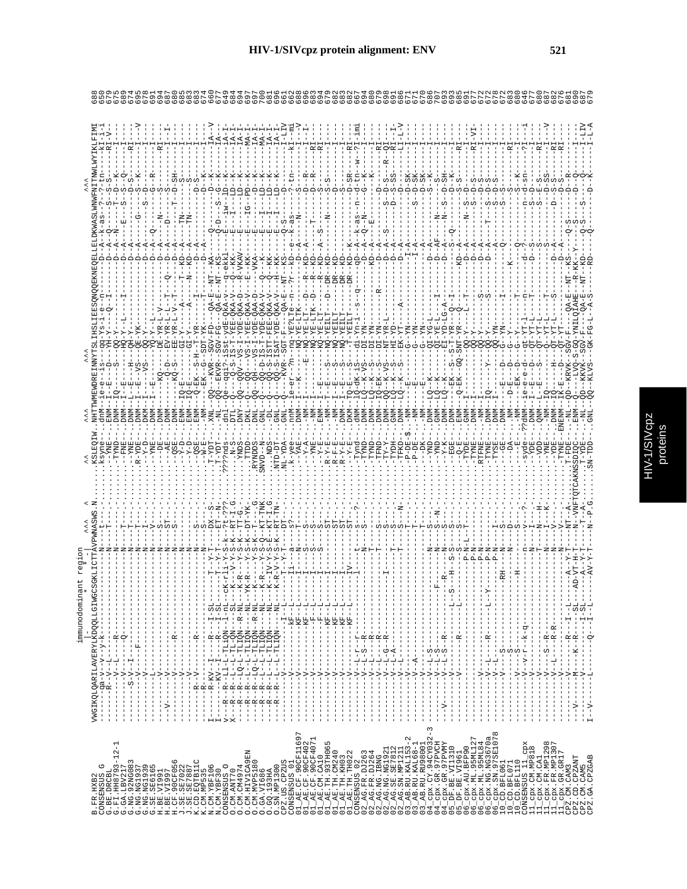HIV-1/SIVcpz protein alignment: ENV

immunodominant region

```
                         VWGIKQLQARILAVERYLKDQQLLGIWGCSGKLICTTAVPWNASWS.N........KSLEQIW.NHTTWMEWDREINNYTSLIHSLIEESQNQQEKNEQELLELDKWASLWNWFNITNWLWYIKLFIMI  688
B.FR.HXB2
```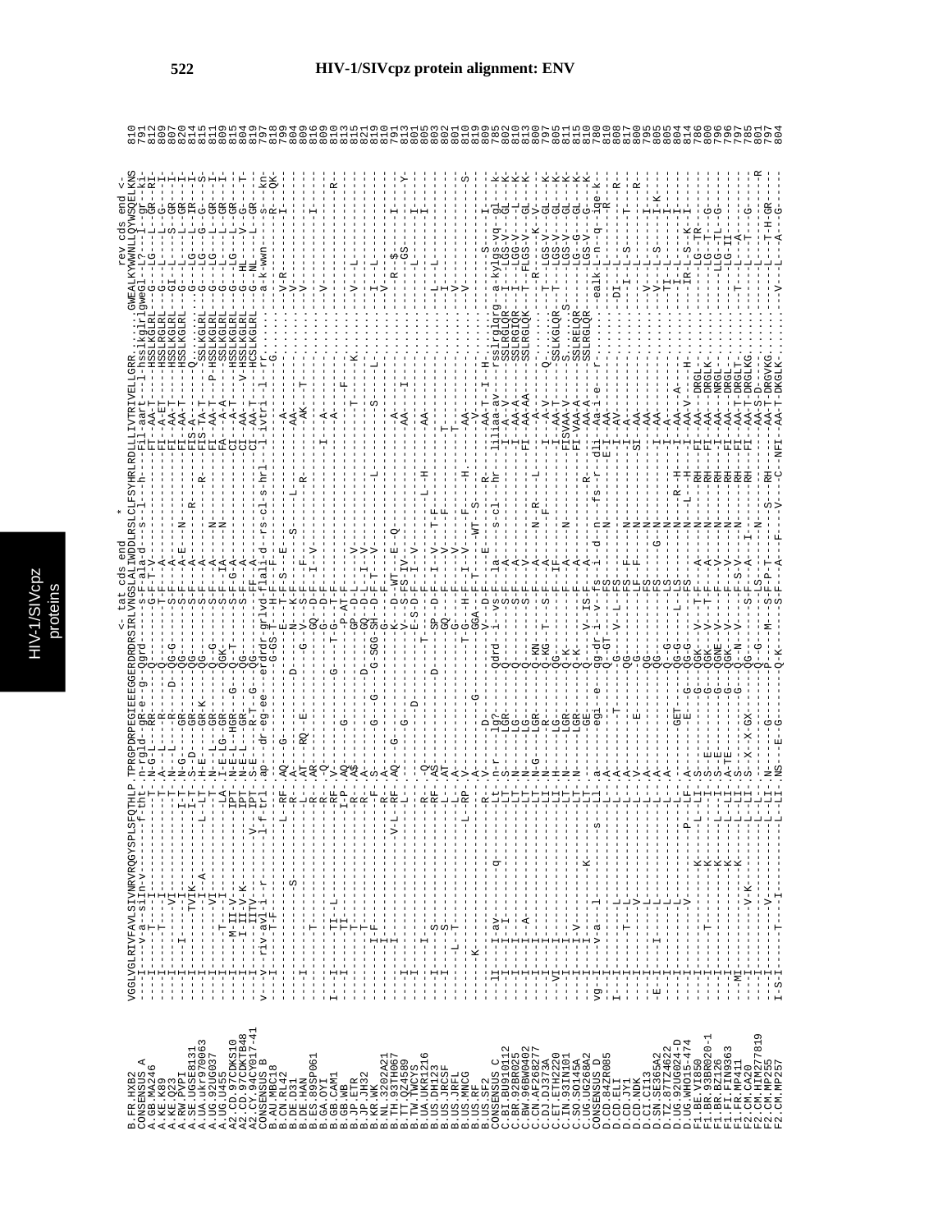# HIV-1/SIVcpz protein alignment: ENV

```
                        <- tat cds end  *                                                           rev cds end <-
B.FR.HXB2         VGGLVGLRIVFAVLSIVNRVRQGYSPLSFQTHLP.TPRGPDRPEGIEEEGGERDRDRSIRLVNGSLALIWDDLRSLCLFSYHRLRDLLLIVTRIVELLGRR.......GWEALKYWWNLLQYWSQELKNS  810
CONSENSUS_A       ---I-----v-a--siIn-v---------f-tht-.n-rgld--gR-e--g--Qgrd------s-F-ala-d----s--l---h----Fil-aart---l-hssl-kglrlgwegl-L?---I--gr--ki-  791
A.GB.MA246        ---I------T----I-------------------.N-G-L----RR-------Q-----------G-F--T-V-----------------FT--AA-T------HSSLKGLRL-----G---LG-----GR--RI-  812
A.KE.K89          ---I------T----I-----------------T-.A---L----R-----------------------S-F-----A--------------FI--A-ET------HSSLRGLRL-----G----L---------I-  809
A.KE.Q23          ---I-------------VI--------------T-.N---L----R------D-QG-G--------T-F-----A--------------FT--AA-T------HSSLKGLRL-----GI---L-----S---I-  807
A.RW.PVPI         ---I--------I------I-------------I-T-.N-G---GR-------QG--------S-F-----A-E---N--------FI--AA-T------HSSLKGLRL-----G----L-----G-GR--I-  820
A.SE.UGSE8131     ---I-------------TVIK------------I-T-.S--D---GR--------QG--------S-F-----A--------R-----FIS-A-------Q........G----LG----L--IR--I-  814
A.UA.ukr970063    ---I-------------I--A------------L--LT-.H-E----GR-K-----QG--------S-F-----A------------R---FIS-TA-T------SSLKGLRL-----G----LG-----G--G--S-  815
A.UG.92UG037      ---I-------------VI--------------T-.N---L----GR-------Q--G-------S-F-----A------N-------FI--AA-T----P-HSSLKGLRL-----G----LG----L--GR---I-  811
A.UG.U455         ---I------T---I-------------------LA-.I-E-LG--GR-------QGK-------S-F-----IA-----N-------FA---A-A------SSLKGLRL-----G----L-----L--GR---I-  809
A2.CD.97CDKS10    ---I-------M-II-V-----------------IPT-.N-E-L--HGR---G--Q--T-------S-F---G-A----------------CI---A-T------HSSLKGLRL-----G----LG----L--GR---I-  815
A2.CD.97CDKTB48   ---I------I-II-V-K----------------IPT-.N-E-L--GR-------QG-------S-F-----A----------------CI---A-------V-HSSLKGLRL-----G--HL-----V--G----T-  804
A2.CY.94CY017-41  ---I------I-IITV----------------V--IPT-.S-E-L--R-T--G--QG--------FF---A-------------------CI--AA-T------HSSLKGLRL-----G--NL-----L--GR---I-  819
CONSENSUS_B       v---v--riv-avl-i-r-------l-f-trl-.ap---dr-eg-ee---erdrdr-grlvd-flall-d-rs-cl-s-hrl---l-ivtri-l--rr-------------a-k-wwn-----s---kn-  797
B.AU.MBC18        ---I-------T-F------------------- .----------------------G-GS-T-H-F-F-----------------------------------G-----------------R---QK-  818
B.CN.RL42         --------------------------L--RF-.AQ--G-----------------E---T-F-S--F--E-----------A-----------------------V-R-----------I------  799
B.DE.D31          ----------------S-----------R----.A-------------D------N--K-F--------S--------L-----AA-------------------V----------------------  804
B.DE.HAN          ---I---------------------------L-.AT--RQ--E------G-V---S-F--F----------R---AK--T---------------------V----------------------  809
B.ES.89SP061      -----------T-------------------R-.AR-----------------GQ--D-F--I-V-------------------------------------------I-----------------  816
B.GA.OYI          ---------------------------------R-.-Q--------------------G----D-F-------------I----A-------------------V----------------------  809
B.GB.CAM1         I---I----II--L-----------------RF-.Q-------G-----T-G----T-F-----------------------A-------------------------R------------------  810
B.GB.WE           ---I-----II-------------------I-P-.AQ-------G--------P-AT-F------------------------------------------------------------------  818
B.JP.ETR          ------------T-------------------R-.A$------------------GP-D-L------V-------------------T---F----------------------------------  813
B.JP.JH32         ---------------T----------------R-.A--------------D----GQ--D-L---I-V---------------------------------------------------------  815
B.KR.WK           ---------I-F--------------------F-.S----G---G---G-SGG-SH--D-F-T--V-------------------S------------K----V------L----------------  821
B.NL.3202A21      -----------I--------------------R-.A----------------G-----------------------------L-----------L----------I-L--------------------  819
B.TH.93TH067      -------------I---------------V-L-RF-.AQ--G---------------K---D-WT---E--Q--------------A-------------------V-----------------  810
B.TT.QZ4589       ---I-----------------------------L-.---------G--------V--S-FS-IV---------------AA---I--------------R--$--------I--------------  791
B.TW.TWCYS        ---I----------------------------L-.-------------D-------E-S-D-F-I-V----------------------------------GS-----------Y-----------  813
B.UA.UKR1216      ---I--------------------------R-.-Q---------------T------------------------L--H------------------------L---------------------  801
B.US.DH123        ---I---S------------------------RF-.A$------------------SP--D-F--I--V--T-F------------AA------------L---L--------I-------------  805
B.US.JRCSF        ---I---S------------------------L-.AT-------------D-------GQ-----F---V----F------------T-----------------I--------------------  803
B.US.JRFL         -------T-----------------------L-.A-----------------G------F--V-------------------T------------------------------------------  802
B.US.MNCG         ----L--T------------------------L-.A--------------------G------V------------------T----------------------------------------------  801
B.US.RF           ------K-------------------------L-RP-.V------------------T-G---H-F--I--V-----H------AA----------------------V--------------------  810
B.US.SF2          ---------------------------------A----------G-----------GGA--F--T---WT--S-----------V--------H----------------S---------S------  819
CONSENSUS_C       ---li----I-av-------q-----------R-.V-------D-----------V---D-F-------E---------R------------------------S------I------------------  809
C.BR.92BR025      ---I-----I-------------------Lt-.n-r-----lgr----Qdrd--i-vs-F--la---s-cl---hr---iliiaa-av----rssirglqrg--a-kylgs-vq---gl---k-  785
C.BW.96BW0402     ---I-----I-----------------LT-.N-------LGR--------Q--------S-F-----A-------------------I--AA-V------SSLRGLQR-----I--LGS-V----GL--K-  802
C.CN.AF268277     ---I-----I--A-------------------LT-.N--------LG--------Q--------S-F-----V-----------------FI--AA-AA------SSLRGIQR-----I--LGG-V----GL--K-  810
C.DJ.DJ373A       ---I-----I----------------------LT-.N-G-----LGR--------Q-KN--------S-F-----A-------N--R-----L-------A-------SSLRGLQK----T-FLGS-V-----GL--K-  813
C.ET.ETH2220      ---I-----I---------------------LT-.N------R----------Q-KG--T---S-F-----A------------------------------------------------R-----K--V-----  800
C.IN.93IN101      --VI-----I----------------------LI-.H----LG---------QG------F---------IF-----------------I--AA-T----SSLKGLQR----T---LGS-V----GL--K-  797
C.SO.SO145A       ---I-----I----------------------LT-.N-------LGR------Q-K--------F---------A-------N------FISVAA-V----S.............S--LGS-V-----GL--K-  805
C.UG.UG268A2      ---I-----I-V--------------------LT-.N------LGR-------Q-K--------F---------A------------------FI-VAA-A----SSLRELQR----LG--G-----GL--K-  811
CONSENSUS_D       ---I-----I------K---------------LT-.N-------GE-------Q--V-------IS-F-----A-----------R-----FI--AA-A----SSLRGLQR----LGS-V----G---K-  815
D.CD.84ZR085      vg--I----v-a---l-----s--------L--I-a------egi--e--qg-dr-i--V--fs--i--d--n----fs--r--dli--Aa-i--e-----r--------ealk-L-n---q--iqe-k-  780
D.CD.ELI          I---I---------------------------L-.A-----------T--Q--GT------FS---------N--------E-I--AA--------------------------------R--------  810
D.CD.JY1          ---I-----------------------------L-.A---------------G----V--L-FS-------------------I--AV--------------DI--L------------------  810
D.CD.NDK          ---I-----T--L-------------------L-.A------------------QG--------FS--F-----N--------I--A---------------I--L-S------T----------  808
D.CI.CI13         ---I-----------V----------------L-.V--------------G-------LF--F-----N------SI--AA--------------------------------R------------  817
D.SN.SE365A2      ---I-------L--------------------L-.A-----E--------QG------------FS----------N---------------AA-------------------------R---------  800
D.TZ.87TZ4622     -E--I----I------L---------------L-.A-----------------QG-------FS----G-N--------I--AA-----------V--------I----------------------  795
D.UG.92UG024-D    ---I-----------L----------------L-.A------------------QG-G-------FS---------N---------------AA----------V-----L-S-----I-K-------  805
D.UG.WHO15-474    ---I-----------L----------------L-.A----GET---------QG-G------L--LS--------N---R--H-----I--A---A---------TI-L-----I------------  805
F1.BE.VI850       ---I-----------V-----------P----LF-.A-----E----G---QG-G-------FS---------N---L--H-----I--AA-------A--------IR-L-S--K--I-----------  804
F1.BR.93BR020-1   ---I-------------K--------------L--LT-.S------------G---QGK--V---T-F-----A--------N-----RH---FI--AA-----H-----------LG-T-TR----------  814
F1.BR.BZ126       ---I----T-------K---------------L-LI-.S-E-----------G---QGK--V---T-F-----V--------N-----RH---FI--AA--DRGL-----------LG-T----G-------  786
F1.FI.FIN9363     ---I------------K---------------L-LI-.S-TE----------G---QGNE--V-------F-----V--------N-----RH---I--AA--DRGLK-----------LLG-TL--G-------  800
F1.FR.MP411       ---I------------K---------------L-LI-.A-TE-----------G---QGK---V--------F-S-V--------N-----RH---FI--AA--NRGL-----------LG-II---------  796
F2.CM.CA20        --MI-----------------------------L-LI-.S----------------G-Q--N-V--------S-F-----A--I-N---------RH---I--AA--DRGL-----T-----L--A----G-------  796
F2.CM.HTM77819    ---I----------V-K---------------L-LI-.S-X--X-GX-------Q---------S-F-----A--------N---------RH---FI--AA-T-DRGLT-----------L--T---------R-  797
F2.CM.MP255       ---I----------V------------------L-LI-.N---------G-----P--G----M--S-F-P-T-----S-----RH----------AA-T-DRGVKG----------L----T-H-GR------  785
F2.CM.MP257       I-S-I--------T----I---------------L-LI-.NS---E--G-------Q-K-------S-F-----A----F---V---C-NFI--AA-T-DKGLK-----V--------L-A--G-------  797
                                                                                                                                          801
                                                                                                                                          797
                                                                                                                                          804
```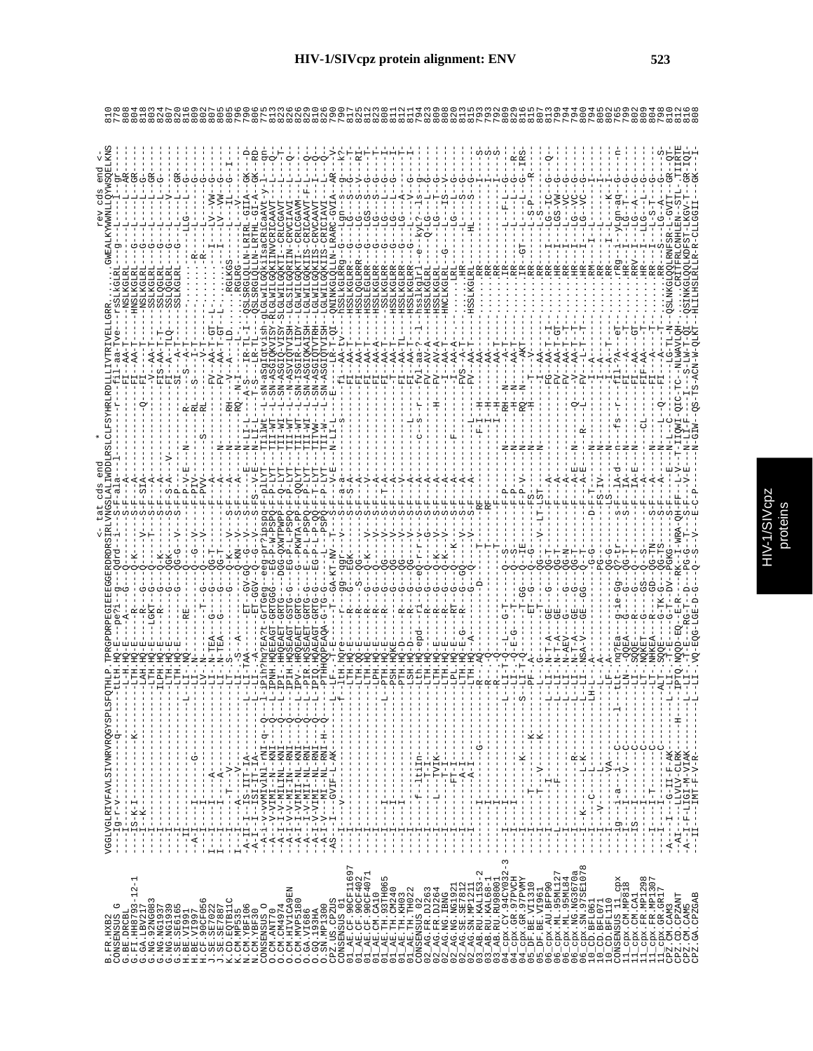```
B.FR.HXB2
CONSENSUS_G
G.BE.DRCBL
G.FI.HH8793-12-1
G.GA.LBV217
G.NG.92NG083
G.NG.NG1937
G.NG.NG1939
G.SE.SE6165
H.BE.VI991
H.BE.VI997
H.CF.90CF056
J.SE.SE7022
J.SE.SE7887
K.CD.EQTB11C
K.CM.MP535
N.CM.YBF106
N.CM.YBF30
CONSENSUS_O
O.CM.ANT70
O.CM.CM4974
O.CM.HIV1CA9EN
O.CM.MVP5180
O.GA.VI686
O.GQ.193HA
O.SN.MP1299
CPZ.US.CPZUS
CONSENSUS_01
01_AE.CF.90CF11697
01_AE.CF.90CF402
01_AE.CF.90CF4071
01_AE.CM.CA10
01_AE.TH.93TH065
01_AE.TH.CM240
01_AE.TH.KH089
01_AE.TH.TH022
CONSENSUS_02
02_AG.FR.DJ263
02_AG.FR.DJ264
02_AG.NG.IBNG
02_AG.NG.NG1921
02_AG.SE.SE7812
02_AG.SN.MP1211
03_AB.RU.KAL153-2
03_AB.RU.KAL68-1
03_AB.RU.RU98001
04_cpx.CY.94CY032-3
04_cpx.GR.97PVCH
04_cpx.GR.97PVMY
05_DF.BE.VI1310
05_DF.BE.VI961
06_cpx.AU.BFP90
06_cpx.ML.95ML127
06_cpx.ML.95ML84
06_cpx.NG.NG3670a
06_cpx.SN.97SE1078
10_CD.BFL061
10_CD.BFL071
10_CD.BFL110
CONSENSUS_11_cpx
11_cpx.CM.MP818
11_cpx.CM.CA1
11_cpx.FR.MP1298
11_cpx.FR.MP1307
11_cpx.GR.GR17
CPZ.CM.CAM3
CPZ.CD.CPZANT
CPZ.GA.CPZGAB
```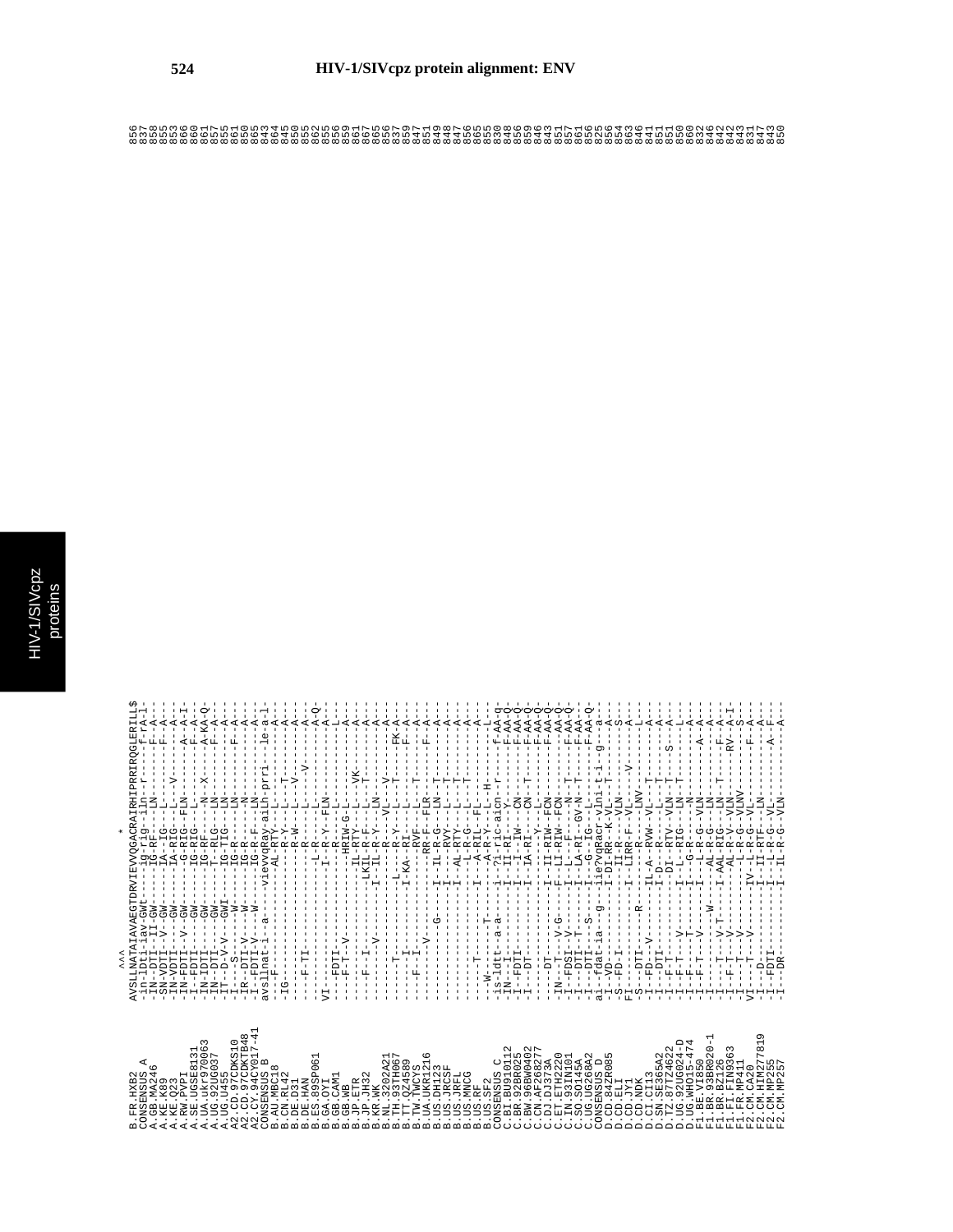# HIV-1/SIVcpz protein alignment: ENV

```
                    ^^^                           *
B.FR.HXB2           AVSLLNATAIAVAEGTDRVIEVVQGACRAIRHIPRRIRQGLERILL$     856
CONSENSUS_A         -in-lDti-iav-GWt-----ig-rig--iln--r-----f-rA-l-     837
A.GB.MA246          -IN--DTI--II-GW------IG-RF----LN-------F--A---      858
A.KE.K89            -SN-VDTI--V--GW------IA--IG---L--------F--A---      855
A.KE.Q23            -IN-VDTI-----GW------IA-RIG---L------V--------      853
A.RW.PVPI           -IN-FDTI-----GW------G-RIG--FLN--------A--A-I-      866
A.SE.UGSE8131       -I--FDTI--V--GW------IG-RIG---L-----------A---      860
A.UA.ukr970063      -IN--IDTI----GW------IG-RF----N--X-----F--A---      861
A.UG.92UG037        -IN--DTI-----GW------T--RLG---LN------A-KA-Q-       857
A.UG.U455           -IT--D-V-V---GWI-----IG-TIG---LN------F--A---       855
A2.CD.97CDKS10      -I---S-------W-------IG-R-----LN-----------A--      861
A2.CD.97CDKTB48     -IR--DTI-V---W-------IG-R-----N-------F--A---       850
A2.CY.94CY017-41    -I--FDTI-V---W-------IG-R-F---LN----------A---      865
CONSENSUS_B         avsllnat-i--a----vievvqgay-ailh-prri----le-a-l-     843
B.AU.MBC18          -------F----------------AL-RTY---L--T------A---     864
B.CN.RL42           -IG--------------------------R-Y---L--T----A---    845
B.DE.D31            -------------------------------R-W---L--V--A---    850
B.DE.HAN            -----F-TI-----------------------R-----L--V--A--     855
B.ES.89SP061        --------------------------------L-R----L-------A-Q- 862
B.GA.OYI            VI-------------------------I--R-Y--FLN----------A-- 855
B.GB.CAM1           ---FDTI-----------------------R----L-------L---     856
B.GB.WB             ----F-T--V-----------------HRIW-G-L----------A---   859
B.JP.ER             -----I--------------------IL--R-TY----VK-------A--  861
B.JP.JH32           -----F--I-----------------LKIL-R-F-L----T------A--  867
B.KR.WK             ------F---V---------------I--IL-R-Y--LN--------A--  865
B.NL.3202A21        ---------------------------------R----VL---V---A--  856
B.TH.93TH067        ------T---------------L-----R-Y---L--T------FK-A--  837
B.TT.QZ4589         -------I-----------------I-KA-RI---L----------F-A-  859
B.TW.TWCYS          -----F--I------------------RVF---L---T---------A--  847
B.UA.UKR1216        --------V------------------RR-F--FLR-----------F--A- 851
B.US.DH123          -----------------G---------IL-R-G---LN--T-------A-- 849
B.US.JRCSF          ---------------------------I--RVY---L--T---------A-- 848
B.US.JRFL           ---------------------------I--AL-RTY--L--T--------A- 847
B.US.MNCG           -----------------------------L-R-G---L--T--------A-- 856
B.US.RF             --------------------------I--A-RIL--FL----------A--  865
B.US.SF2            --W-----T---T----------------A-R-Y---L--H---------L- 855
CONSENSUS_C         -is-ldtt-a-a----i--?l-ric-aicn--r------f-AA-q        830
C.BI.BU910112       -IN---I-----------I--I--RI---Y----------F-AA-Q-      848
C.BR.92BR025        -I--FDTI----------I--I---IW----CN-------F-AA-Q-      856
C.BW.96BW0402       -I---DT-----------I--IA-RI---CN--T------F-AA-Q-      859
C.CN.AF268277       ------------------I-----Y---L-----------F-AA-Q-      846
C.DJ.DJ373A         -----DT-----------I--II-RIW-FCN---------F-AA-Q-      843
C.ET.ETH2220        -IN---T----V-G----F--LI-RIW-FCN---------AA-Q-        851
C.IN.93IN101        -I--FDSI--V-------I--L---F----N---T-----F-AA-Q-      857
C.SO.SO145A         -I---DTI--T-------I--LA-RI--GV-N---T----F-AA--       861
C.UG.UG268A2        -I---DTI-----S----I--G--IG----L-------F-AA-Q-        856
CONSENSUS_D         ai--fdat-ia--g----ie?vqracr-vlni-t-i--g---a--        825
D.CD.84ZR085        -I--VD-----------I-DI-RR--K-VL----T-----A--          856
D.CD.ELI            -S--FD-I----------I---II-R----VLN--------S--         854
D.CD.JY1            FI----------------I--LIRR-F--VL------V----A--        863
D.CD.NDK            -S---DTI-------R--------R-----LNV--------L---        846
D.CI.CI13           -I--FD---V--------IL-A--RVW-VL---T--------A--        841
D.SN.SE365A2        -I---DTI----------I-D---R-----L---T--------A--       851
D.TZ.87TZ4622       -I--F-T-----------DI--RTV-VLN---T----S-----A--       851
D.UG.92UG024-D      -I--F-T----Y------I--L--RIG---LN---T-------L--       850
D.UG.WHO15-474      -I--F-T----Y------I--G-----N------------A--          860
F1.BE.VI850         -I--F-T----V------I--L--R-G--VLN-----------A--       832
F1.BR.93BR020-1     -I---------------W--I-AL-R-G---LN------A------A--    846
F1.BR.BZ126         -I-----T----V-T---I-AAL-RIG---LN---T------F--A--     842
F1.FI.FIN9363       -I--F-T----V------AL-R-V-VLN---------RV--A-I-        842
F1.FR.MP411         -I-----T----V------L-R-G--VLNV-------------S--       843
F2.CM.CA20          VI------T----V-----IV--L-R-G--VL----------F--A--     831
F2.CM.HIM277819     -I---D------------I--II-RTF---LN----------A--        847
F2.CM.MP255         -I--FD-I----------I--L-R-F--VL------------A--        843
F2.CM.MP257         -I---DR-----------I--IL-R-G--VLN-----A----A--        850
```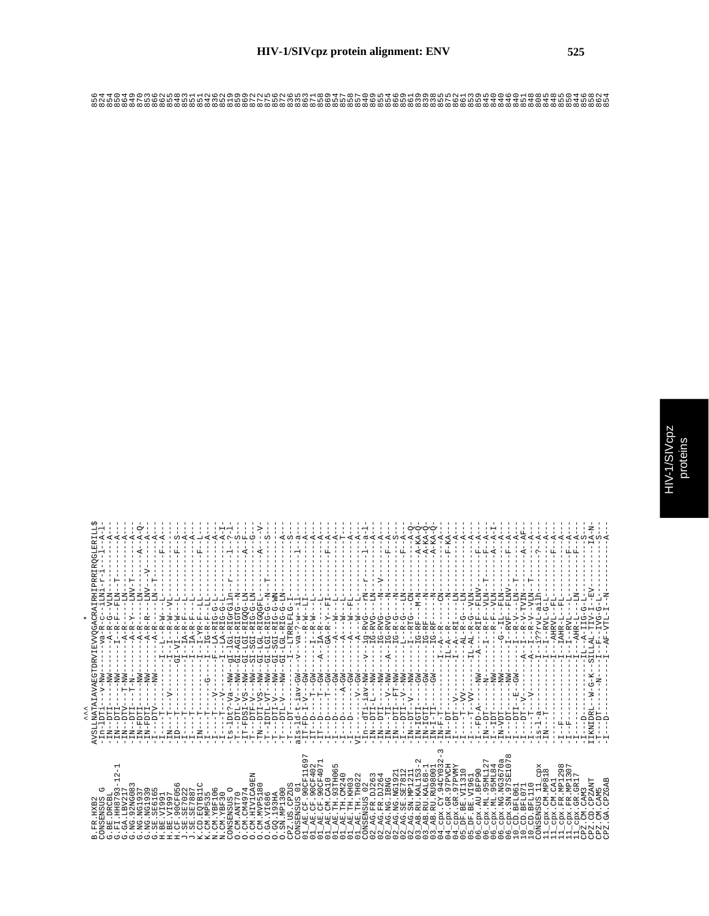```
                     ^^^                              *
B.FR.HXB2            AVSLLNATAIAVAEGTDRVIEVVQGACRAIRHIPRRIRQGLERILL$  856
CONSENSUS_G          -In-lDI---v-Nw------va-R---iLNi-r-i----l--A-l-   824
G.BE.DRCBL           -IN--DTI---NW------A-R-G--VLN-----------A---     854
G.FI.HH8793-12-1     -IN--DTI---NW------I--R-F--FLN--T--------A---    850
G.GA.LBV217          -IN--DTV---T-NW-----A-R----LN------------A---    864
G.NG.92NG083         -IN--DTI---T-N------A-R-Y---LNV-T--------A---    849
G.NG.NG1937          -IN-FDTI----NW------A-R-----LN-------A--A-Q-     870
G.NG.NG1939          -IN-FDTI----NW------A-R-R---LNV--V-------A---    853
G.SE.SE6165          -I---DTV----NW------A-R-----LN-T---------A---    866
H.BE.VI991           -I---T------------L--R-W--L-----------F--A---    862
H.BE.VI997           -IN---T---V------I--I--R-W--VL------------A---   855
H.CF.90CF056         -ID---T----------GI-VI--R-W--L----------F--S--   848
J.SE.SE7022          -I---T-------------I--IA-R-F--L---------A---     853
J.SE.SE7887          -I---T-------------I--IA-R-F--L---------A---     851
K.CD.EQTB11C         -IN---T------------I--I-YR-F--LL--------F--L-    851
K.CM.MP535           -I---T----G-------I--IG-R-F--LL-----------A---   842
N.CM.YBF106          -I----T---V------F---LA-RIG-G-L---------A---     836
N.CM.YBF30           -I----T---V------F---LA-RIG--L----------A-I-     852
CONSENSUS_O          -ts-lDt?-Va--NW--gI-lGI-RIGrGiln--r-----l--A-l-  819
O.CM.ANT70           -T---DTL-V---NW--GI-AGI-RIGTG-N-----------S---   859
O.CM.CM4974          -IT-FDSI-VS--NW--GI-LGI-RIGQG-LN----------A--F-  869
O.CM.HIV1CA9EN       -T---DTF-V---NW--SI-SGI-RIG-G-LN----------G---   872
O.CM.MVP5180         -TN--DTI-VS--NW--GI-LGL-RIGQGFL----------A---V-  872
O.GA.VI686           -T---IDTL-VT-NW--GI-LGI-RIG-G--N--T------S---    875
O.GQ.193HA           -T---DTI-V---NW--GI-SGI-RIG-G-WN-----------       856
O.SN.MP1300          -T---DTL-V---NW--GI-LGL-RIG-LN-----------A---    872
CPZ.US.CPZUS         -T---DT-------------I--LTRRLFLG-I----------      836
CONSENSUS_01         aIs-ld-t-iav-GW----v--va-?-w-il-----------l--a-- 835
01_AE.CF.90CF11697   -IT-FD-I-V--GW---------I--R-W--LI---------A---   863
01_AE.CF.90CF402     -IT--D---T--GW---------I--R-W---L---------A---   871
01_AE.CF.90CF4071    -IT--D---T--GW-----A--IA-R---L-----------A---    858
01_AE.CM.CA10        -I---D---T--GW----------GA-R-Y--FI--------F--A-- 869
01_AE.TH.93TH065     -I---D--------GW--------A---W--L----------A---   854
01_AE.TH.CM240       -I---D-----A-GW---------A---W--L----------T---   857
01_AE.TH.KH09        -I---D-------GW---------A---W--FL----------A---  858
01_AE.TH.TH022       VI-------V--GW---------A---W--L----------A---    857
CONSENSUS_02         -In--dTi-iav-NW---v--iG-RVG---rN--r------l--a-l- 840
02_AG.FR.DJ263       -IN--DTI-L---NW------IG-RVG---LN---------A---    869
02_AG.FR.DJ264       -IN--DTI------NW------IG-RVG---N--V------A---    855
02_AG.NG.IBNG        -IN--TI--V---NW---A--IG-RVG---N----------F--A--  854
02_AG.NG.NG1921      -IN--DTI--FT-NW------IG-R-G---N----------S---    866
02_AG.SE.SE7812      -I---DTI--V--NW-------L--R-G---N---------F--A--  859
02_AG.SN.MP1211      -IN--DTI-V---NW-------L--R-G---CN--------A--Q-   861
03_AB.RU.KAL153-2    -IN-IGTI-----GW-------IG-RF---M-N--------A-KA-Q- 839
03_AB.RU.KAL68-1     -IN-IGTI-----GW-------IG-RF----N---------A-KA-Q- 839
03_AB.RU.RU98001     -IN-I-TI-----GW-------IG-RF----N---------A-KA-Q- 838
04_cpx.CY.94CY032-3  -IN-F-T-------------I--A--R----CN--------A---    855
04_cpx.GR.97PVCH     -IN--DT--------------IL-A--R----N--------F-KA--  875
04_cpx.GR.97PVMY     -I-----V-------------I--A--RI---LN--------A---   862
05_DF.BE.VI1310      -I---T-VV------------AL-R-G---LN---------A---    861
05_DF.BE.VI961       -I---T-VV------------IL-AL-R-G---VLN------A---   853
06_cpx.AU.BFP90      -I---FD-A------NW----A--RIF--FLNV--------F--A--  859
06_cpx.ML.95ML127    -IN--DT-------N-------I--R-F--VLN--T-----F--A--  845
06_cpx.ML.95ML84     -I--IDT-------NW---------R-F--VLN--------A--A-I- 840
06_cpx.NG.NG3670a    -IN-VDT-------NW------G--IL--FLN---------A---    840
06_cpx.SN.97SE1078   -I---DT-------NW------I--RVF--FLNV-------F--A--  846
10_CD.BFL061         -I---DTI--E---GW------I--R-V---LN--T-----A---    840
10_CD.BFL071         -I---DT---V-----------A--I--R-V-TVIN-----A--AF-  851
10_CD.BFL110         -I---T---V------------A--I--R-V-TVIN--T--A---    838
CONSENSUS_11_cpx     -is-l-a--------------I--I??rV--ailh------?---    808
11_cpx.CM.MP818      -IN---T--------------I--I--RVL-G-L-------A---    845
11_cpx.CM.CA1        -------------------I--AHRVL--FL----------F--A--  848
11_cpx.FR.MP1298     -I--F---------------I--IAHR-L--FL---------A---   855
11_cpx.FR.MP1307     -I--F---------------I--I--RVL---L---------F--A-- 850
11_cpx.GR.GR17       -I------------------I--AHR-L---LN---------F--A-- 844
CPZ.CM.CAM3          -I-----D------------IL--A-IIG-G-L----------S---  856
CPZ.CD.CPZANT        IIKNIDRL--W-G-K--SILLAL-TIV-I--EV---------IA-N-  858
CPZ.CM.CAM5          -I---DT----N--------I--I-TIV-I--L----------S---  862
CPZ.GA.CPZGAB        -I---D-------------I--AF-VTL-I--N----------A---  854
```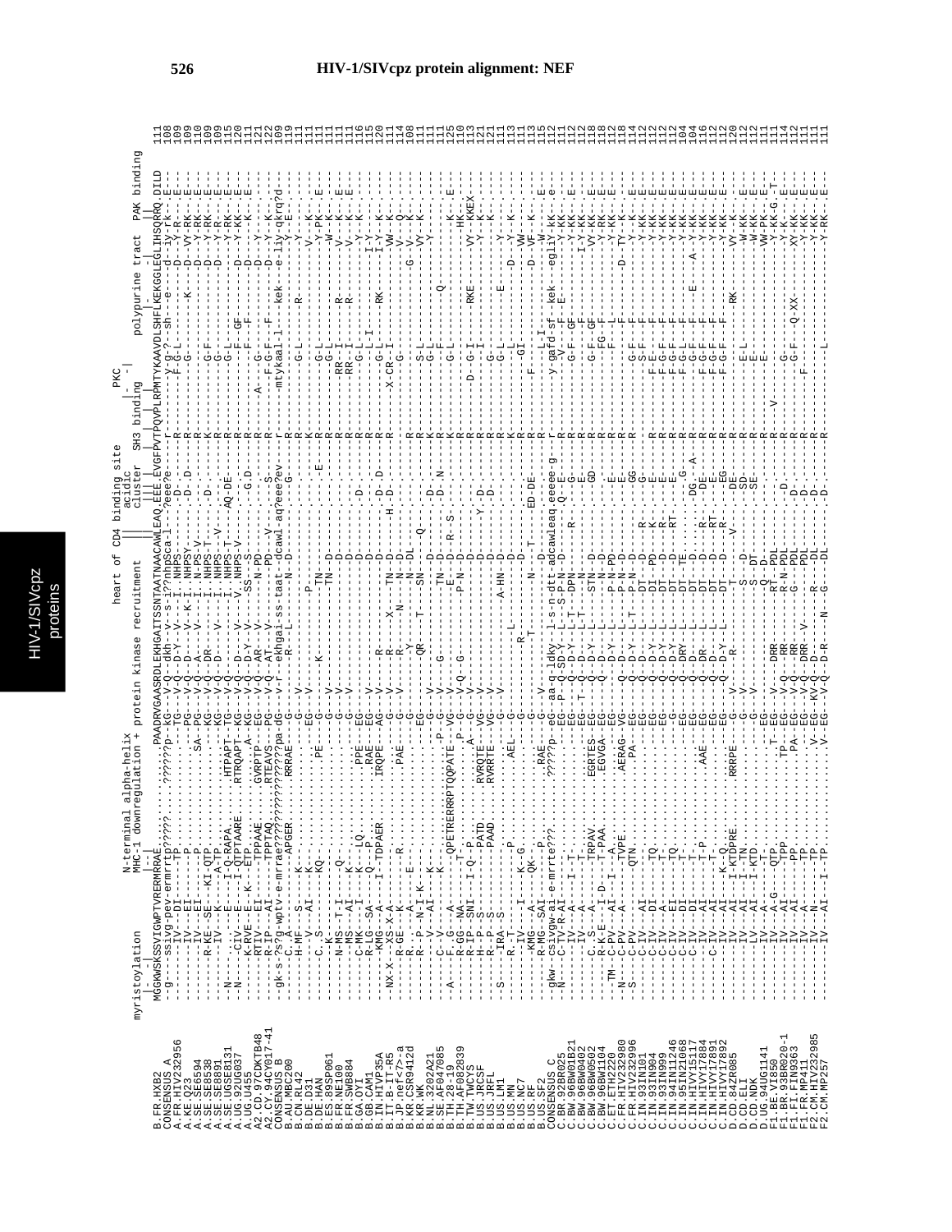# HIV-1/SIVcpz protein alignment: NEF

```
                  myristoylation              N-terminal alpha-helix                                     heart of CD4 binding site                        PKC
                                              MHC-1 downregulation + protein kinase recruitment          acidic       SH3 binding     |                  polypurine tract  PAK binding
                  |-|                         |--|                                                       |||cluster  |   |   |   |  -|                   |         |      ||
B.FR.HXB2         MGGKWSKSSVIGWPTVRERMRRAE..........PAADRVGAASRDLEKHGAITSSNTAATNAACAWLEAQ.EEE.EVGFPVTPQVPLRPMTYKAAVDLSHFLKEKGGLEGLIHSQRRQ.DILD  111
CONSENSUS_A                                                                                                                                                 108
A.FR.HIV232956                                                                                                                                              109
A.KE.Q23                                                                                                                                                    109
A.SE.SE6594                                                                                                                                                 110
A.SE.SE8538                                                                                                                                                 109
A.SE.SE8891                                                                                                                                                 109
A.SE.UGSE8131                                                                                                                                               115
A.UG.92UG037                                                                                                                                                120
A.UG.U455                                                                                                                                                   111
A2.CD.97CDKTB48                                                                                                                                             121
A2.CY.94CY017-41                                                                                                                                            122
CONSENSUS_B                                                                                                                                                 109
B.AU.MBC200                                                                                                                                                 119
B.CN.RL42                                                                                                                                                   111
B.DE.D31                                                                                                                                                    111
B.DE.HAN                                                                                                                                                    111
B.ES.89SP061                                                                                                                                                111
B.FR.NE1000                                                                                                                                                 111
B.FR.SWB884                                                                                                                                                 111
B.GA.OYI                                                                                                                                                    116
B.GB.CAM1                                                                                                                                                   115
B.IN.HIVP35A                                                                                                                                                120
B.IT.B-IT-R5                                                                                                                                                111
B.JP.nef<7>-a                                                                                                                                               114
B.KR.CSR9412d                                                                                                                                               108
B.KR.WK                                                                                                                                                     111
B.NL.3202A21                                                                                                                                                111
B.SE.AF047085                                                                                                                                               111
B.TH.28-19                                                                                                                                                  125
B.TH.AF082839                                                                                                                                               110
B.TW.TWCYS                                                                                                                                                  113
B.US.JRCSF                                                                                                                                                  121
B.US.JRFL                                                                                                                                                   121
B.US.LM1                                                                                                                                                    111
B.US.MN                                                                                                                                                     113
B.US.NC7                                                                                                                                                    111
B.US.RF                                                                                                                                                     111
B.US.SF2                                                                                                                                                    115
CONSENSUS_C                                                                                                                                                 112
C.BR.92BR025                                                                                                                                                111
C.BW.96BW01B21                                                                                                                                              112
C.BW.96BW0402                                                                                                                                               112
C.BW.96BW0502                                                                                                                                               118
C.BW.96BW1104                                                                                                                                               118
C.ET.ETH2220                                                                                                                                                112
C.FR.HIV232980                                                                                                                                              118
C.FR.HIV232996                                                                                                                                              114
C.IN.93IN101                                                                                                                                                112
C.IN.93IN904                                                                                                                                                112
C.IN.93IN999                                                                                                                                                112
C.IN.94IN11246                                                                                                                                              104
C.IN.95IN21068                                                                                                                                              104
C.IN.HIVY15117                                                                                                                                              116
C.IN.HIVY17884                                                                                                                                              112
C.IN.HIVY17891                                                                                                                                              112
C.IN.HIVY17892                                                                                                                                              112
D.CD.84ZR085                                                                                                                                                120
D.CD.ELI                                                                                                                                                    112
D.CD.NDK                                                                                                                                                    111
D.UG.94UG1141                                                                                                                                               111
F1.BE.VI850                                                                                                                                                 114
F1.BR.93BR020-1                                                                                                                                             112
F1.FI.FIN9363                                                                                                                                               111
F1.FR.MP411                                                                                                                                                 111
F2.CM.HIV232985                                                                                                                                             111
F2.CM.MP257                                                                                                                                                 111
```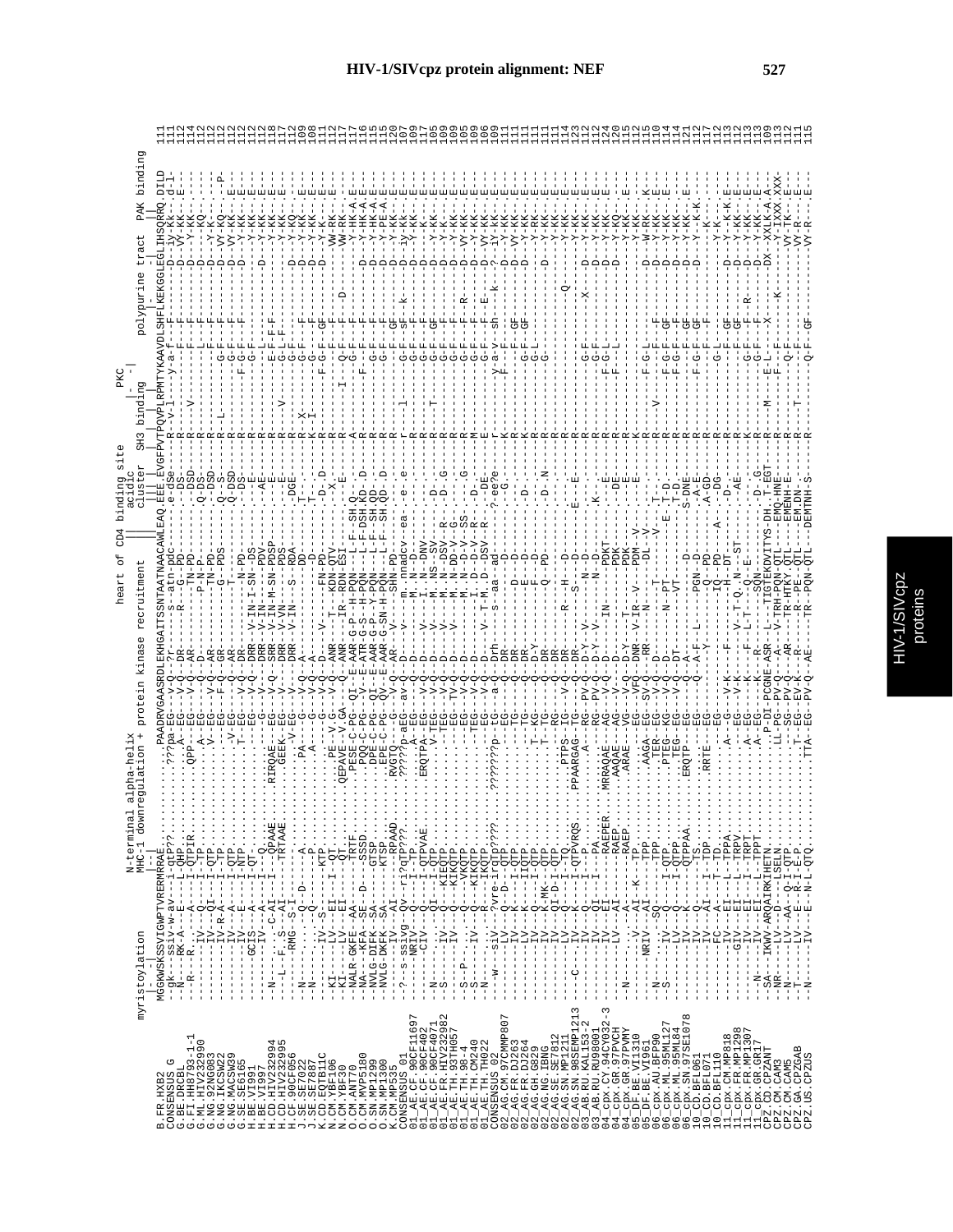# HIV-1/SIVcpz protein alignment: NEF

```
                     myristoylation            N-terminal alpha-helix                                    heart of CD4 binding site                     PKC
                                               MHC-1 downregulation + protein kinase recruitment                  acidic      SH3 binding    |- -|     polypurine tract    PAK binding
                                                                                                                  cluster
B.FR.HXB2            MGGKWSKSSVIGWPTVRERMRRAE..............PAADRVGAASRDLEKHGAITSSNTAATNAACAWLEAQ.EEE.EVGFPVTPQVPLRPMTYKAAVDLSHFLKEKGGLEGLIHSQRRQ.DILD   111
```

Sequences included in the alignment (in order): B.FR.HXB2, CONSENSUS_G, G.BE.DRCBL, G.FI.HH8793-1-1, G.ML.HIV232990, G.NG.92NG083, G.NG.IKCSW22, G.NG.MACSW39, G.SE.SE6165, H.BE.VI991, H.BE.VI997, H.CD.HIV232994, H.CD.HIV232995, H.CF.90CF056, J.SE.SE7022, J.SE.SE7887, K.CD.EQTB11C, N.CM.YBF106, N.CM.YBF30, O.CM.ANT70, O.CM.MVP5180, O.SN.MP1299, O.SN.MP1300, K.CM.MP535, CONSENSUS_01, 01_AE.CF.90CF11697, 01_AE.CF.90CF402, 01_AE.CF.90CF4071, 01_AE.FR.HIV232982, 01_AE.TH.93TH057, 01_AE.TH.98-4, 01_AE.TH.CM240, 01_AE.TH.TH022, CONSENSUS_02, 02_AG.CM.97CMMP807, 02_AG.FR.DJ263, 02_AG.FR.DJ264, 02_AG.GH.G829, 02_AG.NG.IBNG, 02_AG.SE.SE7812, 02_AG.SN.MP1211, 02_AG.SN.98SEMP1213, 03_AB.RU.KAL153-2, 03_AB.RU.RU98001, 04_cpx.CY.94CY032-3, 04_cpx.GR.97PVCH, 04_cpx.GR.97PVMY, 05_DF.BE.VI1310, 05_DF.BE.VI961, 06_cpx.AU.BFP90, 06_cpx.ML.95ML127, 06_cpx.ML.95ML84, 06_cpx.SN.97SE1078, 10_CD.BFL061, 10_CD.BFL071, 10_CD.BFL110, 11_cpx.CM.MP818, 11_cpx.FR.MP1298, 11_cpx.FR.MP1307, 11_cpx.GR.GR17, CPZ.CD.CPZANT, CPZ.CM.CAM3, CPZ.CM.CAM5, CPZ.GA.CPZGAB, CPZ.US.CPZUS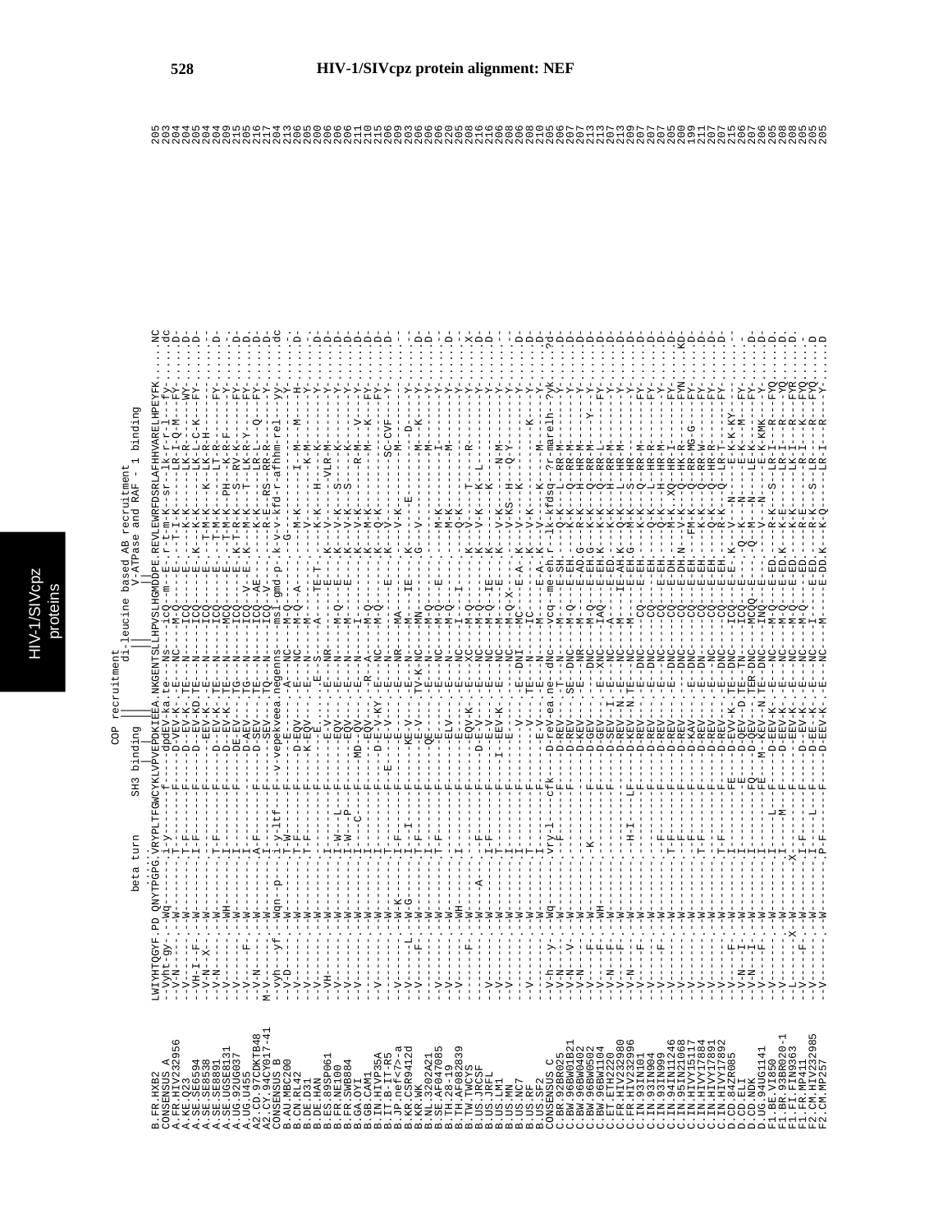# HIV-1/SIVcpz protein alignment: NEF

```
                          beta turn      SH3 binding       COP recruitment     di-leucine based AB recruitment
                                                                                V-ATPase and RAF - 1 binding
B.FR.HXB2          LWIYHTQGYF.PD QNYTPGPG.VRYPLTFGWCYKLVPVEPDKIEEA.NKGENTSLLHPVSLHGMDDPE.REVLEWRFDSRLAFHHVARELHPEYFK.....NC  205
CONSENSUS_A        -Vyht-gy-.-wq------i-y-----f----dpdEV-ka.te---Ns---icQ--m--E.-r-t-m-K--sr--lk-r-l---fy.....dc  203
A.FR.HIV232956     -V-N-----.-W--------T---------F----D-VEV-K.-E---NC---M-Q-------E.---T-I-K------LR-I-Q-M--FY.....-D  204
A.KE.Q23           -V-------.-W--------T-F-------F----D--EV-K.-TE---N---ICQ-------E.---------K--------LK-R------WY.....-D  204
A.SE.SE6594        -VH-I--F-.-W--------I-F-------F-----EV-KD.-TE---N---ICQ-------E.-K-----K-K-------LK-L-C-K---FY.....-D  205
A.SE.SE8538        -V-N--X--.-W------------------F-----EV-K-.-TE---N---ICQ-------E.-K---M-K--K------LK-R-H--------.....-D  204
A.SE.SE8891        -V-N-----.-W--------T-F-------F----D--EV-K.-TE---N---ICQ-------E.---T-M-K----------LT-R---FY.....-D  204
A.SE.UGSE8131      -V-------.-WH-------I---------F----D--EV-K.-TE---N---ICQ-------E.---T-M-K---PH----K-R-F---Y.....-D  209
A.UG.92UG037       -V-------.-W--------I---------F----D--EV-K.-TE---N---MCQ-------E.-K-T-R-K----S----RV-K----FY.....-D  215
A.UG.U455          -V----F--.-W--------I---------F----DE-EV--.-TG---N---ICQ-------E.---T-R-K----T----LK-R-Y--FY.....-D  205
A2.CD.97CDKTB48    -V-N-----.-W--------A-F-------F----D-AEV--.-TG---N---ICQ--V--E.-K---M-K----T----LK-R-Y--FY.....-D  216
A2.CY.94CY017-41   M-V------.-W--------I---------F----D-SEV--.-TE---N---ICQ--AE--.---K-K-K----------LR-L---Q--FY.....-D  217
CONSENSUS_B        --vyh--yf.-wqn--p---i-y-ltf---F---v-vepekveea.negens---ms1-gmd-p-.k-v-v-kfd-r-afhhm-rel--yy.....dc  204
B.AU.MBC200        --V-D----.-W--------I---------F-------EQV--.--A---NC---M-Q--A-----.--G--------------------------.....-D  213
B.CN.RL42          --V------.-W--------T-F-------F----D-EQV--.--E---NC---M-Q------------M-K--------I--M---M--H.....-D  206
B.DE.D31           --V------.-W--------T-F-------F----K-EQV--.--E---N----M-----------------V-----------K-M-----Y.....-D  205
B.DE.HAN           --V------.-W--------I---------F-----------E.-.E-S---A---TE-T---------K-K---H------K-----Y.....-D  200
B.ES.89SP061       --VH-----.-W--------I---------F-----E-V---.--E--NR--------------E.---K--V----------VLR-M---Y.....-D  206
B.FR.NE100         --V------.-W--------I-W---L---F-----EQV---.--E---N---M-Q-------E.---K--V-K---S------K-----Y.....-D  206
B.FR.SWB884        --V------.-W--------I-W---P---F-----EQV---.--E---N---M---------E.---K--V-K---S------K-----Y.....-D  206
B.GA.OYI           --V------.-W--------I---C-----F---MD--QV---.--R--A---I-----------.---K--V-K---------R-M---V--Y.....-D  211
B.GB.CAM1          --V------.-W--------I---------F-----E-V---.--E---NC--M-Q-------E.---K--M-K----------M---K--FY.....-D  210
B.IN.HIVP35A       --V------.-W--------T---------F---E-D-EV-KY.--E---NC--M-Q-------E.---K--V------------------FY.....-D  215
B.IT.B-IT-R5       --V------.-W-K------I-F-------F-----E-V---.--E---N------------E.---K---V--------------------Y.....-D  206
B.JP.nef<7>-a      --V-----L.-W-G------I---I-----F-----KE-V--.--E---NR--MA----------.---K-----------------SC-CVF--Y.....--  209
B.KR.CSR9412d      --V-----F.-W--------T-F-------F------E-V--.-TV-K-NC--M-----IE----.---K-----E-----------D------.....--  203
B.KR.WK            --V------.-W--------I---------F------QE----.--E---N---MN---------.---G--V---------------M--K---Y.....-D  206
B.NL.3202A21       --V------.-W--------I---------F------------.--E---NC--M-Q--------.-------M-K-----------M------Y.....-D  206
B.SE.AF047085      --V------.-W--------T-F-------F------E-----.--E---NC--M-Q--E-----.-------M-K-----------I------Y.....-D  220
B.TH.28-19         --V------.-WH-------I---------F------ELV---.--E---N---M-Q--------.-------M-K----------------M--Y.....-D  205
B.TH.AF082839      --V------.-W--------I---------F------E-----.--E---NC--I---I------.-------V-K------------------Y.....--  208
B.TW.TWCYS         --V---F--.-W--A--A--I---------F-----EQV-K-.--E---XC--M-Q--------.-K---V----T-----R------------Y.....-X  216
B.US.JRCSF         --V------.-W--------I-F-------F----D-E-V--.--E---NC--M-Q--IE-----.-K---V-K---K-L------------Y.....-D  216
B.US.JRFL          --V------.-W--------I-F-------F------E-V--.--E---NC--M-Q--IE-----.-K---V-K---K-----------------Y.....-D  206
B.US.LM1           --V------.-W--------T---------F----I-EEV-K.--E---NC--M----E------.-K---V-K---------N-M--------Y.....-D  208
B.US.MN            --V------.-W--------I---------F------E-----.------NC--M--X-------.-----V-KS--H-----Q-Y--------Y.....-D  206
B.US.NC7           --V------.-W--------I---------F--------V---.--E---DNI---MC---E-A.-K---V------K----------------Y.....-D  208
B.US.RF            --V------.-W--------I---------F--------V---.-TE---N---IC---------.-------V-K-------------K------.....-D  210
B.US.SF2           --V------.-W--------I---------F-----E-V---.--E---N---M----E-A.-K---V---K------------M---Y.....-D  205
CONSENSUS_C        --v-h--y-.-wq-------vry-l---cfk---d-reV-ea.ne-dNc--vcq--me-eh.-K--lk-kfdsq-?r-marelh-?yk.....?d  205
C.BR.92BR025       --V-N----.-W--------I-F-------F----D-REV--.-T--N---M---E-SH.-------Q-K-----L--RR-M---Y.....-D  206
C.BW.96BW01B21     --V-N--V-.-W--------I---------F----D-REV--.-SE-DNC--M-Q---E-EH.-------R-K-----Q--RR-M---Y.....-D  207
C.BW.96BW0402      --V-N----.-W--------I---------F----D-KEV--.--E---NR--M----E-AD.G-------R-K-----H--HR-M---Y.....-D  207
C.BW.96BW0502      --V----F-.-W--------K---------F----D-GEV--.------DNC--M-Q--E-EH.G-------K-K-----Q--RR-M---Y--Y.....-D  213
C.BW.96BW1104      --V----F-.-WH-------I---------F----D-GEV--.--E---XNC--IAQ--E-EH.K-------K-K-----Q--RR-L-------FY.....-D  213
C.ET.ETH2220       --V-N--F-.-W--------I---------F----D-SEV-I.-E---NC--A------E-ED.--------K-K-----H--RR-M---Y.....-D  207
C.FR.HIV232990     --V-N----.-W--------I---------F----D-GEV-K.--E---NC--A-----IE-AH.K-------K-K--------RR-M---Y.....-D  213
C.FR.HIV232996     --V-N--F-.-W--------H-I-------LF---D-KEV-N.-TE---NC--M----E-EH.G-------M-K----S--HR-----Y.....-D  209
C.IN.93IN101       --V----F-.-W--------I---------F----D-REV---.--E-DNC--------E-EH.-------Q-K-----Q--RR-M---FY.....-D  207
C.IN.93IN904       --V------.-W--------I---------F----D-REV---.--E---NC--CQ----E-EH.-------Q-K-----L--HR-R---FY.....-D  207
C.IN.93IN999       --V----F-.-W--------T-F-------F----D-REV---.--E---NC--CQ----E-EH.-------Q-K-----H--HR-M---Y.....-D  207
C.IN.94IN11246     --V------.-W--------T-F-------F----D-REV---.--E-DNC--CQ----E-DH.-------M-K----XQ--HR-I---FY.....KD  205
C.IN.95IN21068     --V------.-W--------I---------F----D-REV---.--E-DNC--CQ----E-DH.N-------V-K-----Q--HK-R---FY.....-D  200
C.IN.HIVY15117     --V------.-W--------T-F-------F----D-KAV---.--E-DNC--CQ----E-EH.-------FM-K-----Q--RR-MG-G--FY.....-D  199
C.IN.HIVY17881     --V------.-W--------T---------F----D-REV---.--E---NC--CQ----E-EH.-------K-K-----Q--RR-M---FY.....-D  211
C.IN.HIVY17884     --V------.-W--------I---------F----D-REV---.--E-DNC--CQ----E-EH.-------Q-K-----Q--HR-R---FY.....-D  207
C.IN.HIVY17892     --V------.-W--------T-F-------F----D-REV---.--E-DNC--CQ----E-EH.-------R-K-----Q--LR-T---FY.....-D  207
D.CD.84ZR085       --V----F-.-W--------I--------FE----D-EVV-K.-TE-DNC--ICQ---E-E--.K------V---N------E-K-K-KY-----.....--  215
D.CD.ELI           --V-N--I-.-W--------I---------E----D-QEV-D.-TE--TN--ICQ---E-----.------Q-K---N------E-K---M--FY.....--  206
D.CD.NDK           --V-N--I-.-W--------I--------FQ----D-QEV--.-TER-DNC-MCQQ--E-----.------Q---M---N-----LE-K-----FY.....-D  207
D.UG.94UG1141      --V----F-.-W--------I--------FE---M--KEV-N.-TE-DNC--INQ---E-----.------V---N---------E-K-KMK---Y.....-D  206
F1.BE.VI850        --V------.-W--------I-----L--F----D-EEV-K.--E---NC--M-Q---E-ED.-------R-K-----S--LR-I---R---FYQ.....-D  205
F1.BR.93BR020-1    --V------.-W--------I-----M---F----D-EEV-K.--E---NC--M-Q---E-ED.K-------K-E--------LR-I---R---FYQ.....-D  208
F1.FI.FIN9363      --V----X-.-W-----X--I---------F----D-EEV-K.--E---NC--M-Q---E-ED.--------K-K--------LR-K---R---FYQ.....--  208
F1.FR.MP411        --L------.-W--------I-F-------F-----EV-K.--E---NC--M-Q---E-ED.--------R-K--------R-I---K---FYQ.....--  205
F2.CM.HIV232985    --V----F-.-W--------I-F-------F----D-EE-K.--E---NC--M-Q---E-ED.--------R-K----S--LR---R---FYQ.....-D  205
F2.CM.MP257        --V------.-W--------P-F----L--F----D-EEV-K.--E---NC--M----E-DD.K-------K-Q--------LR-I---R----Y.....-D  205
```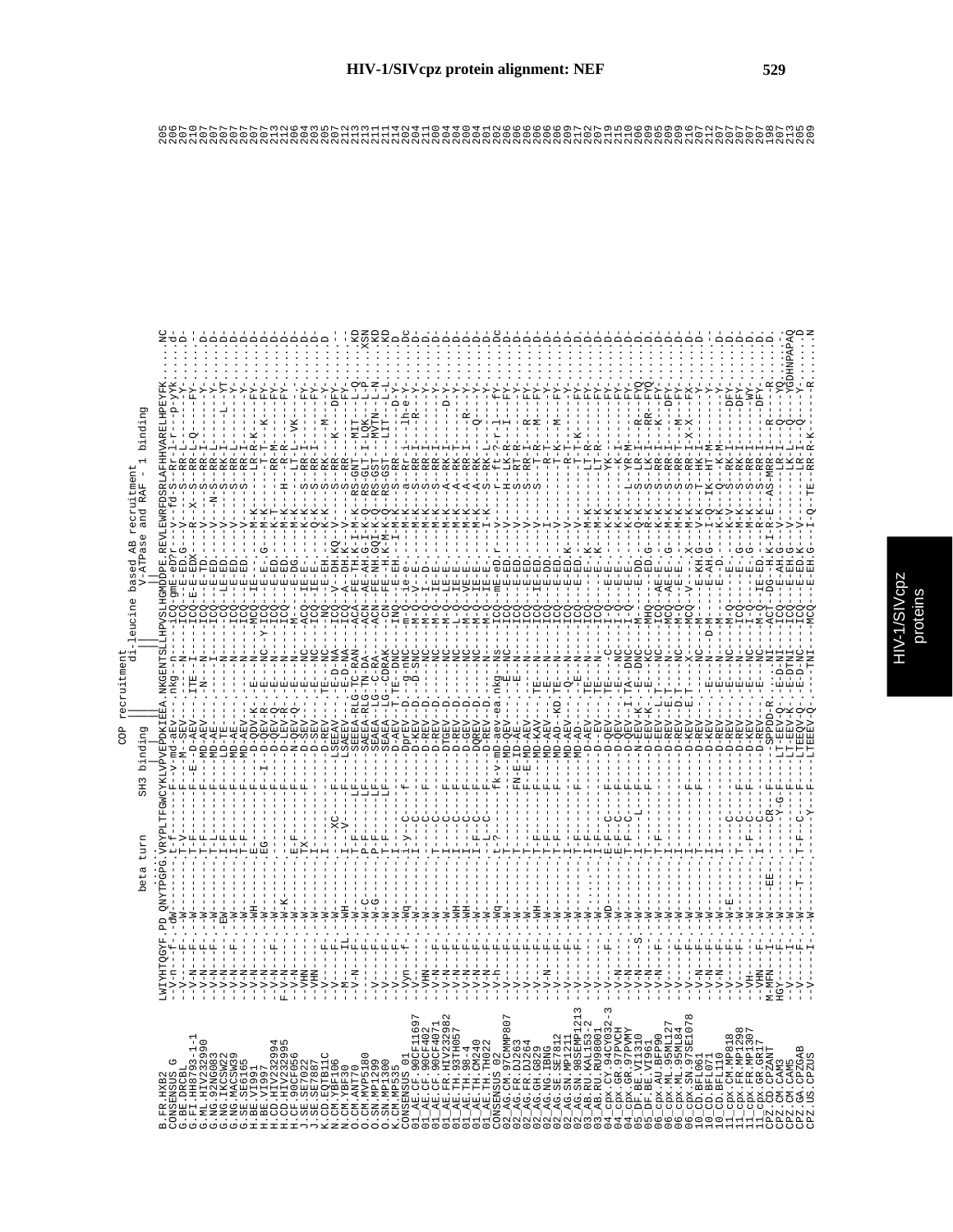```
                              beta turn       SH3 binding            COP recruitment
                                                                     di-leucine based AB recruitment
                                                                           V-ATPase and RAF - 1 binding

B.FR.HXB2            LWIYHTQGYF.PD QNYTPGPG.VRYPLTFGWCYKLVPVEPDKIEEA.NKGENTSLLHPVSLHGMDDPE.REVLEWRFDSRLAFHHVARELHPEYFK.....NC   205
CONSENSUS_G          --v-n---F-.-dW--------.t-F---------F---V-md-aEV----.nkg-n-----ICQ-gmE-eD?-----V----fd-S---Rr-l-r---p-yYK.....d-   206
G.BE.DRCBL           --V-N---F-.-W--------.T-Y---------F---M-E-AEV----.ITE-I-----ICQ-E-E-ED.G----Y-----S---RR-L-----Y-----.....D-   207
G.FI.HH8793-1-1      --V-N---F-.-W--------.T-F---------F---E-D-AEV----.--------ICQ-E-E-EDX-----R---X--S---RR-L-Q------FY-.....D-   210
G.ML.HIV232990       --V-N---F-.-W--------.T-F---------F---MD-AEV----.-N--N----ICQ-E-TD.------V--------S---RR-I-----Y-----.....D-   207
G.NG.92NG083         --V-N---F-.-W--------.T-F---------F---MD-AE-----.---I-----ICQ---ED.------V-----N-S---RR-L-----Y-----.....D-   207
G.NG.IKCSW22         --V-N---F-.-EW-------.I-F---------F---LD-TE-----.---N-----CQ--LE-ED.------V--------S---RK-I-----L--YT.....D-   207
G.NG.MACSW39         --V-N---F-.-W--------.I-F---------F---MD-AE-----.---N-----ICQ---E-ED.------V--------S---RR-L-----Y-----.....D-   207
G.SE.SE6165          --V-N---------W------.I-F---------F---MD-AEV----.---N-----ICQ---E-ED.------V--------S---RR-I----Y-----.....D-   207
H.BE.VI991           --V-N---------WH-----.EG----------F---D-QDV-K---.E-----NC-MCQ--IE-E.------M-K-------LR-R-K-----FY-----.....D-   207
H.BE.VI997           --V-N---F-.-W-K------.I-F---------F---D-QEV-R---.E-----NC-YICQ---E-E-.G----M-K-------T-T---K----FY-----.....D-   207
H.CD.HIV232994       --V-N---F-.-W--------.------------F-I-D-QEV-Q---.E-----N--ICQ---E-ED.------K-T-------RR-M-------FY-----.....D-   213
H.CD.HIV232995       F-V-N---------W------.------------F---D-LEV-R---.E-----N--ICQ---E-ED.------M-K----H--R-R-------FY-----.....D-   212
H.CF.90CF056         --V-N---------W------.E-F---------F---N-QEV-Q---.E-----N--M----E-DG.------M-K-------LT-L-VK---------.....D-   206
J.SE.SE7022          --VHN---------W------.TX----------F---D-SEV-----.E-----NC-ACQ--IE-E.------K-K-------S---RR-I-------FY-----.....D-   204
J.SE.SE7887          --VHN---------W------.I-----------F---D-SEV-----.E-----NC-ICQ--IE-E.------Q-K-------S---RR-I-------FY-----.....D-   203
K.CD.EQTB11C         --V-----F-.---W------.I-----------F---D-REV-----.TE-D-NC--NQ---E-EH.------K-K-------S---RK----M--Y-----.....D    205
N.CM.YBF106          --V-----------W------.--XC--------F--LSEEAV-----.E-D-NA---ICQ-V-DH.KQ-----V-----K---RR------DFY-----.....--   207
N.CM.YBF30           --V----IL-.-W--------.--V---------F--LSEEAV-----.E-D-NA---ICQ-A-TH.K------V-----S---RR------FY-----.....--   212
O.CM.ANT70           --V-N---F-.-WH-------.T-F---------LF--SEEEA-RLG-TC-RAN-ACA--FE-TH.K-I-M-K-RS-GNT--MIT--L-Q-.....KD   213
O.CM.MVP5180         --------F-.-W-C------.P-F---------LF--SAEEA-RLG-TN-DA--ACN--AE-AH.G-I-K-Q-RS-GLT-I-LQK--L-P-.....XSN  213
O.SN.MP1299          --V-----F-.-W-G------.P-F---------LF--SEAEA-LG-C-RA----ACN--FE-NH.GQI-K-Q-RS-GST--MVTN--L-N-.....KD   211
O.SN.MP1300          --V-----F-.-W--------.T-F---------LF--SEAEA-LG-CDRAK---CN--FE-H.K-M-K-Q-RS-GST--LIT--L-L-.....KD   211
K.CM.MP535           --V-----F-.-W--------.I-----------F---D-AEV-T-TE-DNC--INQ---E-EH.--I-M-K----S---RR---------D-Y-.....D-   214
CONSENSUS_01         --Vyn---f-.-Wq-------.I-y--C---f--------DprEV--D---g-nNC--m-Q---ie-e.------M-k----a-Rr-1----1h-e-y-.....Dc   202
01_AE.CF.90CF11697   --V-----------W------.I---C-------F---D-KEV-D---D-SNC--M-Q--V--E-.------M-K-------S---RR-I-------R--Y-.....D-   204
01_AE.CF.90CF402     --VHN---------W------.------------F---D-REV-D----------NC--M-Q--I--E-.------M-K-------S---RR-I---------Y-.....D-   211
01_AE.CF.90CF4071    --V-N---F-.-W--------.T---C-------F---D-REV-D----------NC--M-Q--I-E-E.------M-K-------S---RR-I---------Y-.....D-   200
01_AE.FR.HIV232982   --V-N---F-.-WH-------.I---C-------F---DTGEV-D----------NC--M-Q--LE-E.------M-K-------A---RK-I-------D-Y-.....D-   204
01_AE.TH.93TH057     --V-N---F-.-WH-------.I---C-------F---D-REV-D----------NC--L-Q--IE-E.------M-K-------A---RK-T---------Y-.....D-   204
01_AE.TH.98-4        --V-N---F-.-WH-------.I-F-C-------F---D-GEV-D----------NC--M-Q--VE-E.------M-K-------A---RR-I-----R---Y-.....D-   200
01_AE.TH.CM240       --V-N---F-.-W--------.I-F-C-------F---DQREV-D----------NC--M-Q--IE-E.------M-K-------A---RK-----Q---Y-.....D-   204
01_AE.TH.TH022       --V-N---F-.-W--------.--L-C-------F---D-REV-D----------N---M-Q--IE-E.------I-K-------S---RK-L---------Y-.....D-   201
CONSENSUS_02         --V-h---F-.-Wq-------.t-?---------fk-v-mD-aev-ea.nkg-Ns--ICQ--mE-eD.r------v------r--ft-?-r-l--fy-.....Dc   202
02_AG.CM.97CMMP807   --V-----------W------.T-----------F---MD-QEV-----E--NC--ICQ---E-ED.-------V------H--LK-R-I-----FY-.....D-   206
02_AG.FR.DJ263       --V-----F-.-W--------.T--------FN-E-IA-REV-------E--N---ICQ---E-ED.-------V------D--RT-R-I-----FY-.....D-   206
02_AG.FR.DJ264       --V-----F-.-W--------.T-F---------F-E-MD-AEV-----------N---ICQ---E-ED.-------V------S---RR-I---R--FY-.....D-   206
02_AG.GH.G829        --V-----F-.-WH-------.T-F---------F---MD-KAV----TE--N---ICQ--IE-ED.-------V------S---T-R---M---FY-.....D-   206
02_AG.NG.IBNG        --V-N---F-.-W--------.T-F---------F---MD-AEV----E---N---ICQ---E-DD.-------I--------R-T----------Y-.....D-   206
02_AG.SE.SE7812      --V-----F-.-W--------.T-F---------F---MD-AD--KD.TE--N---ICQ---E-ED.-------V----------T-K---M---FY-.....D-   206
02_AG.SN.MP1211      --V-----------W------.I-----------F---MD-AEV----Q---N---ICQ---E-ED.K------V-------------R-T-----------Y-.....D-   209
02_AG.SN.98SEMP1213  --V-----------W------.I-F---------F---MD-AD------E--N---ICQ---E-ED.-------V------------T-T-K----FY-.....D-   217
03_AB.RU.KAL153-2    --V-----------W......--.I-F------F---D-AEV----TE--N---ICQ------E-.K------M-K-------LT-R-------FY-.....D-   202
03_AB.RU.RU98001     --V-----------W......--.I-F------F---D-AEV----TE--N---ICQ------E-.K------M-K-------LT-R-------FY-.....D-   207
04_cpx.CY.94CY032-3  --V-----F-.-WD-------.E-F-C------F---D-QEV----TE--C---I-Q---E-E-.------K-K-------YK-------FY-.....D-   219
04_cpx.GR.97PVCH     --V-N---------W------.E-F-C------F---D-QEV-----E----DNC--I-Q---E-E-.------K-K-------K-I-------FY-.....D-   215
04_cpx.GR.97PVMY     --V-N---------W------.T-F-C------F---D-QEV-I.TA-DNC--M-----E-E-.------Q-K-----L--YR-M-------FY-.....D-   210
05_DF.BE.VI1310      --V-N------S.-W------.I-----L----F---N-EEV-K-----E--DNC--M-----E-DD.------Q-K-------S--LR-I-----R---FYQ.....D-   206
05_DF.BE.VI961       --V-N---------W------.T-----------F---D-EEV-K-----E--KC--MHQ----ED.G------R-K-------S--LK-I-----RR-FYQ.....D-   209
06_cpx.AU.BFP90      --V-N---F-.-W--------.T-F---------F---D-EEV-L-T----NC--ICQ--AE-E-.------M-K-------S---RR-I-----K--FY-.....D-   205
06_cpx.ML.95ML127    --V-----------W------.I-----------F---D-REV-E-T----NC--MCQ--AE-E-.G------M-K-------S---RR-I-------DFY-.....D-   209
06_cpx.ML.95ML84     --V-----F-.-W--------.I-----------F---D-REV-E-T----NC--M-Q--IE-E-.------M-K-------S---RR-T---M---FY-.....D-   209
06_cpx.SN.97SE1078   --V-----F-.-W--------.T-----------F---D-KEV-E-T----X---MCQ---V----X------M-K-------S---RR-I-X-X---FX-.....D-   216
10_CD.BFL061         --V-N---F-.-W--------.T-----------F---D-REV-----------NC--M-------E-KH.G------V-K-------T---HK-I---------Y-.....D-   207
10_CD.BFL071         --V-N---F-.-W--------.I-----------F---D-KEV-----E----N----D-M----AH.G------I-Q-IK--HT-M----------.....--   212
10_CD.BFL110         --V-N---F-.-W--------.I-----------F---D-REV-----E----N----M-----E--D.------K-K-------Q----K-M--------Y-.....--   217
11_cpx.CM.MP818      --V-----F-.-W-E------.I---C-------F---D-REV-----E----NC--M-Q-----E-.------K-V-------S---RK-I-------DFY-.....D-   207
11_cpx.FR.MP1298     --V-----F-.-W--------.T---C-------F---D-REV-----E----NC--ICQ-----E-.G------M-K-------S---RK-I-------DFY-.....D-   207
11_cpx.FR.MP1307     --VH----F-.-W--------.T-F-C-------F---D-KEV-----E----NC--I-Q-----E-.G------M-K-------S---RR-I---------WY-.....D-   207
11_cpx.GR.GR17       --VHN---F-.-W--------.I---C-------F---D-REV-----E----NC--M-Q--IE-ED.------M-K-------S---RR-I-------DFY-.....D-   198
CPZ.CD.CPZANT        M-MFN---I-.-W-----EE-.--CR---F--SPPDD-R-----E----NC--ACT--DE-.K-I-R-E-AS-MRR-I------R--R--.....D-   207
CPZ.CM.CAM3          HGY-----F-.-W--------.--Y-G-F--LT-EEV-Q---E-D-NI--ICQ--E-AH.G------V-------LR-I-Q-------R-Q-.....--   213
CPZ.CM.CAM5          --V-----I-.-W--------.------------F--LT-EEV-K---E-DTNI--ICQ--E-EH.G------V-------LK-L-Q-----YGDHNPAPAQ   205
CPZ.GA.CPZGAB        --V-----F-.-W----T---.T-F-C---F--LTEEQV-Q---E-D-NC--ICQ--E-ED.K------V-------LR-I-Q-------Y-.....D    209
CPZ.US.CPZUS         --V-----I-.-W--------.--------Y---F--LTEEEV-Q-------TNI--MCQ--E-EH.G------I-Q--TE--RR-R-K-----R-.....N
```